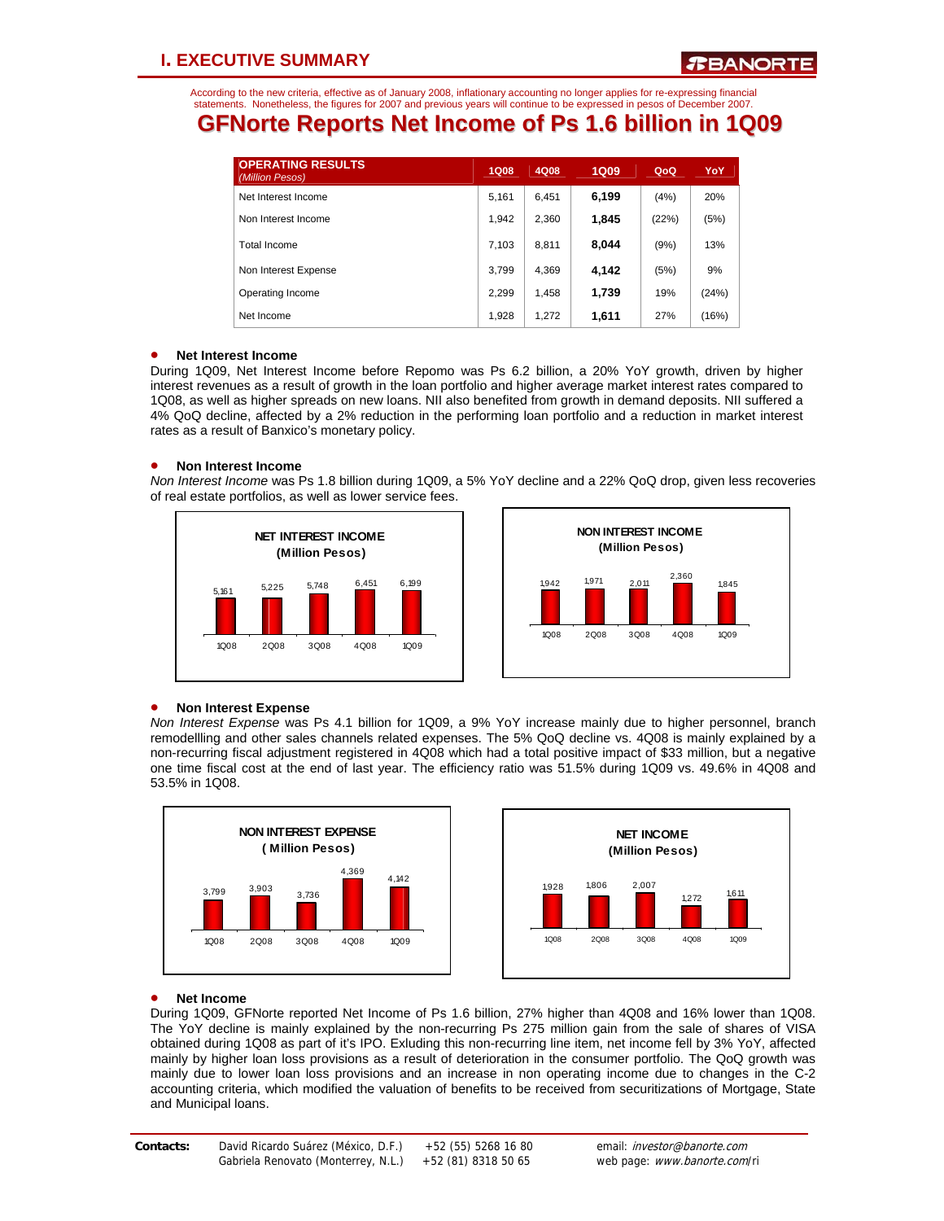# I. EXECUTIVE SUMMARY

According to the new criteria, effective as of January 2008, inflationary accounting no longer applies for re-expressing financial statements. Nonetheless, the figures for 2007 and previous years will continue to be expressed in pesos of December 2007.

## GFNorte Reports Net Income of Ps 1.6 billion in 1Q09

| OPERATING RESULTS *(Million Pesos)* | 1Q08 | 4Q08 | 1Q09 | QoQ | YoY |
|---|---|---|---|---|---|
| Net Interest Income | 5,161 | 6,451 | **6,199** | (4%) | 20% |
| Non Interest Income | 1,942 | 2,360 | **1,845** | (22%) | (5%) |
| Total Income | 7,103 | 8,811 | **8,044** | (9%) | 13% |
| Non Interest Expense | 3,799 | 4,369 | **4,142** | (5%) | 9% |
| Operating Income | 2,299 | 1,458 | **1,739** | 19% | (24%) |
| Net Income | 1,928 | 1,272 | **1,611** | 27% | (16%) |

- **Net Interest Income**

During 1Q09, Net Interest Income before Repomo was Ps 6.2 billion, a 20% YoY growth, driven by higher interest revenues as a result of growth in the loan portfolio and higher average market interest rates compared to 1Q08, as well as higher spreads on new loans. NII also benefited from growth in demand deposits. NII suffered a 4% QoQ decline, affected by a 2% reduction in the performing loan portfolio and a reduction in market interest rates as a result of Banxico's monetary policy.

- **Non Interest Income**

*Non Interest Income* was Ps 1.8 billion during 1Q09, a 5% YoY decline and a 22% QoQ drop, given less recoveries of real estate portfolios, as well as lower service fees.

**NET INTEREST INCOME (Million Pesos)**

| 1Q08 | 2Q08 | 3Q08 | 4Q08 | 1Q09 |
|---|---|---|---|---|
| 5,161 | 5,225 | 5,748 | 6,451 | 6,199 |

**NON INTEREST INCOME (Million Pesos)**

| 1Q08 | 2Q08 | 3Q08 | 4Q08 | 1Q09 |
|---|---|---|---|---|
| 1,942 | 1,971 | 2,011 | 2,360 | 1,845 |

- **Non Interest Expense**

*Non Interest Expense* was Ps 4.1 billion for 1Q09, a 9% YoY increase mainly due to higher personnel, branch remodellling and other sales channels related expenses. The 5% QoQ decline vs. 4Q08 is mainly explained by a non-recurring fiscal adjustment registered in 4Q08 which had a total positive impact of $33 million, but a negative one time fiscal cost at the end of last year. The efficiency ratio was 51.5% during 1Q09 vs. 49.6% in 4Q08 and 53.5% in 1Q08.

**NON INTEREST EXPENSE ( Million Pesos)**

| 1Q08 | 2Q08 | 3Q08 | 4Q08 | 1Q09 |
|---|---|---|---|---|
| 3,799 | 3,903 | 3,736 | 4,369 | 4,142 |

**NET INCOME (Million Pesos)**

| 1Q08 | 2Q08 | 3Q08 | 4Q08 | 1Q09 |
|---|---|---|---|---|
| 1,928 | 1,806 | 2,007 | 1,272 | 1,611 |

- **Net Income**

During 1Q09, GFNorte reported Net Income of Ps 1.6 billion, 27% higher than 4Q08 and 16% lower than 1Q08. The YoY decline is mainly explained by the non-recurring Ps 275 million gain from the sale of shares of VISA obtained during 1Q08 as part of it's IPO. Exluding this non-recurring line item, net income fell by 3% YoY, affected mainly by higher loan loss provisions as a result of deterioration in the consumer portfolio. The QoQ growth was mainly due to lower loan loss provisions and an increase in non operating income due to changes in the C-2 accounting criteria, which modified the valuation of benefits to be received from securitizations of Mortgage, State and Municipal loans.

**Contacts:** David Ricardo Suárez (México, D.F.) +52 (55) 5268 16 80 — Gabriela Renovato (Monterrey, N.L.) +52 (81) 8318 50 65 — email: *investor@banorte.com* — web page: *www.banorte.com*/ri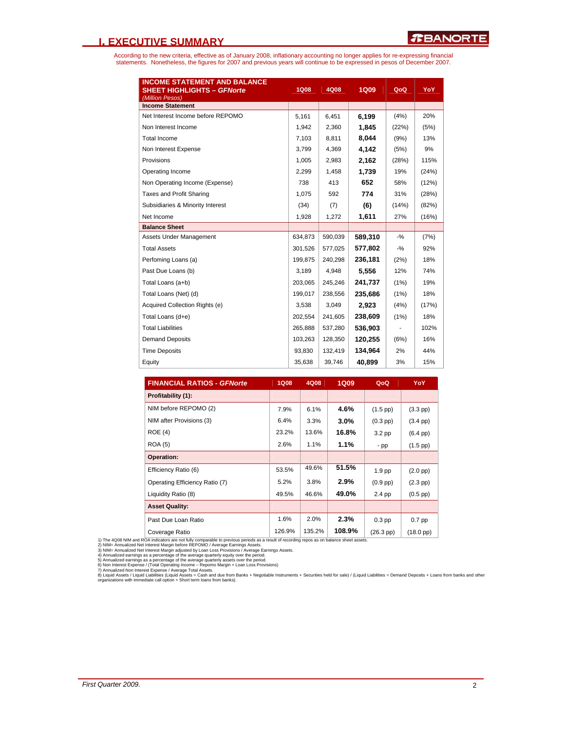## I. EXECUTIVE SUMMARY

According to the new criteria, effective as of January 2008, inflationary accounting no longer applies for re-expressing financial statements. Nonetheless, the figures for 2007 and previous years will continue to be expressed in pesos of December 2007.

| INCOME STATEMENT AND BALANCE SHEET HIGHLIGHTS – *GFNorte* *(Million Pesos)* | 1Q08 | 4Q08 | 1Q09 | QoQ | YoY |
|---|---|---|---|---|---|
| **Income Statement** | | | | | |
| Net Interest Income before REPOMO | 5,161 | 6,451 | **6,199** | (4%) | 20% |
| Non Interest Income | 1,942 | 2,360 | **1,845** | (22%) | (5%) |
| Total Income | 7,103 | 8,811 | **8,044** | (9%) | 13% |
| Non Interest Expense | 3,799 | 4,369 | **4,142** | (5%) | 9% |
| Provisions | 1,005 | 2,983 | **2,162** | (28%) | 115% |
| Operating Income | 2,299 | 1,458 | **1,739** | 19% | (24%) |
| Non Operating Income (Expense) | 738 | 413 | **652** | 58% | (12%) |
| Taxes and Profit Sharing | 1,075 | 592 | **774** | 31% | (28%) |
| Subsidiaries & Minority Interest | (34) | (7) | **(6)** | (14%) | (82%) |
| Net Income | 1,928 | 1,272 | **1,611** | 27% | (16%) |
| **Balance Sheet** | | | | | |
| Assets Under Management | 634,873 | 590,039 | **589,310** | -% | (7%) |
| Total Assets | 301,526 | 577,025 | **577,802** | -% | 92% |
| Perfoming Loans (a) | 199,875 | 240,298 | **236,181** | (2%) | 18% |
| Past Due Loans (b) | 3,189 | 4,948 | **5,556** | 12% | 74% |
| Total Loans (a+b) | 203,065 | 245,246 | **241,737** | (1%) | 19% |
| Total Loans (Net) (d) | 199,017 | 238,556 | **235,686** | (1%) | 18% |
| Acquired Collection Rights (e) | 3,538 | 3,049 | **2,923** | (4%) | (17%) |
| Total Loans (d+e) | 202,554 | 241,605 | **238,609** | (1%) | 18% |
| Total Liabilities | 265,888 | 537,280 | **536,903** | - | 102% |
| Demand Deposits | 103,263 | 128,350 | **120,255** | (6%) | 16% |
| Time Deposits | 93,830 | 132,419 | **134,964** | 2% | 44% |
| Equity | 35,638 | 39,746 | **40,899** | 3% | 15% |

| FINANCIAL RATIOS - *GFNorte* | 1Q08 | 4Q08 | 1Q09 | QoQ | YoY |
|---|---|---|---|---|---|
| **Profitability (1):** | | | | | |
| NIM before REPOMO (2) | 7.9% | 6.1% | **4.6%** | (1.5 pp) | (3.3 pp) |
| NIM after Provisions (3) | 6.4% | 3.3% | **3.0%** | (0.3 pp) | (3.4 pp) |
| ROE (4) | 23.2% | 13.6% | **16.8%** | 3.2 pp | (6.4 pp) |
| ROA (5) | 2.6% | 1.1% | **1.1%** | - pp | (1.5 pp) |
| **Operation:** | | | | | |
| Efficiency Ratio (6) | 53.5% | 49.6% | **51.5%** | 1.9 pp | (2.0 pp) |
| Operating Efficiency Ratio (7) | 5.2% | 3.8% | **2.9%** | (0.9 pp) | (2.3 pp) |
| Liquidity Ratio (8) | 49.5% | 46.6% | **49.0%** | 2.4 pp | (0.5 pp) |
| **Asset Quality:** | | | | | |
| Past Due Loan Ratio | 1.6% | 2.0% | **2.3%** | 0.3 pp | 0.7 pp |
| Coverage Ratio | 126.9% | 135.2% | **108.9%** | (26.3 pp) | (18.0 pp) |

1) The 4Q08 NIM and ROA indicators are not fully comparable to previous periods as a result of recording repos as on balance sheet assets.
2) NIM= Annualized Net Interest Margin before REPOMO / Average Earnings Assets.
3) NIM= Annualized Net Interest Margin adjusted by Loan Loss Provisions / Average Earnings Assets.
4) Annualized earnings as a percentage of the average quarterly equity over the period.
5) Annualized earnings as a percentage of the average quarterly assets over the period.
6) Non Interest Expense / (Total Operating Income – Repomo Margin + Loan Loss Provisions)
7) Annualized Non Interest Expense / Average Total Assets.
8) Liquid Assets / Liquid Liabilities (Liquid Assets = Cash and due from Banks + Negotiable Instruments + Securities held for sale) / (Liquid Liabilities = Demand Deposits + Loans from banks and other organizations with immediate call option + Short term loans from banks).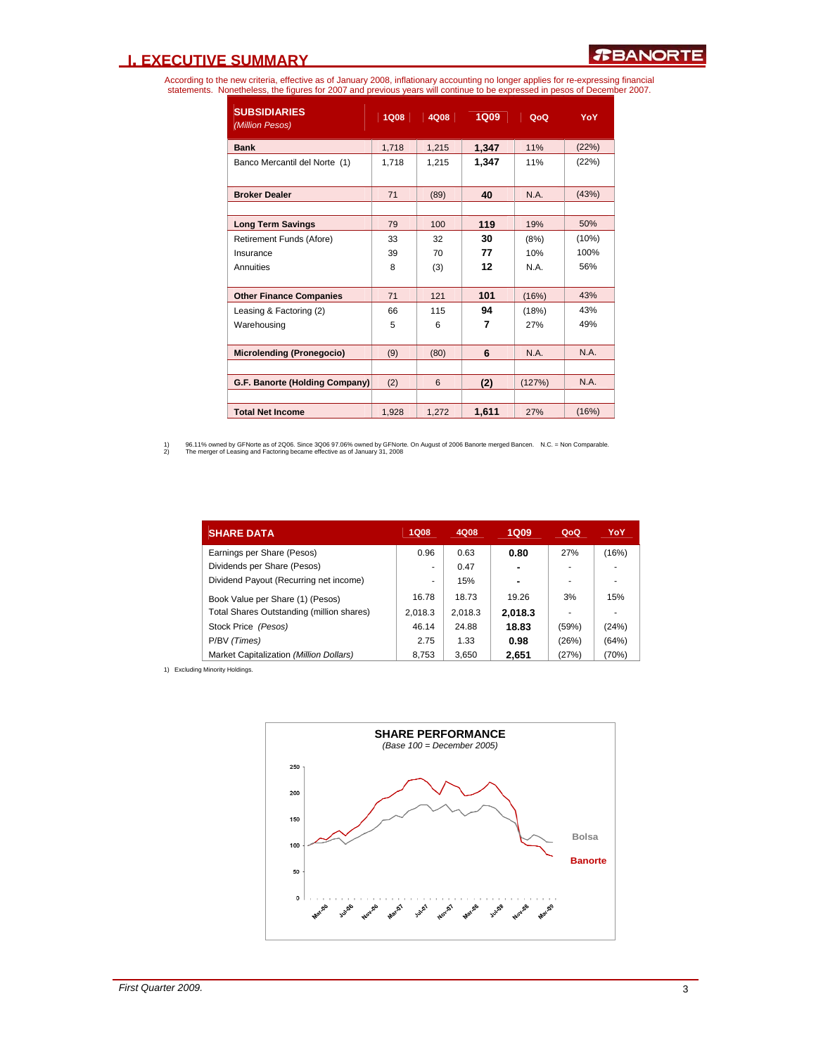## I. EXECUTIVE SUMMARY

According to the new criteria, effective as of January 2008, inflationary accounting no longer applies for re-expressing financial statements. Nonetheless, the figures for 2007 and previous years will continue to be expressed in pesos of December 2007.

| SUBSIDIARIES *(Million Pesos)* | 1Q08 | 4Q08 | 1Q09 | QoQ | YoY |
|---|---|---|---|---|---|
| **Bank** | 1,718 | 1,215 | **1,347** | 11% | (22%) |
| Banco Mercantil del Norte (1) | 1,718 | 1,215 | **1,347** | 11% | (22%) |
| **Broker Dealer** | 71 | (89) | **40** | N.A. | (43%) |
| **Long Term Savings** | 79 | 100 | **119** | 19% | 50% |
| Retirement Funds (Afore) | 33 | 32 | **30** | (8%) | (10%) |
| Insurance | 39 | 70 | **77** | 10% | 100% |
| Annuities | 8 | (3) | **12** | N.A. | 56% |
| **Other Finance Companies** | 71 | 121 | **101** | (16%) | 43% |
| Leasing & Factoring (2) | 66 | 115 | **94** | (18%) | 43% |
| Warehousing | 5 | 6 | **7** | 27% | 49% |
| **Microlending (Pronegocio)** | (9) | (80) | **6** | N.A. | N.A. |
| **G.F. Banorte (Holding Company)** | (2) | 6 | **(2)** | (127%) | N.A. |
| **Total Net Income** | 1,928 | 1,272 | **1,611** | 27% | (16%) |

1) 96.11% owned by GFNorte as of 2Q06. Since 3Q06 97.06% owned by GFNorte. On August of 2006 Banorte merged Bancen. N.C. = Non Comparable.
2) The merger of Leasing and Factoring became effective as of January 31, 2008

| SHARE DATA | 1Q08 | 4Q08 | 1Q09 | QoQ | YoY |
|---|---|---|---|---|---|
| Earnings per Share (Pesos) | 0.96 | 0.63 | **0.80** | 27% | (16%) |
| Dividends per Share (Pesos) | - | 0.47 | **-** | - | - |
| Dividend Payout (Recurring net income) | - | 15% | **-** | - | - |
| Book Value per Share (1) (Pesos) | 16.78 | 18.73 | 19.26 | 3% | 15% |
| Total Shares Outstanding (million shares) | 2,018.3 | 2,018.3 | **2,018.3** | - | - |
| Stock Price *(Pesos)* | 46.14 | 24.88 | **18.83** | (59%) | (24%) |
| P/BV *(Times)* | 2.75 | 1.33 | **0.98** | (26%) | (64%) |
| Market Capitalization *(Million Dollars)* | 8,753 | 3,650 | **2,651** | (27%) | (70%) |

1) Excluding Minority Holdings.

**SHARE PERFORMANCE**
*(Base 100 = December 2005)*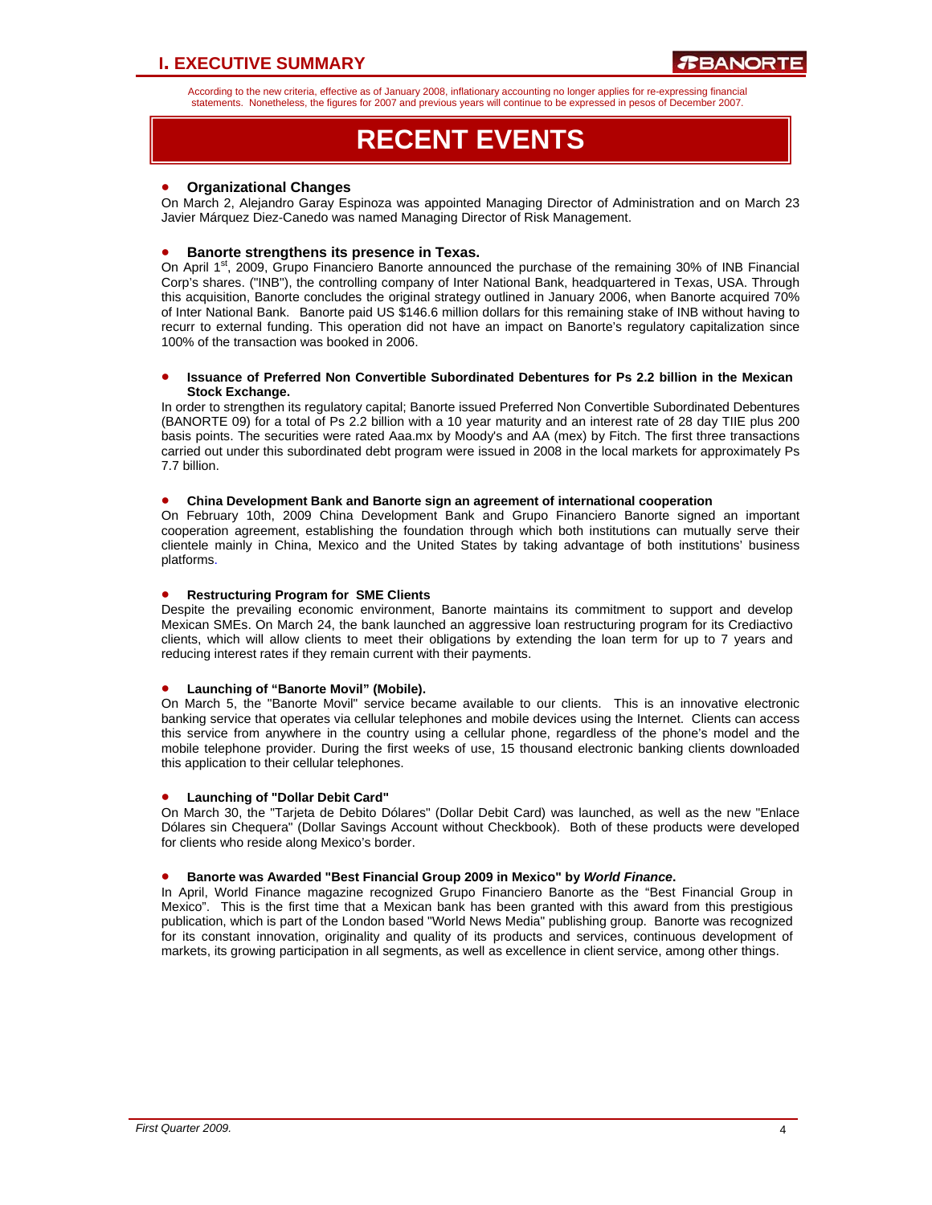According to the new criteria, effective as of January 2008, inflationary accounting no longer applies for re-expressing financial statements. Nonetheless, the figures for 2007 and previous years will continue to be expressed in pesos of December 2007.

# RECENT EVENTS

- **Organizational Changes**

On March 2, Alejandro Garay Espinoza was appointed Managing Director of Administration and on March 23 Javier Márquez Diez-Canedo was named Managing Director of Risk Management.

- **Banorte strengthens its presence in Texas.**

On April 1st, 2009, Grupo Financiero Banorte announced the purchase of the remaining 30% of INB Financial Corp's shares. ("INB"), the controlling company of Inter National Bank, headquartered in Texas, USA. Through this acquisition, Banorte concludes the original strategy outlined in January 2006, when Banorte acquired 70% of Inter National Bank. Banorte paid US $146.6 million dollars for this remaining stake of INB without having to recurr to external funding. This operation did not have an impact on Banorte's regulatory capitalization since 100% of the transaction was booked in 2006.

- **Issuance of Preferred Non Convertible Subordinated Debentures for Ps 2.2 billion in the Mexican Stock Exchange.**

In order to strengthen its regulatory capital; Banorte issued Preferred Non Convertible Subordinated Debentures (BANORTE 09) for a total of Ps 2.2 billion with a 10 year maturity and an interest rate of 28 day TIIE plus 200 basis points. The securities were rated Aaa.mx by Moody's and AA (mex) by Fitch. The first three transactions carried out under this subordinated debt program were issued in 2008 in the local markets for approximately Ps 7.7 billion.

- **China Development Bank and Banorte sign an agreement of international cooperation**

On February 10th, 2009 China Development Bank and Grupo Financiero Banorte signed an important cooperation agreement, establishing the foundation through which both institutions can mutually serve their clientele mainly in China, Mexico and the United States by taking advantage of both institutions' business platforms.

- **Restructuring Program for SME Clients**

Despite the prevailing economic environment, Banorte maintains its commitment to support and develop Mexican SMEs. On March 24, the bank launched an aggressive loan restructuring program for its Crediactivo clients, which will allow clients to meet their obligations by extending the loan term for up to 7 years and reducing interest rates if they remain current with their payments.

- **Launching of "Banorte Movil" (Mobile).**

On March 5, the "Banorte Movil" service became available to our clients. This is an innovative electronic banking service that operates via cellular telephones and mobile devices using the Internet. Clients can access this service from anywhere in the country using a cellular phone, regardless of the phone's model and the mobile telephone provider. During the first weeks of use, 15 thousand electronic banking clients downloaded this application to their cellular telephones.

- **Launching of "Dollar Debit Card"**

On March 30, the "Tarjeta de Debito Dólares" (Dollar Debit Card) was launched, as well as the new "Enlace Dólares sin Chequera" (Dollar Savings Account without Checkbook). Both of these products were developed for clients who reside along Mexico's border.

- **Banorte was Awarded "Best Financial Group 2009 in Mexico" by *World Finance*.**

In April, World Finance magazine recognized Grupo Financiero Banorte as the "Best Financial Group in Mexico". This is the first time that a Mexican bank has been granted with this award from this prestigious publication, which is part of the London based "World News Media" publishing group. Banorte was recognized for its constant innovation, originality and quality of its products and services, continuous development of markets, its growing participation in all segments, as well as excellence in client service, among other things.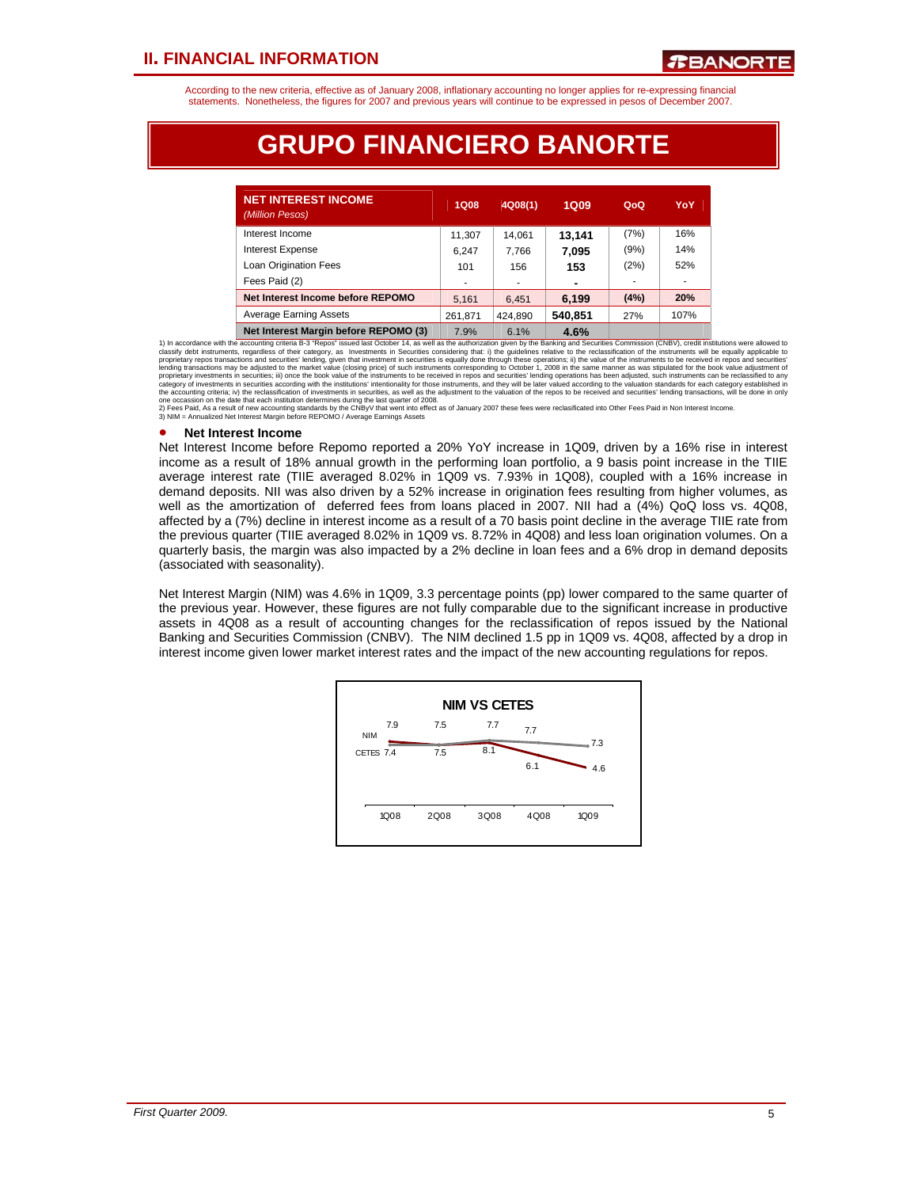## II. FINANCIAL INFORMATION

According to the new criteria, effective as of January 2008, inflationary accounting no longer applies for re-expressing financial statements. Nonetheless, the figures for 2007 and previous years will continue to be expressed in pesos of December 2007.

# GRUPO FINANCIERO BANORTE

| NET INTEREST INCOME *(Million Pesos)* | 1Q08 | 4Q08(1) | 1Q09 | QoQ | YoY |
|---|---|---|---|---|---|
| Interest Income | 11,307 | 14,061 | **13,141** | (7%) | 16% |
| Interest Expense | 6,247 | 7,766 | **7,095** | (9%) | 14% |
| Loan Origination Fees | 101 | 156 | **153** | (2%) | 52% |
| Fees Paid (2) | - | - | **-** | - | - |
| **Net Interest Income before REPOMO** | 5,161 | 6,451 | **6,199** | **(4%)** | **20%** |
| Average Earning Assets | 261,871 | 424,890 | **540,851** | 27% | 107% |
| **Net Interest Margin before REPOMO (3)** | 7.9% | 6.1% | **4.6%** | | |

1) In accordance with the accounting criteria B-3 "Repos" issued last October 14, as well as the authorization given by the Banking and Securities Commission (CNBV), credit institutions were allowed to classify debt instruments, regardless of their category, as Investments in Securities considering that: i) the guidelines relative to the reclassification of the instruments will be equally applicable to proprietary repos transactions and securities' lending, given that investment in securities is equally done through these operations; ii) the value of the instruments to be received in repos and securities' lending transactions may be adjusted to the market value (closing price) of such instruments corresponding to October 1, 2008 in the same manner as was stipulated for the book value adjustment of proprietary investments in securities; iii) once the book value of the instruments to be received in repos and securities' lending operations has been adjusted, such instruments can be reclassified to any category of investments in securities according with the institutions' intentionality for those instruments, and they will be later valued according to the valuation standards for each category established in the accounting criteria; iv) the reclassification of investments in securities, as well as the adjustment to the valuation of the repos to be received and securities' lending transactions, will be done in only one occassion on the date that each institution determines during the last quarter of 2008.
2) Fees Paid, As a result of new accounting standards by the CNByV that went into effect as of January 2007 these fees were reclasificated into Other Fees Paid in Non Interest Income.
3) NIM = Annualized Net Interest Margin before REPOMO / Average Earnings Assets

- **Net Interest Income**

Net Interest Income before Repomo reported a 20% YoY increase in 1Q09, driven by a 16% rise in interest income as a result of 18% annual growth in the performing loan portfolio, a 9 basis point increase in the TIIE average interest rate (TIIE averaged 8.02% in 1Q09 vs. 7.93% in 1Q08), coupled with a 16% increase in demand deposits. NII was also driven by a 52% increase in origination fees resulting from higher volumes, as well as the amortization of deferred fees from loans placed in 2007. NII had a (4%) QoQ loss vs. 4Q08, affected by a (7%) decline in interest income as a result of a 70 basis point decline in the average TIIE rate from the previous quarter (TIIE averaged 8.02% in 1Q09 vs. 8.72% in 4Q08) and less loan origination volumes. On a quarterly basis, the margin was also impacted by a 2% decline in loan fees and a 6% drop in demand deposits (associated with seasonality).

Net Interest Margin (NIM) was 4.6% in 1Q09, 3.3 percentage points (pp) lower compared to the same quarter of the previous year. However, these figures are not fully comparable due to the significant increase in productive assets in 4Q08 as a result of accounting changes for the reclassification of repos issued by the National Banking and Securities Commission (CNBV). The NIM declined 1.5 pp in 1Q09 vs. 4Q08, affected by a drop in interest income given lower market interest rates and the impact of the new accounting regulations for repos.

**NIM VS CETES**

| | 1Q08 | 2Q08 | 3Q08 | 4Q08 | 1Q09 |
|---|---|---|---|---|---|
| NIM | 7.9 | 7.5 | 8.1 | 6.1 | 4.6 |
| CETES | 7.4 | 7.5 | 7.7 | 7.7 | 7.3 |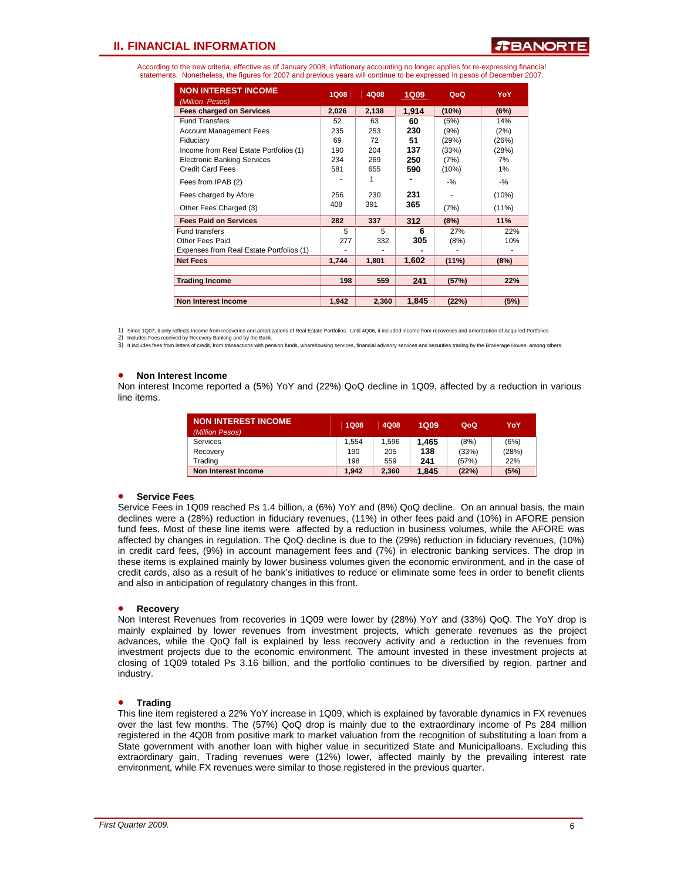## II. FINANCIAL INFORMATION

According to the new criteria, effective as of January 2008, inflationary accounting no longer applies for re-expressing financial statements. Nonetheless, the figures for 2007 and previous years will continue to be expressed in pesos of December 2007.

| NON INTEREST INCOME *(Million Pesos)* | 1Q08 | 4Q08 | 1Q09 | QoQ | YoY |
|---|---|---|---|---|---|
| **Fees charged on Services** | **2,026** | **2,138** | **1,914** | **(10%)** | **(6%)** |
| Fund Transfers | 52 | 63 | 60 | (5%) | 14% |
| Account Management Fees | 235 | 253 | 230 | (9%) | (2%) |
| Fiduciary | 69 | 72 | 51 | (29%) | (26%) |
| Income from Real Estate Portfolios (1) | 190 | 204 | 137 | (33%) | (28%) |
| Electronic Banking Services | 234 | 269 | 250 | (7%) | 7% |
| Credit Card Fees | 581 | 655 | 590 | (10%) | 1% |
| Fees from IPAB (2) | - | 1 | - | -% | -% |
| Fees charged by Afore | 256 | 230 | 231 | - | (10%) |
| Other Fees Charged (3) | 408 | 391 | 365 | (7%) | (11%) |
| **Fees Paid on Services** | **282** | **337** | **312** | **(8%)** | **11%** |
| Fund transfers | 5 | 5 | 6 | 27% | 22% |
| Other Fees Paid | 277 | 332 | 305 | (8%) | 10% |
| Expenses from Real Estate Portfolios (1) | - | - | - | - | - |
| **Net Fees** | **1,744** | **1,801** | **1,602** | **(11%)** | **(8%)** |
| | | | | | |
| **Trading Income** | **198** | **559** | **241** | **(57%)** | **22%** |
| | | | | | |
| **Non Interest Income** | **1,942** | **2,360** | **1,845** | **(22%)** | **(5%)** |

1) Since 1Q07, it only reflects Income from recoveries and amortizations of Real Estate Portfolios. Until 4Q06, it included income from recoveries and amortization of Acquired Portfolios.
2) Includes Fees received by Recovery Banking and by the Bank.
3) It includes fees from letters of credit, from transactions with pension funds, wharehousing services, financial advisory services and securities trading by the Brokerage House, among others.

- **Non Interest Income**

Non interest Income reported a (5%) YoY and (22%) QoQ decline in 1Q09, affected by a reduction in various line items.

| NON INTEREST INCOME *(Million Pesos)* | 1Q08 | 4Q08 | 1Q09 | QoQ | YoY |
|---|---|---|---|---|---|
| Services | 1,554 | 1,596 | 1,465 | (8%) | (6%) |
| Recovery | 190 | 205 | 138 | (33%) | (28%) |
| Trading | 198 | 559 | 241 | (57%) | 22% |
| **Non Interest Income** | **1,942** | **2,360** | **1,845** | **(22%)** | **(5%)** |

- **Service Fees**

Service Fees in 1Q09 reached Ps 1.4 billion, a (6%) YoY and (8%) QoQ decline. On an annual basis, the main declines were a (28%) reduction in fiduciary revenues, (11%) in other fees paid and (10%) in AFORE pension fund fees. Most of these line items were affected by a reduction in business volumes, while the AFORE was affected by changes in regulation. The QoQ decline is due to the (29%) reduction in fiduciary revenues, (10%) in credit card fees, (9%) in account management fees and (7%) in electronic banking services. The drop in these items is explained mainly by lower business volumes given the economic environment, and in the case of credit cards, also as a result of he bank's initiatives to reduce or eliminate some fees in order to benefit clients and also in anticipation of regulatory changes in this front.

- **Recovery**

Non Interest Revenues from recoveries in 1Q09 were lower by (28%) YoY and (33%) QoQ. The YoY drop is mainly explained by lower revenues from investment projects, which generate revenues as the project advances, while the QoQ fall is explained by less recovery activity and a reduction in the revenues from investment projects due to the economic environment. The amount invested in these investment projects at closing of 1Q09 totaled Ps 3.16 billion, and the portfolio continues to be diversified by region, partner and industry.

- **Trading**

This line item registered a 22% YoY increase in 1Q09, which is explained by favorable dynamics in FX revenues over the last few months. The (57%) QoQ drop is mainly due to the extraordinary income of Ps 284 million registered in the 4Q08 from positive mark to market valuation from the recognition of substituting a loan from a State government with another loan with higher value in securitized State and Municipalloans. Excluding this extraordinary gain, Trading revenues were (12%) lower, affected mainly by the prevailing interest rate environment, while FX revenues were similar to those registered in the previous quarter.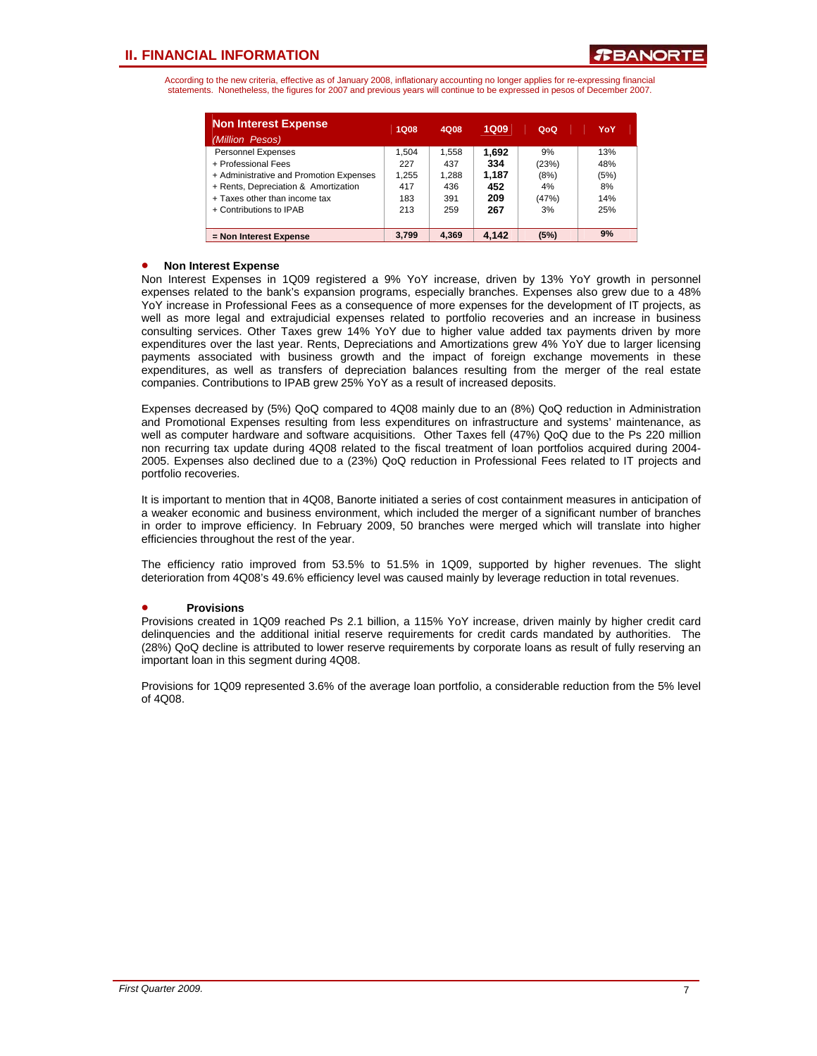## II. FINANCIAL INFORMATION

According to the new criteria, effective as of January 2008, inflationary accounting no longer applies for re-expressing financial statements. Nonetheless, the figures for 2007 and previous years will continue to be expressed in pesos of December 2007.

| **Non Interest Expense** *(Million Pesos)* | 1Q08 | 4Q08 | 1Q09 | QoQ | YoY |
|---|---|---|---|---|---|
| Personnel Expenses | 1,504 | 1,558 | **1,692** | 9% | 13% |
| + Professional Fees | 227 | 437 | **334** | (23%) | 48% |
| + Administrative and Promotion Expenses | 1,255 | 1,288 | **1,187** | (8%) | (5%) |
| + Rents, Depreciation & Amortization | 417 | 436 | **452** | 4% | 8% |
| + Taxes other than income tax | 183 | 391 | **209** | (47%) | 14% |
| + Contributions to IPAB | 213 | 259 | **267** | 3% | 25% |
| **= Non Interest Expense** | **3,799** | **4,369** | **4,142** | **(5%)** | **9%** |

- **Non Interest Expense**

Non Interest Expenses in 1Q09 registered a 9% YoY increase, driven by 13% YoY growth in personnel expenses related to the bank's expansion programs, especially branches. Expenses also grew due to a 48% YoY increase in Professional Fees as a consequence of more expenses for the development of IT projects, as well as more legal and extrajudicial expenses related to portfolio recoveries and an increase in business consulting services. Other Taxes grew 14% YoY due to higher value added tax payments driven by more expenditures over the last year. Rents, Depreciations and Amortizations grew 4% YoY due to larger licensing payments associated with business growth and the impact of foreign exchange movements in these expenditures, as well as transfers of depreciation balances resulting from the merger of the real estate companies. Contributions to IPAB grew 25% YoY as a result of increased deposits.

Expenses decreased by (5%) QoQ compared to 4Q08 mainly due to an (8%) QoQ reduction in Administration and Promotional Expenses resulting from less expenditures on infrastructure and systems' maintenance, as well as computer hardware and software acquisitions. Other Taxes fell (47%) QoQ due to the Ps 220 million non recurring tax update during 4Q08 related to the fiscal treatment of loan portfolios acquired during 2004-2005. Expenses also declined due to a (23%) QoQ reduction in Professional Fees related to IT projects and portfolio recoveries.

It is important to mention that in 4Q08, Banorte initiated a series of cost containment measures in anticipation of a weaker economic and business environment, which included the merger of a significant number of branches in order to improve efficiency. In February 2009, 50 branches were merged which will translate into higher efficiencies throughout the rest of the year.

The efficiency ratio improved from 53.5% to 51.5% in 1Q09, supported by higher revenues. The slight deterioration from 4Q08's 49.6% efficiency level was caused mainly by leverage reduction in total revenues.

- **Provisions**

Provisions created in 1Q09 reached Ps 2.1 billion, a 115% YoY increase, driven mainly by higher credit card delinquencies and the additional initial reserve requirements for credit cards mandated by authorities. The (28%) QoQ decline is attributed to lower reserve requirements by corporate loans as result of fully reserving an important loan in this segment during 4Q08.

Provisions for 1Q09 represented 3.6% of the average loan portfolio, a considerable reduction from the 5% level of 4Q08.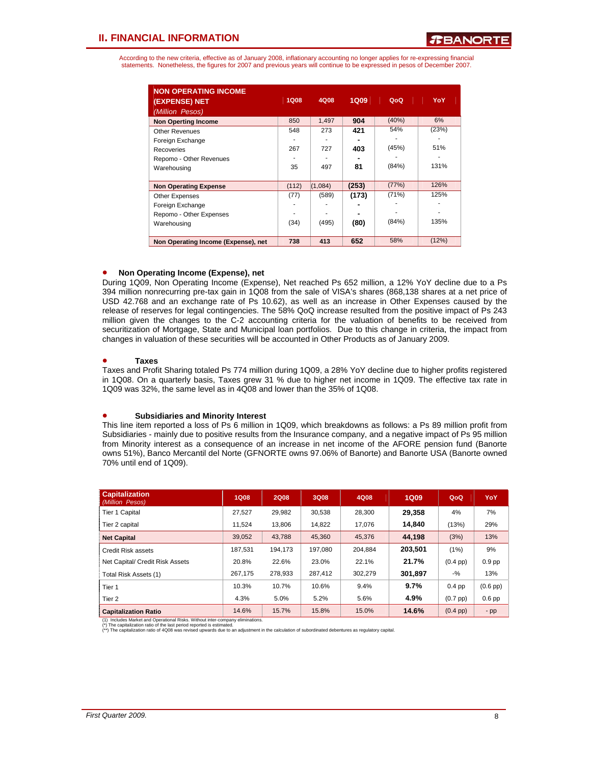## II. FINANCIAL INFORMATION

According to the new criteria, effective as of January 2008, inflationary accounting no longer applies for re-expressing financial statements. Nonetheless, the figures for 2007 and previous years will continue to be expressed in pesos of December 2007.

| NON OPERATING INCOME (EXPENSE) NET *(Million Pesos)* | 1Q08 | 4Q08 | 1Q09 | QoQ | YoY |
|---|---|---|---|---|---|
| **Non Operting Income** | 850 | 1,497 | **904** | (40%) | 6% |
| Other Revenues | 548 | 273 | **421** | 54% | (23%) |
| Foreign Exchange | - | - | **-** | - | - |
| Recoveries | 267 | 727 | **403** | (45%) | 51% |
| Repomo - Other Revenues | - | - | **-** | - | - |
| Warehousing | 35 | 497 | **81** | (84%) | 131% |
| **Non Operating Expense** | (112) | (1,084) | **(253)** | (77%) | 126% |
| Other Expenses | (77) | (589) | **(173)** | (71%) | 125% |
| Foreign Exchange | - | - | **-** | - | - |
| Repomo - Other Expenses | - | - | **-** | - | - |
| Warehousing | (34) | (495) | **(80)** | (84%) | 135% |
| **Non Operating Income (Expense), net** | 738 | 413 | **652** | 58% | (12%) |

- **Non Operating Income (Expense), net**

During 1Q09, Non Operating Income (Expense), Net reached Ps 652 million, a 12% YoY decline due to a Ps 394 million nonrecurring pre-tax gain in 1Q08 from the sale of VISA's shares (868,138 shares at a net price of USD 42.768 and an exchange rate of Ps 10.62), as well as an increase in Other Expenses caused by the release of reserves for legal contingencies. The 58% QoQ increase resulted from the positive impact of Ps 243 million given the changes to the C-2 accounting criteria for the valuation of benefits to be received from securitization of Mortgage, State and Municipal loan portfolios. Due to this change in criteria, the impact from changes in valuation of these securities will be accounted in Other Products as of January 2009.

- **Taxes**

Taxes and Profit Sharing totaled Ps 774 million during 1Q09, a 28% YoY decline due to higher profits registered in 1Q08. On a quarterly basis, Taxes grew 31 % due to higher net income in 1Q09. The effective tax rate in 1Q09 was 32%, the same level as in 4Q08 and lower than the 35% of 1Q08.

- **Subsidiaries and Minority Interest**

This line item reported a loss of Ps 6 million in 1Q09, which breakdowns as follows: a Ps 89 million profit from Subsidiaries - mainly due to positive results from the Insurance company, and a negative impact of Ps 95 million from Minority interest as a consequence of an increase in net income of the AFORE pension fund (Banorte owns 51%), Banco Mercantil del Norte (GFNORTE owns 97.06% of Banorte) and Banorte USA (Banorte owned 70% until end of 1Q09).

| Capitalization *(Million Pesos)* | 1Q08 | 2Q08 | 3Q08 | 4Q08 | 1Q09 | QoQ | YoY |
|---|---|---|---|---|---|---|---|
| Tier 1 Capital | 27,527 | 29,982 | 30,538 | 28,300 | **29,358** | 4% | 7% |
| Tier 2 capital | 11,524 | 13,806 | 14,822 | 17,076 | **14,840** | (13%) | 29% |
| **Net Capital** | 39,052 | 43,788 | 45,360 | 45,376 | **44,198** | (3%) | 13% |
| Credit Risk assets | 187,531 | 194,173 | 197,080 | 204,884 | **203,501** | (1%) | 9% |
| Net Capital/ Credit Risk Assets | 20.8% | 22.6% | 23.0% | 22.1% | **21.7%** | (0.4 pp) | 0.9 pp |
| Total Risk Assets (1) | 267,175 | 278,933 | 287,412 | 302,279 | **301,897** | -% | 13% |
| Tier 1 | 10.3% | 10.7% | 10.6% | 9.4% | **9.7%** | 0.4 pp | (0.6 pp) |
| Tier 2 | 4.3% | 5.0% | 5.2% | 5.6% | **4.9%** | (0.7 pp) | 0.6 pp |
| **Capitalization Ratio** | 14.6% | 15.7% | 15.8% | 15.0% | **14.6%** | (0.4 pp) | - pp |

(1) Includes Market and Operational Risks. Without inter-company eliminations.
(*) The capitalization ratio of the last period reported is estimated.
(**) The capitalization ratio of 4Q08 was revised upwards due to an adjustment in the calculation of subordinated debentures as regulatory capital.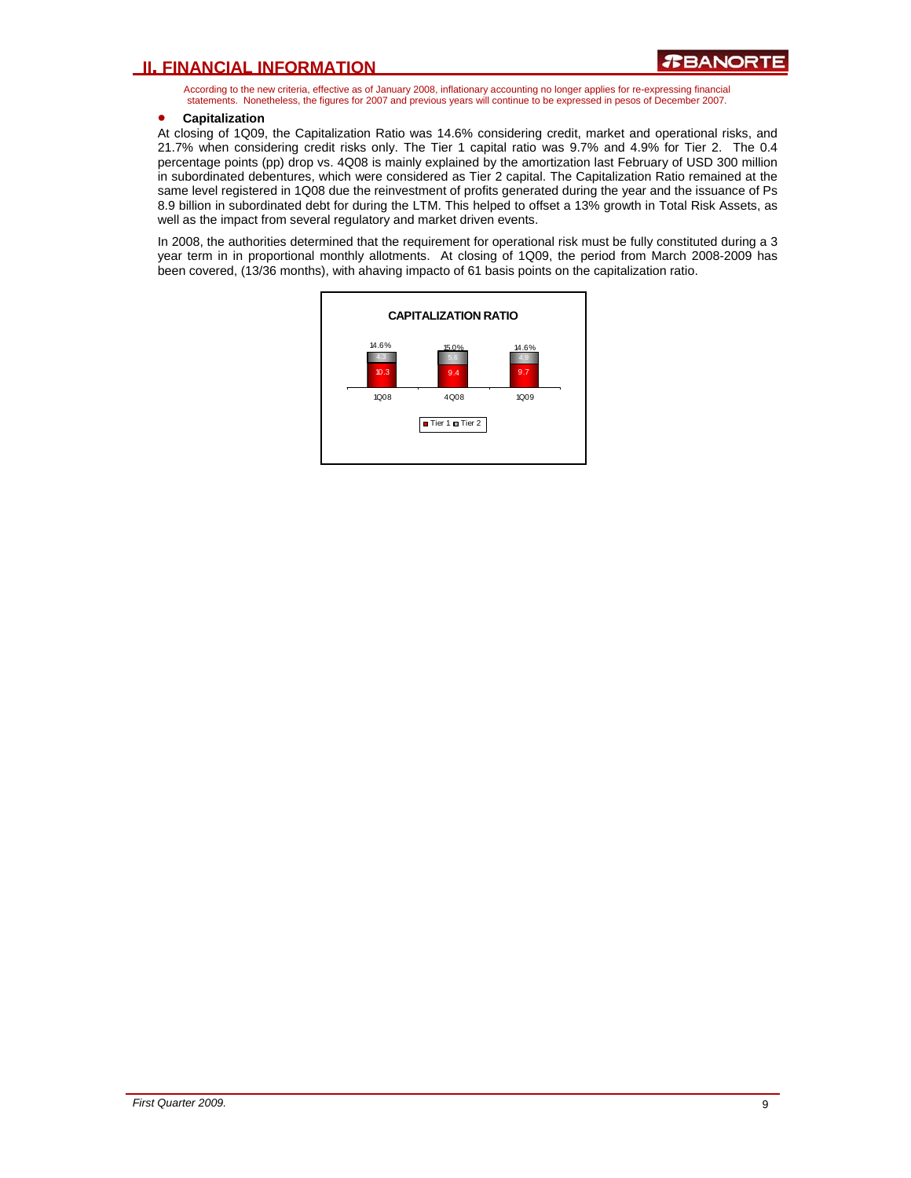According to the new criteria, effective as of January 2008, inflationary accounting no longer applies for re-expressing financial statements. Nonetheless, the figures for 2007 and previous years will continue to be expressed in pesos of December 2007.

- **Capitalization**

At closing of 1Q09, the Capitalization Ratio was 14.6% considering credit, market and operational risks, and 21.7% when considering credit risks only. The Tier 1 capital ratio was 9.7% and 4.9% for Tier 2. The 0.4 percentage points (pp) drop vs. 4Q08 is mainly explained by the amortization last February of USD 300 million in subordinated debentures, which were considered as Tier 2 capital. The Capitalization Ratio remained at the same level registered in 1Q08 due the reinvestment of profits generated during the year and the issuance of Ps 8.9 billion in subordinated debt for during the LTM. This helped to offset a 13% growth in Total Risk Assets, as well as the impact from several regulatory and market driven events.

In 2008, the authorities determined that the requirement for operational risk must be fully constituted during a 3 year term in in proportional monthly allotments. At closing of 1Q09, the period from March 2008-2009 has been covered, (13/36 months), with ahaving impacto of 61 basis points on the capitalization ratio.

**CAPITALIZATION RATIO**

| | 1Q08 | 4Q08 | 1Q09 |
|---|---|---|---|
| Tier 1 | 10.3 | 9.4 | 9.7 |
| Tier 2 | 4.3 | 5.6 | 4.9 |
| Total | 14.6% | 15.0% | 14.6% |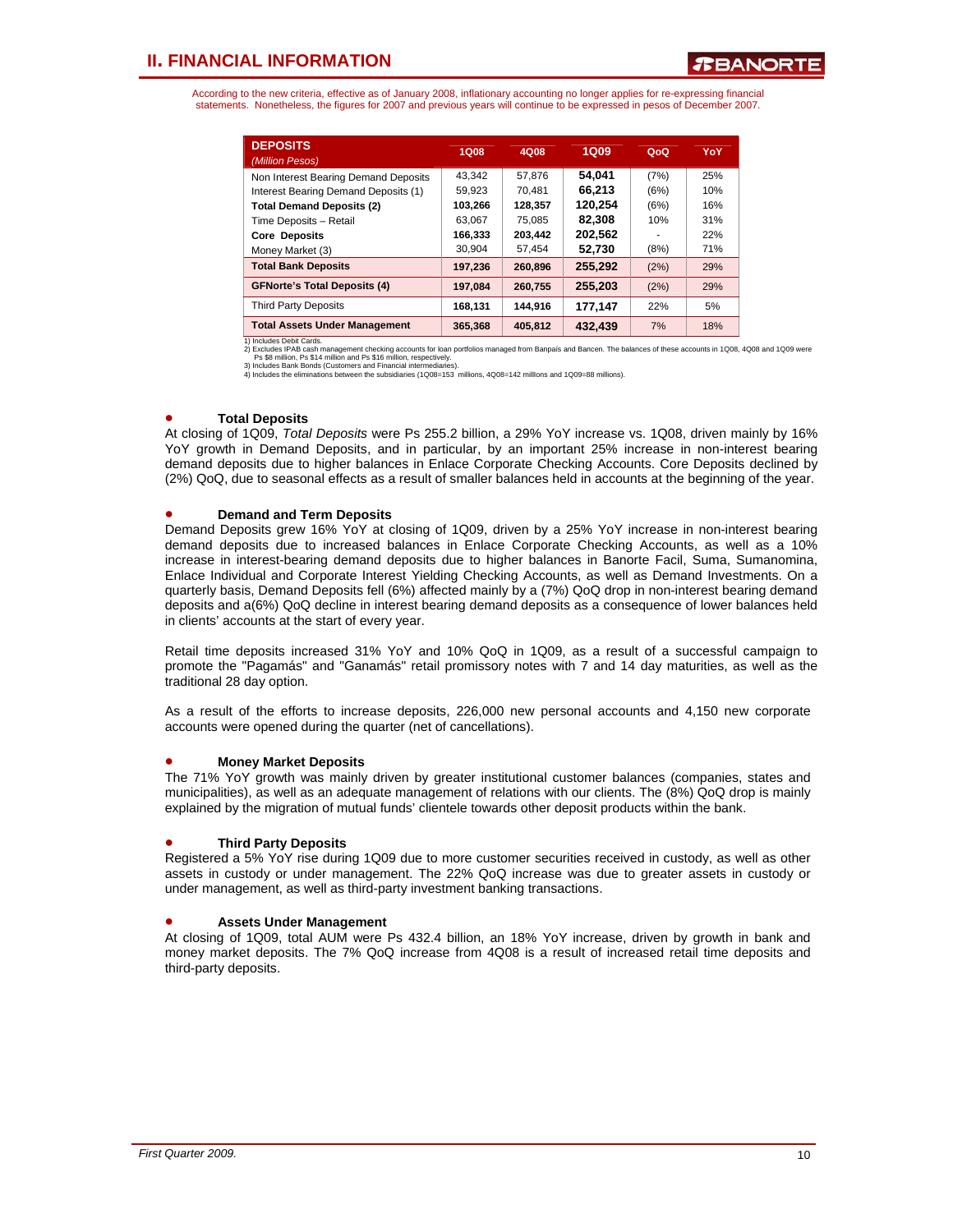## II. FINANCIAL INFORMATION

According to the new criteria, effective as of January 2008, inflationary accounting no longer applies for re-expressing financial statements. Nonetheless, the figures for 2007 and previous years will continue to be expressed in pesos of December 2007.

| DEPOSITS *(Million Pesos)* | 1Q08 | 4Q08 | 1Q09 | QoQ | YoY |
|---|---|---|---|---|---|
| Non Interest Bearing Demand Deposits | 43,342 | 57,876 | 54,041 | (7%) | 25% |
| Interest Bearing Demand Deposits (1) | 59,923 | 70,481 | 66,213 | (6%) | 10% |
| **Total Demand Deposits (2)** | **103,266** | **128,357** | **120,254** | (6%) | 16% |
| Time Deposits – Retail | 63,067 | 75,085 | 82,308 | 10% | 31% |
| **Core Deposits** | **166,333** | **203,442** | **202,562** | - | 22% |
| Money Market (3) | 30,904 | 57,454 | 52,730 | (8%) | 71% |
| **Total Bank Deposits** | **197,236** | **260,896** | **255,292** | (2%) | 29% |
| **GFNorte's Total Deposits (4)** | **197,084** | **260,755** | **255,203** | (2%) | 29% |
| Third Party Deposits | 168,131 | 144,916 | 177,147 | 22% | 5% |
| **Total Assets Under Management** | **365,368** | **405,812** | **432,439** | 7% | 18% |

1) Includes Debit Cards.
2) Excludes IPAB cash management checking accounts for loan portfolios managed from Banpaís and Bancen. The balances of these accounts in 1Q08, 4Q08 and 1Q09 were Ps $8 million, Ps $14 million and Ps $16 million, respectively.
3) Includes Bank Bonds (Customers and Financial intermediaries).
4) Includes the eliminations between the subsidiaries (1Q08=153 millions, 4Q08=142 millions and 1Q09=88 millions).

- **Total Deposits**

At closing of 1Q09, *Total Deposits* were Ps 255.2 billion, a 29% YoY increase vs. 1Q08, driven mainly by 16% YoY growth in Demand Deposits, and in particular, by an important 25% increase in non-interest bearing demand deposits due to higher balances in Enlace Corporate Checking Accounts. Core Deposits declined by (2%) QoQ, due to seasonal effects as a result of smaller balances held in accounts at the beginning of the year.

- **Demand and Term Deposits**

Demand Deposits grew 16% YoY at closing of 1Q09, driven by a 25% YoY increase in non-interest bearing demand deposits due to increased balances in Enlace Corporate Checking Accounts, as well as a 10% increase in interest-bearing demand deposits due to higher balances in Banorte Facil, Suma, Sumanomina, Enlace Individual and Corporate Interest Yielding Checking Accounts, as well as Demand Investments. On a quarterly basis, Demand Deposits fell (6%) affected mainly by a (7%) QoQ drop in non-interest bearing demand deposits and a(6%) QoQ decline in interest bearing demand deposits as a consequence of lower balances held in clients' accounts at the start of every year.

Retail time deposits increased 31% YoY and 10% QoQ in 1Q09, as a result of a successful campaign to promote the "Pagamás" and "Ganamás" retail promissory notes with 7 and 14 day maturities, as well as the traditional 28 day option.

As a result of the efforts to increase deposits, 226,000 new personal accounts and 4,150 new corporate accounts were opened during the quarter (net of cancellations).

- **Money Market Deposits**

The 71% YoY growth was mainly driven by greater institutional customer balances (companies, states and municipalities), as well as an adequate management of relations with our clients. The (8%) QoQ drop is mainly explained by the migration of mutual funds' clientele towards other deposit products within the bank.

- **Third Party Deposits**

Registered a 5% YoY rise during 1Q09 due to more customer securities received in custody, as well as other assets in custody or under management. The 22% QoQ increase was due to greater assets in custody or under management, as well as third-party investment banking transactions.

- **Assets Under Management**

At closing of 1Q09, total AUM were Ps 432.4 billion, an 18% YoY increase, driven by growth in bank and money market deposits. The 7% QoQ increase from 4Q08 is a result of increased retail time deposits and third-party deposits.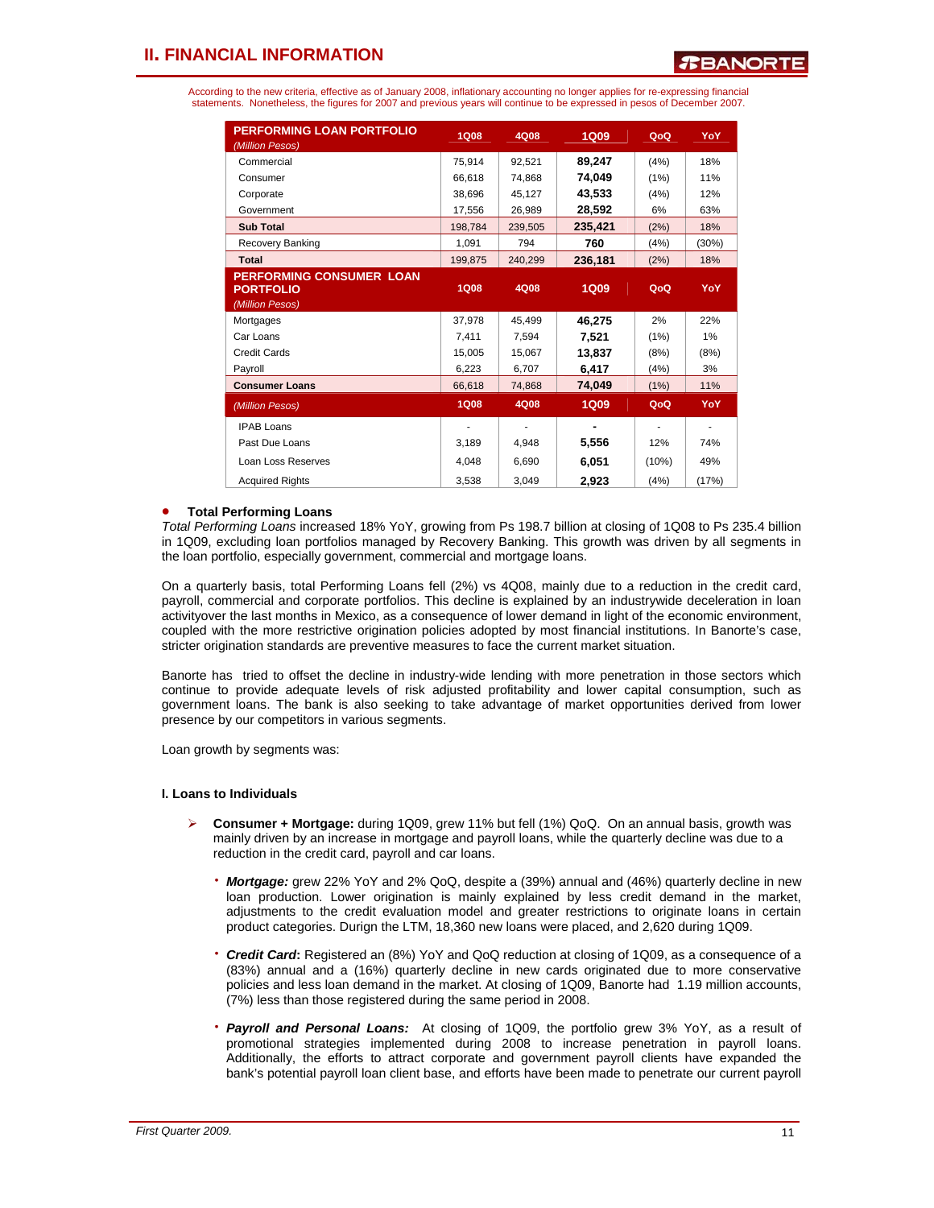## II. FINANCIAL INFORMATION

According to the new criteria, effective as of January 2008, inflationary accounting no longer applies for re-expressing financial statements. Nonetheless, the figures for 2007 and previous years will continue to be expressed in pesos of December 2007.

| PERFORMING LOAN PORTFOLIO *(Million Pesos)* | 1Q08 | 4Q08 | 1Q09 | QoQ | YoY |
|---|---|---|---|---|---|
| Commercial | 75,914 | 92,521 | **89,247** | (4%) | 18% |
| Consumer | 66,618 | 74,868 | **74,049** | (1%) | 11% |
| Corporate | 38,696 | 45,127 | **43,533** | (4%) | 12% |
| Government | 17,556 | 26,989 | **28,592** | 6% | 63% |
| **Sub Total** | 198,784 | 239,505 | **235,421** | (2%) | 18% |
| Recovery Banking | 1,091 | 794 | **760** | (4%) | (30%) |
| **Total** | 199,875 | 240,299 | **236,181** | (2%) | 18% |
| **PERFORMING CONSUMER LOAN PORTFOLIO** *(Million Pesos)* | **1Q08** | **4Q08** | **1Q09** | **QoQ** | **YoY** |
| Mortgages | 37,978 | 45,499 | **46,275** | 2% | 22% |
| Car Loans | 7,411 | 7,594 | **7,521** | (1%) | 1% |
| Credit Cards | 15,005 | 15,067 | **13,837** | (8%) | (8%) |
| Payroll | 6,223 | 6,707 | **6,417** | (4%) | 3% |
| **Consumer Loans** | 66,618 | 74,868 | **74,049** | (1%) | 11% |
| *(Million Pesos)* | **1Q08** | **4Q08** | **1Q09** | **QoQ** | **YoY** |
| IPAB Loans | - | - | **-** | - | - |
| Past Due Loans | 3,189 | 4,948 | **5,556** | 12% | 74% |
| Loan Loss Reserves | 4,048 | 6,690 | **6,051** | (10%) | 49% |
| Acquired Rights | 3,538 | 3,049 | **2,923** | (4%) | (17%) |

- **Total Performing Loans**

*Total Performing Loans* increased 18% YoY, growing from Ps 198.7 billion at closing of 1Q08 to Ps 235.4 billion in 1Q09, excluding loan portfolios managed by Recovery Banking. This growth was driven by all segments in the loan portfolio, especially government, commercial and mortgage loans.

On a quarterly basis, total Performing Loans fell (2%) vs 4Q08, mainly due to a reduction in the credit card, payroll, commercial and corporate portfolios. This decline is explained by an industrywide deceleration in loan activityover the last months in Mexico, as a consequence of lower demand in light of the economic environment, coupled with the more restrictive origination policies adopted by most financial institutions. In Banorte's case, stricter origination standards are preventive measures to face the current market situation.

Banorte has tried to offset the decline in industry-wide lending with more penetration in those sectors which continue to provide adequate levels of risk adjusted profitability and lower capital consumption, such as government loans. The bank is also seeking to take advantage of market opportunities derived from lower presence by our competitors in various segments.

Loan growth by segments was:

**I. Loans to Individuals**

- **Consumer + Mortgage:** during 1Q09, grew 11% but fell (1%) QoQ. On an annual basis, growth was mainly driven by an increase in mortgage and payroll loans, while the quarterly decline was due to a reduction in the credit card, payroll and car loans.
  - ***Mortgage:*** grew 22% YoY and 2% QoQ, despite a (39%) annual and (46%) quarterly decline in new loan production. Lower origination is mainly explained by less credit demand in the market, adjustments to the credit evaluation model and greater restrictions to originate loans in certain product categories. Durign the LTM, 18,360 new loans were placed, and 2,620 during 1Q09.
  - ***Credit Card*:** Registered an (8%) YoY and QoQ reduction at closing of 1Q09, as a consequence of a (83%) annual and a (16%) quarterly decline in new cards originated due to more conservative policies and less loan demand in the market. At closing of 1Q09, Banorte had 1.19 million accounts, (7%) less than those registered during the same period in 2008.
  - ***Payroll and Personal Loans:*** At closing of 1Q09, the portfolio grew 3% YoY, as a result of promotional strategies implemented during 2008 to increase penetration in payroll loans. Additionally, the efforts to attract corporate and government payroll clients have expanded the bank's potential payroll loan client base, and efforts have been made to penetrate our current payroll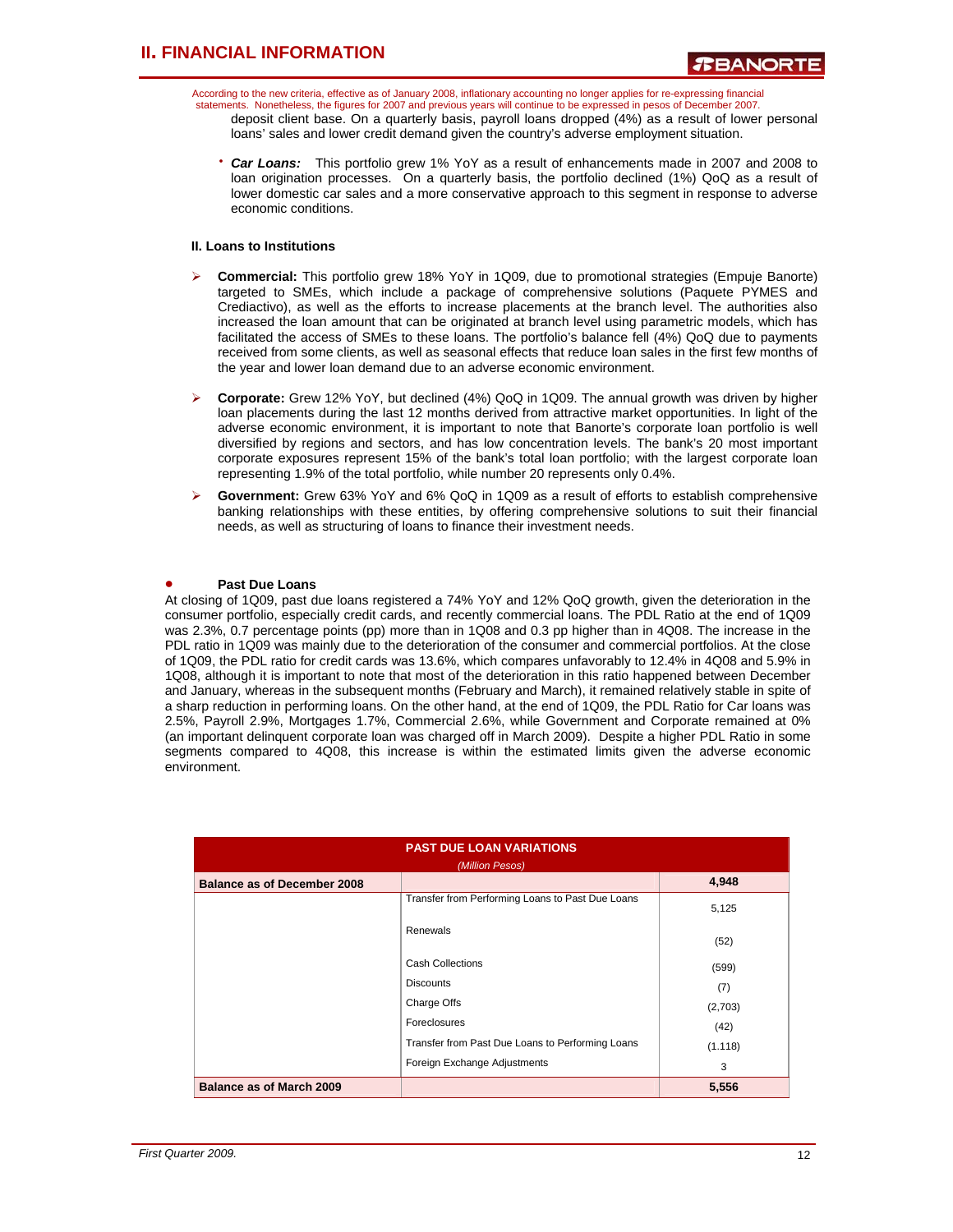According to the new criteria, effective as of January 2008, inflationary accounting no longer applies for re-expressing financial statements. Nonetheless, the figures for 2007 and previous years will continue to be expressed in pesos of December 2007.

deposit client base. On a quarterly basis, payroll loans dropped (4%) as a result of lower personal loans' sales and lower credit demand given the country's adverse employment situation.

- ***Car Loans:*** This portfolio grew 1% YoY as a result of enhancements made in 2007 and 2008 to loan origination processes. On a quarterly basis, the portfolio declined (1%) QoQ as a result of lower domestic car sales and a more conservative approach to this segment in response to adverse economic conditions.

**II. Loans to Institutions**

- **Commercial:** This portfolio grew 18% YoY in 1Q09, due to promotional strategies (Empuje Banorte) targeted to SMEs, which include a package of comprehensive solutions (Paquete PYMES and Crediactivo), as well as the efforts to increase placements at the branch level. The authorities also increased the loan amount that can be originated at branch level using parametric models, which has facilitated the access of SMEs to these loans. The portfolio's balance fell (4%) QoQ due to payments received from some clients, as well as seasonal effects that reduce loan sales in the first few months of the year and lower loan demand due to an adverse economic environment.

- **Corporate:** Grew 12% YoY, but declined (4%) QoQ in 1Q09. The annual growth was driven by higher loan placements during the last 12 months derived from attractive market opportunities. In light of the adverse economic environment, it is important to note that Banorte's corporate loan portfolio is well diversified by regions and sectors, and has low concentration levels. The bank's 20 most important corporate exposures represent 15% of the bank's total loan portfolio; with the largest corporate loan representing 1.9% of the total portfolio, while number 20 represents only 0.4%.

- **Government:** Grew 63% YoY and 6% QoQ in 1Q09 as a result of efforts to establish comprehensive banking relationships with these entities, by offering comprehensive solutions to suit their financial needs, as well as structuring of loans to finance their investment needs.

- **Past Due Loans**

At closing of 1Q09, past due loans registered a 74% YoY and 12% QoQ growth, given the deterioration in the consumer portfolio, especially credit cards, and recently commercial loans. The PDL Ratio at the end of 1Q09 was 2.3%, 0.7 percentage points (pp) more than in 1Q08 and 0.3 pp higher than in 4Q08. The increase in the PDL ratio in 1Q09 was mainly due to the deterioration of the consumer and commercial portfolios. At the close of 1Q09, the PDL ratio for credit cards was 13.6%, which compares unfavorably to 12.4% in 4Q08 and 5.9% in 1Q08, although it is important to note that most of the deterioration in this ratio happened between December and January, whereas in the subsequent months (February and March), it remained relatively stable in spite of a sharp reduction in performing loans. On the other hand, at the end of 1Q09, the PDL Ratio for Car loans was 2.5%, Payroll 2.9%, Mortgages 1.7%, Commercial 2.6%, while Government and Corporate remained at 0% (an important delinquent corporate loan was charged off in March 2009). Despite a higher PDL Ratio in some segments compared to 4Q08, this increase is within the estimated limits given the adverse economic environment.

| PAST DUE LOAN VARIATIONS *(Million Pesos)* | | |
|---|---|---|
| **Balance as of December 2008** | | **4,948** |
| | Transfer from Performing Loans to Past Due Loans | 5,125 |
| | Renewals | (52) |
| | Cash Collections | (599) |
| | Discounts | (7) |
| | Charge Offs | (2,703) |
| | Foreclosures | (42) |
| | Transfer from Past Due Loans to Performing Loans | (1.118) |
| | Foreign Exchange Adjustments | 3 |
| **Balance as of March 2009** | | **5,556** |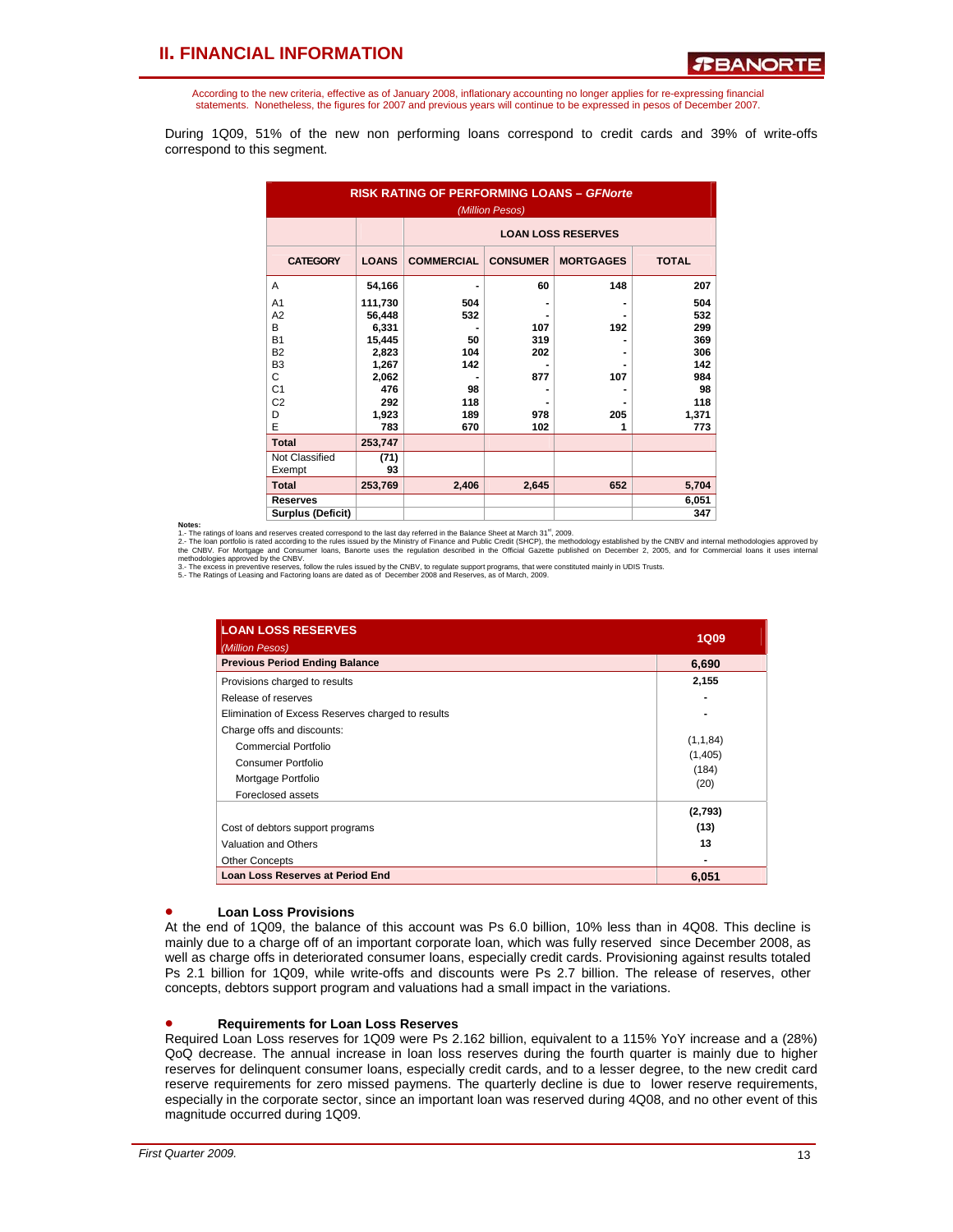## II. FINANCIAL INFORMATION

According to the new criteria, effective as of January 2008, inflationary accounting no longer applies for re-expressing financial statements. Nonetheless, the figures for 2007 and previous years will continue to be expressed in pesos of December 2007.

During 1Q09, 51% of the new non performing loans correspond to credit cards and 39% of write-offs correspond to this segment.

**RISK RATING OF PERFORMING LOANS – *GFNorte***
*(Million Pesos)*

| | | LOAN LOSS RESERVES | | | |
|---|---|---|---|---|---|
| **CATEGORY** | **LOANS** | **COMMERCIAL** | **CONSUMER** | **MORTGAGES** | **TOTAL** |
| A | 54,166 | - | 60 | 148 | 207 |
| A1 | 111,730 | 504 | - | - | 504 |
| A2 | 56,448 | 532 | - | - | 532 |
| B | 6,331 | - | 107 | 192 | 299 |
| B1 | 15,445 | 50 | 319 | - | 369 |
| B2 | 2,823 | 104 | 202 | - | 306 |
| B3 | 1,267 | 142 | - | - | 142 |
| C | 2,062 | - | 877 | 107 | 984 |
| C1 | 476 | 98 | - | - | 98 |
| C2 | 292 | 118 | - | - | 118 |
| D | 1,923 | 189 | 978 | 205 | 1,371 |
| E | 783 | 670 | 102 | 1 | 773 |
| **Total** | **253,747** | | | | |
| Not Classified | (71) | | | | |
| Exempt | 93 | | | | |
| **Total** | **253,769** | **2,406** | **2,645** | **652** | **5,704** |
| **Reserves** | | | | | **6,051** |
| **Surplus (Deficit)** | | | | | **347** |

**Notes:**
1.- The ratings of loans and reserves created correspond to the last day referred in the Balance Sheet at March 31st, 2009.
2.- The loan portfolio is rated according to the rules issued by the Ministry of Finance and Public Credit (SHCP), the methodology established by the CNBV and internal methodologies approved by the CNBV. For Mortgage and Consumer loans, Banorte uses the regulation described in the Official Gazette published on December 2, 2005, and for Commercial loans it uses internal methodologies approved by the CNBV.
3.- The excess in preventive reserves, follow the rules issued by the CNBV, to regulate support programs, that were constituted mainly in UDIS Trusts.
5.- The Ratings of Leasing and Factoring loans are dated as of December 2008 and Reserves, as of March, 2009.

| **LOAN LOSS RESERVES** *(Million Pesos)* | **1Q09** |
|---|---|
| **Previous Period Ending Balance** | **6,690** |
| Provisions charged to results | **2,155** |
| Release of reserves | - |
| Elimination of Excess Reserves charged to results | - |
| Charge offs and discounts: | |
| Commercial Portfolio | (1,1,84) |
| Consumer Portfolio | (1,405) |
| Mortgage Portfolio | (184) |
| Foreclosed assets | (20) |
| | **(2,793)** |
| Cost of debtors support programs | **(13)** |
| Valuation and Others | **13** |
| Other Concepts | - |
| **Loan Loss Reserves at Period End** | **6,051** |

- **Loan Loss Provisions**

At the end of 1Q09, the balance of this account was Ps 6.0 billion, 10% less than in 4Q08. This decline is mainly due to a charge off of an important corporate loan, which was fully reserved since December 2008, as well as charge offs in deteriorated consumer loans, especially credit cards. Provisioning against results totaled Ps 2.1 billion for 1Q09, while write-offs and discounts were Ps 2.7 billion. The release of reserves, other concepts, debtors support program and valuations had a small impact in the variations.

- **Requirements for Loan Loss Reserves**

Required Loan Loss reserves for 1Q09 were Ps 2.162 billion, equivalent to a 115% YoY increase and a (28%) QoQ decrease. The annual increase in loan loss reserves during the fourth quarter is mainly due to higher reserves for delinquent consumer loans, especially credit cards, and to a lesser degree, to the new credit card reserve requirements for zero missed paymens. The quarterly decline is due to lower reserve requirements, especially in the corporate sector, since an important loan was reserved during 4Q08, and no other event of this magnitude occurred during 1Q09.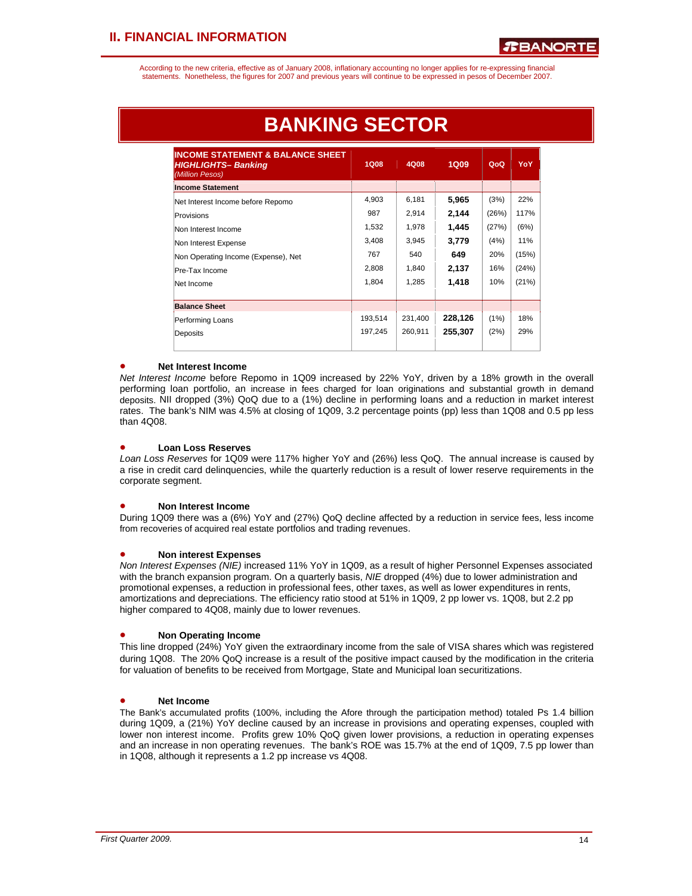## II. FINANCIAL INFORMATION

According to the new criteria, effective as of January 2008, inflationary accounting no longer applies for re-expressing financial statements. Nonetheless, the figures for 2007 and previous years will continue to be expressed in pesos of December 2007.

# BANKING SECTOR

| INCOME STATEMENT & BALANCE SHEET *HIGHLIGHTS– Banking* *(Million Pesos)* | 1Q08 | 4Q08 | 1Q09 | QoQ | YoY |
|---|---|---|---|---|---|
| **Income Statement** | | | | | |
| Net Interest Income before Repomo | 4,903 | 6,181 | **5,965** | (3%) | 22% |
| Provisions | 987 | 2,914 | **2,144** | (26%) | 117% |
| Non Interest Income | 1,532 | 1,978 | **1,445** | (27%) | (6%) |
| Non Interest Expense | 3,408 | 3,945 | **3,779** | (4%) | 11% |
| Non Operating Income (Expense), Net | 767 | 540 | **649** | 20% | (15%) |
| Pre-Tax Income | 2,808 | 1,840 | **2,137** | 16% | (24%) |
| Net Income | 1,804 | 1,285 | **1,418** | 10% | (21%) |
| **Balance Sheet** | | | | | |
| Performing Loans | 193,514 | 231,400 | **228,126** | (1%) | 18% |
| Deposits | 197,245 | 260,911 | **255,307** | (2%) | 29% |

- **Net Interest Income**

*Net Interest Income* before Repomo in 1Q09 increased by 22% YoY, driven by a 18% growth in the overall performing loan portfolio, an increase in fees charged for loan originations and substantial growth in demand deposits. NII dropped (3%) QoQ due to a (1%) decline in performing loans and a reduction in market interest rates. The bank's NIM was 4.5% at closing of 1Q09, 3.2 percentage points (pp) less than 1Q08 and 0.5 pp less than 4Q08.

- **Loan Loss Reserves**

*Loan Loss Reserves* for 1Q09 were 117% higher YoY and (26%) less QoQ. The annual increase is caused by a rise in credit card delinquencies, while the quarterly reduction is a result of lower reserve requirements in the corporate segment.

- **Non Interest Income**

During 1Q09 there was a (6%) YoY and (27%) QoQ decline affected by a reduction in service fees, less income from recoveries of acquired real estate portfolios and trading revenues.

- **Non interest Expenses**

*Non Interest Expenses (NIE)* increased 11% YoY in 1Q09, as a result of higher Personnel Expenses associated with the branch expansion program. On a quarterly basis, *NIE* dropped (4%) due to lower administration and promotional expenses, a reduction in professional fees, other taxes, as well as lower expenditures in rents, amortizations and depreciations. The efficiency ratio stood at 51% in 1Q09, 2 pp lower vs. 1Q08, but 2.2 pp higher compared to 4Q08, mainly due to lower revenues.

- **Non Operating Income**

This line dropped (24%) YoY given the extraordinary income from the sale of VISA shares which was registered during 1Q08. The 20% QoQ increase is a result of the positive impact caused by the modification in the criteria for valuation of benefits to be received from Mortgage, State and Municipal loan securitizations.

- **Net Income**

The Bank's accumulated profits (100%, including the Afore through the participation method) totaled Ps 1.4 billion during 1Q09, a (21%) YoY decline caused by an increase in provisions and operating expenses, coupled with lower non interest income. Profits grew 10% QoQ given lower provisions, a reduction in operating expenses and an increase in non operating revenues. The bank's ROE was 15.7% at the end of 1Q09, 7.5 pp lower than in 1Q08, although it represents a 1.2 pp increase vs 4Q08.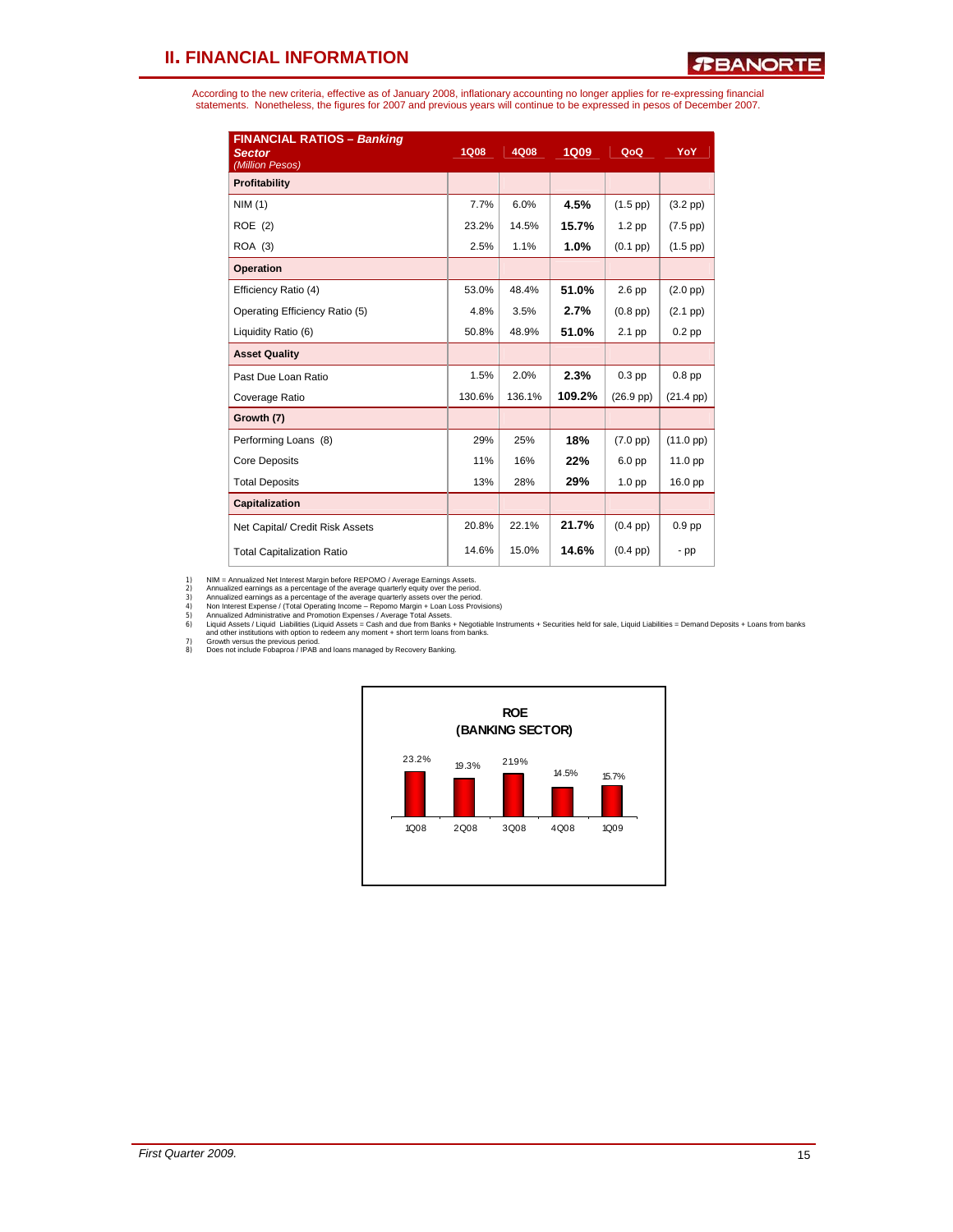## II. FINANCIAL INFORMATION

According to the new criteria, effective as of January 2008, inflationary accounting no longer applies for re-expressing financial statements. Nonetheless, the figures for 2007 and previous years will continue to be expressed in pesos of December 2007.

| FINANCIAL RATIOS – *Banking Sector* *(Million Pesos)* | 1Q08 | 4Q08 | 1Q09 | QoQ | YoY |
|---|---|---|---|---|---|
| **Profitability** | | | | | |
| NIM (1) | 7.7% | 6.0% | **4.5%** | (1.5 pp) | (3.2 pp) |
| ROE (2) | 23.2% | 14.5% | **15.7%** | 1.2 pp | (7.5 pp) |
| ROA (3) | 2.5% | 1.1% | **1.0%** | (0.1 pp) | (1.5 pp) |
| **Operation** | | | | | |
| Efficiency Ratio (4) | 53.0% | 48.4% | **51.0%** | 2.6 pp | (2.0 pp) |
| Operating Efficiency Ratio (5) | 4.8% | 3.5% | **2.7%** | (0.8 pp) | (2.1 pp) |
| Liquidity Ratio (6) | 50.8% | 48.9% | **51.0%** | 2.1 pp | 0.2 pp |
| **Asset Quality** | | | | | |
| Past Due Loan Ratio | 1.5% | 2.0% | **2.3%** | 0.3 pp | 0.8 pp |
| Coverage Ratio | 130.6% | 136.1% | **109.2%** | (26.9 pp) | (21.4 pp) |
| **Growth (7)** | | | | | |
| Performing Loans (8) | 29% | 25% | **18%** | (7.0 pp) | (11.0 pp) |
| Core Deposits | 11% | 16% | **22%** | 6.0 pp | 11.0 pp |
| Total Deposits | 13% | 28% | **29%** | 1.0 pp | 16.0 pp |
| **Capitalization** | | | | | |
| Net Capital/ Credit Risk Assets | 20.8% | 22.1% | **21.7%** | (0.4 pp) | 0.9 pp |
| Total Capitalization Ratio | 14.6% | 15.0% | **14.6%** | (0.4 pp) | - pp |

1) NIM = Annualized Net Interest Margin before REPOMO / Average Earnings Assets.
2) Annualized earnings as a percentage of the average quarterly equity over the period.
3) Annualized earnings as a percentage of the average quarterly assets over the period.
4) Non Interest Expense / (Total Operating Income – Repomo Margin + Loan Loss Provisions)
5) Annualized Administrative and Promotion Expenses / Average Total Assets.
6) Liquid Assets / Liquid Liabilities (Liquid Assets = Cash and due from Banks + Negotiable Instruments + Securities held for sale, Liquid Liabilities = Demand Deposits + Loans from banks and other institutions with option to redeem any moment + short term loans from banks.
7) Growth versus the previous period.
8) Does not include Fobaproa / IPAB and loans managed by Recovery Banking.

**ROE (BANKING SECTOR)**

| 1Q08 | 2Q08 | 3Q08 | 4Q08 | 1Q09 |
|---|---|---|---|---|
| 23.2% | 19.3% | 21.9% | 14.5% | 15.7% |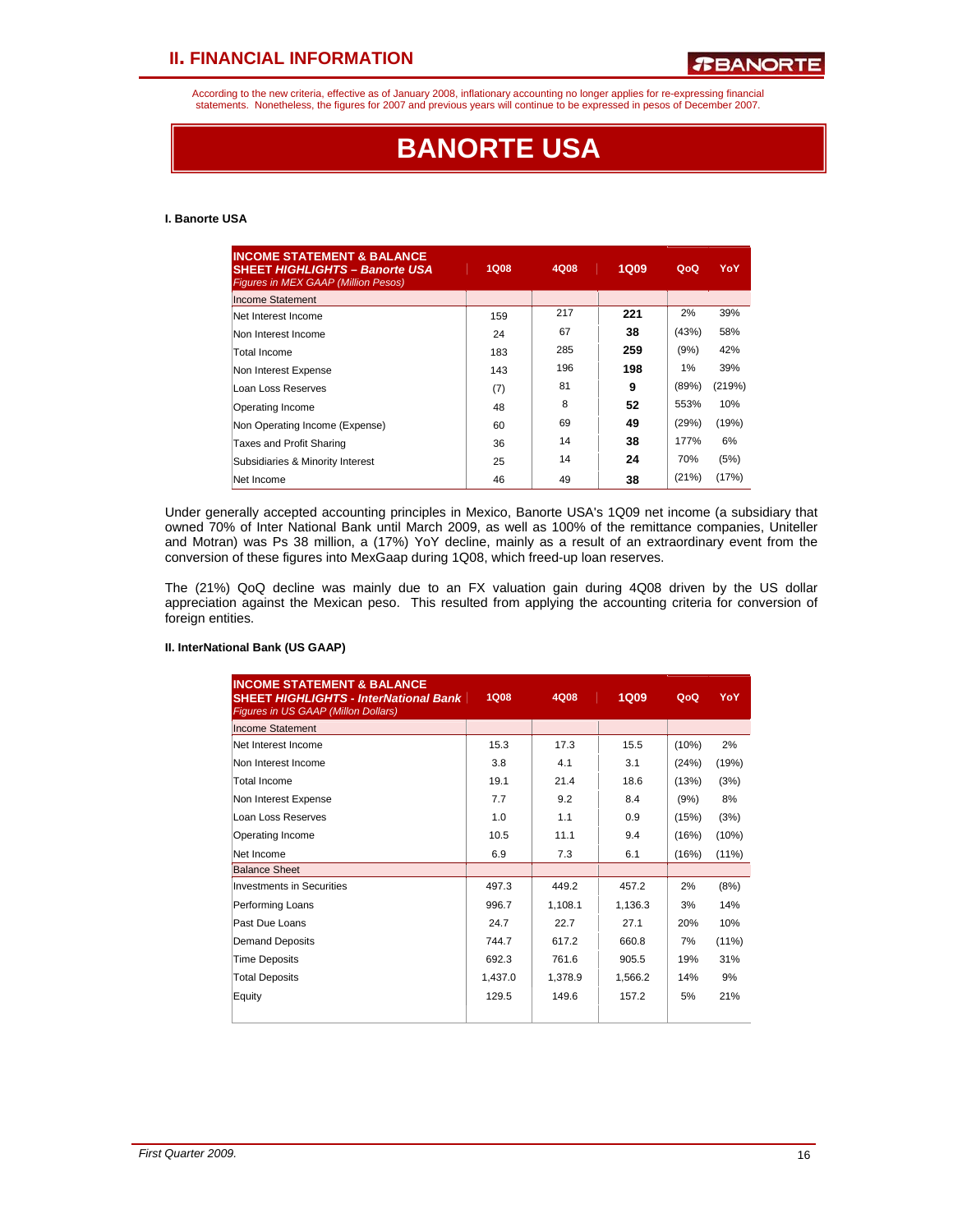According to the new criteria, effective as of January 2008, inflationary accounting no longer applies for re-expressing financial statements. Nonetheless, the figures for 2007 and previous years will continue to be expressed in pesos of December 2007.

# BANORTE USA

**I. Banorte USA**

| INCOME STATEMENT & BALANCE SHEET *HIGHLIGHTS – Banorte USA* *Figures in MEX GAAP (Million Pesos)* | 1Q08 | 4Q08 | 1Q09 | QoQ | YoY |
|---|---|---|---|---|---|
| Income Statement | | | | | |
| Net Interest Income | 159 | 217 | **221** | 2% | 39% |
| Non Interest Income | 24 | 67 | **38** | (43%) | 58% |
| Total Income | 183 | 285 | **259** | (9%) | 42% |
| Non Interest Expense | 143 | 196 | **198** | 1% | 39% |
| Loan Loss Reserves | (7) | 81 | **9** | (89%) | (219%) |
| Operating Income | 48 | 8 | **52** | 553% | 10% |
| Non Operating Income (Expense) | 60 | 69 | **49** | (29%) | (19%) |
| Taxes and Profit Sharing | 36 | 14 | **38** | 177% | 6% |
| Subsidiaries & Minority Interest | 25 | 14 | **24** | 70% | (5%) |
| Net Income | 46 | 49 | **38** | (21%) | (17%) |

Under generally accepted accounting principles in Mexico, Banorte USA's 1Q09 net income (a subsidiary that owned 70% of Inter National Bank until March 2009, as well as 100% of the remittance companies, Uniteller and Motran) was Ps 38 million, a (17%) YoY decline, mainly as a result of an extraordinary event from the conversion of these figures into MexGaap during 1Q08, which freed-up loan reserves.

The (21%) QoQ decline was mainly due to an FX valuation gain during 4Q08 driven by the US dollar appreciation against the Mexican peso. This resulted from applying the accounting criteria for conversion of foreign entities.

**II. InterNational Bank (US GAAP)**

| INCOME STATEMENT & BALANCE SHEET *HIGHLIGHTS - InterNational Bank* *Figures in US GAAP (Millon Dollars)* | 1Q08 | 4Q08 | 1Q09 | QoQ | YoY |
|---|---|---|---|---|---|
| Income Statement | | | | | |
| Net Interest Income | 15.3 | 17.3 | 15.5 | (10%) | 2% |
| Non Interest Income | 3.8 | 4.1 | 3.1 | (24%) | (19%) |
| Total Income | 19.1 | 21.4 | 18.6 | (13%) | (3%) |
| Non Interest Expense | 7.7 | 9.2 | 8.4 | (9%) | 8% |
| Loan Loss Reserves | 1.0 | 1.1 | 0.9 | (15%) | (3%) |
| Operating Income | 10.5 | 11.1 | 9.4 | (16%) | (10%) |
| Net Income | 6.9 | 7.3 | 6.1 | (16%) | (11%) |
| Balance Sheet | | | | | |
| Investments in Securities | 497.3 | 449.2 | 457.2 | 2% | (8%) |
| Performing Loans | 996.7 | 1,108.1 | 1,136.3 | 3% | 14% |
| Past Due Loans | 24.7 | 22.7 | 27.1 | 20% | 10% |
| Demand Deposits | 744.7 | 617.2 | 660.8 | 7% | (11%) |
| Time Deposits | 692.3 | 761.6 | 905.5 | 19% | 31% |
| Total Deposits | 1,437.0 | 1,378.9 | 1,566.2 | 14% | 9% |
| Equity | 129.5 | 149.6 | 157.2 | 5% | 21% |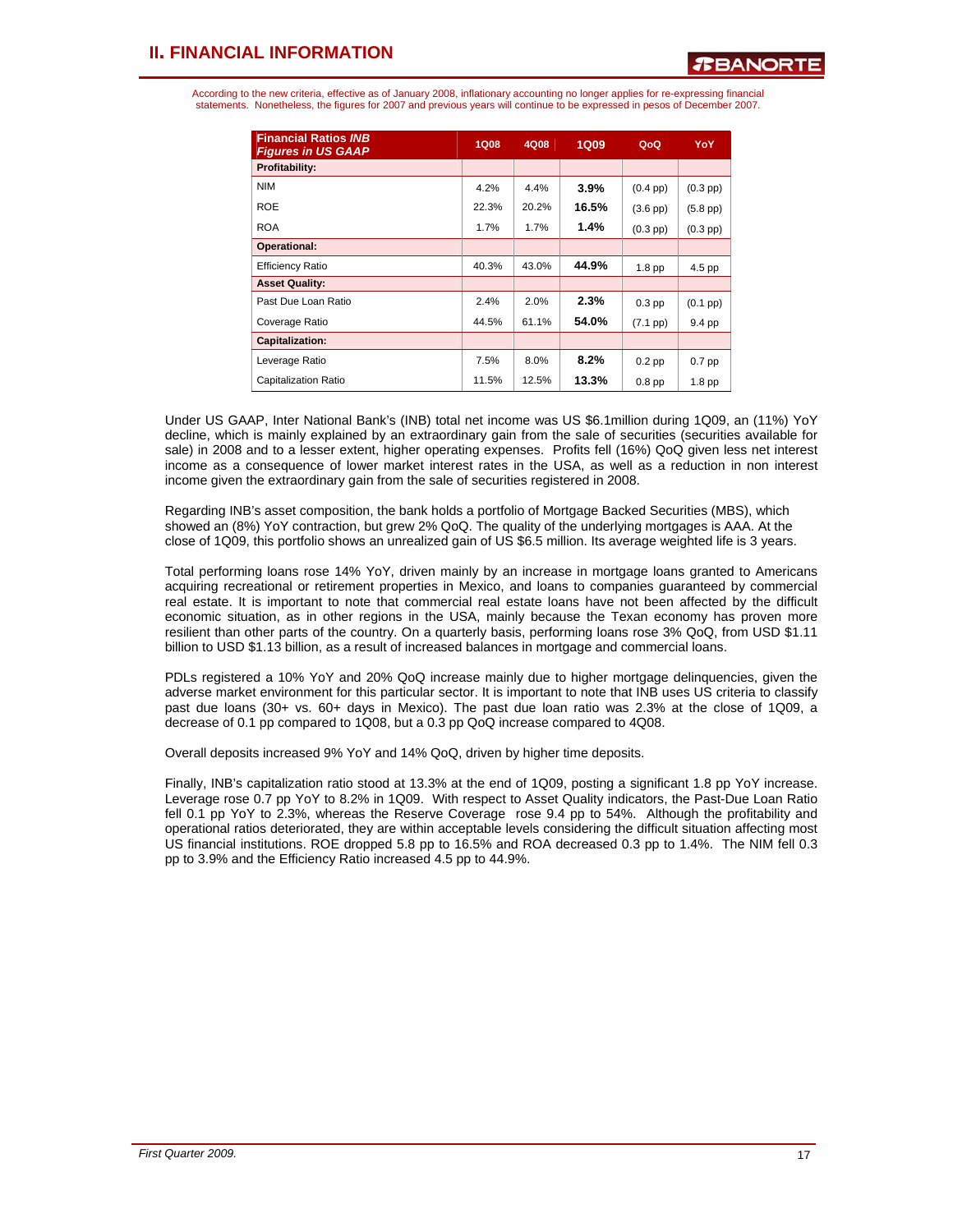According to the new criteria, effective as of January 2008, inflationary accounting no longer applies for re-expressing financial statements. Nonetheless, the figures for 2007 and previous years will continue to be expressed in pesos of December 2007.

| Financial Ratios *INB* *Figures in US GAAP* | 1Q08 | 4Q08 | 1Q09 | QoQ | YoY |
|---|---|---|---|---|---|
| **Profitability:** | | | | | |
| NIM | 4.2% | 4.4% | **3.9%** | (0.4 pp) | (0.3 pp) |
| ROE | 22.3% | 20.2% | **16.5%** | (3.6 pp) | (5.8 pp) |
| ROA | 1.7% | 1.7% | **1.4%** | (0.3 pp) | (0.3 pp) |
| **Operational:** | | | | | |
| Efficiency Ratio | 40.3% | 43.0% | **44.9%** | 1.8 pp | 4.5 pp |
| **Asset Quality:** | | | | | |
| Past Due Loan Ratio | 2.4% | 2.0% | **2.3%** | 0.3 pp | (0.1 pp) |
| Coverage Ratio | 44.5% | 61.1% | **54.0%** | (7.1 pp) | 9.4 pp |
| **Capitalization:** | | | | | |
| Leverage Ratio | 7.5% | 8.0% | **8.2%** | 0.2 pp | 0.7 pp |
| Capitalization Ratio | 11.5% | 12.5% | **13.3%** | 0.8 pp | 1.8 pp |

Under US GAAP, Inter National Bank's (INB) total net income was US $6.1million during 1Q09, an (11%) YoY decline, which is mainly explained by an extraordinary gain from the sale of securities (securities available for sale) in 2008 and to a lesser extent, higher operating expenses. Profits fell (16%) QoQ given less net interest income as a consequence of lower market interest rates in the USA, as well as a reduction in non interest income given the extraordinary gain from the sale of securities registered in 2008.

Regarding INB's asset composition, the bank holds a portfolio of Mortgage Backed Securities (MBS), which showed an (8%) YoY contraction, but grew 2% QoQ. The quality of the underlying mortgages is AAA. At the close of 1Q09, this portfolio shows an unrealized gain of US $6.5 million. Its average weighted life is 3 years.

Total performing loans rose 14% YoY, driven mainly by an increase in mortgage loans granted to Americans acquiring recreational or retirement properties in Mexico, and loans to companies guaranteed by commercial real estate. It is important to note that commercial real estate loans have not been affected by the difficult economic situation, as in other regions in the USA, mainly because the Texan economy has proven more resilient than other parts of the country. On a quarterly basis, performing loans rose 3% QoQ, from USD $1.11 billion to USD $1.13 billion, as a result of increased balances in mortgage and commercial loans.

PDLs registered a 10% YoY and 20% QoQ increase mainly due to higher mortgage delinquencies, given the adverse market environment for this particular sector. It is important to note that INB uses US criteria to classify past due loans (30+ vs. 60+ days in Mexico). The past due loan ratio was 2.3% at the close of 1Q09, a decrease of 0.1 pp compared to 1Q08, but a 0.3 pp QoQ increase compared to 4Q08.

Overall deposits increased 9% YoY and 14% QoQ, driven by higher time deposits.

Finally, INB's capitalization ratio stood at 13.3% at the end of 1Q09, posting a significant 1.8 pp YoY increase. Leverage rose 0.7 pp YoY to 8.2% in 1Q09. With respect to Asset Quality indicators, the Past-Due Loan Ratio fell 0.1 pp YoY to 2.3%, whereas the Reserve Coverage rose 9.4 pp to 54%. Although the profitability and operational ratios deteriorated, they are within acceptable levels considering the difficult situation affecting most US financial institutions. ROE dropped 5.8 pp to 16.5% and ROA decreased 0.3 pp to 1.4%. The NIM fell 0.3 pp to 3.9% and the Efficiency Ratio increased 4.5 pp to 44.9%.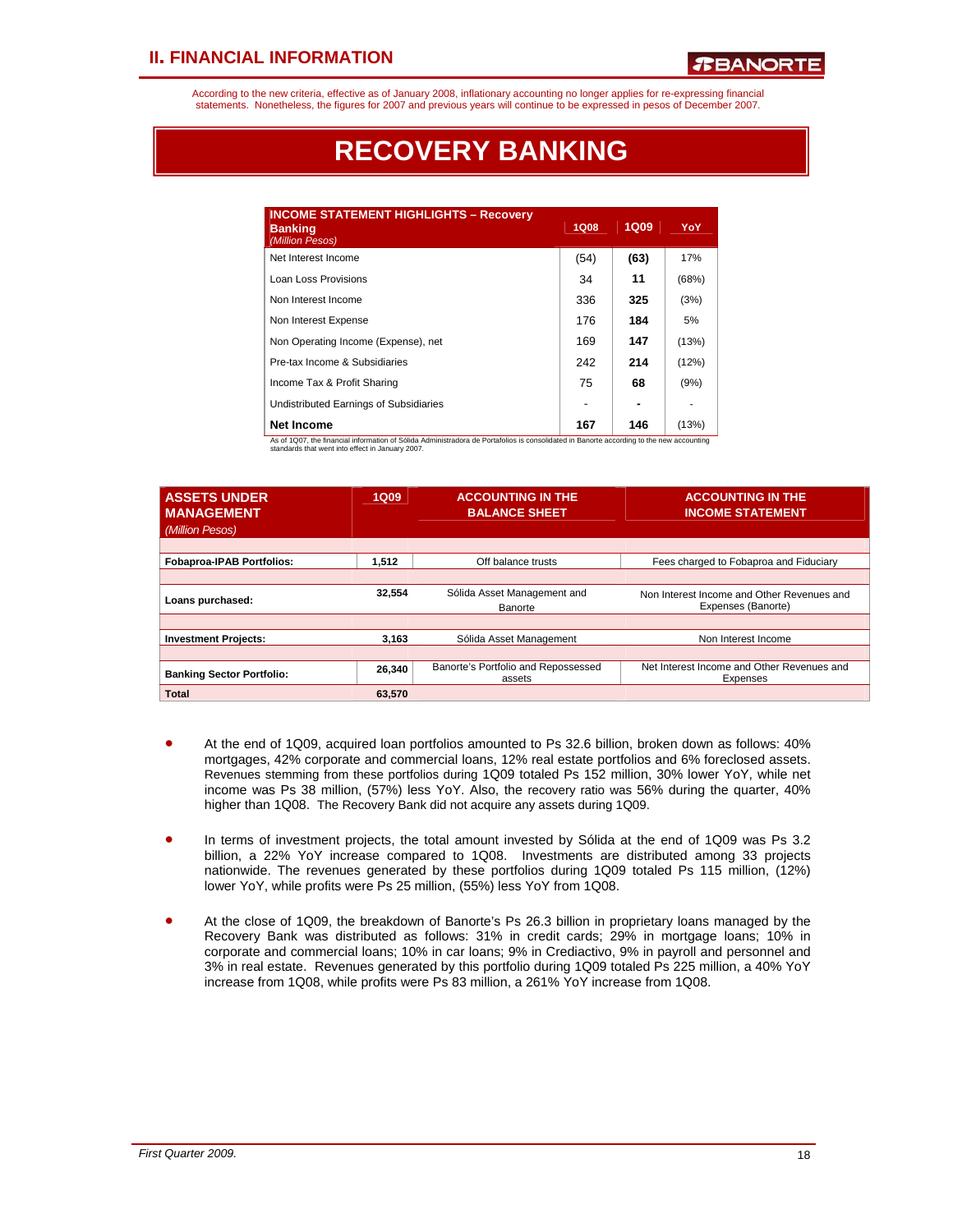According to the new criteria, effective as of January 2008, inflationary accounting no longer applies for re-expressing financial statements. Nonetheless, the figures for 2007 and previous years will continue to be expressed in pesos of December 2007.

# RECOVERY BANKING

| INCOME STATEMENT HIGHLIGHTS – Recovery Banking *(Million Pesos)* | 1Q08 | 1Q09 | YoY |
|---|---|---|---|
| Net Interest Income | (54) | **(63)** | 17% |
| Loan Loss Provisions | 34 | **11** | (68%) |
| Non Interest Income | 336 | **325** | (3%) |
| Non Interest Expense | 176 | **184** | 5% |
| Non Operating Income (Expense), net | 169 | **147** | (13%) |
| Pre-tax Income & Subsidiaries | 242 | **214** | (12%) |
| Income Tax & Profit Sharing | 75 | **68** | (9%) |
| Undistributed Earnings of Subsidiaries | - | **-** | - |
| **Net Income** | **167** | **146** | (13%) |

As of 1Q07, the financial information of Sólida Administradora de Portafolios is consolidated in Banorte according to the new accounting standards that went into effect in January 2007.

| ASSETS UNDER MANAGEMENT *(Million Pesos)* | 1Q09 | ACCOUNTING IN THE BALANCE SHEET | ACCOUNTING IN THE INCOME STATEMENT |
|---|---|---|---|
| **Fobaproa-IPAB Portfolios:** | **1,512** | Off balance trusts | Fees charged to Fobaproa and Fiduciary |
| **Loans purchased:** | **32,554** | Sólida Asset Management and Banorte | Non Interest Income and Other Revenues and Expenses (Banorte) |
| **Investment Projects:** | **3,163** | Sólida Asset Management | Non Interest Income |
| **Banking Sector Portfolio:** | **26,340** | Banorte's Portfolio and Repossessed assets | Net Interest Income and Other Revenues and Expenses |
| **Total** | **63,570** | | |

- At the end of 1Q09, acquired loan portfolios amounted to Ps 32.6 billion, broken down as follows: 40% mortgages, 42% corporate and commercial loans, 12% real estate portfolios and 6% foreclosed assets. Revenues stemming from these portfolios during 1Q09 totaled Ps 152 million, 30% lower YoY, while net income was Ps 38 million, (57%) less YoY. Also, the recovery ratio was 56% during the quarter, 40% higher than 1Q08. The Recovery Bank did not acquire any assets during 1Q09.

- In terms of investment projects, the total amount invested by Sólida at the end of 1Q09 was Ps 3.2 billion, a 22% YoY increase compared to 1Q08. Investments are distributed among 33 projects nationwide. The revenues generated by these portfolios during 1Q09 totaled Ps 115 million, (12%) lower YoY, while profits were Ps 25 million, (55%) less YoY from 1Q08.

- At the close of 1Q09, the breakdown of Banorte's Ps 26.3 billion in proprietary loans managed by the Recovery Bank was distributed as follows: 31% in credit cards; 29% in mortgage loans; 10% in corporate and commercial loans; 10% in car loans; 9% in Crediactivo, 9% in payroll and personnel and 3% in real estate. Revenues generated by this portfolio during 1Q09 totaled Ps 225 million, a 40% YoY increase from 1Q08, while profits were Ps 83 million, a 261% YoY increase from 1Q08.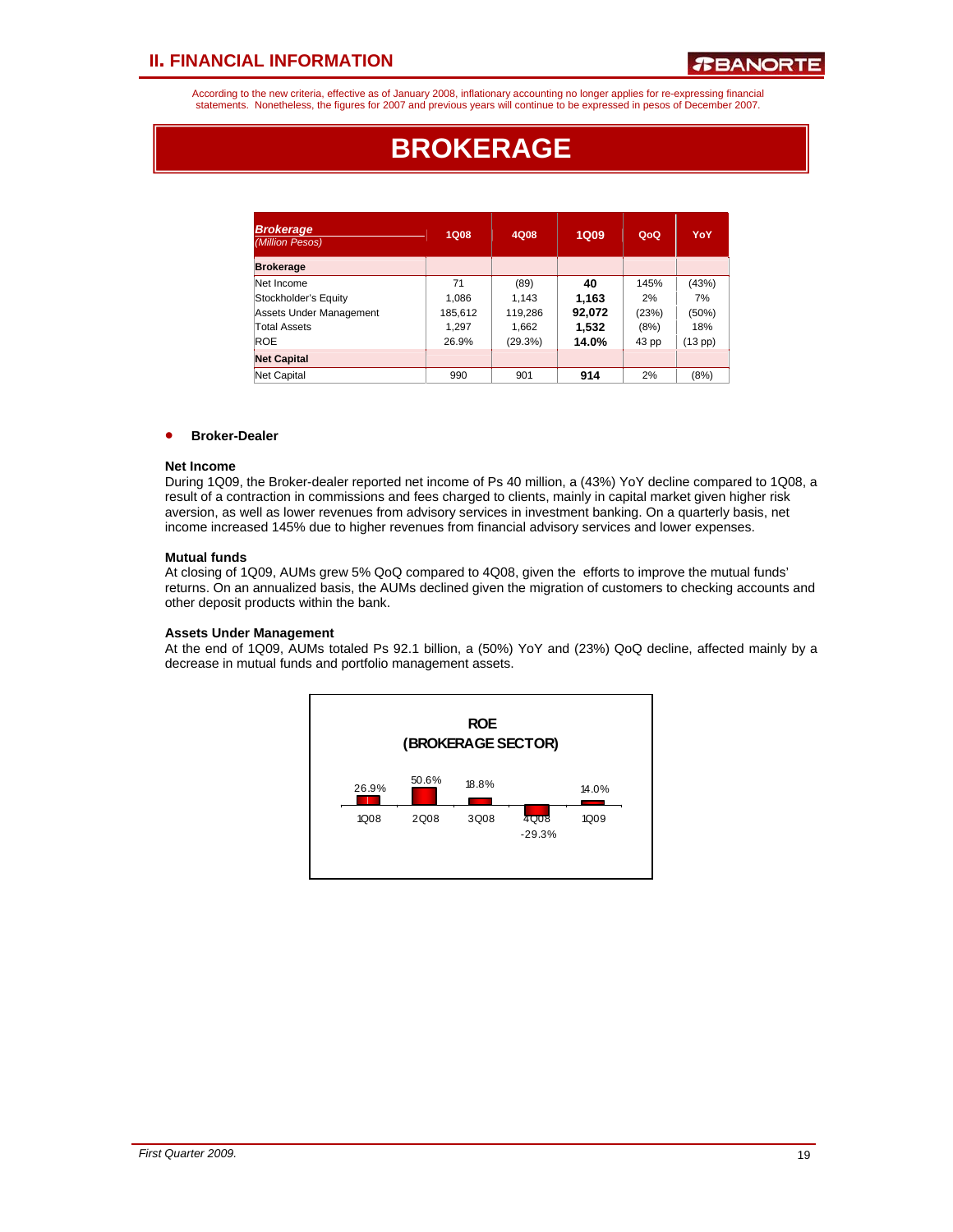## II. FINANCIAL INFORMATION

According to the new criteria, effective as of January 2008, inflationary accounting no longer applies for re-expressing financial statements. Nonetheless, the figures for 2007 and previous years will continue to be expressed in pesos of December 2007.

# BROKERAGE

| *Brokerage* *(Million Pesos)* | 1Q08 | 4Q08 | 1Q09 | QoQ | YoY |
|---|---|---|---|---|---|
| **Brokerage** | | | | | |
| Net Income | 71 | (89) | **40** | 145% | (43%) |
| Stockholder's Equity | 1,086 | 1,143 | **1,163** | 2% | 7% |
| Assets Under Management | 185,612 | 119,286 | **92,072** | (23%) | (50%) |
| Total Assets | 1,297 | 1,662 | **1,532** | (8%) | 18% |
| ROE | 26.9% | (29.3%) | **14.0%** | 43 pp | (13 pp) |
| **Net Capital** | | | | | |
| Net Capital | 990 | 901 | **914** | 2% | (8%) |

- **Broker-Dealer**

**Net Income**

During 1Q09, the Broker-dealer reported net income of Ps 40 million, a (43%) YoY decline compared to 1Q08, a result of a contraction in commissions and fees charged to clients, mainly in capital market given higher risk aversion, as well as lower revenues from advisory services in investment banking. On a quarterly basis, net income increased 145% due to higher revenues from financial advisory services and lower expenses.

**Mutual funds**

At closing of 1Q09, AUMs grew 5% QoQ compared to 4Q08, given the efforts to improve the mutual funds' returns. On an annualized basis, the AUMs declined given the migration of customers to checking accounts and other deposit products within the bank.

**Assets Under Management**

At the end of 1Q09, AUMs totaled Ps 92.1 billion, a (50%) YoY and (23%) QoQ decline, affected mainly by a decrease in mutual funds and portfolio management assets.

**ROE (BROKERAGE SECTOR)**

| 1Q08 | 2Q08 | 3Q08 | 4Q08 | 1Q09 |
|---|---|---|---|---|
| 26.9% | 50.6% | 18.8% | -29.3% | 14.0% |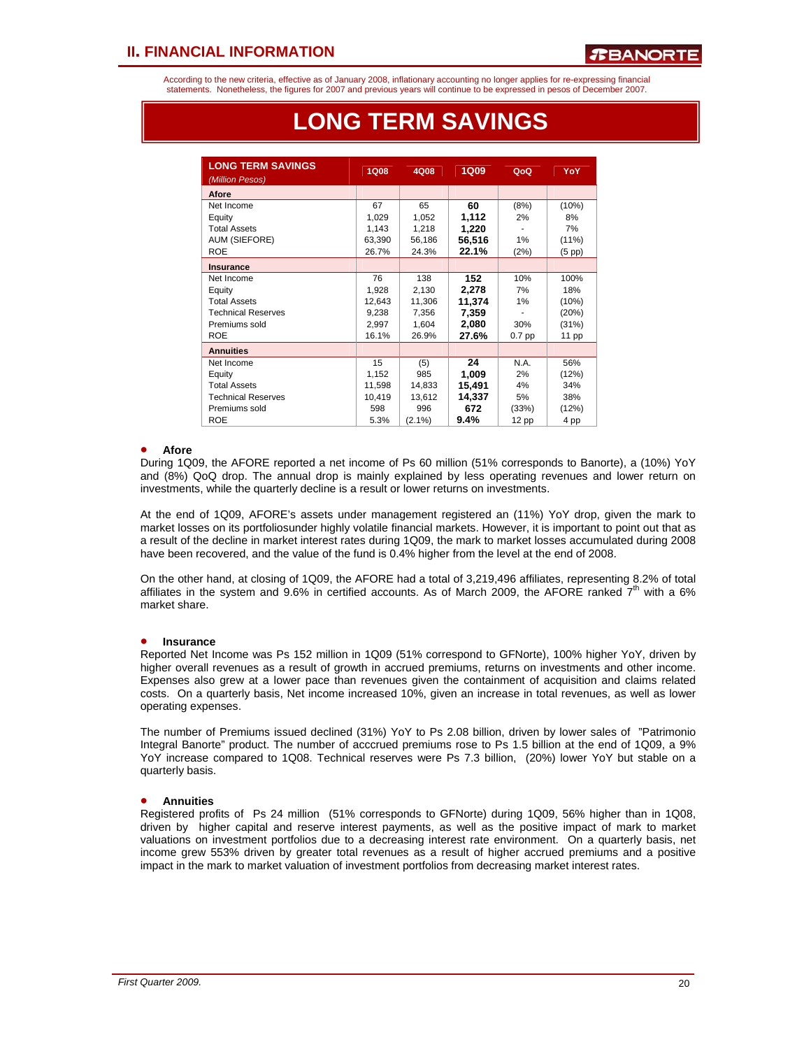According to the new criteria, effective as of January 2008, inflationary accounting no longer applies for re-expressing financial statements. Nonetheless, the figures for 2007 and previous years will continue to be expressed in pesos of December 2007.

# LONG TERM SAVINGS

| LONG TERM SAVINGS *(Million Pesos)* | 1Q08 | 4Q08 | 1Q09 | QoQ | YoY |
|---|---|---|---|---|---|
| **Afore** | | | | | |
| Net Income | 67 | 65 | **60** | (8%) | (10%) |
| Equity | 1,029 | 1,052 | **1,112** | 2% | 8% |
| Total Assets | 1,143 | 1,218 | **1,220** | - | 7% |
| AUM (SIEFORE) | 63,390 | 56,186 | **56,516** | 1% | (11%) |
| ROE | 26.7% | 24.3% | **22.1%** | (2%) | (5 pp) |
| **Insurance** | | | | | |
| Net Income | 76 | 138 | **152** | 10% | 100% |
| Equity | 1,928 | 2,130 | **2,278** | 7% | 18% |
| Total Assets | 12,643 | 11,306 | **11,374** | 1% | (10%) |
| Technical Reserves | 9,238 | 7,356 | **7,359** | - | (20%) |
| Premiums sold | 2,997 | 1,604 | **2,080** | 30% | (31%) |
| ROE | 16.1% | 26.9% | **27.6%** | 0.7 pp | 11 pp |
| **Annuities** | | | | | |
| Net Income | 15 | (5) | **24** | N.A. | 56% |
| Equity | 1,152 | 985 | **1,009** | 2% | (12%) |
| Total Assets | 11,598 | 14,833 | **15,491** | 4% | 34% |
| Technical Reserves | 10,419 | 13,612 | **14,337** | 5% | 38% |
| Premiums sold | 598 | 996 | **672** | (33%) | (12%) |
| ROE | 5.3% | (2.1%) | **9.4%** | 12 pp | 4 pp |

- **Afore**

During 1Q09, the AFORE reported a net income of Ps 60 million (51% corresponds to Banorte), a (10%) YoY and (8%) QoQ drop. The annual drop is mainly explained by less operating revenues and lower return on investments, while the quarterly decline is a result or lower returns on investments.

At the end of 1Q09, AFORE's assets under management registered an (11%) YoY drop, given the mark to market losses on its portfoliosunder highly volatile financial markets. However, it is important to point out that as a result of the decline in market interest rates during 1Q09, the mark to market losses accumulated during 2008 have been recovered, and the value of the fund is 0.4% higher from the level at the end of 2008.

On the other hand, at closing of 1Q09, the AFORE had a total of 3,219,496 affiliates, representing 8.2% of total affiliates in the system and 9.6% in certified accounts. As of March 2009, the AFORE ranked 7th with a 6% market share.

- **Insurance**

Reported Net Income was Ps 152 million in 1Q09 (51% correspond to GFNorte), 100% higher YoY, driven by higher overall revenues as a result of growth in accrued premiums, returns on investments and other income. Expenses also grew at a lower pace than revenues given the containment of acquisition and claims related costs. On a quarterly basis, Net income increased 10%, given an increase in total revenues, as well as lower operating expenses.

The number of Premiums issued declined (31%) YoY to Ps 2.08 billion, driven by lower sales of "Patrimonio Integral Banorte" product. The number of acccrued premiums rose to Ps 1.5 billion at the end of 1Q09, a 9% YoY increase compared to 1Q08. Technical reserves were Ps 7.3 billion, (20%) lower YoY but stable on a quarterly basis.

- **Annuities**

Registered profits of Ps 24 million (51% corresponds to GFNorte) during 1Q09, 56% higher than in 1Q08, driven by higher capital and reserve interest payments, as well as the positive impact of mark to market valuations on investment portfolios due to a decreasing interest rate environment. On a quarterly basis, net income grew 553% driven by greater total revenues as a result of higher accrued premiums and a positive impact in the mark to market valuation of investment portfolios from decreasing market interest rates.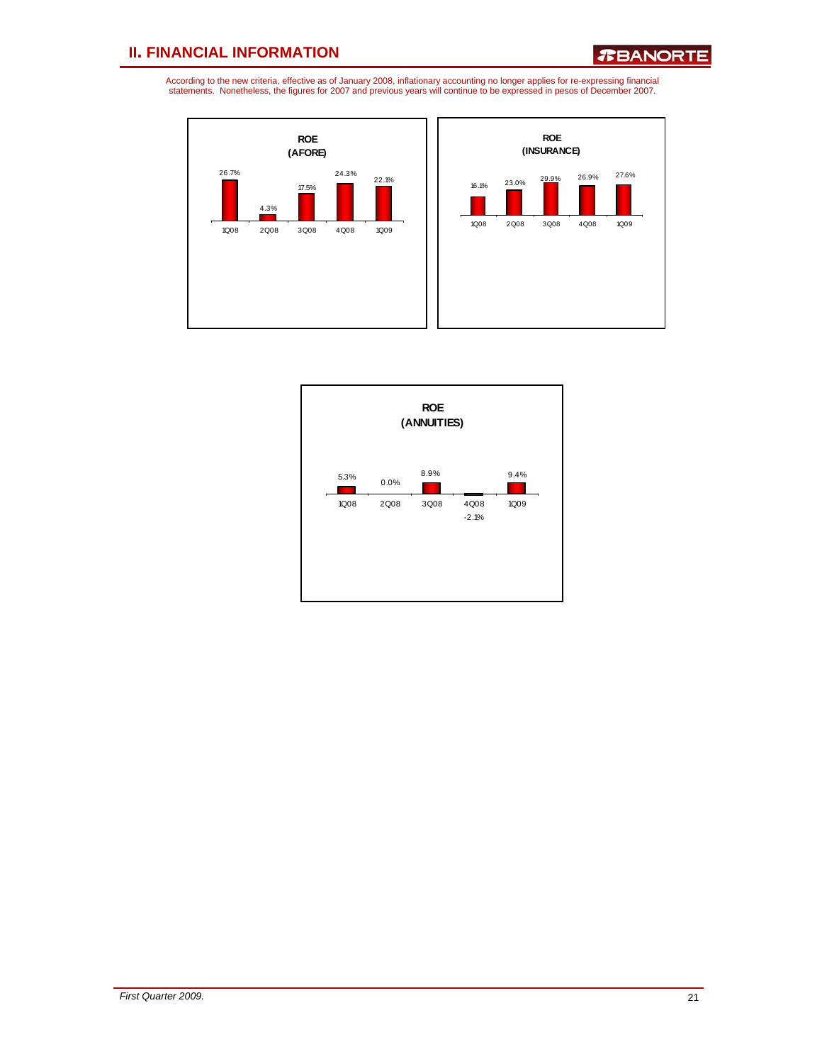## II. FINANCIAL INFORMATION

According to the new criteria, effective as of January 2008, inflationary accounting no longer applies for re-expressing financial statements. Nonetheless, the figures for 2007 and previous years will continue to be expressed in pesos of December 2007.

**ROE (AFORE)**

| 1Q08 | 2Q08 | 3Q08 | 4Q08 | 1Q09 |
|---|---|---|---|---|
| 26.7% | 4.3% | 17.5% | 24.3% | 22.1% |

**ROE (INSURANCE)**

| 1Q08 | 2Q08 | 3Q08 | 4Q08 | 1Q09 |
|---|---|---|---|---|
| 16.1% | 23.0% | 29.9% | 26.9% | 27.6% |

**ROE (ANNUITIES)**

| 1Q08 | 2Q08 | 3Q08 | 4Q08 | 1Q09 |
|---|---|---|---|---|
| 5.3% | 0.0% | 8.9% | -2.1% | 9.4% |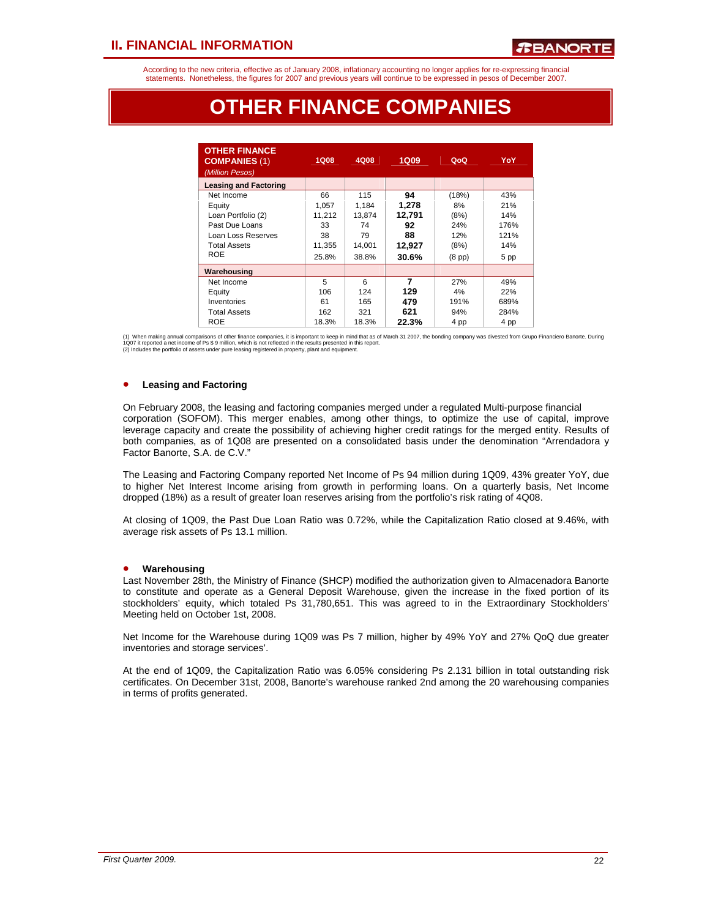## II. FINANCIAL INFORMATION

According to the new criteria, effective as of January 2008, inflationary accounting no longer applies for re-expressing financial statements. Nonetheless, the figures for 2007 and previous years will continue to be expressed in pesos of December 2007.

# OTHER FINANCE COMPANIES

| OTHER FINANCE COMPANIES (1) *(Million Pesos)* | 1Q08 | 4Q08 | 1Q09 | QoQ | YoY |
|---|---|---|---|---|---|
| **Leasing and Factoring** | | | | | |
| Net Income | 66 | 115 | **94** | (18%) | 43% |
| Equity | 1,057 | 1,184 | **1,278** | 8% | 21% |
| Loan Portfolio (2) | 11,212 | 13,874 | **12,791** | (8%) | 14% |
| Past Due Loans | 33 | 74 | **92** | 24% | 176% |
| Loan Loss Reserves | 38 | 79 | **88** | 12% | 121% |
| Total Assets | 11,355 | 14,001 | **12,927** | (8%) | 14% |
| ROE | 25.8% | 38.8% | **30.6%** | (8 pp) | 5 pp |
| **Warehousing** | | | | | |
| Net Income | 5 | 6 | **7** | 27% | 49% |
| Equity | 106 | 124 | **129** | 4% | 22% |
| Inventories | 61 | 165 | **479** | 191% | 689% |
| Total Assets | 162 | 321 | **621** | 94% | 284% |
| ROE | 18.3% | 18.3% | **22.3%** | 4 pp | 4 pp |

(1) When making annual comparisons of other finance companies, it is important to keep in mind that as of March 31 2007, the bonding company was divested from Grupo Financiero Banorte. During 1Q07 it reported a net income of Ps $ 9 million, which is not reflected in the results presented in this report.
(2) Includes the portfolio of assets under pure leasing registered in property, plant and equipment.

- **Leasing and Factoring**

On February 2008, the leasing and factoring companies merged under a regulated Multi-purpose financial corporation (SOFOM). This merger enables, among other things, to optimize the use of capital, improve leverage capacity and create the possibility of achieving higher credit ratings for the merged entity. Results of both companies, as of 1Q08 are presented on a consolidated basis under the denomination "Arrendadora y Factor Banorte, S.A. de C.V."

The Leasing and Factoring Company reported Net Income of Ps 94 million during 1Q09, 43% greater YoY, due to higher Net Interest Income arising from growth in performing loans. On a quarterly basis, Net Income dropped (18%) as a result of greater loan reserves arising from the portfolio's risk rating of 4Q08.

At closing of 1Q09, the Past Due Loan Ratio was 0.72%, while the Capitalization Ratio closed at 9.46%, with average risk assets of Ps 13.1 million.

- **Warehousing**

Last November 28th, the Ministry of Finance (SHCP) modified the authorization given to Almacenadora Banorte to constitute and operate as a General Deposit Warehouse, given the increase in the fixed portion of its stockholders' equity, which totaled Ps 31,780,651. This was agreed to in the Extraordinary Stockholders' Meeting held on October 1st, 2008.

Net Income for the Warehouse during 1Q09 was Ps 7 million, higher by 49% YoY and 27% QoQ due greater inventories and storage services'.

At the end of 1Q09, the Capitalization Ratio was 6.05% considering Ps 2.131 billion in total outstanding risk certificates. On December 31st, 2008, Banorte's warehouse ranked 2nd among the 20 warehousing companies in terms of profits generated.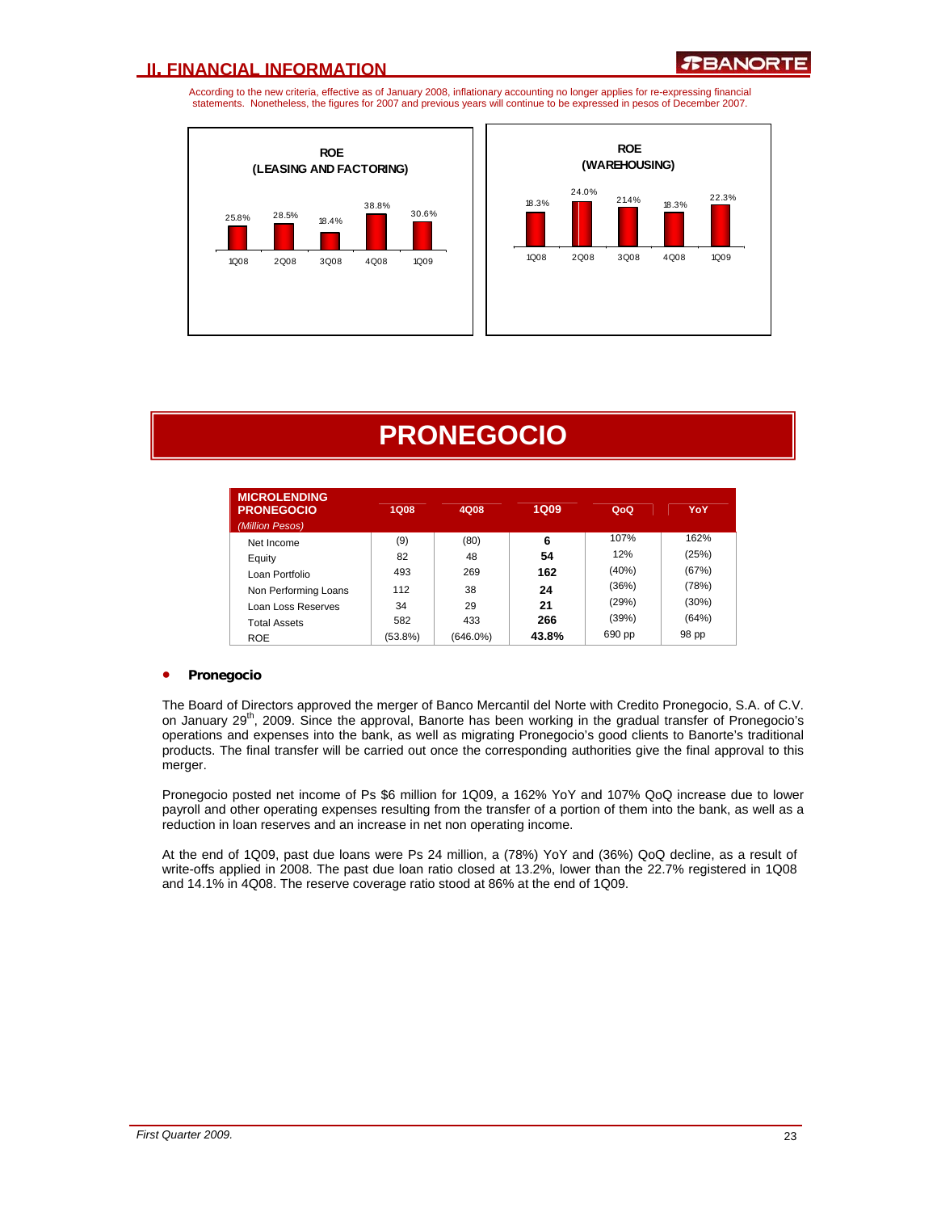According to the new criteria, effective as of January 2008, inflationary accounting no longer applies for re-expressing financial statements. Nonetheless, the figures for 2007 and previous years will continue to be expressed in pesos of December 2007.

**ROE (LEASING AND FACTORING)**

| 1Q08 | 2Q08 | 3Q08 | 4Q08 | 1Q09 |
|---|---|---|---|---|
| 25.8% | 28.5% | 18.4% | 38.8% | 30.6% |

**ROE (WAREHOUSING)**

| 1Q08 | 2Q08 | 3Q08 | 4Q08 | 1Q09 |
|---|---|---|---|---|
| 18.3% | 24.0% | 21.4% | 18.3% | 22.3% |

# PRONEGOCIO

| MICROLENDING PRONEGOCIO *(Million Pesos)* | 1Q08 | 4Q08 | 1Q09 | QoQ | YoY |
|---|---|---|---|---|---|
| Net Income | (9) | (80) | **6** | 107% | 162% |
| Equity | 82 | 48 | **54** | 12% | (25%) |
| Loan Portfolio | 493 | 269 | **162** | (40%) | (67%) |
| Non Performing Loans | 112 | 38 | **24** | (36%) | (78%) |
| Loan Loss Reserves | 34 | 29 | **21** | (29%) | (30%) |
| Total Assets | 582 | 433 | **266** | (39%) | (64%) |
| ROE | (53.8%) | (646.0%) | **43.8%** | 690 pp | 98 pp |

- **Pronegocio**

The Board of Directors approved the merger of Banco Mercantil del Norte with Credito Pronegocio, S.A. of C.V. on January 29th, 2009. Since the approval, Banorte has been working in the gradual transfer of Pronegocio's operations and expenses into the bank, as well as migrating Pronegocio's good clients to Banorte's traditional products. The final transfer will be carried out once the corresponding authorities give the final approval to this merger.

Pronegocio posted net income of Ps $6 million for 1Q09, a 162% YoY and 107% QoQ increase due to lower payroll and other operating expenses resulting from the transfer of a portion of them into the bank, as well as a reduction in loan reserves and an increase in net non operating income.

At the end of 1Q09, past due loans were Ps 24 million, a (78%) YoY and (36%) QoQ decline, as a result of write-offs applied in 2008. The past due loan ratio closed at 13.2%, lower than the 22.7% registered in 1Q08 and 14.1% in 4Q08. The reserve coverage ratio stood at 86% at the end of 1Q09.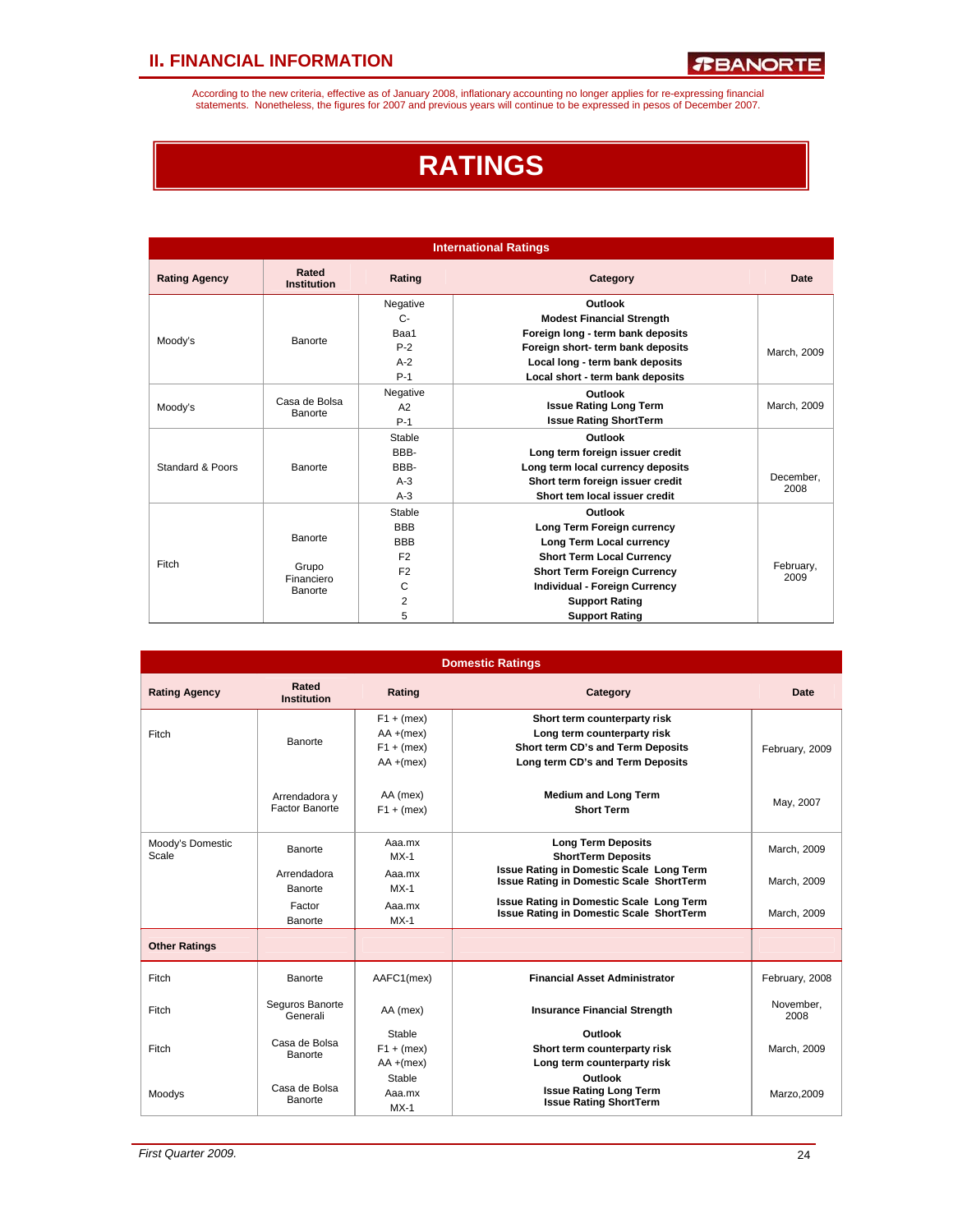According to the new criteria, effective as of January 2008, inflationary accounting no longer applies for re-expressing financial statements. Nonetheless, the figures for 2007 and previous years will continue to be expressed in pesos of December 2007.

# RATINGS

**International Ratings**

| Rating Agency | Rated Institution | Rating | Category | Date |
|---|---|---|---|---|
| Moody's | Banorte | Negative<br>C-<br>Baa1<br>P-2<br>A-2<br>P-1 | **Outlook**<br>**Modest Financial Strength**<br>**Foreign long - term bank deposits**<br>**Foreign short- term bank deposits**<br>**Local long - term bank deposits**<br>**Local short - term bank deposits** | March, 2009 |
| Moody's | Casa de Bolsa Banorte | Negative<br>A2<br>P-1 | **Outlook**<br>**Issue Rating Long Term**<br>**Issue Rating ShortTerm** | March, 2009 |
| Standard & Poors | Banorte | Stable<br>BBB-<br>BBB-<br>A-3<br>A-3 | **Outlook**<br>**Long term foreign issuer credit**<br>**Long term local currency deposits**<br>**Short term foreign issuer credit**<br>**Short tem local issuer credit** | December, 2008 |
| Fitch | Banorte<br><br>Grupo Financiero Banorte | Stable<br>BBB<br>BBB<br>F2<br>F2<br>C<br>2<br>5 | **Outlook**<br>**Long Term Foreign currency**<br>**Long Term Local currency**<br>**Short Term Local Currency**<br>**Short Term Foreign Currency**<br>**Individual - Foreign Currency**<br>**Support Rating**<br>**Support Rating** | February, 2009 |

**Domestic Ratings**

| Rating Agency | Rated Institution | Rating | Category | Date |
|---|---|---|---|---|
| Fitch | Banorte | F1 + (mex)<br>AA +(mex)<br>F1 + (mex)<br>AA +(mex) | **Short term counterparty risk**<br>**Long term counterparty risk**<br>**Short term CD's and Term Deposits**<br>**Long term CD's and Term Deposits** | February, 2009 |
| | Arrendadora y Factor Banorte | AA (mex)<br>F1 + (mex) | **Medium and Long Term**<br>**Short Term** | May, 2007 |
| Moody's Domestic Scale | Banorte | Aaa.mx<br>MX-1 | **Long Term Deposits**<br>**ShortTerm Deposits** | March, 2009 |
| | Arrendadora Banorte | Aaa.mx<br>MX-1 | **Issue Rating in Domestic Scale Long Term**<br>**Issue Rating in Domestic Scale ShortTerm** | March, 2009 |
| | Factor Banorte | Aaa.mx<br>MX-1 | **Issue Rating in Domestic Scale Long Term**<br>**Issue Rating in Domestic Scale ShortTerm** | March, 2009 |
| **Other Ratings** | | | | |
| Fitch | Banorte | AAFC1(mex) | **Financial Asset Administrator** | February, 2008 |
| Fitch | Seguros Banorte Generali | AA (mex) | **Insurance Financial Strength** | November, 2008 |
| Fitch | Casa de Bolsa Banorte | Stable<br>F1 + (mex)<br>AA +(mex) | **Outlook**<br>**Short term counterparty risk**<br>**Long term counterparty risk** | March, 2009 |
| Moodys | Casa de Bolsa Banorte | Stable<br>Aaa.mx<br>MX-1 | **Outlook**<br>**Issue Rating Long Term**<br>**Issue Rating ShortTerm** | Marzo,2009 |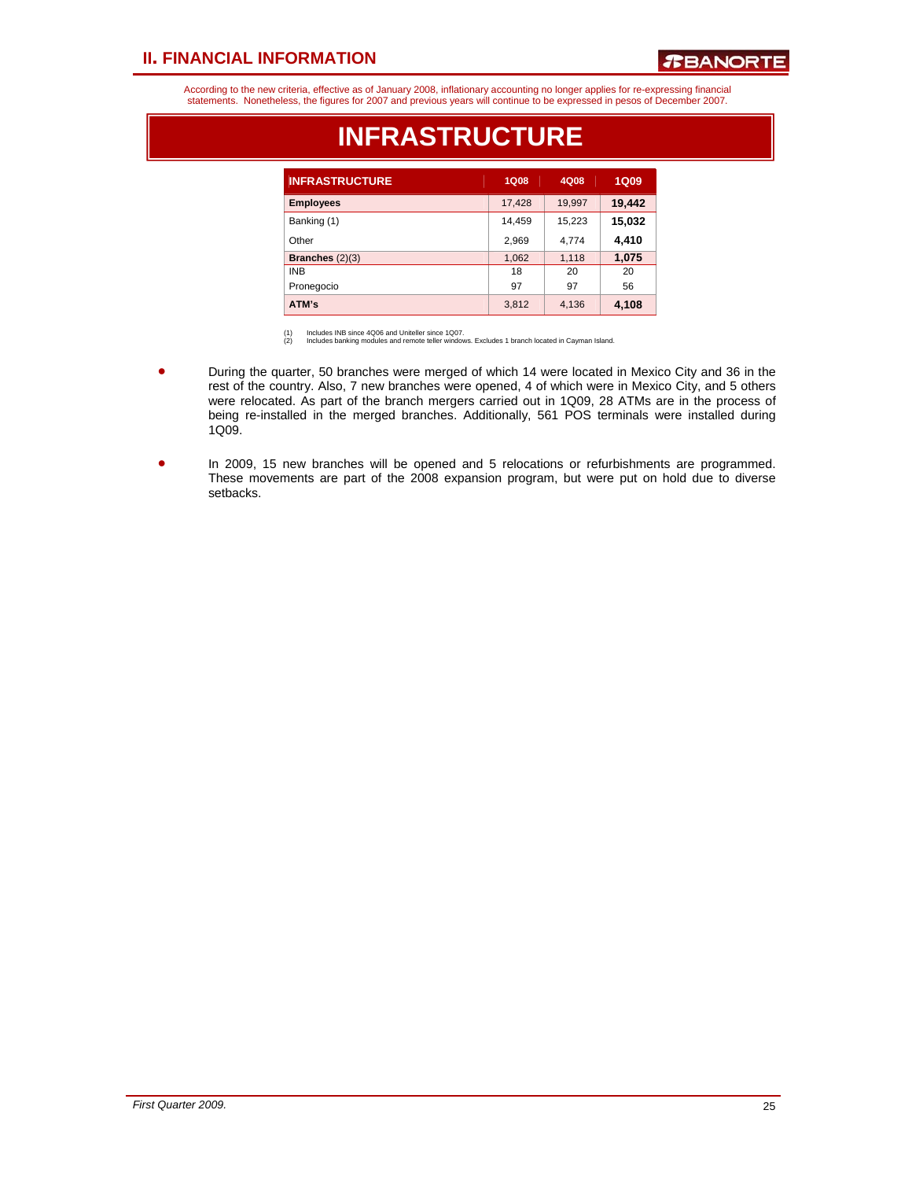According to the new criteria, effective as of January 2008, inflationary accounting no longer applies for re-expressing financial statements. Nonetheless, the figures for 2007 and previous years will continue to be expressed in pesos of December 2007.

# INFRASTRUCTURE

| INFRASTRUCTURE | 1Q08 | 4Q08 | 1Q09 |
|---|---|---|---|
| **Employees** | 17,428 | 19,997 | **19,442** |
| Banking (1) | 14,459 | 15,223 | **15,032** |
| Other | 2,969 | 4,774 | **4,410** |
| **Branches** (2)(3) | 1,062 | 1,118 | **1,075** |
| INB | 18 | 20 | 20 |
| Pronegocio | 97 | 97 | 56 |
| **ATM's** | 3,812 | 4,136 | **4,108** |

(1) Includes INB since 4Q06 and Uniteller since 1Q07.
(2) Includes banking modules and remote teller windows. Excludes 1 branch located in Cayman Island.

- During the quarter, 50 branches were merged of which 14 were located in Mexico City and 36 in the rest of the country. Also, 7 new branches were opened, 4 of which were in Mexico City, and 5 others were relocated. As part of the branch mergers carried out in 1Q09, 28 ATMs are in the process of being re-installed in the merged branches. Additionally, 561 POS terminals were installed during 1Q09.

- In 2009, 15 new branches will be opened and 5 relocations or refurbishments are programmed. These movements are part of the 2008 expansion program, but were put on hold due to diverse setbacks.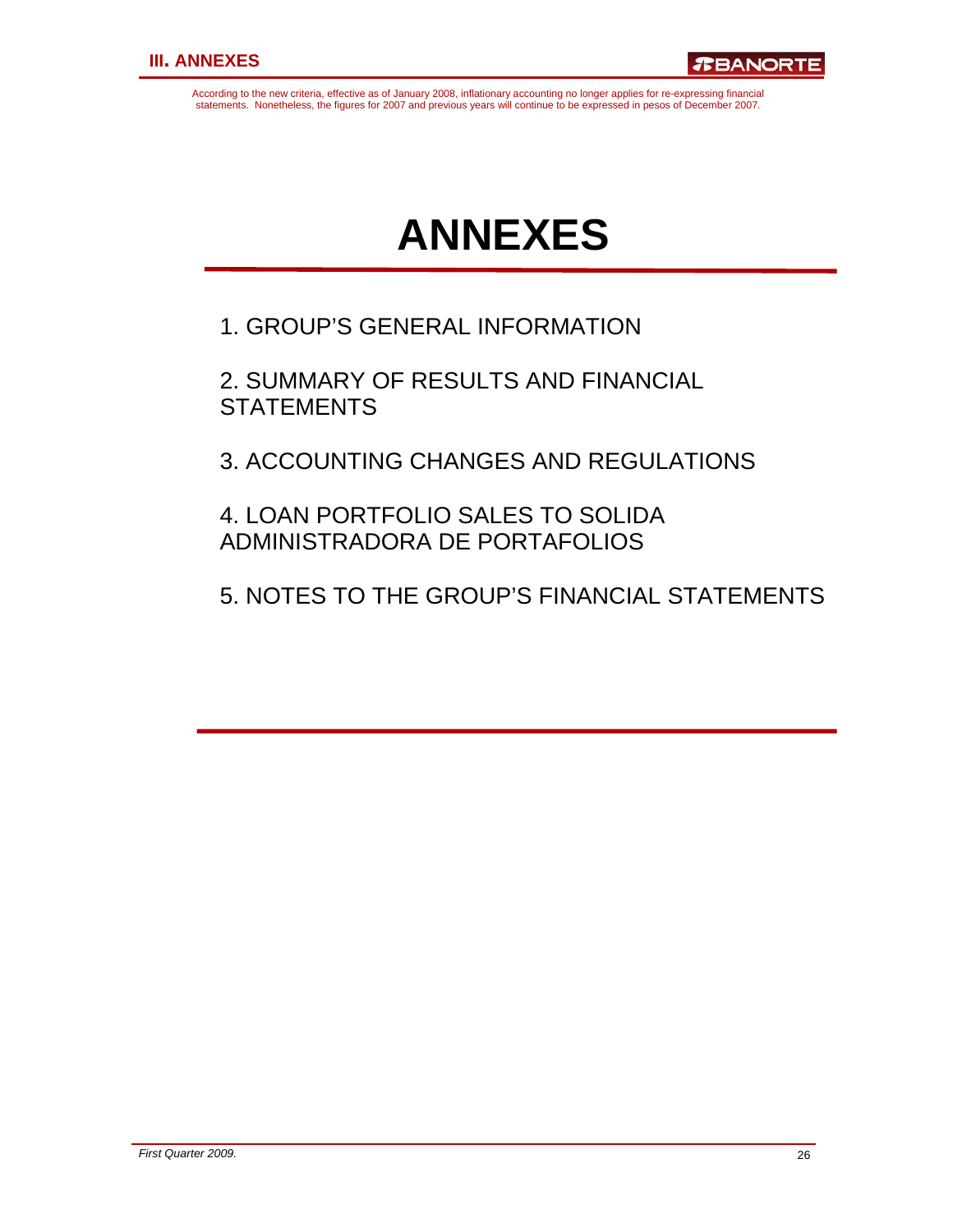# ANNEXES

1. GROUP'S GENERAL INFORMATION

2. SUMMARY OF RESULTS AND FINANCIAL STATEMENTS

3. ACCOUNTING CHANGES AND REGULATIONS

4. LOAN PORTFOLIO SALES TO SOLIDA ADMINISTRADORA DE PORTAFOLIOS

5. NOTES TO THE GROUP'S FINANCIAL STATEMENTS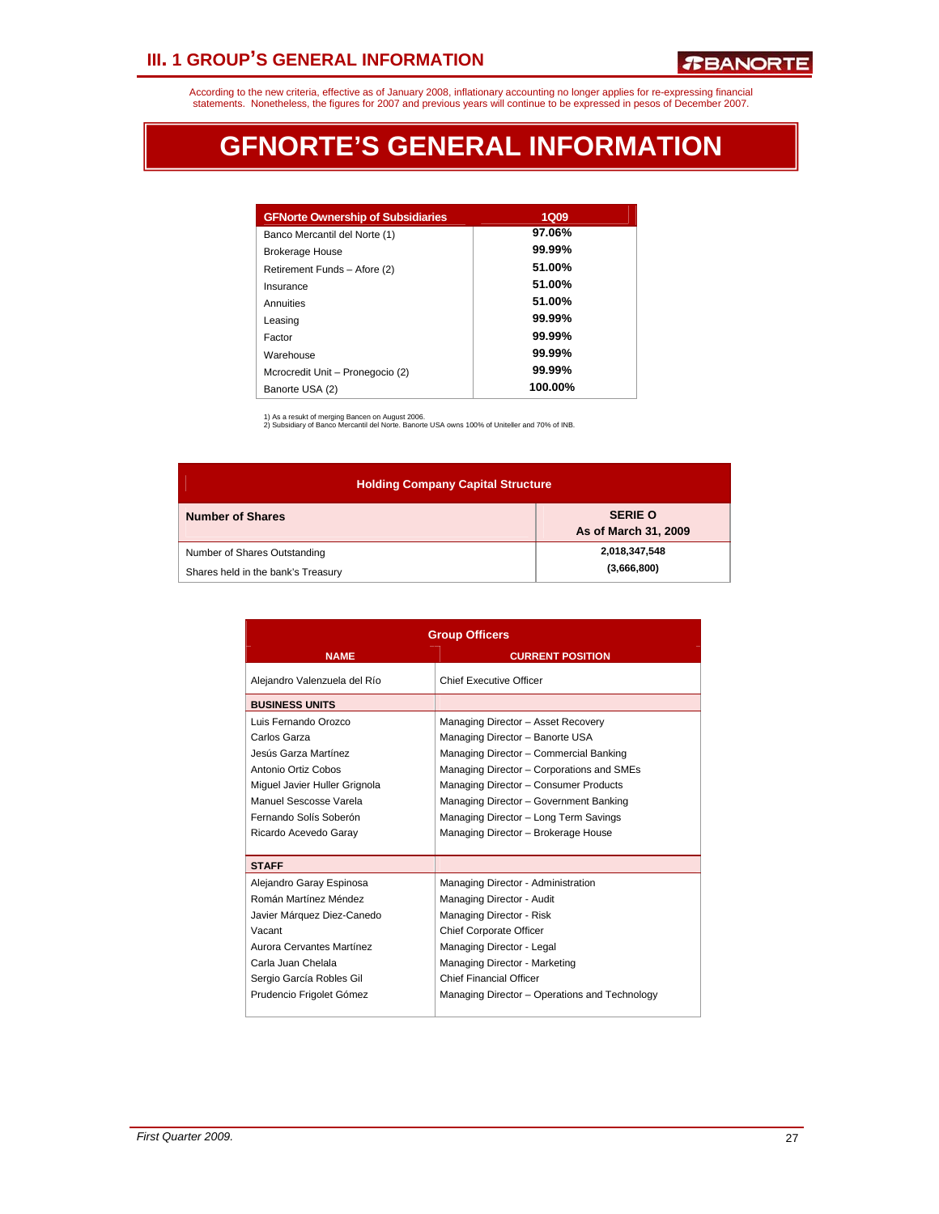# III. 1 GROUP'S GENERAL INFORMATION

According to the new criteria, effective as of January 2008, inflationary accounting no longer applies for re-expressing financial statements. Nonetheless, the figures for 2007 and previous years will continue to be expressed in pesos of December 2007.

# GFNORTE'S GENERAL INFORMATION

| GFNorte Ownership of Subsidiaries | 1Q09 |
|---|---|
| Banco Mercantil del Norte (1) | 97.06% |
| Brokerage House | 99.99% |
| Retirement Funds – Afore (2) | 51.00% |
| Insurance | 51.00% |
| Annuities | 51.00% |
| Leasing | 99.99% |
| Factor | 99.99% |
| Warehouse | 99.99% |
| Mcrocredit Unit – Pronegocio (2) | 99.99% |
| Banorte USA (2) | 100.00% |

1) As a resukt of merging Bancen on August 2006.
2) Subsidiary of Banco Mercantil del Norte. Banorte USA owns 100% of Uniteller and 70% of INB.

| Holding Company Capital Structure | |
|---|---|
| **Number of Shares** | **SERIE O As of March 31, 2009** |
| Number of Shares Outstanding | 2,018,347,548 |
| Shares held in the bank's Treasury | (3,666,800) |

| Group Officers | |
|---|---|
| **NAME** | **CURRENT POSITION** |
| Alejandro Valenzuela del Río | Chief Executive Officer |
| **BUSINESS UNITS** | |
| Luis Fernando Orozco | Managing Director – Asset Recovery |
| Carlos Garza | Managing Director – Banorte USA |
| Jesús Garza Martínez | Managing Director – Commercial Banking |
| Antonio Ortiz Cobos | Managing Director – Corporations and SMEs |
| Miguel Javier Huller Grignola | Managing Director – Consumer Products |
| Manuel Sescosse Varela | Managing Director – Government Banking |
| Fernando Solís Soberón | Managing Director – Long Term Savings |
| Ricardo Acevedo Garay | Managing Director – Brokerage House |
| **STAFF** | |
| Alejandro Garay Espinosa | Managing Director - Administration |
| Román Martínez Méndez | Managing Director - Audit |
| Javier Márquez Diez-Canedo | Managing Director - Risk |
| Vacant | Chief Corporate Officer |
| Aurora Cervantes Martínez | Managing Director - Legal |
| Carla Juan Chelala | Managing Director - Marketing |
| Sergio García Robles Gil | Chief Financial Officer |
| Prudencio Frigolet Gómez | Managing Director – Operations and Technology |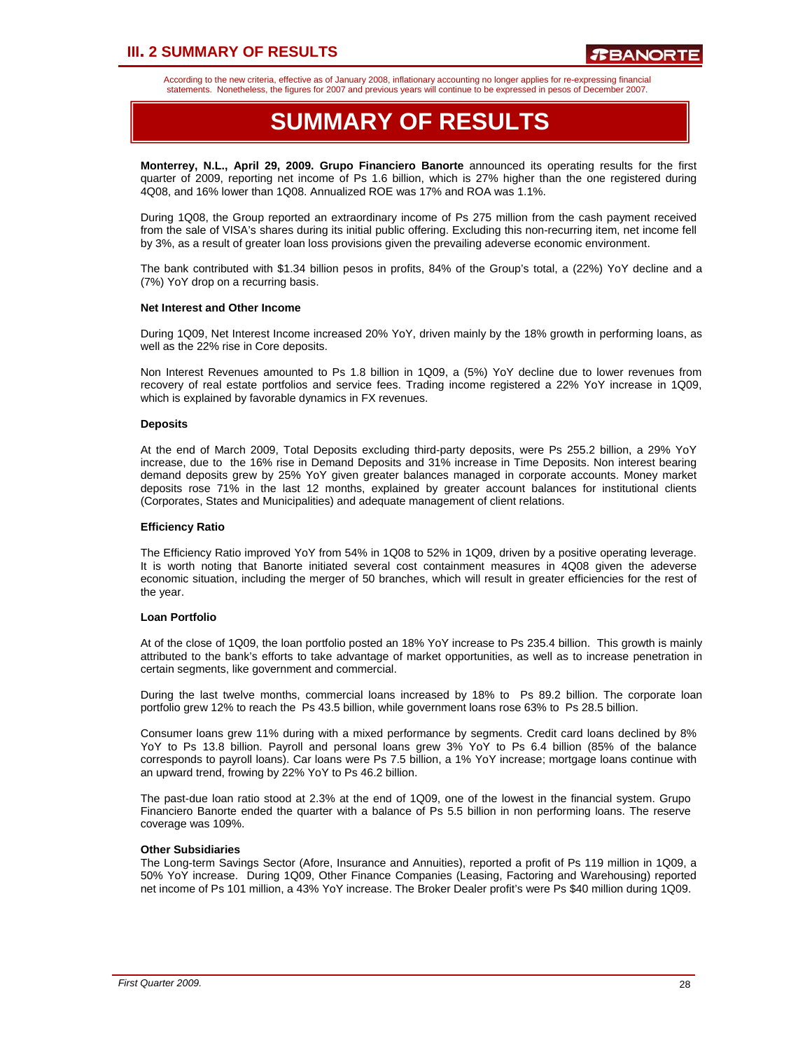According to the new criteria, effective as of January 2008, inflationary accounting no longer applies for re-expressing financial statements. Nonetheless, the figures for 2007 and previous years will continue to be expressed in pesos of December 2007.

# SUMMARY OF RESULTS

**Monterrey, N.L., April 29, 2009. Grupo Financiero Banorte** announced its operating results for the first quarter of 2009, reporting net income of Ps 1.6 billion, which is 27% higher than the one registered during 4Q08, and 16% lower than 1Q08. Annualized ROE was 17% and ROA was 1.1%.

During 1Q08, the Group reported an extraordinary income of Ps 275 million from the cash payment received from the sale of VISA's shares during its initial public offering. Excluding this non-recurring item, net income fell by 3%, as a result of greater loan loss provisions given the prevailing adeverse economic environment.

The bank contributed with $1.34 billion pesos in profits, 84% of the Group's total, a (22%) YoY decline and a (7%) YoY drop on a recurring basis.

**Net Interest and Other Income**

During 1Q09, Net Interest Income increased 20% YoY, driven mainly by the 18% growth in performing loans, as well as the 22% rise in Core deposits.

Non Interest Revenues amounted to Ps 1.8 billion in 1Q09, a (5%) YoY decline due to lower revenues from recovery of real estate portfolios and service fees. Trading income registered a 22% YoY increase in 1Q09, which is explained by favorable dynamics in FX revenues.

**Deposits**

At the end of March 2009, Total Deposits excluding third-party deposits, were Ps 255.2 billion, a 29% YoY increase, due to the 16% rise in Demand Deposits and 31% increase in Time Deposits. Non interest bearing demand deposits grew by 25% YoY given greater balances managed in corporate accounts. Money market deposits rose 71% in the last 12 months, explained by greater account balances for institutional clients (Corporates, States and Municipalities) and adequate management of client relations.

**Efficiency Ratio**

The Efficiency Ratio improved YoY from 54% in 1Q08 to 52% in 1Q09, driven by a positive operating leverage. It is worth noting that Banorte initiated several cost containment measures in 4Q08 given the adeverse economic situation, including the merger of 50 branches, which will result in greater efficiencies for the rest of the year.

**Loan Portfolio**

At of the close of 1Q09, the loan portfolio posted an 18% YoY increase to Ps 235.4 billion. This growth is mainly attributed to the bank's efforts to take advantage of market opportunities, as well as to increase penetration in certain segments, like government and commercial.

During the last twelve months, commercial loans increased by 18% to Ps 89.2 billion. The corporate loan portfolio grew 12% to reach the Ps 43.5 billion, while government loans rose 63% to Ps 28.5 billion.

Consumer loans grew 11% during with a mixed performance by segments. Credit card loans declined by 8% YoY to Ps 13.8 billion. Payroll and personal loans grew 3% YoY to Ps 6.4 billion (85% of the balance corresponds to payroll loans). Car loans were Ps 7.5 billion, a 1% YoY increase; mortgage loans continue with an upward trend, frowing by 22% YoY to Ps 46.2 billion.

The past-due loan ratio stood at 2.3% at the end of 1Q09, one of the lowest in the financial system. Grupo Financiero Banorte ended the quarter with a balance of Ps 5.5 billion in non performing loans. The reserve coverage was 109%.

**Other Subsidiaries**

The Long-term Savings Sector (Afore, Insurance and Annuities), reported a profit of Ps 119 million in 1Q09, a 50% YoY increase. During 1Q09, Other Finance Companies (Leasing, Factoring and Warehousing) reported net income of Ps 101 million, a 43% YoY increase. The Broker Dealer profit's were Ps $40 million during 1Q09.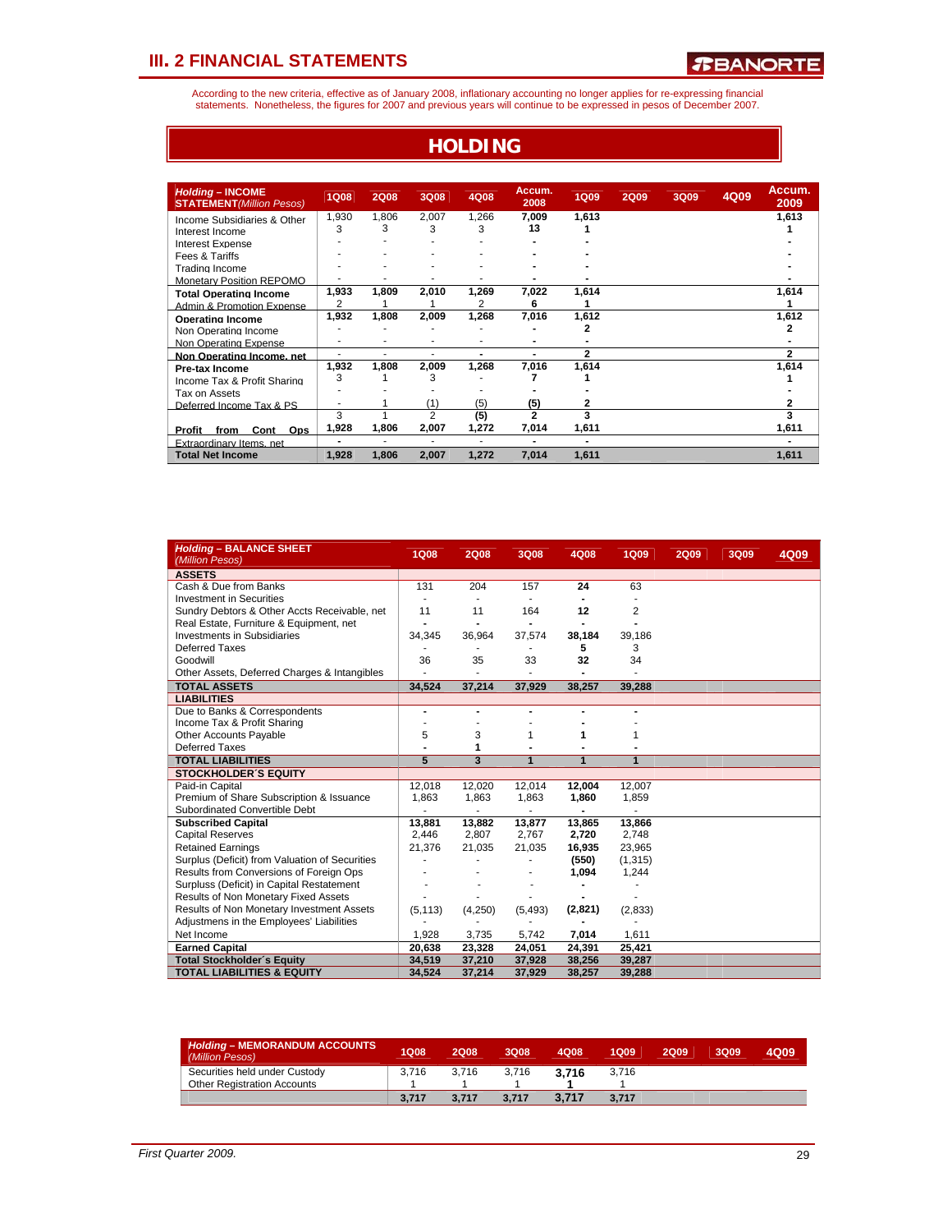## III. 2 FINANCIAL STATEMENTS

According to the new criteria, effective as of January 2008, inflationary accounting no longer applies for re-expressing financial statements. Nonetheless, the figures for 2007 and previous years will continue to be expressed in pesos of December 2007.

# HOLDING

| *Holding* – INCOME STATEMENT *(Million Pesos)* | 1Q08 | 2Q08 | 3Q08 | 4Q08 | Accum. 2008 | 1Q09 | 2Q09 | 3Q09 | 4Q09 | Accum. 2009 |
|---|---|---|---|---|---|---|---|---|---|---|
| Income Subsidiaries & Other | 1,930 | 1,806 | 2,007 | 1,266 | 7,009 | 1,613 | | | | 1,613 |
| Interest Income | 3 | 3 | 3 | 3 | 13 | 1 | | | | 1 |
| Interest Expense | - | - | - | - | - | - | | | | - |
| Fees & Tariffs | - | - | - | - | - | - | | | | - |
| Trading Income | - | - | - | - | - | - | | | | - |
| Monetary Position REPOMO | - | - | - | - | - | - | | | | - |
| **Total Operating Income** | **1,933** | **1,809** | **2,010** | **1,269** | **7,022** | **1,614** | | | | **1,614** |
| Admin & Promotion Expense | 2 | 1 | 1 | 2 | 6 | 1 | | | | 1 |
| **Operating Income** | **1,932** | **1,808** | **2,009** | **1,268** | **7,016** | **1,612** | | | | **1,612** |
| Non Operating Income | - | - | - | - | - | 2 | | | | 2 |
| Non Operating Expense | - | - | - | - | - | - | | | | - |
| **Non Operating Income, net** | - | - | - | - | - | 2 | | | | 2 |
| **Pre-tax Income** | **1,932** | **1,808** | **2,009** | **1,268** | **7,016** | **1,614** | | | | **1,614** |
| Income Tax & Profit Sharing | 3 | 1 | 3 | - | 7 | 1 | | | | 1 |
| Tax on Assets | - | - | - | - | - | - | | | | - |
| Deferred Income Tax & PS | - | 1 | (1) | (5) | (5) | 2 | | | | 2 |
| | 3 | 1 | 2 | (5) | 2 | 3 | | | | 3 |
| **Profit from Cont Ops** | **1,928** | **1,806** | **2,007** | **1,272** | **7,014** | **1,611** | | | | **1,611** |
| Extraordinary Items, net | - | - | - | - | - | - | | | | - |
| **Total Net Income** | **1,928** | **1,806** | **2,007** | **1,272** | **7,014** | **1,611** | | | | **1,611** |

| *Holding* – BALANCE SHEET *(Million Pesos)* | 1Q08 | 2Q08 | 3Q08 | 4Q08 | 1Q09 | 2Q09 | 3Q09 | 4Q09 |
|---|---|---|---|---|---|---|---|---|
| **ASSETS** | | | | | | | | |
| Cash & Due from Banks | 131 | 204 | 157 | 24 | 63 | | | |
| Investment in Securities | - | - | - | - | - | | | |
| Sundry Debtors & Other Accts Receivable, net | 11 | 11 | 164 | 12 | 2 | | | |
| Real Estate, Furniture & Equipment, net | - | - | - | - | - | | | |
| Investments in Subsidiaries | 34,345 | 36,964 | 37,574 | 38,184 | 39,186 | | | |
| Deferred Taxes | - | - | - | 5 | 3 | | | |
| Goodwill | 36 | 35 | 33 | 32 | 34 | | | |
| Other Assets, Deferred Charges & Intangibles | - | - | - | - | - | | | |
| **TOTAL ASSETS** | **34,524** | **37,214** | **37,929** | **38,257** | **39,288** | | | |
| **LIABILITIES** | | | | | | | | |
| Due to Banks & Correspondents | - | - | - | - | - | | | |
| Income Tax & Profit Sharing | - | - | - | - | - | | | |
| Other Accounts Payable | 5 | 3 | 1 | 1 | 1 | | | |
| Deferred Taxes | - | 1 | - | - | - | | | |
| **TOTAL LIABILITIES** | **5** | **3** | **1** | **1** | **1** | | | |
| **STOCKHOLDER´S EQUITY** | | | | | | | | |
| Paid-in Capital | 12,018 | 12,020 | 12,014 | 12,004 | 12,007 | | | |
| Premium of Share Subscription & Issuance | 1,863 | 1,863 | 1,863 | 1,860 | 1,859 | | | |
| Subordinated Convertible Debt | - | - | - | - | - | | | |
| **Subscribed Capital** | **13,881** | **13,882** | **13,877** | **13,865** | **13,866** | | | |
| Capital Reserves | 2,446 | 2,807 | 2,767 | 2,720 | 2,748 | | | |
| Retained Earnings | 21,376 | 21,035 | 21,035 | 16,935 | 23,965 | | | |
| Surplus (Deficit) from Valuation of Securities | - | - | - | (550) | (1,315) | | | |
| Results from Conversions of Foreign Ops | - | - | - | 1,094 | 1,244 | | | |
| Surplus (Deficit) in Capital Restatement | - | - | - | - | - | | | |
| Results of Non Monetary Fixed Assets | - | - | - | - | - | | | |
| Results of Non Monetary Investment Assets | (5,113) | (4,250) | (5,493) | (2,821) | (2,833) | | | |
| Adjustments in the Employees' Liabilities | - | - | - | - | - | | | |
| Net Income | 1,928 | 3,735 | 5,742 | 7,014 | 1,611 | | | |
| **Earned Capital** | **20,638** | **23,328** | **24,051** | **24,391** | **25,421** | | | |
| **Total Stockholder´s Equity** | **34,519** | **37,210** | **37,928** | **38,256** | **39,287** | | | |
| **TOTAL LIABILITIES & EQUITY** | **34,524** | **37,214** | **37,929** | **38,257** | **39,288** | | | |

| *Holding* – MEMORANDUM ACCOUNTS *(Million Pesos)* | 1Q08 | 2Q08 | 3Q08 | 4Q08 | 1Q09 | 2Q09 | 3Q09 | 4Q09 |
|---|---|---|---|---|---|---|---|---|
| Securities held under Custody | 3,716 | 3,716 | 3,716 | 3,716 | 3,716 | | | |
| Other Registration Accounts | 1 | 1 | 1 | 1 | 1 | | | |
| | **3,717** | **3,717** | **3,717** | **3,717** | **3,717** | | | |

*First Quarter 2009.*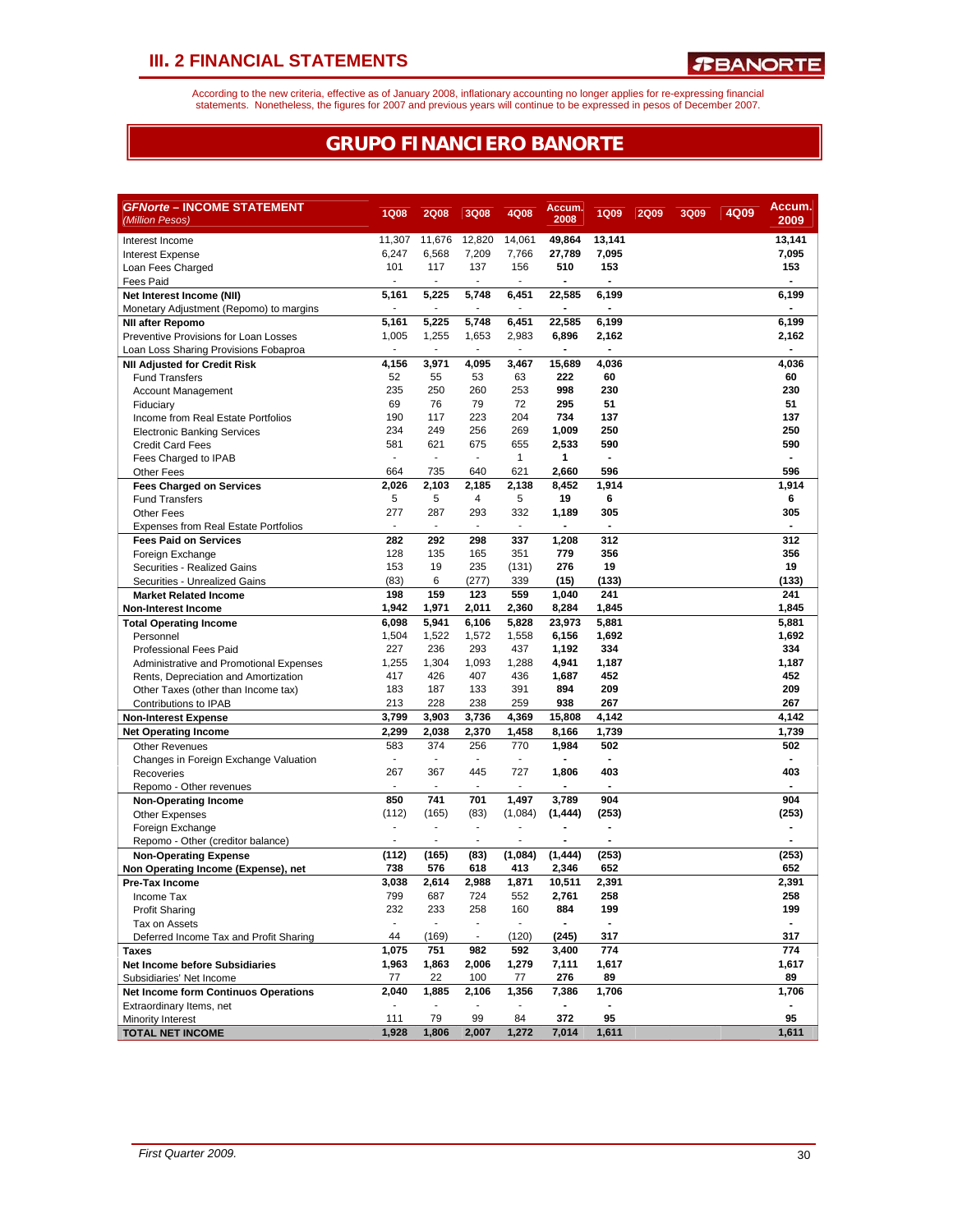# III. 2 FINANCIAL STATEMENTS

According to the new criteria, effective as of January 2008, inflationary accounting no longer applies for re-expressing financial statements. Nonetheless, the figures for 2007 and previous years will continue to be expressed in pesos of December 2007.

## GRUPO FINANCIERO BANORTE

| **GFNorte – INCOME STATEMENT** *(Million Pesos)* | 1Q08 | 2Q08 | 3Q08 | 4Q08 | Accum. 2008 | 1Q09 | 2Q09 | 3Q09 | 4Q09 | Accum. 2009 |
|---|---|---|---|---|---|---|---|---|---|---|
| Interest Income | 11,307 | 11,676 | 12,820 | 14,061 | **49,864** | **13,141** | | | | **13,141** |
| Interest Expense | 6,247 | 6,568 | 7,209 | 7,766 | **27,789** | **7,095** | | | | **7,095** |
| Loan Fees Charged | 101 | 117 | 137 | 156 | **510** | **153** | | | | **153** |
| Fees Paid | - | - | - | - | **-** | **-** | | | | **-** |
| **Net Interest Income (NII)** | **5,161** | **5,225** | **5,748** | **6,451** | **22,585** | **6,199** | | | | **6,199** |
| Monetary Adjustment (Repomo) to margins | - | - | - | - | **-** | **-** | | | | **-** |
| **NII after Repomo** | **5,161** | **5,225** | **5,748** | **6,451** | **22,585** | **6,199** | | | | **6,199** |
| Preventive Provisions for Loan Losses | 1,005 | 1,255 | 1,653 | 2,983 | **6,896** | **2,162** | | | | **2,162** |
| Loan Loss Sharing Provisions Fobaproa | - | - | - | - | **-** | **-** | | | | **-** |
| **NII Adjusted for Credit Risk** | **4,156** | **3,971** | **4,095** | **3,467** | **15,689** | **4,036** | | | | **4,036** |
| Fund Transfers | 52 | 55 | 53 | 63 | **222** | **60** | | | | **60** |
| Account Management | 235 | 250 | 260 | 253 | **998** | **230** | | | | **230** |
| Fiduciary | 69 | 76 | 79 | 72 | **295** | **51** | | | | **51** |
| Income from Real Estate Portfolios | 190 | 117 | 223 | 204 | **734** | **137** | | | | **137** |
| Electronic Banking Services | 234 | 249 | 256 | 269 | **1,009** | **250** | | | | **250** |
| Credit Card Fees | 581 | 621 | 675 | 655 | **2,533** | **590** | | | | **590** |
| Fees Charged to IPAB | - | - | - | 1 | **1** | **-** | | | | **-** |
| Other Fees | 664 | 735 | 640 | 621 | **2,660** | **596** | | | | **596** |
| **Fees Charged on Services** | **2,026** | **2,103** | **2,185** | **2,138** | **8,452** | **1,914** | | | | **1,914** |
| Fund Transfers | 5 | 5 | 4 | 5 | **19** | **6** | | | | **6** |
| Other Fees | 277 | 287 | 293 | 332 | **1,189** | **305** | | | | **305** |
| Expenses from Real Estate Portfolios | - | - | - | - | **-** | **-** | | | | **-** |
| **Fees Paid on Services** | **282** | **292** | **298** | **337** | **1,208** | **312** | | | | **312** |
| Foreign Exchange | 128 | 135 | 165 | 351 | **779** | **356** | | | | **356** |
| Securities - Realized Gains | 153 | 19 | 235 | (131) | **276** | **19** | | | | **19** |
| Securities - Unrealized Gains | (83) | 6 | (277) | 339 | **(15)** | **(133)** | | | | **(133)** |
| **Market Related Income** | **198** | **159** | **123** | **559** | **1,040** | **241** | | | | **241** |
| **Non-Interest Income** | **1,942** | **1,971** | **2,011** | **2,360** | **8,284** | **1,845** | | | | **1,845** |
| **Total Operating Income** | **6,098** | **5,941** | **6,106** | **5,828** | **23,973** | **5,881** | | | | **5,881** |
| Personnel | 1,504 | 1,522 | 1,572 | 1,558 | **6,156** | **1,692** | | | | **1,692** |
| Professional Fees Paid | 227 | 236 | 293 | 437 | **1,192** | **334** | | | | **334** |
| Administrative and Promotional Expenses | 1,255 | 1,304 | 1,093 | 1,288 | **4,941** | **1,187** | | | | **1,187** |
| Rents, Depreciation and Amortization | 417 | 426 | 407 | 436 | **1,687** | **452** | | | | **452** |
| Other Taxes (other than Income tax) | 183 | 187 | 133 | 391 | **894** | **209** | | | | **209** |
| Contributions to IPAB | 213 | 228 | 238 | 259 | **938** | **267** | | | | **267** |
| **Non-Interest Expense** | **3,799** | **3,903** | **3,736** | **4,369** | **15,808** | **4,142** | | | | **4,142** |
| **Net Operating Income** | **2,299** | **2,038** | **2,370** | **1,458** | **8,166** | **1,739** | | | | **1,739** |
| Other Revenues | 583 | 374 | 256 | 770 | **1,984** | **502** | | | | **502** |
| Changes in Foreign Exchange Valuation | - | - | - | - | **-** | **-** | | | | **-** |
| Recoveries | 267 | 367 | 445 | 727 | **1,806** | **403** | | | | **403** |
| Repomo - Other revenues | - | - | - | - | **-** | **-** | | | | **-** |
| **Non-Operating Income** | **850** | **741** | **701** | **1,497** | **3,789** | **904** | | | | **904** |
| Other Expenses | (112) | (165) | (83) | (1,084) | **(1,444)** | **(253)** | | | | **(253)** |
| Foreign Exchange | - | - | - | - | **-** | **-** | | | | **-** |
| Repomo - Other (creditor balance) | - | - | - | - | **-** | **-** | | | | **-** |
| **Non-Operating Expense** | **(112)** | **(165)** | **(83)** | **(1,084)** | **(1,444)** | **(253)** | | | | **(253)** |
| **Non Operating Income (Expense), net** | **738** | **576** | **618** | **413** | **2,346** | **652** | | | | **652** |
| **Pre-Tax Income** | **3,038** | **2,614** | **2,988** | **1,871** | **10,511** | **2,391** | | | | **2,391** |
| Income Tax | 799 | 687 | 724 | 552 | **2,761** | **258** | | | | **258** |
| Profit Sharing | 232 | 233 | 258 | 160 | **884** | **199** | | | | **199** |
| Tax on Assets | - | - | - | - | **-** | **-** | | | | **-** |
| Deferred Income Tax and Profit Sharing | 44 | (169) | - | (120) | **(245)** | **317** | | | | **317** |
| **Taxes** | **1,075** | **751** | **982** | **592** | **3,400** | **774** | | | | **774** |
| **Net Income before Subsidiaries** | **1,963** | **1,863** | **2,006** | **1,279** | **7,111** | **1,617** | | | | **1,617** |
| Subsidiaries' Net Income | 77 | 22 | 100 | 77 | **276** | **89** | | | | **89** |
| **Net Income form Continuos Operations** | **2,040** | **1,885** | **2,106** | **1,356** | **7,386** | **1,706** | | | | **1,706** |
| Extraordinary Items, net | - | - | - | - | **-** | **-** | | | | **-** |
| Minority Interest | 111 | 79 | 99 | 84 | **372** | **95** | | | | **95** |
| **TOTAL NET INCOME** | **1,928** | **1,806** | **2,007** | **1,272** | **7,014** | **1,611** | | | | **1,611** |

*First Quarter 2009.*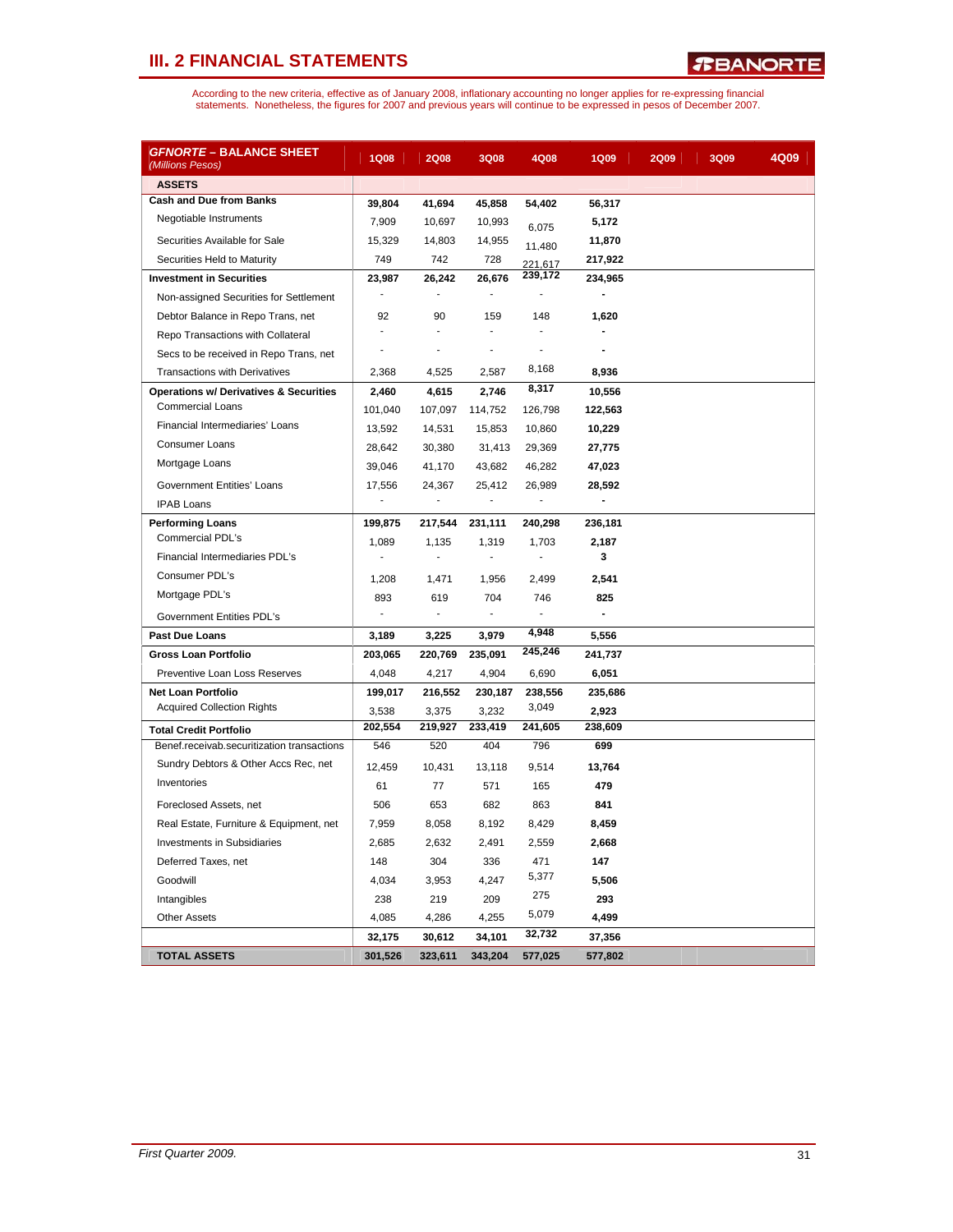## III. 2 FINANCIAL STATEMENTS

According to the new criteria, effective as of January 2008, inflationary accounting no longer applies for re-expressing financial statements. Nonetheless, the figures for 2007 and previous years will continue to be expressed in pesos of December 2007.

| ***GFNORTE* – BALANCE SHEET** *(Millions Pesos)* | 1Q08 | 2Q08 | 3Q08 | 4Q08 | 1Q09 | 2Q09 | 3Q09 | 4Q09 |
|---|---|---|---|---|---|---|---|---|
| **ASSETS** | | | | | | | | |
| **Cash and Due from Banks** | **39,804** | **41,694** | **45,858** | **54,402** | **56,317** | | | |
| Negotiable Instruments | 7,909 | 10,697 | 10,993 | 6,075 | **5,172** | | | |
| Securities Available for Sale | 15,329 | 14,803 | 14,955 | 11,480 | **11,870** | | | |
| Securities Held to Maturity | 749 | 742 | 728 | 221,617 | **217,922** | | | |
| **Investment in Securities** | **23,987** | **26,242** | **26,676** | **239,172** | **234,965** | | | |
| Non-assigned Securities for Settlement | - | - | - | - | **-** | | | |
| Debtor Balance in Repo Trans, net | 92 | 90 | 159 | 148 | **1,620** | | | |
| Repo Transactions with Collateral | - | - | - | - | **-** | | | |
| Secs to be received in Repo Trans, net | - | - | - | - | **-** | | | |
| Transactions with Derivatives | 2,368 | 4,525 | 2,587 | 8,168 | **8,936** | | | |
| **Operations w/ Derivatives & Securities** | **2,460** | **4,615** | **2,746** | **8,317** | **10,556** | | | |
| Commercial Loans | 101,040 | 107,097 | 114,752 | 126,798 | **122,563** | | | |
| Financial Intermediaries' Loans | 13,592 | 14,531 | 15,853 | 10,860 | **10,229** | | | |
| Consumer Loans | 28,642 | 30,380 | 31,413 | 29,369 | **27,775** | | | |
| Mortgage Loans | 39,046 | 41,170 | 43,682 | 46,282 | **47,023** | | | |
| Government Entities' Loans | 17,556 | 24,367 | 25,412 | 26,989 | **28,592** | | | |
| IPAB Loans | - | - | - | - | **-** | | | |
| **Performing Loans** | **199,875** | **217,544** | **231,111** | **240,298** | **236,181** | | | |
| Commercial PDL's | 1,089 | 1,135 | 1,319 | 1,703 | **2,187** | | | |
| Financial Intermediaries PDL's | - | - | - | - | **3** | | | |
| Consumer PDL's | 1,208 | 1,471 | 1,956 | 2,499 | **2,541** | | | |
| Mortgage PDL's | 893 | 619 | 704 | 746 | **825** | | | |
| Government Entities PDL's | - | - | - | - | **-** | | | |
| **Past Due Loans** | **3,189** | **3,225** | **3,979** | **4,948** | **5,556** | | | |
| **Gross Loan Portfolio** | **203,065** | **220,769** | **235,091** | **245,246** | **241,737** | | | |
| Preventive Loan Loss Reserves | 4,048 | 4,217 | 4,904 | 6,690 | **6,051** | | | |
| **Net Loan Portfolio** | **199,017** | **216,552** | **230,187** | **238,556** | **235,686** | | | |
| Acquired Collection Rights | 3,538 | 3,375 | 3,232 | 3,049 | **2,923** | | | |
| **Total Credit Portfolio** | **202,554** | **219,927** | **233,419** | **241,605** | **238,609** | | | |
| Benef.receivab.securitization transactions | 546 | 520 | 404 | 796 | **699** | | | |
| Sundry Debtors & Other Accs Rec, net | 12,459 | 10,431 | 13,118 | 9,514 | **13,764** | | | |
| Inventories | 61 | 77 | 571 | 165 | **479** | | | |
| Foreclosed Assets, net | 506 | 653 | 682 | 863 | **841** | | | |
| Real Estate, Furniture & Equipment, net | 7,959 | 8,058 | 8,192 | 8,429 | **8,459** | | | |
| Investments in Subsidiaries | 2,685 | 2,632 | 2,491 | 2,559 | **2,668** | | | |
| Deferred Taxes, net | 148 | 304 | 336 | 471 | **147** | | | |
| Goodwill | 4,034 | 3,953 | 4,247 | 5,377 | **5,506** | | | |
| Intangibles | 238 | 219 | 209 | 275 | **293** | | | |
| Other Assets | 4,085 | 4,286 | 4,255 | 5,079 | **4,499** | | | |
| | **32,175** | **30,612** | **34,101** | **32,732** | **37,356** | | | |
| **TOTAL ASSETS** | **301,526** | **323,611** | **343,204** | **577,025** | **577,802** | | | |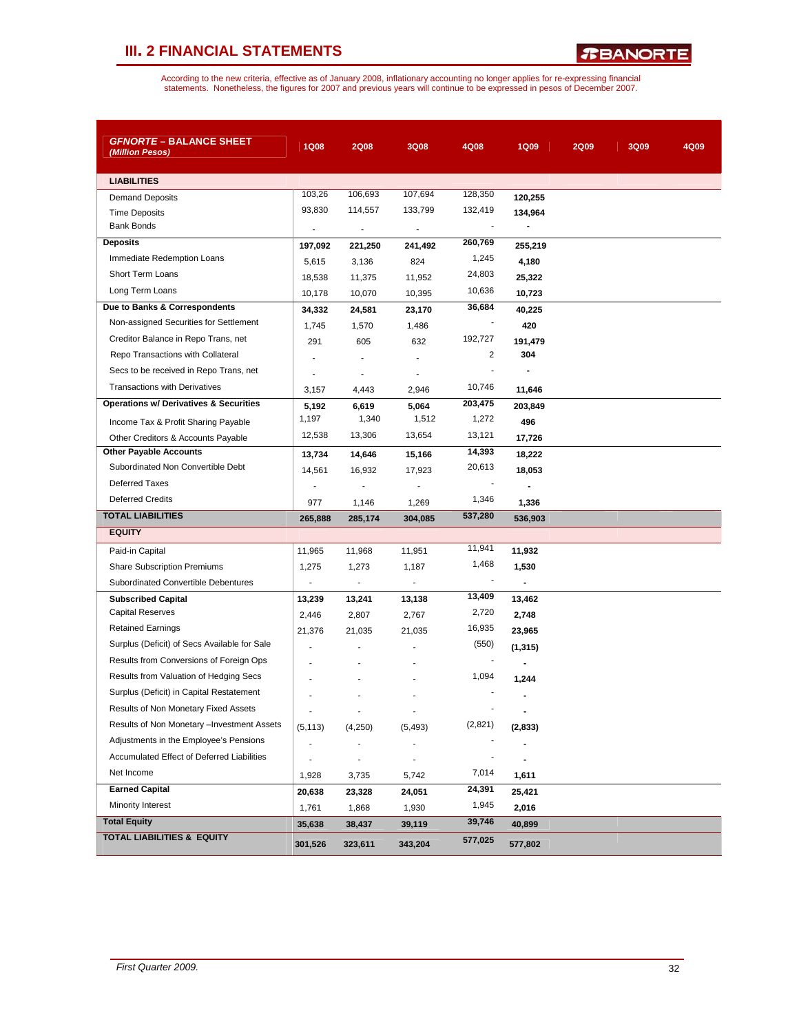## III. 2 FINANCIAL STATEMENTS

According to the new criteria, effective as of January 2008, inflationary accounting no longer applies for re-expressing financial statements. Nonetheless, the figures for 2007 and previous years will continue to be expressed in pesos of December 2007.

| ***GFNORTE* – BALANCE SHEET** *(Million Pesos)* | 1Q08 | 2Q08 | 3Q08 | 4Q08 | 1Q09 | 2Q09 | 3Q09 | 4Q09 |
|---|---|---|---|---|---|---|---|---|
| **LIABILITIES** | | | | | | | | |
| Demand Deposits | 103,26 | 106,693 | 107,694 | 128,350 | **120,255** | | | |
| Time Deposits | 93,830 | 114,557 | 133,799 | 132,419 | **134,964** | | | |
| Bank Bonds | - | - | - | - | **-** | | | |
| **Deposits** | **197,092** | **221,250** | **241,492** | **260,769** | **255,219** | | | |
| Immediate Redemption Loans | 5,615 | 3,136 | 824 | 1,245 | **4,180** | | | |
| Short Term Loans | 18,538 | 11,375 | 11,952 | 24,803 | **25,322** | | | |
| Long Term Loans | 10,178 | 10,070 | 10,395 | 10,636 | **10,723** | | | |
| **Due to Banks & Correspondents** | **34,332** | **24,581** | **23,170** | **36,684** | **40,225** | | | |
| Non-assigned Securities for Settlement | 1,745 | 1,570 | 1,486 | - | **420** | | | |
| Creditor Balance in Repo Trans, net | 291 | 605 | 632 | 192,727 | **191,479** | | | |
| Repo Transactions with Collateral | - | - | - | 2 | **304** | | | |
| Secs to be received in Repo Trans, net | - | - | - | - | **-** | | | |
| Transactions with Derivatives | 3,157 | 4,443 | 2,946 | 10,746 | **11,646** | | | |
| **Operations w/ Derivatives & Securities** | **5,192** | **6,619** | **5,064** | **203,475** | **203,849** | | | |
| Income Tax & Profit Sharing Payable | 1,197 | 1,340 | 1,512 | 1,272 | **496** | | | |
| Other Creditors & Accounts Payable | 12,538 | 13,306 | 13,654 | 13,121 | **17,726** | | | |
| **Other Payable Accounts** | **13,734** | **14,646** | **15,166** | **14,393** | **18,222** | | | |
| Subordinated Non Convertible Debt | 14,561 | 16,932 | 17,923 | 20,613 | **18,053** | | | |
| Deferred Taxes | - | - | - | - | **-** | | | |
| Deferred Credits | 977 | 1,146 | 1,269 | 1,346 | **1,336** | | | |
| **TOTAL LIABILITIES** | **265,888** | **285,174** | **304,085** | **537,280** | **536,903** | | | |
| **EQUITY** | | | | | | | | |
| Paid-in Capital | 11,965 | 11,968 | 11,951 | 11,941 | **11,932** | | | |
| Share Subscription Premiums | 1,275 | 1,273 | 1,187 | 1,468 | **1,530** | | | |
| Subordinated Convertible Debentures | - | - | - | - | **-** | | | |
| **Subscribed Capital** | **13,239** | **13,241** | **13,138** | **13,409** | **13,462** | | | |
| Capital Reserves | 2,446 | 2,807 | 2,767 | 2,720 | **2,748** | | | |
| Retained Earnings | 21,376 | 21,035 | 21,035 | 16,935 | **23,965** | | | |
| Surplus (Deficit) of Secs Available for Sale | - | - | - | (550) | **(1,315)** | | | |
| Results from Conversions of Foreign Ops | - | - | - | - | **-** | | | |
| Results from Valuation of Hedging Secs | - | - | - | 1,094 | **1,244** | | | |
| Surplus (Deficit) in Capital Restatement | - | - | - | - | **-** | | | |
| Results of Non Monetary Fixed Assets | - | - | - | - | **-** | | | |
| Results of Non Monetary –Investment Assets | (5,113) | (4,250) | (5,493) | (2,821) | **(2,833)** | | | |
| Adjustments in the Employee's Pensions | - | - | - | - | **-** | | | |
| Accumulated Effect of Deferred Liabilities | - | - | - | - | **-** | | | |
| Net Income | 1,928 | 3,735 | 5,742 | 7,014 | **1,611** | | | |
| **Earned Capital** | **20,638** | **23,328** | **24,051** | **24,391** | **25,421** | | | |
| Minority Interest | 1,761 | 1,868 | 1,930 | 1,945 | **2,016** | | | |
| **Total Equity** | **35,638** | **38,437** | **39,119** | **39,746** | **40,899** | | | |
| **TOTAL LIABILITIES & EQUITY** | **301,526** | **323,611** | **343,204** | **577,025** | **577,802** | | | |

*First Quarter 2009.*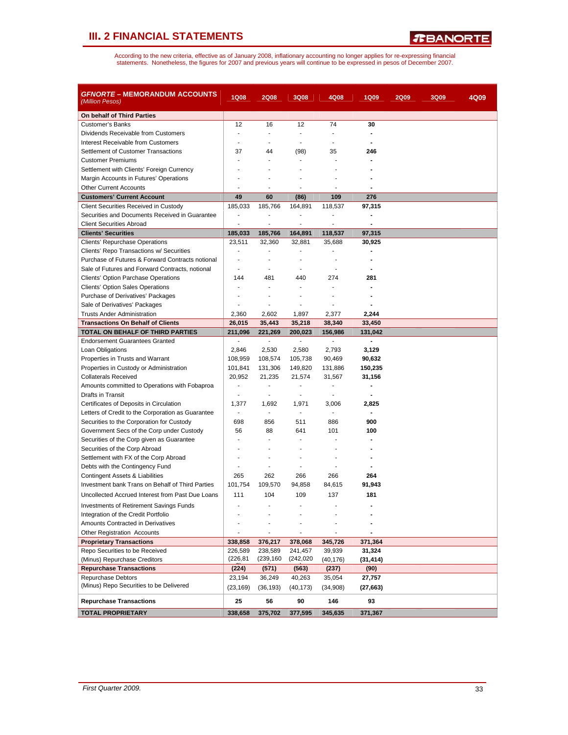# III. 2 FINANCIAL STATEMENTS

According to the new criteria, effective as of January 2008, inflationary accounting no longer applies for re-expressing financial statements.  Nonetheless, the figures for 2007 and previous years will continue to be expressed in pesos of December 2007.

| ***GFNORTE* – MEMORANDUM ACCOUNTS** *(Million Pesos)* | 1Q08 | 2Q08 | 3Q08 | 4Q08 | 1Q09 | 2Q09 | 3Q09 | 4Q09 |
|---|---|---|---|---|---|---|---|---|
| **On behalf of Third Parties** | | | | | | | | |
| Customer's Banks | 12 | 16 | 12 | 74 | **30** | | | |
| Dividends Receivable from Customers | - | - | - | - | **-** | | | |
| Interest Receivable from Customers | - | - | - | - | **-** | | | |
| Settlement of Customer Transactions | 37 | 44 | (98) | 35 | **246** | | | |
| Customer Premiums | - | - | - | - | **-** | | | |
| Settlement with Clients' Foreign Currency | - | - | - | - | **-** | | | |
| Margin Accounts in Futures' Operations | - | - | - | - | **-** | | | |
| Other Current Accounts | - | - | - | - | **-** | | | |
| **Customers' Current Account** | **49** | **60** | **(86)** | **109** | **276** | | | |
| Client Securities Received in Custody | 185,033 | 185,766 | 164,891 | 118,537 | **97,315** | | | |
| Securities and Documents Received in Guarantee | - | - | - | - | **-** | | | |
| Client Securities Abroad | - | - | - | - | **-** | | | |
| **Clients' Securities** | **185,033** | **185,766** | **164,891** | **118,537** | **97,315** | | | |
| Clients' Repurchase Operations | 23,511 | 32,360 | 32,881 | 35,688 | **30,925** | | | |
| Clients' Repo Transactions w/ Securities | - | - | - | - | **-** | | | |
| Purchase of Futures & Forward Contracts notional | - | - | - | - | **-** | | | |
| Sale of Futures and Forward Contracts, notional | - | - | - | - | **-** | | | |
| Clients' Option Purchase Operations | 144 | 481 | 440 | 274 | **281** | | | |
| Clients' Option Sales Operations | - | - | - | - | **-** | | | |
| Purchase of Derivatives' Packages | - | - | - | - | **-** | | | |
| Sale of Derivatives' Packages | - | - | - | - | **-** | | | |
| Trusts Ander Administration | 2,360 | 2,602 | 1,897 | 2,377 | **2,244** | | | |
| **Transactions On Behalf of Clients** | **26,015** | **35,443** | **35,218** | **38,340** | **33,450** | | | |
| **TOTAL ON BEHALF OF THIRD PARTIES** | **211,096** | **221,269** | **200,023** | **156,986** | **131,042** | | | |
| Endorsement Guarantees Granted | - | - | - | - | **-** | | | |
| Loan Obligations | 2,846 | 2,530 | 2,580 | 2,793 | **3,129** | | | |
| Properties in Trusts and Warrant | 108,959 | 108,574 | 105,738 | 90,469 | **90,632** | | | |
| Properties in Custody or Administration | 101,841 | 131,306 | 149,820 | 131,886 | **150,235** | | | |
| Collaterals Received | 20,952 | 21,235 | 21,574 | 31,567 | **31,156** | | | |
| Amounts committed to Operations with Fobaproa | - | - | - | - | **-** | | | |
| Drafts in Transit | - | - | - | - | **-** | | | |
| Certificates of Deposits in Circulation | 1,377 | 1,692 | 1,971 | 3,006 | **2,825** | | | |
| Letters of Credit to the Corporation as Guarantee | - | - | - | - | **-** | | | |
| Securities to the Corporation for Custody | 698 | 856 | 511 | 886 | **900** | | | |
| Government Secs of the Corp under Custody | 56 | 88 | 641 | 101 | **100** | | | |
| Securities of the Corp given as Guarantee | - | - | - | - | **-** | | | |
| Securities of the Corp Abroad | - | - | - | - | **-** | | | |
| Settlement with FX of the Corp Abroad | - | - | - | - | **-** | | | |
| Debts with the Contingency Fund | - | - | - | - | **-** | | | |
| Contingent Assets & Liabilities | 265 | 262 | 266 | 266 | **264** | | | |
| Investment bank Trans on Behalf of Third Parties | 101,754 | 109,570 | 94,858 | 84,615 | **91,943** | | | |
| Uncollected Accrued Interest from Past Due Loans | 111 | 104 | 109 | 137 | **181** | | | |
| Investments of Retirement Savings Funds | - | - | - | - | **-** | | | |
| Integration of the Credit Portfolio | - | - | - | - | **-** | | | |
| Amounts Contracted in Derivatives | - | - | - | - | **-** | | | |
| Other Registration Accounts | - | - | - | - | **-** | | | |
| **Proprietary Transactions** | **338,858** | **376,217** | **378,068** | **345,726** | **371,364** | | | |
| Repo Securities to be Received | 226,589 | 238,589 | 241,457 | 39,939 | **31,324** | | | |
| (Minus) Repurchase Creditors | (226,81 | (239,160 | (242,020 | (40,176) | **(31,414)** | | | |
| **Repurchase Transactions** | **(224)** | **(571)** | **(563)** | **(237)** | **(90)** | | | |
| Repurchase Debtors | 23,194 | 36,249 | 40,263 | 35,054 | **27,757** | | | |
| (Minus) Repo Securities to be Delivered | (23,169) | (36,193) | (40,173) | (34,908) | **(27,663)** | | | |
| **Repurchase Transactions** | **25** | **56** | **90** | **146** | **93** | | | |
| **TOTAL PROPRIETARY** | **338,658** | **375,702** | **377,595** | **345,635** | **371,367** | | | |

*First Quarter 2009.*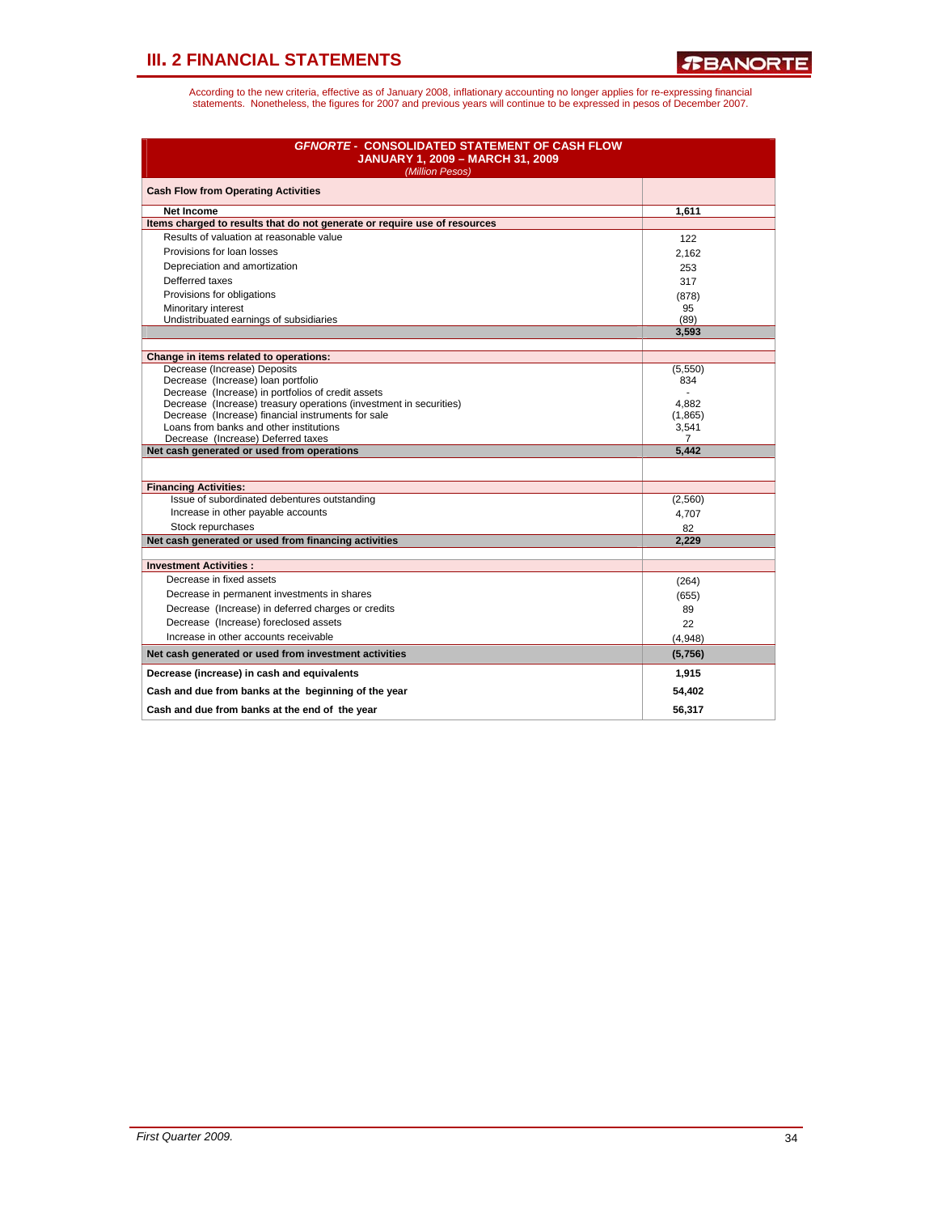## III. 2 FINANCIAL STATEMENTS

According to the new criteria, effective as of January 2008, inflationary accounting no longer applies for re-expressing financial statements. Nonetheless, the figures for 2007 and previous years will continue to be expressed in pesos of December 2007.

| *GFNORTE* - CONSOLIDATED STATEMENT OF CASH FLOW JANUARY 1, 2009 – MARCH 31, 2009 *(Million Pesos)* | |
|---|---|
| **Cash Flow from Operating Activities** | |
| **Net Income** | **1,611** |
| **Items charged to results that do not generate or require use of resources** | |
| Results of valuation at reasonable value | 122 |
| Provisions for loan losses | 2,162 |
| Depreciation and amortization | 253 |
| Defferred taxes | 317 |
| Provisions for obligations | (878) |
| Minoritary interest | 95 |
| Undistribuated earnings of subsidiaries | (89) |
| | **3,593** |
| **Change in items related to operations:** | |
| Decrease (Increase) Deposits | (5,550) |
| Decrease (Increase) loan portfolio | 834 |
| Decrease (Increase) in portfolios of credit assets | - |
| Decrease (Increase) treasury operations (investment in securities) | 4,882 |
| Decrease (Increase) financial instruments for sale | (1,865) |
| Loans from banks and other institutions | 3,541 |
| Decrease (Increase) Deferred taxes | 7 |
| **Net cash generated or used from operations** | **5,442** |
| **Financing Activities:** | |
| Issue of subordinated debentures outstanding | (2,560) |
| Increase in other payable accounts | 4,707 |
| Stock repurchases | 82 |
| **Net cash generated or used from financing activities** | **2,229** |
| **Investment Activities :** | |
| Decrease in fixed assets | (264) |
| Decrease in permanent investments in shares | (655) |
| Decrease (Increase) in deferred charges or credits | 89 |
| Decrease (Increase) foreclosed assets | 22 |
| Increase in other accounts receivable | (4,948) |
| **Net cash generated or used from investment activities** | **(5,756)** |
| **Decrease (increase) in cash and equivalents** | **1,915** |
| **Cash and due from banks at the beginning of the year** | **54,402** |
| **Cash and due from banks at the end of the year** | **56,317** |

*First Quarter 2009.*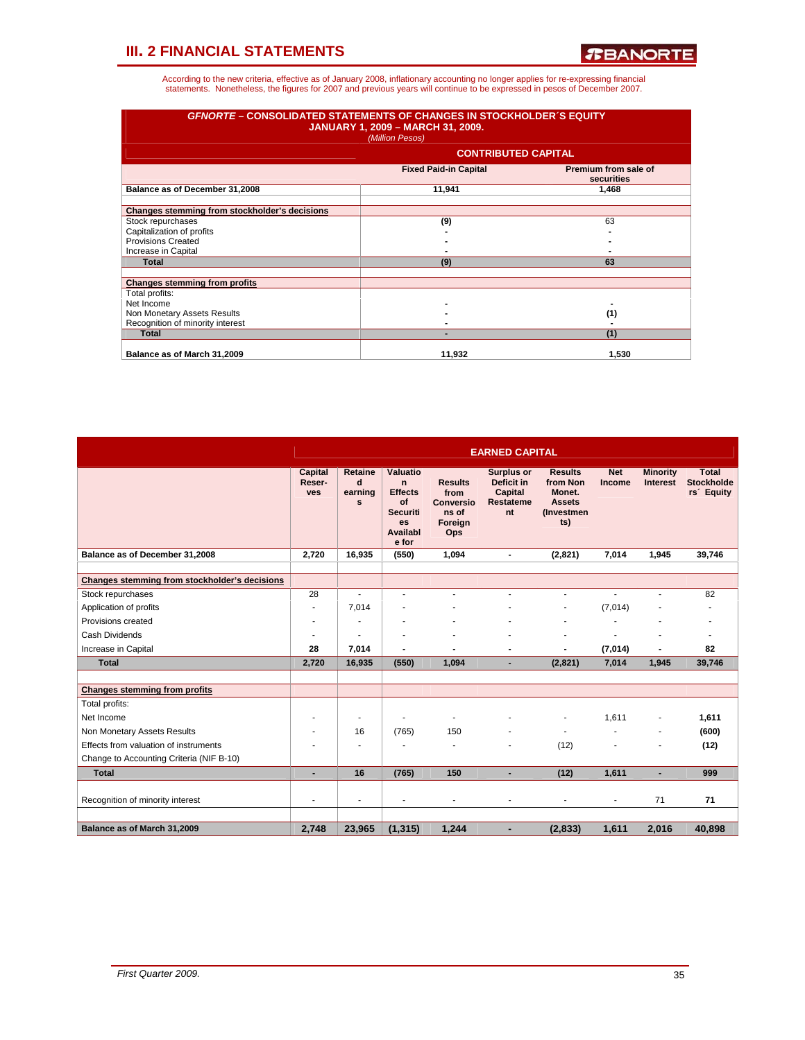## III. 2 FINANCIAL STATEMENTS

According to the new criteria, effective as of January 2008, inflationary accounting no longer applies for re-expressing financial statements. Nonetheless, the figures for 2007 and previous years will continue to be expressed in pesos of December 2007.

**GFNORTE – CONSOLIDATED STATEMENTS OF CHANGES IN STOCKHOLDER´S EQUITY**
**JANUARY 1, 2009 – MARCH 31, 2009.**
*(Million Pesos)*

| | CONTRIBUTED CAPITAL | |
|---|---|---|
| | **Fixed Paid-in Capital** | **Premium from sale of securities** |
| **Balance as of December 31,2008** | 11,941 | 1,468 |
| | | |
| **Changes stemming from stockholder's decisions** | | |
| Stock repurchases | (9) | 63 |
| Capitalization of profits | - | - |
| Provisions Created | - | - |
| Increase in Capital | - | - |
| **Total** | (9) | 63 |
| | | |
| **Changes stemming from profits** | | |
| Total profits: | | |
| Net Income | - | - |
| Non Monetary Assets Results | - | (1) |
| Recognition of minority interest | - | - |
| **Total** | - | (1) |
| | | |
| **Balance as of March 31,2009** | 11,932 | 1,530 |

| | EARNED CAPITAL | | | | | | | | |
|---|---|---|---|---|---|---|---|---|---|
| | **Capital Reser-ves** | **Retained earnings** | **Valuation Effects of Securities Available for** | **Results from Conversions of Foreign Ops** | **Surplus or Deficit in Capital Restatement** | **Results from Non Monet. Assets (Investments)** | **Net Income** | **Minority Interest** | **Total Stockholders´ Equity** |
| **Balance as of December 31,2008** | 2,720 | 16,935 | (550) | 1,094 | - | (2,821) | 7,014 | 1,945 | 39,746 |
| | | | | | | | | | |
| **Changes stemming from stockholder's decisions** | | | | | | | | | |
| Stock repurchases | 28 | - | - | - | - | - | - | - | 82 |
| Application of profits | - | 7,014 | - | - | - | - | (7,014) | - | - |
| Provisions created | - | - | - | - | - | - | - | - | - |
| Cash Dividends | - | - | - | - | - | - | - | - | - |
| Increase in Capital | 28 | 7,014 | - | - | - | - | (7,014) | - | 82 |
| **Total** | 2,720 | 16,935 | (550) | 1,094 | - | (2,821) | 7,014 | 1,945 | 39,746 |
| | | | | | | | | | |
| **Changes stemming from profits** | | | | | | | | | |
| Total profits: | | | | | | | | | |
| Net Income | - | - | - | - | - | - | 1,611 | - | 1,611 |
| Non Monetary Assets Results | - | 16 | (765) | 150 | - | - | - | - | (600) |
| Effects from valuation of instruments | - | - | - | - | - | (12) | - | - | (12) |
| Change to Accounting Criteria (NIF B-10) | | | | | | | | | |
| **Total** | - | 16 | (765) | 150 | - | (12) | 1,611 | - | 999 |
| | | | | | | | | | |
| Recognition of minority interest | - | - | - | - | - | - | - | 71 | 71 |
| | | | | | | | | | |
| **Balance as of March 31,2009** | 2,748 | 23,965 | (1,315) | 1,244 | - | (2,833) | 1,611 | 2,016 | 40,898 |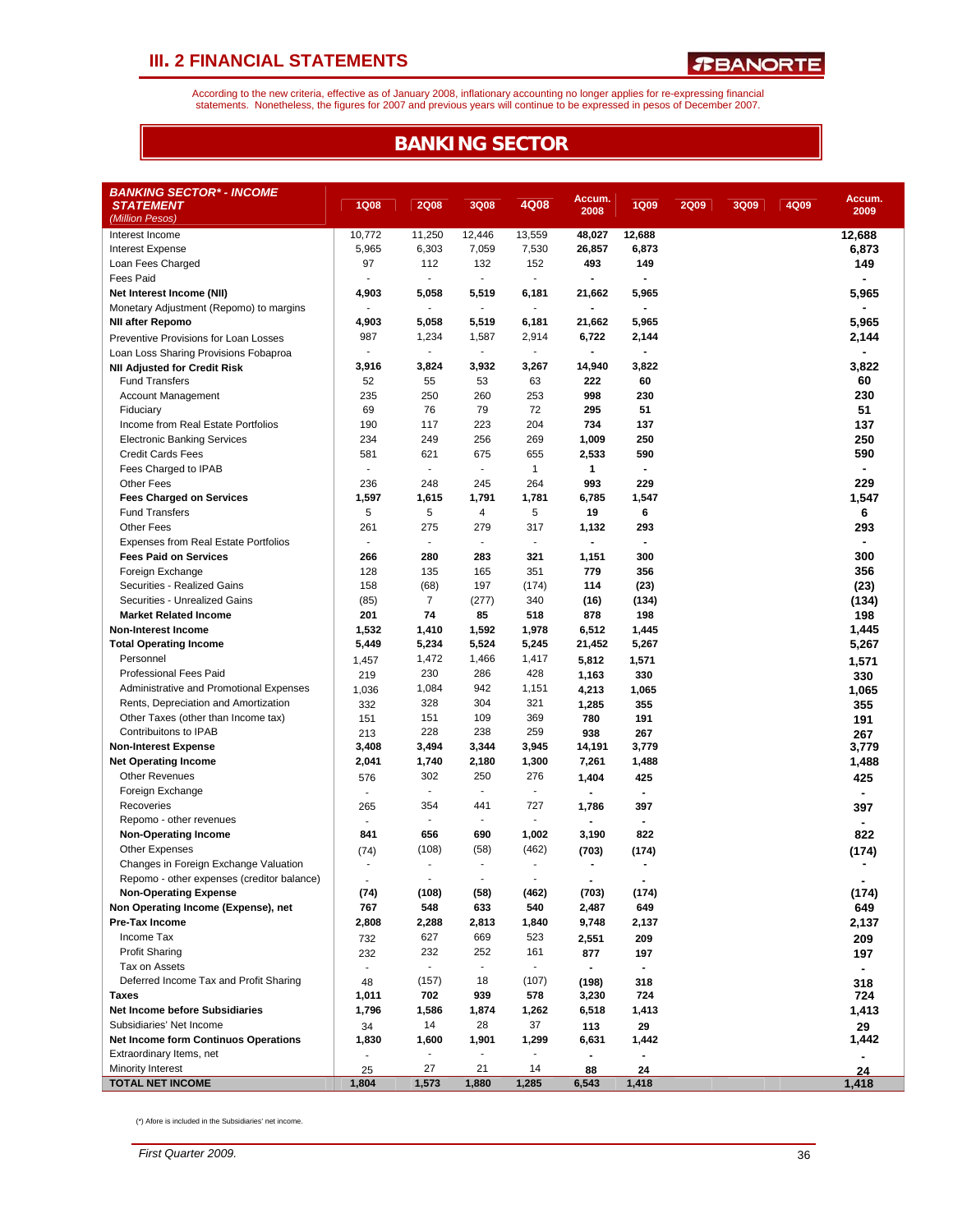# III. 2 FINANCIAL STATEMENTS

According to the new criteria, effective as of January 2008, inflationary accounting no longer applies for re-expressing financial statements. Nonetheless, the figures for 2007 and previous years will continue to be expressed in pesos of December 2007.

## BANKING SECTOR

| *BANKING SECTOR\* - INCOME STATEMENT* *(Million Pesos)* | 1Q08 | 2Q08 | 3Q08 | 4Q08 | Accum. 2008 | 1Q09 | 2Q09 | 3Q09 | 4Q09 | Accum. 2009 |
|---|---|---|---|---|---|---|---|---|---|---|
| Interest Income | 10,772 | 11,250 | 12,446 | 13,559 | 48,027 | 12,688 | | | | 12,688 |
| Interest Expense | 5,965 | 6,303 | 7,059 | 7,530 | 26,857 | 6,873 | | | | 6,873 |
| Loan Fees Charged | 97 | 112 | 132 | 152 | 493 | 149 | | | | 149 |
| Fees Paid | - | - | - | - | - | - | | | | - |
| **Net Interest Income (NII)** | 4,903 | 5,058 | 5,519 | 6,181 | 21,662 | 5,965 | | | | 5,965 |
| Monetary Adjustment (Repomo) to margins | - | - | - | - | - | - | | | | - |
| **NII after Repomo** | 4,903 | 5,058 | 5,519 | 6,181 | 21,662 | 5,965 | | | | 5,965 |
| Preventive Provisions for Loan Losses | 987 | 1,234 | 1,587 | 2,914 | 6,722 | 2,144 | | | | 2,144 |
| Loan Loss Sharing Provisions Fobaproa | - | - | - | - | - | - | | | | - |
| **NII Adjusted for Credit Risk** | 3,916 | 3,824 | 3,932 | 3,267 | 14,940 | 3,822 | | | | 3,822 |
| Fund Transfers | 52 | 55 | 53 | 63 | 222 | 60 | | | | 60 |
| Account Management | 235 | 250 | 260 | 253 | 998 | 230 | | | | 230 |
| Fiduciary | 69 | 76 | 79 | 72 | 295 | 51 | | | | 51 |
| Income from Real Estate Portfolios | 190 | 117 | 223 | 204 | 734 | 137 | | | | 137 |
| Electronic Banking Services | 234 | 249 | 256 | 269 | 1,009 | 250 | | | | 250 |
| Credit Cards Fees | 581 | 621 | 675 | 655 | 2,533 | 590 | | | | 590 |
| Fees Charged to IPAB | - | - | - | 1 | 1 | - | | | | - |
| Other Fees | 236 | 248 | 245 | 264 | 993 | 229 | | | | 229 |
| **Fees Charged on Services** | 1,597 | 1,615 | 1,791 | 1,781 | 6,785 | 1,547 | | | | 1,547 |
| Fund Transfers | 5 | 5 | 4 | 5 | 19 | 6 | | | | 6 |
| Other Fees | 261 | 275 | 279 | 317 | 1,132 | 293 | | | | 293 |
| Expenses from Real Estate Portfolios | - | - | - | - | - | - | | | | - |
| **Fees Paid on Services** | 266 | 280 | 283 | 321 | 1,151 | 300 | | | | 300 |
| Foreign Exchange | 128 | 135 | 165 | 351 | 779 | 356 | | | | 356 |
| Securities - Realized Gains | 158 | (68) | 197 | (174) | 114 | (23) | | | | (23) |
| Securities - Unrealized Gains | (85) | 7 | (277) | 340 | (16) | (134) | | | | (134) |
| **Market Related Income** | 201 | 74 | 85 | 518 | 878 | 198 | | | | 198 |
| **Non-Interest Income** | 1,532 | 1,410 | 1,592 | 1,978 | 6,512 | 1,445 | | | | 1,445 |
| **Total Operating Income** | 5,449 | 5,234 | 5,524 | 5,245 | 21,452 | 5,267 | | | | 5,267 |
| Personnel | 1,457 | 1,472 | 1,466 | 1,417 | 5,812 | 1,571 | | | | 1,571 |
| Professional Fees Paid | 219 | 230 | 286 | 428 | 1,163 | 330 | | | | 330 |
| Administrative and Promotional Expenses | 1,036 | 1,084 | 942 | 1,151 | 4,213 | 1,065 | | | | 1,065 |
| Rents, Depreciation and Amortization | 332 | 328 | 304 | 321 | 1,285 | 355 | | | | 355 |
| Other Taxes (other than Income tax) | 151 | 151 | 109 | 369 | 780 | 191 | | | | 191 |
| Contribuitons to IPAB | 213 | 228 | 238 | 259 | 938 | 267 | | | | 267 |
| **Non-Interest Expense** | 3,408 | 3,494 | 3,344 | 3,945 | 14,191 | 3,779 | | | | 3,779 |
| **Net Operating Income** | 2,041 | 1,740 | 2,180 | 1,300 | 7,261 | 1,488 | | | | 1,488 |
| Other Revenues | 576 | 302 | 250 | 276 | 1,404 | 425 | | | | 425 |
| Foreign Exchange | - | - | - | - | - | - | | | | - |
| Recoveries | 265 | 354 | 441 | 727 | 1,786 | 397 | | | | 397 |
| Repomo - other revenues | - | - | - | - | - | - | | | | - |
| **Non-Operating Income** | 841 | 656 | 690 | 1,002 | 3,190 | 822 | | | | 822 |
| Other Expenses | (74) | (108) | (58) | (462) | (703) | (174) | | | | (174) |
| Changes in Foreign Exchange Valuation | - | - | - | - | - | - | | | | - |
| Repomo - other expenses (creditor balance) | - | - | - | - | - | - | | | | - |
| **Non-Operating Expense** | (74) | (108) | (58) | (462) | (703) | (174) | | | | (174) |
| **Non Operating Income (Expense), net** | 767 | 548 | 633 | 540 | 2,487 | 649 | | | | 649 |
| **Pre-Tax Income** | 2,808 | 2,288 | 2,813 | 1,840 | 9,748 | 2,137 | | | | 2,137 |
| Income Tax | 732 | 627 | 669 | 523 | 2,551 | 209 | | | | 209 |
| Profit Sharing | 232 | 232 | 252 | 161 | 877 | 197 | | | | 197 |
| Tax on Assets | - | - | - | - | - | - | | | | - |
| Deferred Income Tax and Profit Sharing | 48 | (157) | 18 | (107) | (198) | 318 | | | | 318 |
| **Taxes** | 1,011 | 702 | 939 | 578 | 3,230 | 724 | | | | 724 |
| **Net Income before Subsidiaries** | 1,796 | 1,586 | 1,874 | 1,262 | 6,518 | 1,413 | | | | 1,413 |
| Subsidiaries' Net Income | 34 | 14 | 28 | 37 | 113 | 29 | | | | 29 |
| **Net Income form Continuos Operations** | 1,830 | 1,600 | 1,901 | 1,299 | 6,631 | 1,442 | | | | 1,442 |
| Extraordinary Items, net | - | - | - | - | - | - | | | | - |
| Minority Interest | 25 | 27 | 21 | 14 | 88 | 24 | | | | 24 |
| **TOTAL NET INCOME** | 1,804 | 1,573 | 1,880 | 1,285 | 6,543 | 1,418 | | | | 1,418 |

(*) Afore is included in the Subsidiaries' net income.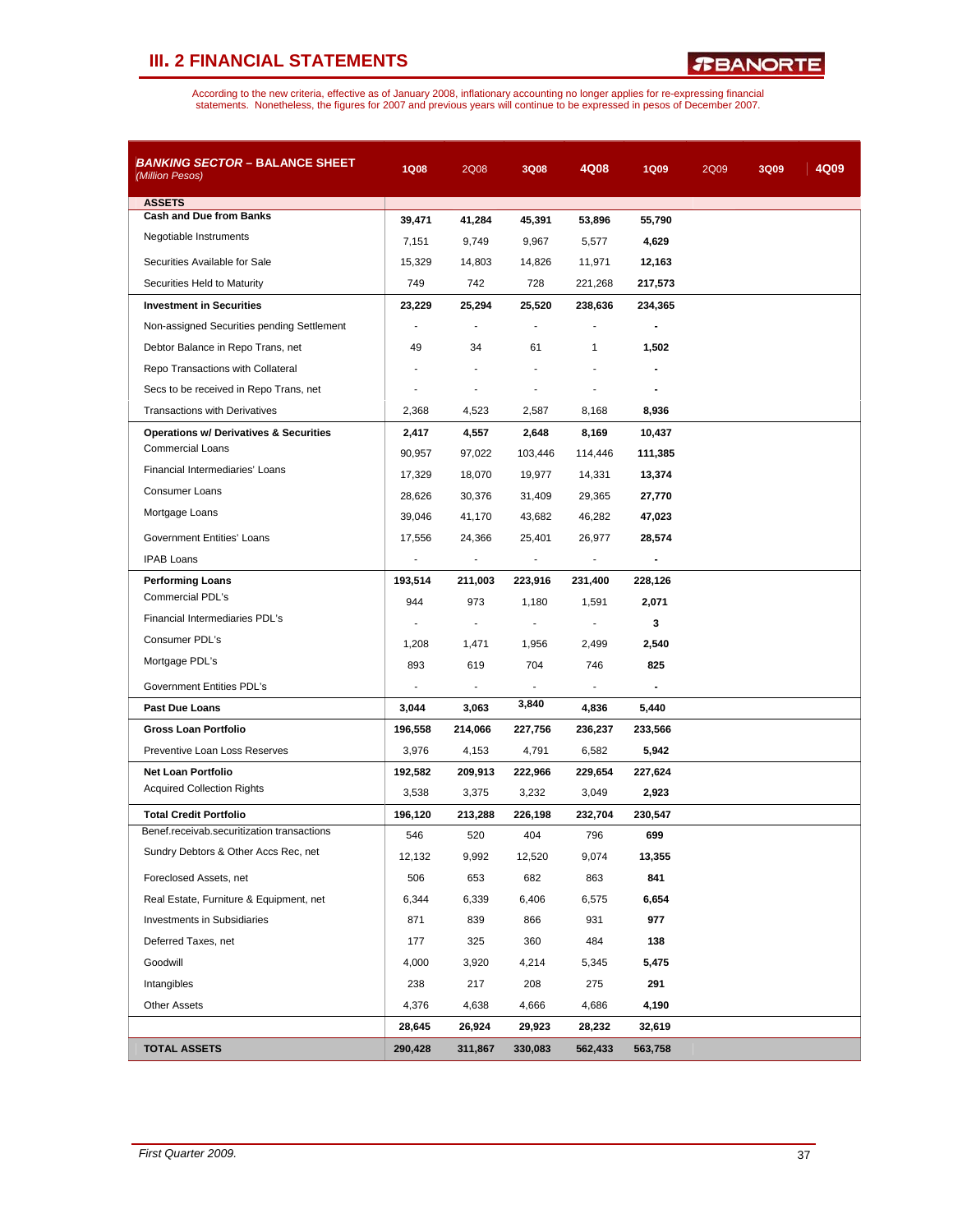## III. 2 FINANCIAL STATEMENTS

According to the new criteria, effective as of January 2008, inflationary accounting no longer applies for re-expressing financial statements. Nonetheless, the figures for 2007 and previous years will continue to be expressed in pesos of December 2007.

| ***BANKING SECTOR* – BANCE SHEET** *(Million Pesos)* | 1Q08 | 2Q08 | 3Q08 | 4Q08 | 1Q09 | 2Q09 | 3Q09 | 4Q09 |
|---|---|---|---|---|---|---|---|---|
| **ASSETS** | | | | | | | | |
| **Cash and Due from Banks** | **39,471** | **41,284** | **45,391** | **53,896** | **55,790** | | | |
| Negotiable Instruments | 7,151 | 9,749 | 9,967 | 5,577 | **4,629** | | | |
| Securities Available for Sale | 15,329 | 14,803 | 14,826 | 11,971 | **12,163** | | | |
| Securities Held to Maturity | 749 | 742 | 728 | 221,268 | **217,573** | | | |
| **Investment in Securities** | **23,229** | **25,294** | **25,520** | **238,636** | **234,365** | | | |
| Non-assigned Securities pending Settlement | - | - | - | - | **-** | | | |
| Debtor Balance in Repo Trans, net | 49 | 34 | 61 | 1 | **1,502** | | | |
| Repo Transactions with Collateral | - | - | - | - | **-** | | | |
| Secs to be received in Repo Trans, net | - | - | - | - | **-** | | | |
| Transactions with Derivatives | 2,368 | 4,523 | 2,587 | 8,168 | **8,936** | | | |
| **Operations w/ Derivatives & Securities** | **2,417** | **4,557** | **2,648** | **8,169** | **10,437** | | | |
| Commercial Loans | 90,957 | 97,022 | 103,446 | 114,446 | **111,385** | | | |
| Financial Intermediaries' Loans | 17,329 | 18,070 | 19,977 | 14,331 | **13,374** | | | |
| Consumer Loans | 28,626 | 30,376 | 31,409 | 29,365 | **27,770** | | | |
| Mortgage Loans | 39,046 | 41,170 | 43,682 | 46,282 | **47,023** | | | |
| Government Entities' Loans | 17,556 | 24,366 | 25,401 | 26,977 | **28,574** | | | |
| IPAB Loans | - | - | - | - | **-** | | | |
| **Performing Loans** | **193,514** | **211,003** | **223,916** | **231,400** | **228,126** | | | |
| Commercial PDL's | 944 | 973 | 1,180 | 1,591 | **2,071** | | | |
| Financial Intermediaries PDL's | - | - | - | - | **3** | | | |
| Consumer PDL's | 1,208 | 1,471 | 1,956 | 2,499 | **2,540** | | | |
| Mortgage PDL's | 893 | 619 | 704 | 746 | **825** | | | |
| Government Entities PDL's | - | - | - | - | **-** | | | |
| **Past Due Loans** | **3,044** | **3,063** | **3,840** | **4,836** | **5,440** | | | |
| **Gross Loan Portfolio** | **196,558** | **214,066** | **227,756** | **236,237** | **233,566** | | | |
| Preventive Loan Loss Reserves | 3,976 | 4,153 | 4,791 | 6,582 | **5,942** | | | |
| **Net Loan Portfolio** | **192,582** | **209,913** | **222,966** | **229,654** | **227,624** | | | |
| Acquired Collection Rights | 3,538 | 3,375 | 3,232 | 3,049 | **2,923** | | | |
| **Total Credit Portfolio** | **196,120** | **213,288** | **226,198** | **232,704** | **230,547** | | | |
| Benef.receivab.securitization transactions | 546 | 520 | 404 | 796 | **699** | | | |
| Sundry Debtors & Other Accs Rec, net | 12,132 | 9,992 | 12,520 | 9,074 | **13,355** | | | |
| Foreclosed Assets, net | 506 | 653 | 682 | 863 | **841** | | | |
| Real Estate, Furniture & Equipment, net | 6,344 | 6,339 | 6,406 | 6,575 | **6,654** | | | |
| Investments in Subsidiaries | 871 | 839 | 866 | 931 | **977** | | | |
| Deferred Taxes, net | 177 | 325 | 360 | 484 | **138** | | | |
| Goodwill | 4,000 | 3,920 | 4,214 | 5,345 | **5,475** | | | |
| Intangibles | 238 | 217 | 208 | 275 | **291** | | | |
| Other Assets | 4,376 | 4,638 | 4,666 | 4,686 | **4,190** | | | |
| | **28,645** | **26,924** | **29,923** | **28,232** | **32,619** | | | |
| **TOTAL ASSETS** | **290,428** | **311,867** | **330,083** | **562,433** | **563,758** | | | |

*First Quarter 2009.*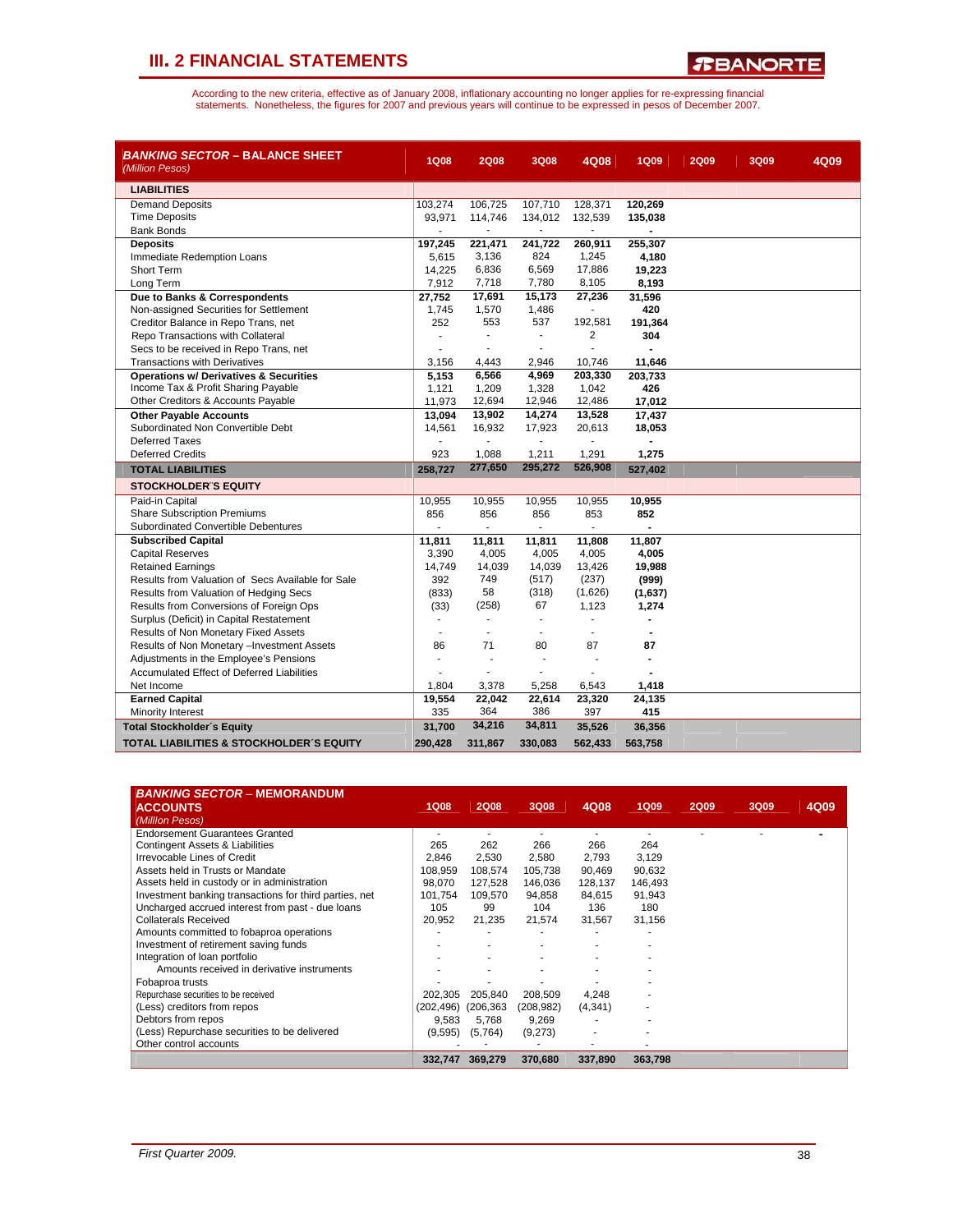# III. 2 FINANCIAL STATEMENTS

According to the new criteria, effective as of January 2008, inflationary accounting no longer applies for re-expressing financial statements. Nonetheless, the figures for 2007 and previous years will continue to be expressed in pesos of December 2007.

| *BANKING SECTOR* – BALANCE SHEET *(Million Pesos)* | 1Q08 | 2Q08 | 3Q08 | 4Q08 | 1Q09 | 2Q09 | 3Q09 | 4Q09 |
|---|---|---|---|---|---|---|---|---|
| **LIABILITIES** | | | | | | | | |
| Demand Deposits | 103,274 | 106,725 | 107,710 | 128,371 | **120,269** | | | |
| Time Deposits | 93,971 | 114,746 | 134,012 | 132,539 | **135,038** | | | |
| Bank Bonds | - | - | - | - | **-** | | | |
| **Deposits** | **197,245** | **221,471** | **241,722** | **260,911** | **255,307** | | | |
| Immediate Redemption Loans | 5,615 | 3,136 | 824 | 1,245 | **4,180** | | | |
| Short Term | 14,225 | 6,836 | 6,569 | 17,886 | **19,223** | | | |
| Long Term | 7,912 | 7,718 | 7,780 | 8,105 | **8,193** | | | |
| **Due to Banks & Correspondents** | **27,752** | **17,691** | **15,173** | **27,236** | **31,596** | | | |
| Non-assigned Securities for Settlement | 1,745 | 1,570 | 1,486 | - | **420** | | | |
| Creditor Balance in Repo Trans, net | 252 | 553 | 537 | 192,581 | **191,364** | | | |
| Repo Transactions with Collateral | - | - | - | 2 | **304** | | | |
| Secs to be received in Repo Trans, net | - | - | - | - | **-** | | | |
| Transactions with Derivatives | 3,156 | 4,443 | 2,946 | 10,746 | **11,646** | | | |
| **Operations w/ Derivatives & Securities** | **5,153** | **6,566** | **4,969** | **203,330** | **203,733** | | | |
| Income Tax & Profit Sharing Payable | 1,121 | 1,209 | 1,328 | 1,042 | **426** | | | |
| Other Creditors & Accounts Payable | 11,973 | 12,694 | 12,946 | 12,486 | **17,012** | | | |
| **Other Payable Accounts** | **13,094** | **13,902** | **14,274** | **13,528** | **17,437** | | | |
| Subordinated Non Convertible Debt | 14,561 | 16,932 | 17,923 | 20,613 | **18,053** | | | |
| Deferred Taxes | - | - | - | - | **-** | | | |
| Deferred Credits | 923 | 1,088 | 1,211 | 1,291 | **1,275** | | | |
| **TOTAL LIABILITIES** | **258,727** | **277,650** | **295,272** | **526,908** | **527,402** | | | |
| **STOCKHOLDER´S EQUITY** | | | | | | | | |
| Paid-in Capital | 10,955 | 10,955 | 10,955 | 10,955 | **10,955** | | | |
| Share Subscription Premiums | 856 | 856 | 856 | 853 | **852** | | | |
| Subordinated Convertible Debentures | - | - | - | - | **-** | | | |
| **Subscribed Capital** | **11,811** | **11,811** | **11,811** | **11,808** | **11,807** | | | |
| Capital Reserves | 3,390 | 4,005 | 4,005 | 4,005 | **4,005** | | | |
| Retained Earnings | 14,749 | 14,039 | 14,039 | 13,426 | **19,988** | | | |
| Results from Valuation of Secs Available for Sale | 392 | 749 | (517) | (237) | **(999)** | | | |
| Results from Valuation of Hedging Secs | (833) | 58 | (318) | (1,626) | **(1,637)** | | | |
| Results from Conversions of Foreign Ops | (33) | (258) | 67 | 1,123 | **1,274** | | | |
| Surplus (Deficit) in Capital Restatement | - | - | - | - | **-** | | | |
| Results of Non Monetary Fixed Assets | - | - | - | - | **-** | | | |
| Results of Non Monetary –Investment Assets | 86 | 71 | 80 | 87 | **87** | | | |
| Adjustments in the Employee's Pensions | - | - | - | - | **-** | | | |
| Accumulated Effect of Deferred Liabilities | - | - | - | - | **-** | | | |
| Net Income | 1,804 | 3,378 | 5,258 | 6,543 | **1,418** | | | |
| **Earned Capital** | **19,554** | **22,042** | **22,614** | **23,320** | **24,135** | | | |
| Minority Interest | 335 | 364 | 386 | 397 | **415** | | | |
| **Total Stockholder´s Equity** | **31,700** | **34,216** | **34,811** | **35,526** | **36,356** | | | |
| **TOTAL LIABILITIES & STOCKHOLDER´S EQUITY** | **290,428** | **311,867** | **330,083** | **562,433** | **563,758** | | | |

| *BANKING SECTOR* – MEMORANDUM ACCOUNTS *(Million Pesos)* | 1Q08 | 2Q08 | 3Q08 | 4Q08 | 1Q09 | 2Q09 | 3Q09 | 4Q09 |
|---|---|---|---|---|---|---|---|---|
| Endorsement Guarantees Granted | - | - | - | - | - | - | - | - |
| Contingent Assets & Liabilities | 265 | 262 | 266 | 266 | 264 | | | |
| Irrevocable Lines of Credit | 2,846 | 2,530 | 2,580 | 2,793 | 3,129 | | | |
| Assets held in Trusts or Mandate | 108,959 | 108,574 | 105,738 | 90,469 | 90,632 | | | |
| Assets held in custody or in administration | 98,070 | 127,528 | 146,036 | 128,137 | 146,493 | | | |
| Investment banking transactions for third parties, net | 101,754 | 109,570 | 94,858 | 84,615 | 91,943 | | | |
| Uncharged accrued interest from past - due loans | 105 | 99 | 104 | 136 | 180 | | | |
| Collaterals Received | 20,952 | 21,235 | 21,574 | 31,567 | 31,156 | | | |
| Amounts committed to fobaproa operations | - | - | - | - | - | | | |
| Investment of retirement saving funds | - | - | - | - | - | | | |
| Integration of loan portfolio | - | - | - | - | - | | | |
| Amounts received in derivative instruments | - | - | - | - | - | | | |
| Fobaproa trusts | - | - | - | - | - | | | |
| Repurchase securities to be received | 202,305 | 205,840 | 208,509 | 4,248 | - | | | |
| (Less) creditors from repos | (202,496) | (206,363 | (208,982) | (4,341) | - | | | |
| Debtors from repos | 9,583 | 5,768 | 9,269 | - | - | | | |
| (Less) Repurchase securities to be delivered | (9,595) | (5,764) | (9,273) | - | - | | | |
| Other control accounts | - | - | - | - | - | | | |
| | **332,747** | **369,279** | **370,680** | **337,890** | **363,798** | | | |

*First Quarter 2009.*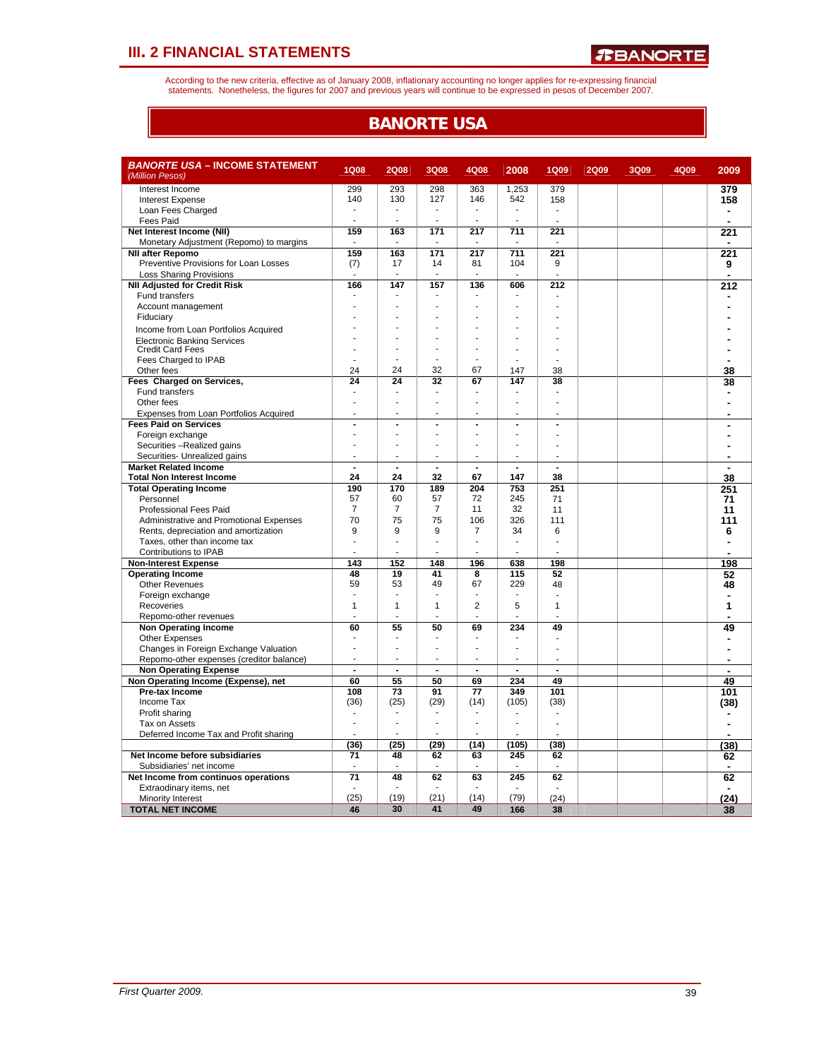## III. 2 FINANCIAL STATEMENTS

According to the new criteria, effective as of January 2008, inflationary accounting no longer applies for re-expressing financial statements. Nonetheless, the figures for 2007 and previous years will continue to be expressed in pesos of December 2007.

# BANORTE USA

| ***BANORTE USA* – INCOME STATEMENT** *(Million Pesos)* | 1Q08 | 2Q08 | 3Q08 | 4Q08 | 2008 | 1Q09 | 2Q09 | 3Q09 | 4Q09 | 2009 |
|---|---|---|---|---|---|---|---|---|---|---|
| Interest Income | 299 | 293 | 298 | 363 | 1,253 | 379 | | | | **379** |
| Interest Expense | 140 | 130 | 127 | 146 | 542 | 158 | | | | **158** |
| Loan Fees Charged | - | - | - | - | - | - | | | | **-** |
| Fees Paid | - | - | - | - | - | - | | | | **-** |
| **Net Interest Income (NII)** | **159** | **163** | **171** | **217** | **711** | **221** | | | | **221** |
| Monetary Adjustment (Repomo) to margins | - | - | - | - | - | - | | | | **-** |
| **NII after Repomo** | **159** | **163** | **171** | **217** | **711** | **221** | | | | **221** |
| Preventive Provisions for Loan Losses | (7) | 17 | 14 | 81 | 104 | 9 | | | | **9** |
| Loss Sharing Provisions | - | - | - | - | - | - | | | | **-** |
| **NII Adjusted for Credit Risk** | **166** | **147** | **157** | **136** | **606** | **212** | | | | **212** |
| Fund transfers | - | - | - | - | - | - | | | | **-** |
| Account management | - | - | - | - | - | - | | | | **-** |
| Fiduciary | - | - | - | - | - | - | | | | **-** |
| Income from Loan Portfolios Acquired | - | - | - | - | - | - | | | | **-** |
| Electronic Banking Services | - | - | - | - | - | - | | | | **-** |
| Credit Card Fees | - | - | - | - | - | - | | | | **-** |
| Fees Charged to IPAB | - | - | - | - | - | - | | | | **-** |
| Other fees | 24 | 24 | 32 | 67 | 147 | 38 | | | | **38** |
| **Fees Charged on Services,** | **24** | **24** | **32** | **67** | **147** | **38** | | | | **38** |
| Fund transfers | - | - | - | - | - | - | | | | **-** |
| Other fees | - | - | - | - | - | - | | | | **-** |
| Expenses from Loan Portfolios Acquired | - | - | - | - | - | - | | | | **-** |
| **Fees Paid on Services** | **-** | **-** | **-** | **-** | **-** | **-** | | | | **-** |
| Foreign exchange | - | - | - | - | - | - | | | | **-** |
| Securities –Realized gains | - | - | - | - | - | - | | | | **-** |
| Securities- Unrealized gains | - | - | - | - | - | - | | | | **-** |
| **Market Related Income** | **-** | **-** | **-** | **-** | **-** | **-** | | | | **-** |
| **Total Non Interest Income** | **24** | **24** | **32** | **67** | **147** | **38** | | | | **38** |
| **Total Operating Income** | **190** | **170** | **189** | **204** | **753** | **251** | | | | **251** |
| Personnel | 57 | 60 | 57 | 72 | 245 | 71 | | | | **71** |
| Professional Fees Paid | 7 | 7 | 7 | 11 | 32 | 11 | | | | **11** |
| Administrative and Promotional Expenses | 70 | 75 | 75 | 106 | 326 | 111 | | | | **111** |
| Rents, depreciation and amortization | 9 | 9 | 9 | 7 | 34 | 6 | | | | **6** |
| Taxes, other than income tax | - | - | - | - | - | - | | | | **-** |
| Contributions to IPAB | - | - | - | - | - | - | | | | **-** |
| **Non-Interest Expense** | **143** | **152** | **148** | **196** | **638** | **198** | | | | **198** |
| **Operating Income** | **48** | **19** | **41** | **8** | **115** | **52** | | | | **52** |
| Other Revenues | 59 | 53 | 49 | 67 | 229 | 48 | | | | **48** |
| Foreign exchange | - | - | - | - | - | - | | | | **-** |
| Recoveries | 1 | 1 | 1 | 2 | 5 | 1 | | | | **1** |
| Repomo-other revenues | - | - | - | - | - | - | | | | **-** |
| **Non Operating Income** | **60** | **55** | **50** | **69** | **234** | **49** | | | | **49** |
| Other Expenses | - | - | - | - | - | - | | | | **-** |
| Changes in Foreign Exchange Valuation | - | - | - | - | - | - | | | | **-** |
| Repomo-other expenses (creditor balance) | - | - | - | - | - | - | | | | **-** |
| **Non Operating Expense** | **-** | **-** | **-** | **-** | **-** | **-** | | | | **-** |
| **Non Operating Income (Expense), net** | **60** | **55** | **50** | **69** | **234** | **49** | | | | **49** |
| **Pre-tax Income** | **108** | **73** | **91** | **77** | **349** | **101** | | | | **101** |
| Income Tax | (36) | (25) | (29) | (14) | (105) | (38) | | | | **(38)** |
| Profit sharing | - | - | - | - | - | - | | | | **-** |
| Tax on Assets | - | - | - | - | - | - | | | | **-** |
| Deferred Income Tax and Profit sharing | - | - | - | - | - | - | | | | **-** |
| | **(36)** | **(25)** | **(29)** | **(14)** | **(105)** | **(38)** | | | | **(38)** |
| **Net Income before subsidiaries** | **71** | **48** | **62** | **63** | **245** | **62** | | | | **62** |
| Subsidiaries' net income | - | - | - | - | - | - | | | | **-** |
| **Net Income from continuos operations** | **71** | **48** | **62** | **63** | **245** | **62** | | | | **62** |
| Extraodinary items, net | - | - | - | - | - | - | | | | **-** |
| Minority Interest | (25) | (19) | (21) | (14) | (79) | (24) | | | | **(24)** |
| **TOTAL NET INCOME** | **46** | **30** | **41** | **49** | **166** | **38** | | | | **38** |

*First Quarter 2009.*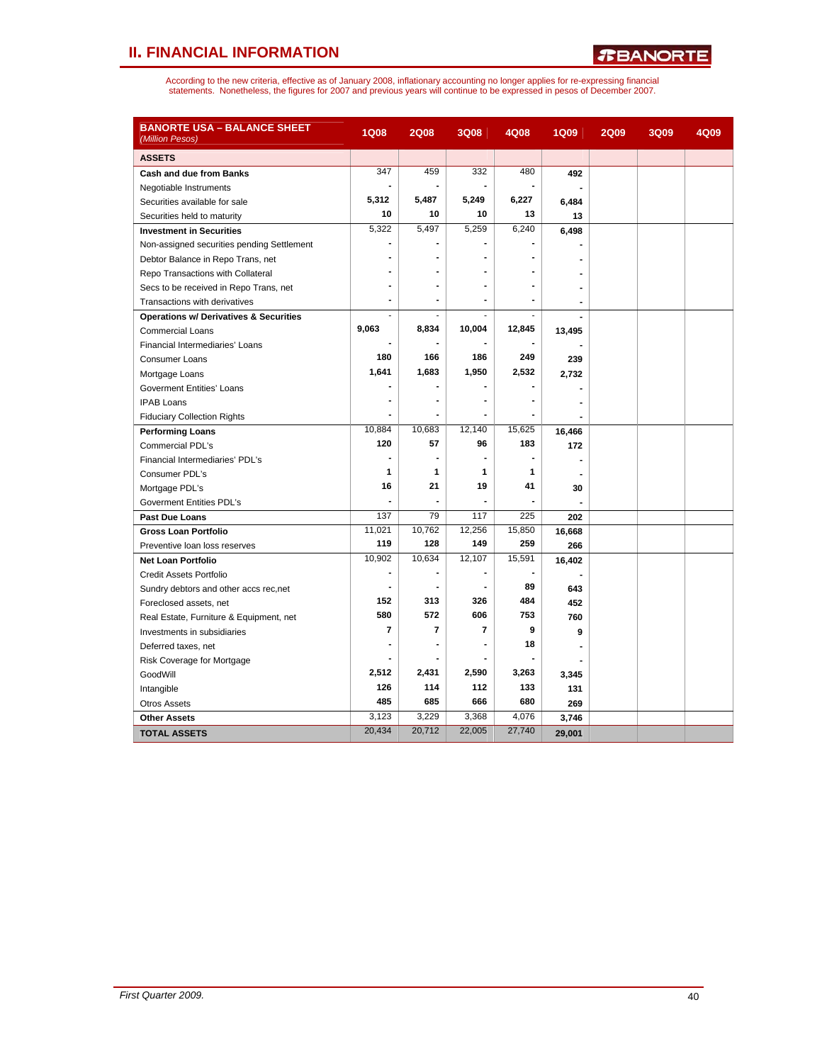## II. FINANCIAL INFORMATION

According to the new criteria, effective as of January 2008, inflationary accounting no longer applies for re-expressing financial statements. Nonetheless, the figures for 2007 and previous years will continue to be expressed in pesos of December 2007.

| **BANORTE USA – BALANCE SHEET** *(Million Pesos)* | 1Q08 | 2Q08 | 3Q08 | 4Q08 | 1Q09 | 2Q09 | 3Q09 | 4Q09 |
|---|---|---|---|---|---|---|---|---|
| **ASSETS** | | | | | | | | |
| **Cash and due from Banks** | 347 | 459 | 332 | 480 | 492 | | | |
| Negotiable Instruments | - | - | - | - | - | | | |
| Securities available for sale | 5,312 | 5,487 | 5,249 | 6,227 | 6,484 | | | |
| Securities held to maturity | 10 | 10 | 10 | 13 | 13 | | | |
| **Investment in Securities** | 5,322 | 5,497 | 5,259 | 6,240 | 6,498 | | | |
| Non-assigned securities pending Settlement | - | - | - | - | - | | | |
| Debtor Balance in Repo Trans, net | - | - | - | - | - | | | |
| Repo Transactions with Collateral | - | - | - | - | - | | | |
| Secs to be received in Repo Trans, net | - | - | - | - | - | | | |
| Transactions with derivatives | - | - | - | - | - | | | |
| **Operations w/ Derivatives & Securities** | - | - | - | - | - | | | |
| Commercial Loans | 9,063 | 8,834 | 10,004 | 12,845 | 13,495 | | | |
| Financial Intermediaries' Loans | - | - | - | - | - | | | |
| Consumer Loans | 180 | 166 | 186 | 249 | 239 | | | |
| Mortgage Loans | 1,641 | 1,683 | 1,950 | 2,532 | 2,732 | | | |
| Goverment Entities' Loans | - | - | - | - | - | | | |
| IPAB Loans | - | - | - | - | - | | | |
| Fiduciary Collection Rights | - | - | - | - | - | | | |
| **Performing Loans** | 10,884 | 10,683 | 12,140 | 15,625 | 16,466 | | | |
| Commercial PDL's | 120 | 57 | 96 | 183 | 172 | | | |
| Financial Intermediaries' PDL's | - | - | - | - | - | | | |
| Consumer PDL's | 1 | 1 | 1 | 1 | - | | | |
| Mortgage PDL's | 16 | 21 | 19 | 41 | 30 | | | |
| Goverment Entities PDL's | - | - | - | - | - | | | |
| **Past Due Loans** | 137 | 79 | 117 | 225 | 202 | | | |
| **Gross Loan Portfolio** | 11,021 | 10,762 | 12,256 | 15,850 | 16,668 | | | |
| Preventive loan loss reserves | 119 | 128 | 149 | 259 | 266 | | | |
| **Net Loan Portfolio** | 10,902 | 10,634 | 12,107 | 15,591 | 16,402 | | | |
| Credit Assets Portfolio | - | - | - | - | - | | | |
| Sundry debtors and other accs rec,net | - | - | - | 89 | 643 | | | |
| Foreclosed assets, net | 152 | 313 | 326 | 484 | 452 | | | |
| Real Estate, Furniture & Equipment, net | 580 | 572 | 606 | 753 | 760 | | | |
| Investments in subsidiaries | 7 | 7 | 7 | 9 | 9 | | | |
| Deferred taxes, net | - | - | - | 18 | - | | | |
| Risk Coverage for Mortgage | - | - | - | - | - | | | |
| GoodWill | 2,512 | 2,431 | 2,590 | 3,263 | 3,345 | | | |
| Intangible | 126 | 114 | 112 | 133 | 131 | | | |
| Otros Assets | 485 | 685 | 666 | 680 | 269 | | | |
| **Other Assets** | 3,123 | 3,229 | 3,368 | 4,076 | 3,746 | | | |
| **TOTAL ASSETS** | 20,434 | 20,712 | 22,005 | 27,740 | 29,001 | | | |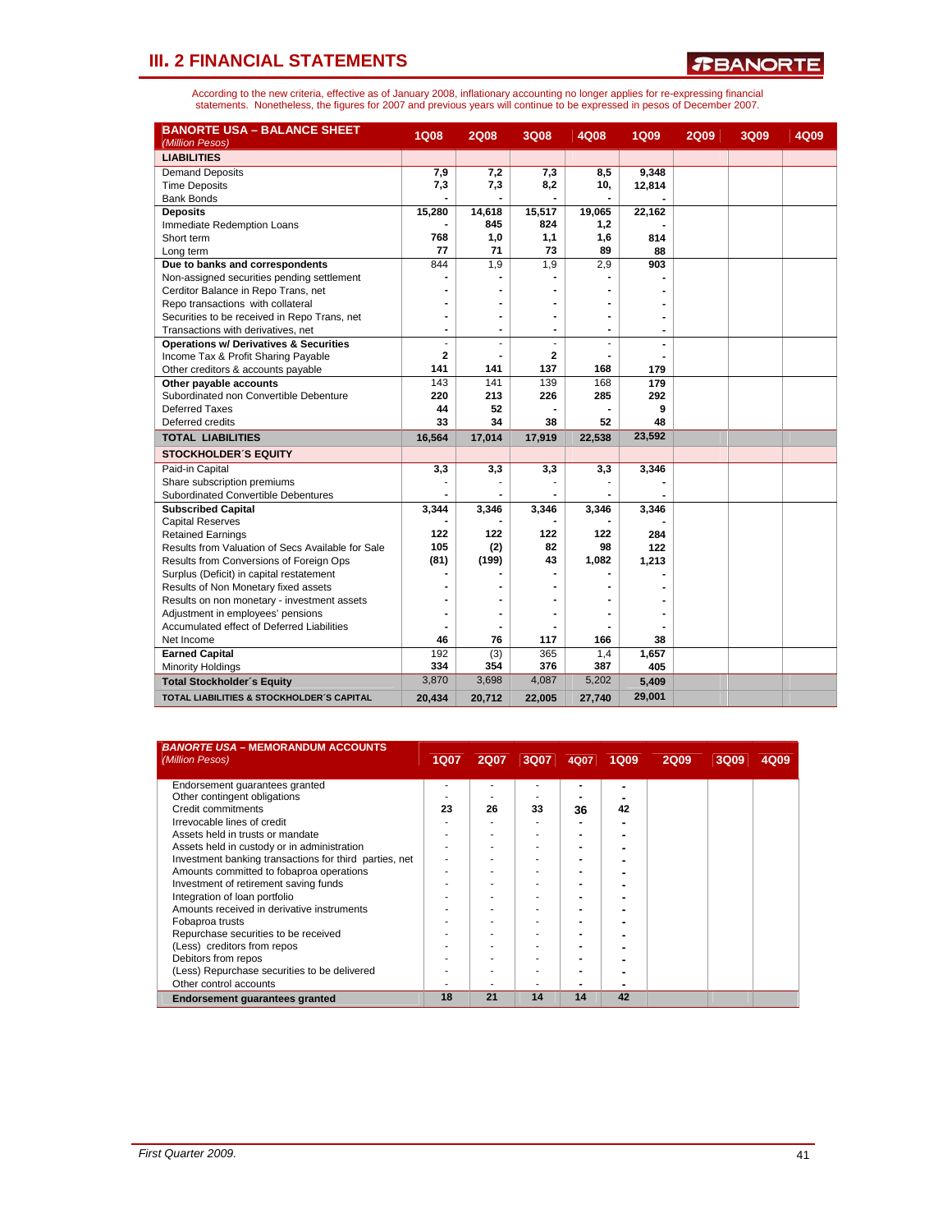## III. 2 FINANCIAL STATEMENTS

According to the new criteria, effective as of January 2008, inflationary accounting no longer applies for re-expressing financial statements. Nonetheless, the figures for 2007 and previous years will continue to be expressed in pesos of December 2007.

| BANORTE USA – BALANCE SHEET *(Million Pesos)* | 1Q08 | 2Q08 | 3Q08 | 4Q08 | 1Q09 | 2Q09 | 3Q09 | 4Q09 |
|---|---|---|---|---|---|---|---|---|
| **LIABILITIES** | | | | | | | | |
| Demand Deposits | 7,9 | 7,2 | 7,3 | 8,5 | 9,348 | | | |
| Time Deposits | 7,3 | 7,3 | 8,2 | 10, | 12,814 | | | |
| Bank Bonds | - | - | - | - | - | | | |
| **Deposits** | 15,280 | 14,618 | 15,517 | 19,065 | 22,162 | | | |
| Immediate Redemption Loans | - | 845 | 824 | 1,2 | - | | | |
| Short term | 768 | 1,0 | 1,1 | 1,6 | 814 | | | |
| Long term | 77 | 71 | 73 | 89 | 88 | | | |
| **Due to banks and correspondents** | 844 | 1,9 | 1,9 | 2,9 | 903 | | | |
| Non-assigned securities pending settlement | - | - | - | - | - | | | |
| Cerditor Balance in Repo Trans, net | - | - | - | - | - | | | |
| Repo transactions with collateral | - | - | - | - | - | | | |
| Securities to be received in Repo Trans, net | - | - | - | - | - | | | |
| Transactions with derivatives, net | - | - | - | - | - | | | |
| **Operations w/ Derivatives & Securities** | - | - | - | - | - | | | |
| Income Tax & Profit Sharing Payable | 2 | - | 2 | - | - | | | |
| Other creditors & accounts payable | 141 | 141 | 137 | 168 | 179 | | | |
| **Other payable accounts** | 143 | 141 | 139 | 168 | 179 | | | |
| Subordinated non Convertible Debenture | 220 | 213 | 226 | 285 | 292 | | | |
| Deferred Taxes | 44 | 52 | - | - | 9 | | | |
| Deferred credits | 33 | 34 | 38 | 52 | 48 | | | |
| **TOTAL LIABILITIES** | 16,564 | 17,014 | 17,919 | 22,538 | 23,592 | | | |
| **STOCKHOLDER´S EQUITY** | | | | | | | | |
| Paid-in Capital | 3,3 | 3,3 | 3,3 | 3,3 | 3,346 | | | |
| Share subscription premiums | - | - | - | - | - | | | |
| Subordinated Convertible Debentures | - | - | - | - | - | | | |
| **Subscribed Capital** | 3,344 | 3,346 | 3,346 | 3,346 | 3,346 | | | |
| Capital Reserves | - | - | - | - | - | | | |
| Retained Earnings | 122 | 122 | 122 | 122 | 284 | | | |
| Results from Valuation of Secs Available for Sale | 105 | (2) | 82 | 98 | 122 | | | |
| Results from Conversions of Foreign Ops | (81) | (199) | 43 | 1,082 | 1,213 | | | |
| Surplus (Deficit) in capital restatement | - | - | - | - | - | | | |
| Results of Non Monetary fixed assets | - | - | - | - | - | | | |
| Results on non monetary - investment assets | - | - | - | - | - | | | |
| Adjustment in employees' pensions | - | - | - | - | - | | | |
| Accumulated effect of Deferred Liabilities | - | - | - | - | - | | | |
| Net Income | 46 | 76 | 117 | 166 | 38 | | | |
| **Earned Capital** | 192 | (3) | 365 | 1,4 | 1,657 | | | |
| Minority Holdings | 334 | 354 | 376 | 387 | 405 | | | |
| **Total Stockholder´s Equity** | 3,870 | 3,698 | 4,087 | 5,202 | 5,409 | | | |
| **TOTAL LIABILITIES & STOCKHOLDER´S CAPITAL** | 20,434 | 20,712 | 22,005 | 27,740 | 29,001 | | | |

| BANORTE USA – MEMORANDUM ACCOUNTS *(Million Pesos)* | 1Q07 | 2Q07 | 3Q07 | 4Q07 | 1Q09 | 2Q09 | 3Q09 | 4Q09 |
|---|---|---|---|---|---|---|---|---|
| Endorsement guarantees granted | - | - | - | - | - | | | |
| Other contingent obligations | - | - | - | - | - | | | |
| Credit commitments | 23 | 26 | 33 | 36 | 42 | | | |
| Irrevocable lines of credit | - | - | - | - | - | | | |
| Assets held in trusts or mandate | - | - | - | - | - | | | |
| Assets held in custody or in administration | - | - | - | - | - | | | |
| Investment banking transactions for third parties, net | - | - | - | - | - | | | |
| Amounts committed to fobaproa operations | - | - | - | - | - | | | |
| Investment of retirement saving funds | - | - | - | - | - | | | |
| Integration of loan portfolio | - | - | - | - | - | | | |
| Amounts received in derivative instruments | - | - | - | - | - | | | |
| Fobaproa trusts | - | - | - | - | - | | | |
| Repurchase securities to be received | - | - | - | - | - | | | |
| (Less) creditors from repos | - | - | - | - | - | | | |
| Debitors from repos | - | - | - | - | - | | | |
| (Less) Repurchase securities to be delivered | - | - | - | - | - | | | |
| Other control accounts | - | - | - | - | - | | | |
| **Endorsement guarantees granted** | 18 | 21 | 14 | 14 | 42 | | | |

*First Quarter 2009.*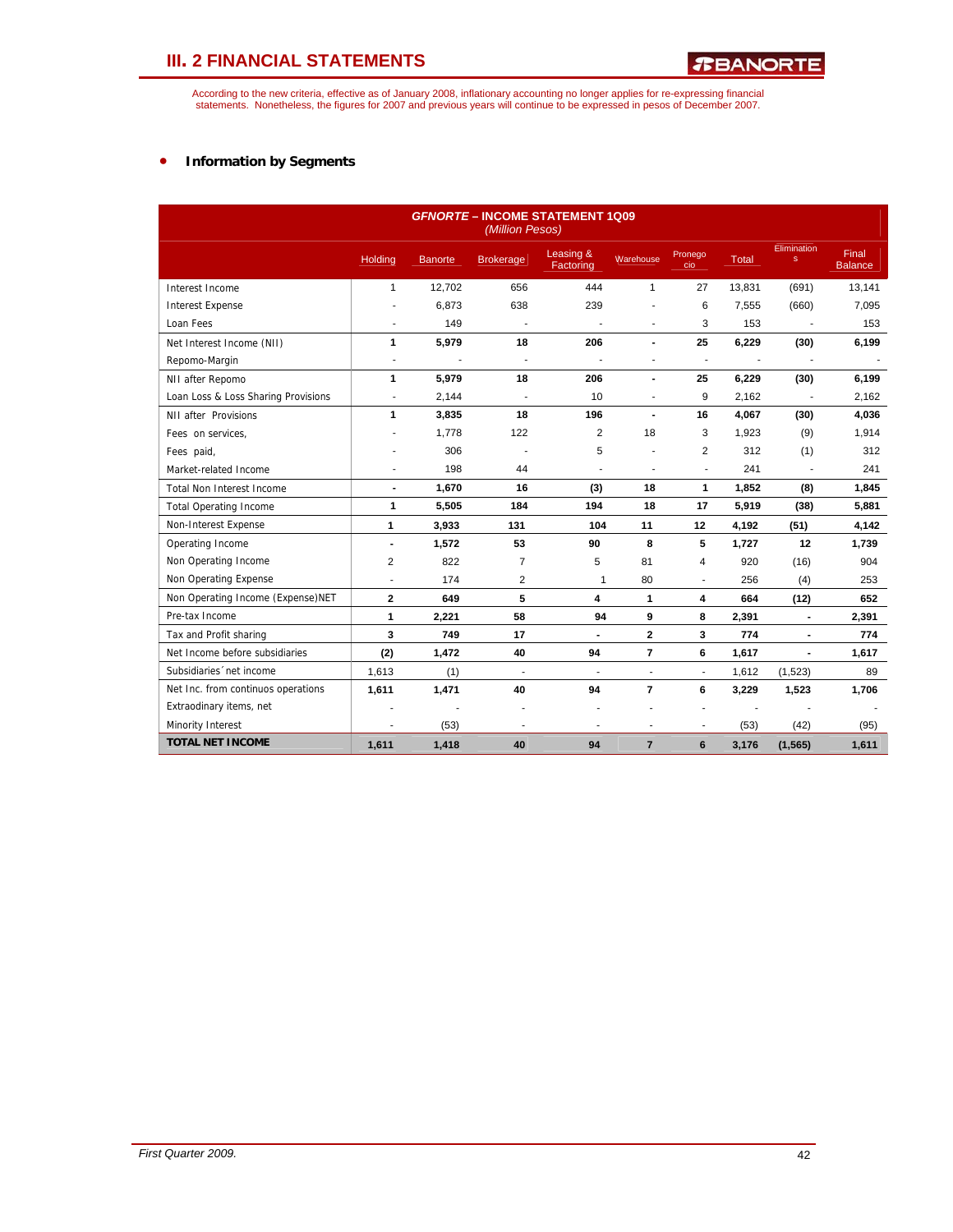# III. 2 FINANCIAL STATEMENTS

According to the new criteria, effective as of January 2008, inflationary accounting no longer applies for re-expressing financial statements. Nonetheless, the figures for 2007 and previous years will continue to be expressed in pesos of December 2007.

- **Information by Segments**

| *GFNORTE* – INCOME STATEMENT 1Q09 *(Million Pesos)* | | | | | | | | | |
|---|---|---|---|---|---|---|---|---|---|
| | Holding | Banorte | Brokerage | Leasing & Factoring | Warehouse | Pronegocio | Total | Eliminations | Final Balance |
| Interest Income | 1 | 12,702 | 656 | 444 | 1 | 27 | 13,831 | (691) | 13,141 |
| Interest Expense | - | 6,873 | 638 | 239 | - | 6 | 7,555 | (660) | 7,095 |
| Loan Fees | - | 149 | - | - | - | 3 | 153 | - | 153 |
| Net Interest Income (NII) | **1** | **5,979** | **18** | **206** | **-** | **25** | **6,229** | **(30)** | **6,199** |
| Repomo-Margin | - | - | - | - | - | - | - | - | - |
| NII after Repomo | **1** | **5,979** | **18** | **206** | **-** | **25** | **6,229** | **(30)** | **6,199** |
| Loan Loss & Loss Sharing Provisions | - | 2,144 | - | 10 | - | 9 | 2,162 | - | 2,162 |
| NII after Provisions | **1** | **3,835** | **18** | **196** | **-** | **16** | **4,067** | **(30)** | **4,036** |
| Fees on services, | - | 1,778 | 122 | 2 | 18 | 3 | 1,923 | (9) | 1,914 |
| Fees paid, | - | 306 | - | 5 | - | 2 | 312 | (1) | 312 |
| Market-related Income | - | 198 | 44 | - | - | - | 241 | - | 241 |
| Total Non Interest Income | **-** | **1,670** | **16** | **(3)** | **18** | **1** | **1,852** | **(8)** | **1,845** |
| Total Operating Income | **1** | **5,505** | **184** | **194** | **18** | **17** | **5,919** | **(38)** | **5,881** |
| Non-Interest Expense | **1** | **3,933** | **131** | **104** | **11** | **12** | **4,192** | **(51)** | **4,142** |
| Operating Income | **-** | **1,572** | **53** | **90** | **8** | **5** | **1,727** | **12** | **1,739** |
| Non Operating Income | 2 | 822 | 7 | 5 | 81 | 4 | 920 | (16) | 904 |
| Non Operating Expense | - | 174 | 2 | 1 | 80 | - | 256 | (4) | 253 |
| Non Operating Income (Expense)NET | **2** | **649** | **5** | **4** | **1** | **4** | **664** | **(12)** | **652** |
| Pre-tax Income | **1** | **2,221** | **58** | **94** | **9** | **8** | **2,391** | **-** | **2,391** |
| Tax and Profit sharing | **3** | **749** | **17** | **-** | **2** | **3** | **774** | **-** | **774** |
| Net Income before subsidiaries | **(2)** | **1,472** | **40** | **94** | **7** | **6** | **1,617** | **-** | **1,617** |
| Subsidiaries´net income | 1,613 | (1) | - | - | - | - | 1,612 | (1,523) | 89 |
| Net Inc. from continuos operations | **1,611** | **1,471** | **40** | **94** | **7** | **6** | **3,229** | **1,523** | **1,706** |
| Extraodinary items, net | - | - | - | - | - | - | - | - | - |
| Minority Interest | - | (53) | - | - | - | - | (53) | (42) | (95) |
| **TOTAL NET INCOME** | **1,611** | **1,418** | **40** | **94** | **7** | **6** | **3,176** | **(1,565)** | **1,611** |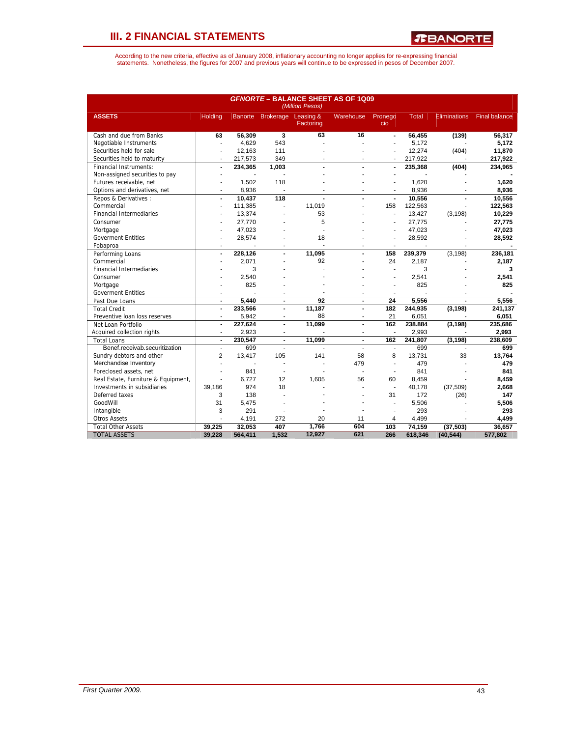## III. 2 FINANCIAL STATEMENTS

According to the new criteria, effective as of January 2008, inflationary accounting no longer applies for re-expressing financial statements. Nonetheless, the figures for 2007 and previous years will continue to be expressed in pesos of December 2007.

**GFNORTE – BALANCE SHEET AS OF 1Q09**
*(Million Pesos)*

| ASSETS | Holding | Banorte | Brokerage | Leasing & Factoring | Warehouse | Pronegocio | Total | Eliminations | Final balance |
|---|---|---|---|---|---|---|---|---|---|
| Cash and due from Banks | **63** | **56,309** | **3** | **63** | **16** | **-** | **56,455** | **(139)** | **56,317** |
| Negotiable Instruments | - | 4,629 | 543 | - | - | - | 5,172 | - | **5,172** |
| Securities held for sale | - | 12,163 | 111 | - | - | - | 12,274 | (404) | **11,870** |
| Securities held to maturity | - | 217,573 | 349 | - | - | - | 217,922 | - | **217,922** |
| Financial Instruments: | **-** | **234,365** | **1,003** | **-** | **-** | **-** | **235,368** | **(404)** | **234,965** |
| Non-assigned securities to pay | - | - | - | - | - | - | - | - | **-** |
| Futures receivable, net | - | 1,502 | 118 | - | - | - | 1,620 | - | **1,620** |
| Options and derivatives, net | - | 8,936 | - | - | - | - | 8,936 | - | **8,936** |
| Repos & Derivatives : | **-** | **10,437** | **118** | **-** | **-** | **-** | **10,556** | **-** | **10,556** |
| Commercial | - | 111,385 | - | 11,019 | - | 158 | 122,563 | - | **122,563** |
| Financial Intermediaries | - | 13,374 | - | 53 | - | - | 13,427 | (3,198) | **10,229** |
| Consumer | - | 27,770 | - | 5 | - | - | 27,775 | - | **27,775** |
| Mortgage | - | 47,023 | - | - | - | - | 47,023 | - | **47,023** |
| Goverment Entities | - | 28,574 | - | 18 | - | - | 28,592 | - | **28,592** |
| Fobaproa | - | - | - | - | - | - | - | - | **-** |
| Performing Loans | **-** | **228,126** | **-** | **11,095** | **-** | **158** | **239,379** | (3,198) | **236,181** |
| Commercial | - | 2,071 | - | 92 | - | 24 | 2,187 | - | **2,187** |
| Financial Intermediaries | - | 3 | - | - | - | - | 3 | - | **3** |
| Consumer | - | 2,540 | - | - | - | - | 2,541 | - | **2,541** |
| Mortgage | - | 825 | - | - | - | - | 825 | - | **825** |
| Goverment Entities | - | - | - | - | - | - | - | - | **-** |
| Past Due Loans | **-** | **5,440** | **-** | **92** | **-** | **24** | **5,556** | **-** | **5,556** |
| Total Credit | **-** | **233,566** | **-** | **11,187** | **-** | **182** | **244,935** | **(3,198)** | **241,137** |
| Preventive loan loss reserves | - | 5,942 | - | 88 | - | 21 | 6,051 | - | **6,051** |
| Net Loan Portfolio | **-** | **227,624** | **-** | **11,099** | **-** | **162** | **238.884** | **(3,198)** | **235,686** |
| Acquired collection rights | - | 2,923 | - | - | - | - | 2,993 | - | **2,993** |
| Total Loans | **-** | **230,547** | **-** | **11,099** | **-** | **162** | **241,807** | **(3,198)** | **238,609** |
| Benef.receivab.securitization | - | 699 | - | - | - | - | 699 | - | **699** |
| Sundry debtors and other | 2 | 13,417 | 105 | 141 | 58 | 8 | 13,731 | 33 | **13,764** |
| Merchandise Inventory | - | - | - | - | 479 | - | 479 | - | **479** |
| Foreclosed assets, net | - | 841 | - | - | - | - | 841 | - | **841** |
| Real Estate, Furniture & Equipment, | - | 6,727 | 12 | 1,605 | 56 | 60 | 8,459 | - | **8,459** |
| Investments in subsidiaries | 39,186 | 974 | 18 | - | - | - | 40,178 | (37,509) | **2,668** |
| Deferred taxes | 3 | 138 | - | - | - | 31 | 172 | (26) | **147** |
| GoodWill | 31 | 5,475 | - | - | - | - | 5,506 | - | **5,506** |
| Intangible | 3 | 291 | - | - | - | - | 293 | - | **293** |
| Otros Assets | - | 4,191 | 272 | 20 | 11 | 4 | 4,499 | - | **4,499** |
| Total Other Assets | **39,225** | **32,053** | **407** | **1,766** | **604** | **103** | **74,159** | **(37,503)** | **36,657** |
| TOTAL ASSETS | **39,228** | **564,411** | **1,532** | **12,927** | **621** | **266** | **618,346** | **(40,544)** | **577,802** |

*First Quarter 2009.*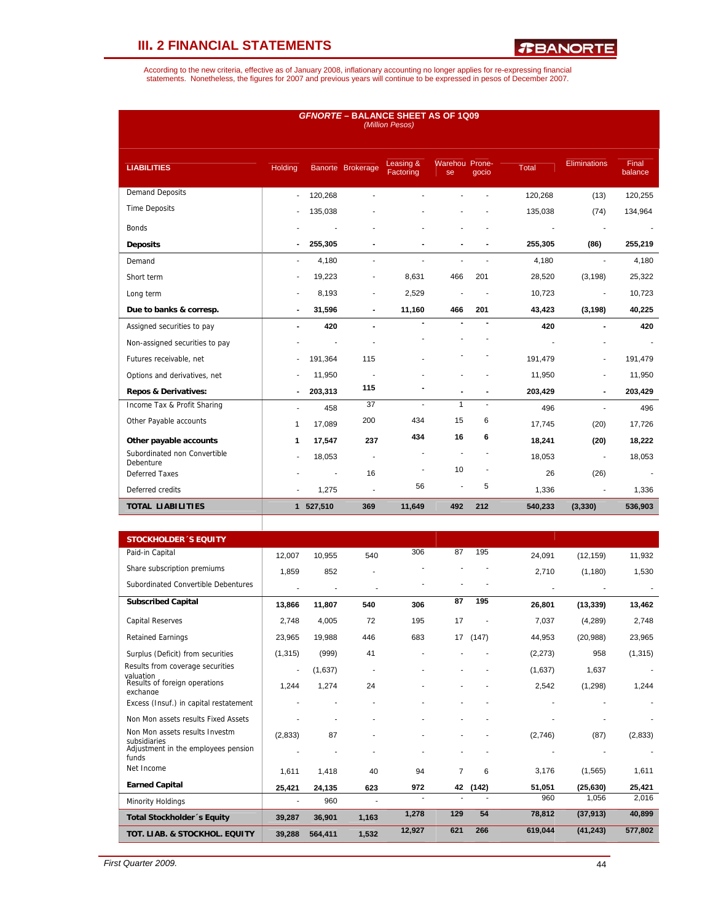## III. 2 FINANCIAL STATEMENTS

According to the new criteria, effective as of January 2008, inflationary accounting no longer applies for re-expressing financial statements. Nonetheless, the figures for 2007 and previous years will continue to be expressed in pesos of December 2007.

### *GFNORTE* – BALANCE SHEET AS OF 1Q09
*(Million Pesos)*

| LIABILITIES | Holding | Banorte | Brokerage | Leasing & Factoring | Warehouse | Pronegocio | Total | Eliminations | Final balance |
|---|---|---|---|---|---|---|---|---|---|
| Demand Deposits | - | 120,268 | - | - | - | - | 120,268 | (13) | 120,255 |
| Time Deposits | - | 135,038 | - | - | - | - | 135,038 | (74) | 134,964 |
| Bonds | - | - | - | - | - | - | - | - | - |
| **Deposits** | **-** | **255,305** | **-** | **-** | **-** | **-** | **255,305** | **(86)** | **255,219** |
| Demand | - | 4,180 | - | - | - | - | 4,180 | - | 4,180 |
| Short term | - | 19,223 | - | 8,631 | 466 | 201 | 28,520 | (3,198) | 25,322 |
| Long term | - | 8,193 | - | 2,529 | - | - | 10,723 | - | 10,723 |
| **Due to banks & corresp.** | **-** | **31,596** | **-** | **11,160** | **466** | **201** | **43,423** | **(3,198)** | **40,225** |
| Assigned securities to pay | **-** | **420** | **-** | **-** | **-** | **-** | **420** | **-** | **420** |
| Non-assigned securities to pay | - | - | - | - | - | - | - | - | - |
| Futures receivable, net | - | 191,364 | 115 | - | - | - | 191,479 | - | 191,479 |
| Options and derivatives, net | - | 11,950 | - | - | - | - | 11,950 | - | 11,950 |
| **Repos & Derivatives:** | **-** | **203,313** | **115** | **-** | **-** | **-** | **203,429** | **-** | **203,429** |
| Income Tax & Profit Sharing | - | 458 | 37 | - | 1 | - | 496 | - | 496 |
| Other Payable accounts | 1 | 17,089 | 200 | 434 | 15 | 6 | 17,745 | (20) | 17,726 |
| **Other payable accounts** | **1** | **17,547** | **237** | **434** | **16** | **6** | **18,241** | **(20)** | **18,222** |
| Subordinated non Convertible Debenture | - | 18,053 | - | - | - | - | 18,053 | - | 18,053 |
| Deferred Taxes | - | - | 16 | - | 10 | - | 26 | (26) | - |
| Deferred credits | - | 1,275 | - | 56 | - | 5 | 1,336 | - | 1,336 |
| **TOTAL LIABILITIES** | **1** | **527,510** | **369** | **11,649** | **492** | **212** | **540,233** | **(3,330)** | **536,903** |
| **STOCKHOLDER´S EQUITY** | | | | | | | | | |
| Paid-in Capital | 12,007 | 10,955 | 540 | 306 | 87 | 195 | 24,091 | (12,159) | 11,932 |
| Share subscription premiums | 1,859 | 852 | - | - | - | - | 2,710 | (1,180) | 1,530 |
| Subordinated Convertible Debentures | - | - | - | - | - | - | - | - | - |
| **Subscribed Capital** | **13,866** | **11,807** | **540** | **306** | **87** | **195** | **26,801** | **(13,339)** | **13,462** |
| Capital Reserves | 2,748 | 4,005 | 72 | 195 | 17 | - | 7,037 | (4,289) | 2,748 |
| Retained Earnings | 23,965 | 19,988 | 446 | 683 | 17 | (147) | 44,953 | (20,988) | 23,965 |
| Surplus (Deficit) from securities | (1,315) | (999) | 41 | - | - | - | (2,273) | 958 | (1,315) |
| Results from coverage securities valuation | - | (1,637) | - | - | - | - | (1,637) | 1,637 | - |
| Results of foreign operations exchange | 1,244 | 1,274 | 24 | - | - | - | 2,542 | (1,298) | 1,244 |
| Excess (Insuf.) in capital restatement | - | - | - | - | - | - | - | - | - |
| Non Mon assets results Fixed Assets | - | - | - | - | - | - | - | - | - |
| Non Mon assets results Investm subsidiaries | (2,833) | 87 | - | - | - | - | (2,746) | (87) | (2,833) |
| Adjustment in the employees pension funds | - | - | - | - | - | - | - | - | - |
| Net Income | 1,611 | 1,418 | 40 | 94 | 7 | 6 | 3,176 | (1,565) | 1,611 |
| **Earned Capital** | **25,421** | **24,135** | **623** | **972** | **42** | **(142)** | **51,051** | **(25,630)** | **25,421** |
| Minority Holdings | - | 960 | - | - | - | - | 960 | 1,056 | 2,016 |
| **Total Stockholder´s Equity** | **39,287** | **36,901** | **1,163** | **1,278** | **129** | **54** | **78,812** | **(37,913)** | **40,899** |
| **TOT. LIAB. & STOCKHOL. EQUITY** | **39,288** | **564,411** | **1,532** | **12,927** | **621** | **266** | **619,044** | **(41,243)** | **577,802** |

First Quarter 2009.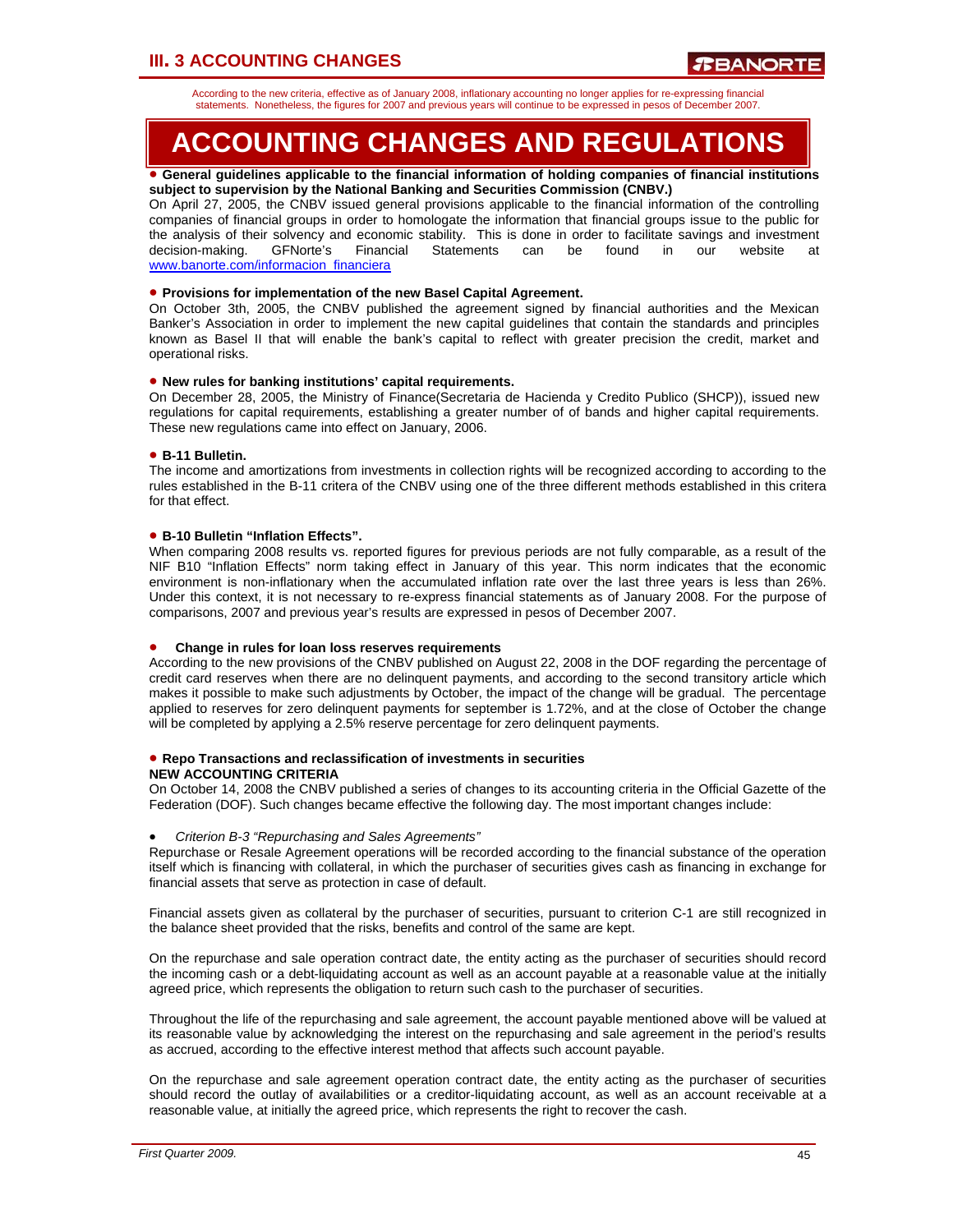According to the new criteria, effective as of January 2008, inflationary accounting no longer applies for re-expressing financial statements. Nonetheless, the figures for 2007 and previous years will continue to be expressed in pesos of December 2007.

# ACCOUNTING CHANGES AND REGULATIONS

- **General guidelines applicable to the financial information of holding companies of financial institutions subject to supervision by the National Banking and Securities Commission (CNBV.)**

On April 27, 2005, the CNBV issued general provisions applicable to the financial information of the controlling companies of financial groups in order to homologate the information that financial groups issue to the public for the analysis of their solvency and economic stability. This is done in order to facilitate savings and investment decision-making. GFNorte's Financial Statements can be found in our website at www.banorte.com/informacion_financiera

- **Provisions for implementation of the new Basel Capital Agreement.**

On October 3th, 2005, the CNBV published the agreement signed by financial authorities and the Mexican Banker's Association in order to implement the new capital guidelines that contain the standards and principles known as Basel II that will enable the bank's capital to reflect with greater precision the credit, market and operational risks.

- **New rules for banking institutions' capital requirements.**

On December 28, 2005, the Ministry of Finance(Secretaria de Hacienda y Credito Publico (SHCP)), issued new regulations for capital requirements, establishing a greater number of of bands and higher capital requirements. These new regulations came into effect on January, 2006.

- **B-11 Bulletin.**

The income and amortizations from investments in collection rights will be recognized according to according to the rules established in the B-11 critera of the CNBV using one of the three different methods established in this critera for that effect.

- **B-10 Bulletin "Inflation Effects".**

When comparing 2008 results vs. reported figures for previous periods are not fully comparable, as a result of the NIF B10 "Inflation Effects" norm taking effect in January of this year. This norm indicates that the economic environment is non-inflationary when the accumulated inflation rate over the last three years is less than 26%. Under this context, it is not necessary to re-express financial statements as of January 2008. For the purpose of comparisons, 2007 and previous year's results are expressed in pesos of December 2007.

- **Change in rules for loan loss reserves requirements**

According to the new provisions of the CNBV published on August 22, 2008 in the DOF regarding the percentage of credit card reserves when there are no delinquent payments, and according to the second transitory article which makes it possible to make such adjustments by October, the impact of the change will be gradual. The percentage applied to reserves for zero delinquent payments for september is 1.72%, and at the close of October the change will be completed by applying a 2.5% reserve percentage for zero delinquent payments.

- **Repo Transactions and reclassification of investments in securities**

**NEW ACCOUNTING CRITERIA**

On October 14, 2008 the CNBV published a series of changes to its accounting criteria in the Official Gazette of the Federation (DOF). Such changes became effective the following day. The most important changes include:

- *Criterion B-3 "Repurchasing and Sales Agreements"*

Repurchase or Resale Agreement operations will be recorded according to the financial substance of the operation itself which is financing with collateral, in which the purchaser of securities gives cash as financing in exchange for financial assets that serve as protection in case of default.

Financial assets given as collateral by the purchaser of securities, pursuant to criterion C-1 are still recognized in the balance sheet provided that the risks, benefits and control of the same are kept.

On the repurchase and sale operation contract date, the entity acting as the purchaser of securities should record the incoming cash or a debt-liquidating account as well as an account payable at a reasonable value at the initially agreed price, which represents the obligation to return such cash to the purchaser of securities.

Throughout the life of the repurchasing and sale agreement, the account payable mentioned above will be valued at its reasonable value by acknowledging the interest on the repurchasing and sale agreement in the period's results as accrued, according to the effective interest method that affects such account payable.

On the repurchase and sale agreement operation contract date, the entity acting as the purchaser of securities should record the outlay of availabilities or a creditor-liquidating account, as well as an account receivable at a reasonable value, at initially the agreed price, which represents the right to recover the cash.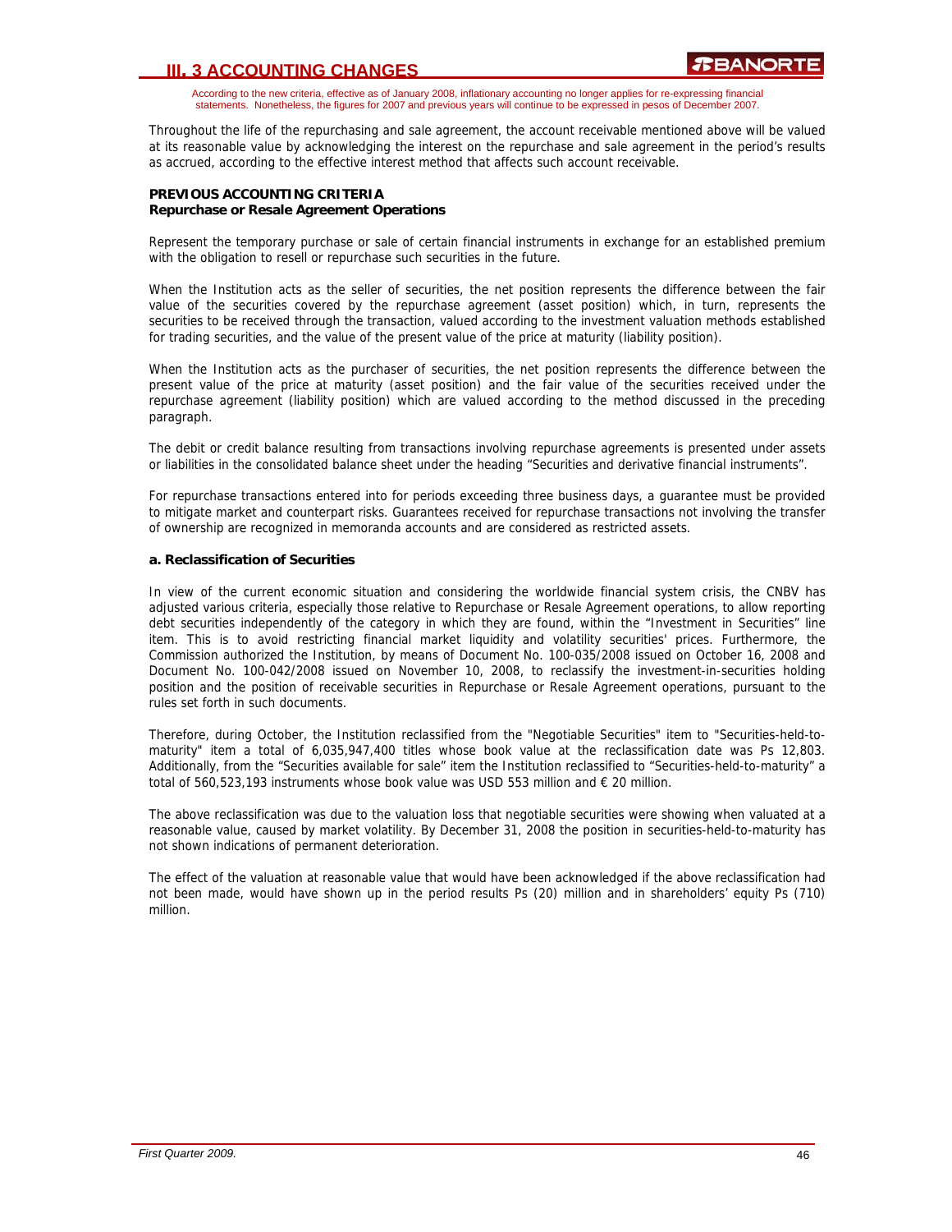Throughout the life of the repurchasing and sale agreement, the account receivable mentioned above will be valued at its reasonable value by acknowledging the interest on the repurchase and sale agreement in the period's results as accrued, according to the effective interest method that affects such account receivable.

**PREVIOUS ACCOUNTING CRITERIA**
**Repurchase or Resale Agreement Operations**

Represent the temporary purchase or sale of certain financial instruments in exchange for an established premium with the obligation to resell or repurchase such securities in the future.

When the Institution acts as the seller of securities, the net position represents the difference between the fair value of the securities covered by the repurchase agreement (asset position) which, in turn, represents the securities to be received through the transaction, valued according to the investment valuation methods established for trading securities, and the value of the present value of the price at maturity (liability position).

When the Institution acts as the purchaser of securities, the net position represents the difference between the present value of the price at maturity (asset position) and the fair value of the securities received under the repurchase agreement (liability position) which are valued according to the method discussed in the preceding paragraph.

The debit or credit balance resulting from transactions involving repurchase agreements is presented under assets or liabilities in the consolidated balance sheet under the heading "Securities and derivative financial instruments".

For repurchase transactions entered into for periods exceeding three business days, a guarantee must be provided to mitigate market and counterpart risks. Guarantees received for repurchase transactions not involving the transfer of ownership are recognized in memoranda accounts and are considered as restricted assets.

**a. Reclassification of Securities**

In view of the current economic situation and considering the worldwide financial system crisis, the CNBV has adjusted various criteria, especially those relative to Repurchase or Resale Agreement operations, to allow reporting debt securities independently of the category in which they are found, within the "Investment in Securities" line item. This is to avoid restricting financial market liquidity and volatility securities' prices. Furthermore, the Commission authorized the Institution, by means of Document No. 100-035/2008 issued on October 16, 2008 and Document No. 100-042/2008 issued on November 10, 2008, to reclassify the investment-in-securities holding position and the position of receivable securities in Repurchase or Resale Agreement operations, pursuant to the rules set forth in such documents.

Therefore, during October, the Institution reclassified from the "Negotiable Securities" item to "Securities-held-to-maturity" item a total of 6,035,947,400 titles whose book value at the reclassification date was Ps 12,803. Additionally, from the "Securities available for sale" item the Institution reclassified to "Securities-held-to-maturity" a total of 560,523,193 instruments whose book value was USD 553 million and € 20 million.

The above reclassification was due to the valuation loss that negotiable securities were showing when valuated at a reasonable value, caused by market volatility. By December 31, 2008 the position in securities-held-to-maturity has not shown indications of permanent deterioration.

The effect of the valuation at reasonable value that would have been acknowledged if the above reclassification had not been made, would have shown up in the period results Ps (20) million and in shareholders' equity Ps (710) million.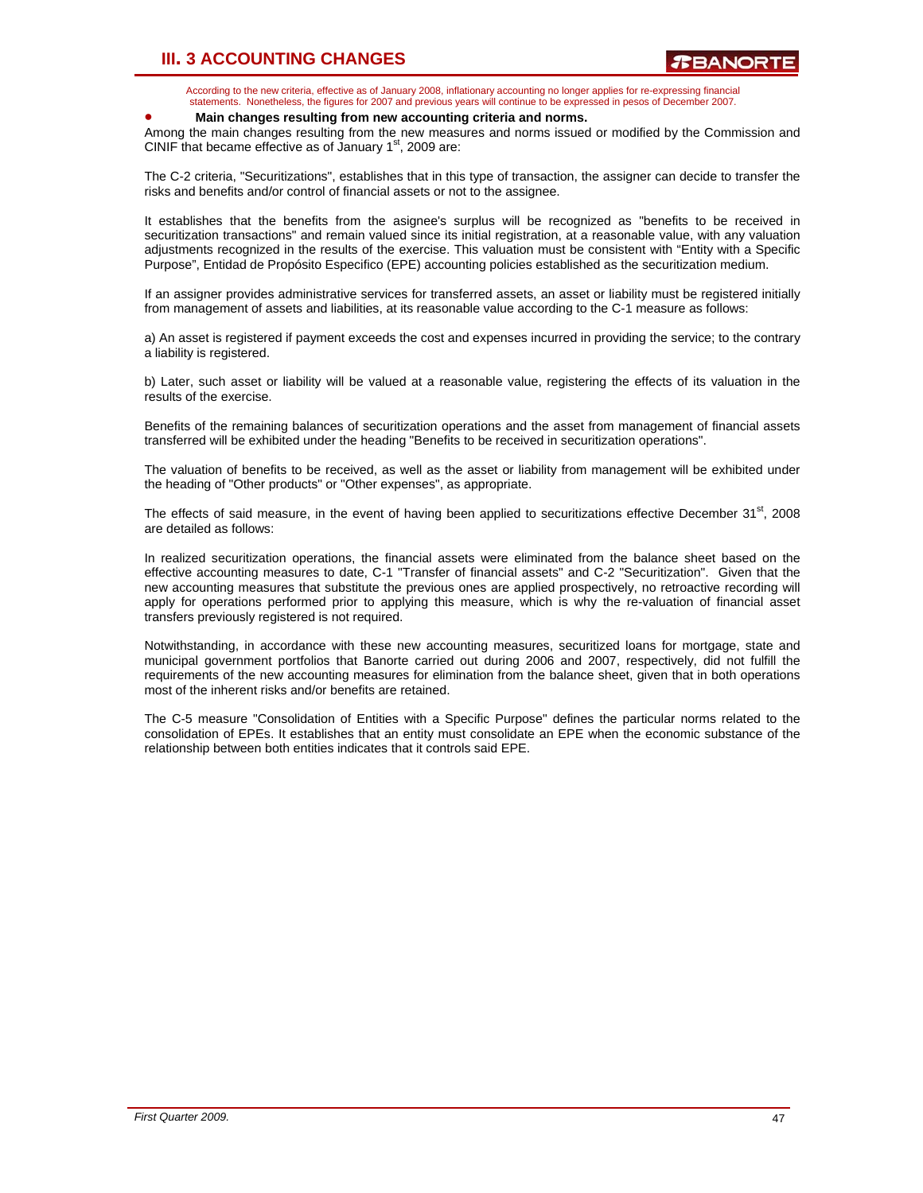# III. 3 ACCOUNTING CHANGES

According to the new criteria, effective as of January 2008, inflationary accounting no longer applies for re-expressing financial statements. Nonetheless, the figures for 2007 and previous years will continue to be expressed in pesos of December 2007.

- **Main changes resulting from new accounting criteria and norms.**

Among the main changes resulting from the new measures and norms issued or modified by the Commission and CINIF that became effective as of January 1st, 2009 are:

The C-2 criteria, "Securitizations", establishes that in this type of transaction, the assigner can decide to transfer the risks and benefits and/or control of financial assets or not to the assignee.

It establishes that the benefits from the asignee's surplus will be recognized as "benefits to be received in securitization transactions" and remain valued since its initial registration, at a reasonable value, with any valuation adjustments recognized in the results of the exercise. This valuation must be consistent with "Entity with a Specific Purpose", Entidad de Propósito Especifico (EPE) accounting policies established as the securitization medium.

If an assigner provides administrative services for transferred assets, an asset or liability must be registered initially from management of assets and liabilities, at its reasonable value according to the C-1 measure as follows:

a) An asset is registered if payment exceeds the cost and expenses incurred in providing the service; to the contrary a liability is registered.

b) Later, such asset or liability will be valued at a reasonable value, registering the effects of its valuation in the results of the exercise.

Benefits of the remaining balances of securitization operations and the asset from management of financial assets transferred will be exhibited under the heading "Benefits to be received in securitization operations".

The valuation of benefits to be received, as well as the asset or liability from management will be exhibited under the heading of "Other products" or "Other expenses", as appropriate.

The effects of said measure, in the event of having been applied to securitizations effective December 31st, 2008 are detailed as follows:

In realized securitization operations, the financial assets were eliminated from the balance sheet based on the effective accounting measures to date, C-1 "Transfer of financial assets" and C-2 "Securitization". Given that the new accounting measures that substitute the previous ones are applied prospectively, no retroactive recording will apply for operations performed prior to applying this measure, which is why the re-valuation of financial asset transfers previously registered is not required.

Notwithstanding, in accordance with these new accounting measures, securitized loans for mortgage, state and municipal government portfolios that Banorte carried out during 2006 and 2007, respectively, did not fulfill the requirements of the new accounting measures for elimination from the balance sheet, given that in both operations most of the inherent risks and/or benefits are retained.

The C-5 measure "Consolidation of Entities with a Specific Purpose" defines the particular norms related to the consolidation of EPEs. It establishes that an entity must consolidate an EPE when the economic substance of the relationship between both entities indicates that it controls said EPE.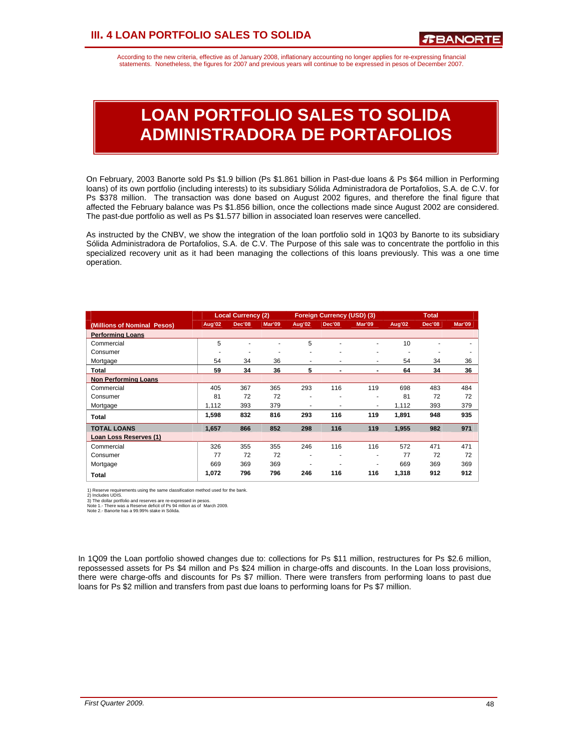According to the new criteria, effective as of January 2008, inflationary accounting no longer applies for re-expressing financial statements. Nonetheless, the figures for 2007 and previous years will continue to be expressed in pesos of December 2007.

# LOAN PORTFOLIO SALES TO SOLIDA ADMINISTRADORA DE PORTAFOLIOS

On February, 2003 Banorte sold Ps $1.9 billion (Ps $1.861 billion in Past-due loans & Ps $64 million in Performing loans) of its own portfolio (including interests) to its subsidiary Sólida Administradora de Portafolios, S.A. de C.V. for Ps $378 million. The transaction was done based on August 2002 figures, and therefore the final figure that affected the February balance was Ps $1.856 billion, once the collections made since August 2002 are considered. The past-due portfolio as well as Ps $1.577 billion in associated loan reserves were cancelled.

As instructed by the CNBV, we show the integration of the loan portfolio sold in 1Q03 by Banorte to its subsidiary Sólida Administradora de Portafolios, S.A. de C.V. The Purpose of this sale was to concentrate the portfolio in this specialized recovery unit as it had been managing the collections of this loans previously. This was a one time operation.

| (Millions of Nominal Pesos) | Local Currency (2) | | | Foreign Currency (USD) (3) | | | Total | | |
|---|---|---|---|---|---|---|---|---|---|
| | Aug'02 | Dec'08 | Mar'09 | Aug'02 | Dec'08 | Mar'09 | Aug'02 | Dec'08 | Mar'09 |
| **Performing Loans** | | | | | | | | | |
| Commercial | 5 | - | - | 5 | - | - | 10 | - | - |
| Consumer | - | - | - | - | - | - | - | - | - |
| Mortgage | 54 | 34 | 36 | - | - | - | 54 | 34 | 36 |
| **Total** | **59** | **34** | **36** | **5** | **-** | **-** | **64** | **34** | **36** |
| **Non Performing Loans** | | | | | | | | | |
| Commercial | 405 | 367 | 365 | 293 | 116 | 119 | 698 | 483 | 484 |
| Consumer | 81 | 72 | 72 | - | - | - | 81 | 72 | 72 |
| Mortgage | 1,112 | 393 | 379 | - | - | - | 1,112 | 393 | 379 |
| **Total** | **1,598** | **832** | **816** | **293** | **116** | **119** | **1,891** | **948** | **935** |
| **TOTAL LOANS** | **1,657** | **866** | **852** | **298** | **116** | **119** | **1,955** | **982** | **971** |
| **Loan Loss Reserves (1)** | | | | | | | | | |
| Commercial | 326 | 355 | 355 | 246 | 116 | 116 | 572 | 471 | 471 |
| Consumer | 77 | 72 | 72 | - | - | - | 77 | 72 | 72 |
| Mortgage | 669 | 369 | 369 | - | - | - | 669 | 369 | 369 |
| **Total** | **1,072** | **796** | **796** | **246** | **116** | **116** | **1,318** | **912** | **912** |

1) Reserve requirements using the same classification method used for the bank.
2) Includes UDIS.
3) The dollar portfolio and reserves are re-expressed in pesos.
Note 1.- There was a Reserve deficit of Ps 94 mllion as of March 2009.
Note 2.- Banorte has a 99.99% stake in Sólida.

In 1Q09 the Loan portfolio showed changes due to: collections for Ps $11 million, restructures for Ps $2.6 million, repossessed assets for Ps $4 millon and Ps $24 million in charge-offs and discounts. In the Loan loss provisions, there were charge-offs and discounts for Ps $7 million. There were transfers from performing loans to past due loans for Ps $2 million and transfers from past due loans to performing loans for Ps $7 million.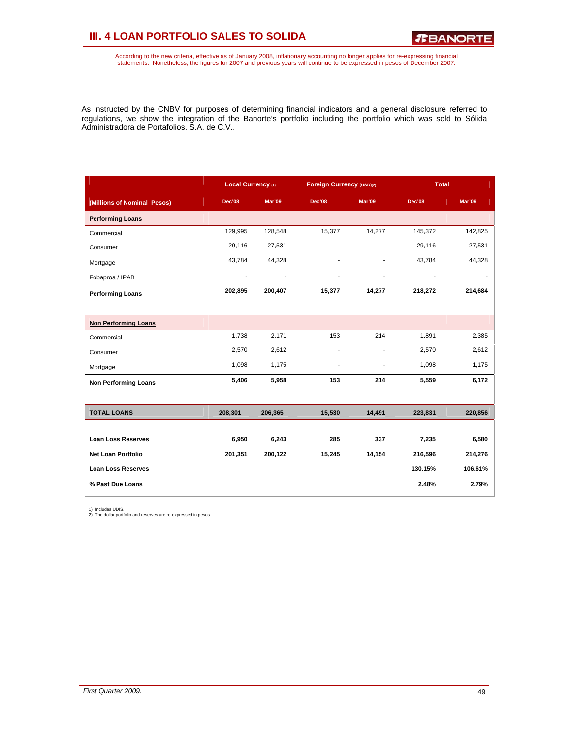# III. 4 LOAN PORTFOLIO SALES TO SOLIDA

According to the new criteria, effective as of January 2008, inflationary accounting no longer applies for re-expressing financial statements. Nonetheless, the figures for 2007 and previous years will continue to be expressed in pesos of December 2007.

As instructed by the CNBV for purposes of determining financial indicators and a general disclosure referred to regulations, we show the integration of the Banorte's portfolio including the portfolio which was sold to Sólida Administradora de Portafolios, S.A. de C.V..

| | Local Currency (1) | | Foreign Currency (USD)(2) | | Total | |
|---|---|---|---|---|---|---|
| (Millions of Nominal Pesos) | Dec'08 | Mar'09 | Dec'08 | Mar'09 | Dec'08 | Mar'09 |
| **Performing Loans** | | | | | | |
| Commercial | 129,995 | 128,548 | 15,377 | 14,277 | 145,372 | 142,825 |
| Consumer | 29,116 | 27,531 | - | - | 29,116 | 27,531 |
| Mortgage | 43,784 | 44,328 | - | - | 43,784 | 44,328 |
| Fobaproa / IPAB | - | - | - | - | - | - |
| **Performing Loans** | **202,895** | **200,407** | **15,377** | **14,277** | **218,272** | **214,684** |
| **Non Performing Loans** | | | | | | |
| Commercial | 1,738 | 2,171 | 153 | 214 | 1,891 | 2,385 |
| Consumer | 2,570 | 2,612 | - | - | 2,570 | 2,612 |
| Mortgage | 1,098 | 1,175 | - | - | 1,098 | 1,175 |
| **Non Performing Loans** | **5,406** | **5,958** | **153** | **214** | **5,559** | **6,172** |
| **TOTAL LOANS** | **208,301** | **206,365** | **15,530** | **14,491** | **223,831** | **220,856** |
| **Loan Loss Reserves** | **6,950** | **6,243** | **285** | **337** | **7,235** | **6,580** |
| **Net Loan Portfolio** | **201,351** | **200,122** | **15,245** | **14,154** | **216,596** | **214,276** |
| **Loan Loss Reserves** | | | | | **130.15%** | **106.61%** |
| **% Past Due Loans** | | | | | **2.48%** | **2.79%** |

1) Includes UDIS.
2) The dollar portfolio and reserves are re-expressed in pesos.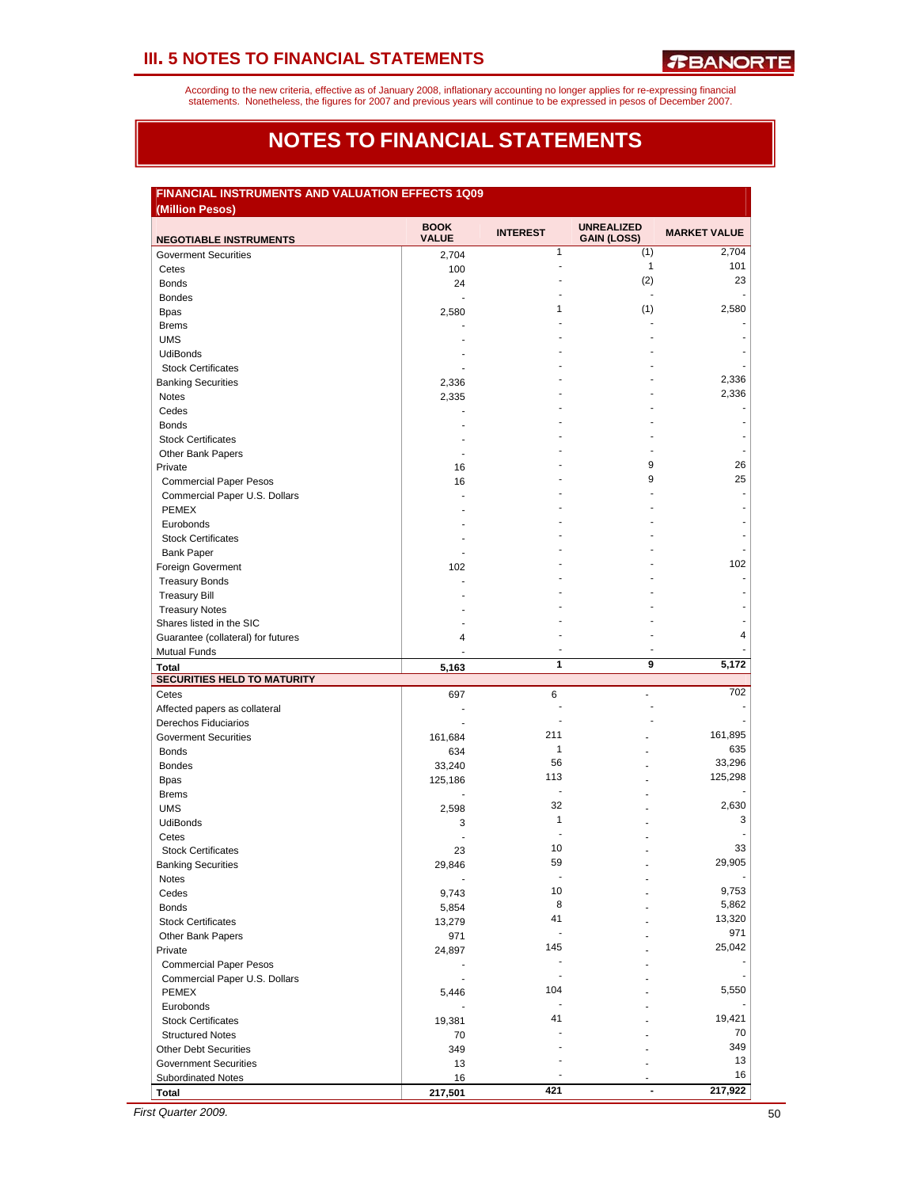# III. 5 NOTES TO FINANCIAL STATEMENTS

According to the new criteria, effective as of January 2008, inflationary accounting no longer applies for re-expressing financial statements. Nonetheless, the figures for 2007 and previous years will continue to be expressed in pesos of December 2007.

## NOTES TO FINANCIAL STATEMENTS

**FINANCIAL INSTRUMENTS AND VALUATION EFFECTS 1Q09**
**(Million Pesos)**

| NEGOTIABLE INSTRUMENTS | BOOK VALUE | INTEREST | UNREALIZED GAIN (LOSS) | MARKET VALUE |
|---|---|---|---|---|
| Goverment Securities | 2,704 | 1 | (1) | 2,704 |
| Cetes | 100 | - | 1 | 101 |
| Bonds | 24 | - | (2) | 23 |
| Bondes | - | - | - | - |
| Bpas | 2,580 | 1 | (1) | 2,580 |
| Brems | - | - | - | - |
| UMS | - | - | - | - |
| UdiBonds | - | - | - | - |
| Stock Certificates | - | - | - | - |
| Banking Securities | 2,336 | - | - | 2,336 |
| Notes | 2,335 | - | - | 2,336 |
| Cedes | - | - | - | - |
| Bonds | - | - | - | - |
| Stock Certificates | - | - | - | - |
| Other Bank Papers | - | - | - | - |
| Private | 16 | - | 9 | 26 |
| Commercial Paper Pesos | 16 | - | 9 | 25 |
| Commercial Paper U.S. Dollars | - | - | - | - |
| PEMEX | - | - | - | - |
| Eurobonds | - | - | - | - |
| Stock Certificates | - | - | - | - |
| Bank Paper | - | - | - | - |
| Foreign Goverment | 102 | - | - | 102 |
| Treasury Bonds | - | - | - | - |
| Treasury Bill | - | - | - | - |
| Treasury Notes | - | - | - | - |
| Shares listed in the SIC | - | - | - | - |
| Guarantee (collateral) for futures | 4 | - | - | 4 |
| Mutual Funds | - | - | - | - |
| **Total** | **5,163** | **1** | **9** | **5,172** |
| **SECURITIES HELD TO MATURITY** | | | | |
| Cetes | 697 | 6 | - | 702 |
| Affected papers as collateral | - | - | - | - |
| Derechos Fiduciarios | - | - | - | - |
| Goverment Securities | 161,684 | 211 | - | 161,895 |
| Bonds | 634 | 1 | - | 635 |
| Bondes | 33,240 | 56 | - | 33,296 |
| Bpas | 125,186 | 113 | - | 125,298 |
| Brems | - | - | - | - |
| UMS | 2,598 | 32 | - | 2,630 |
| UdiBonds | 3 | 1 | - | 3 |
| Cetes | - | - | - | - |
| Stock Certificates | 23 | 10 | - | 33 |
| Banking Securities | 29,846 | 59 | - | 29,905 |
| Notes | - | - | - | - |
| Cedes | 9,743 | 10 | - | 9,753 |
| Bonds | 5,854 | 8 | - | 5,862 |
| Stock Certificates | 13,279 | 41 | - | 13,320 |
| Other Bank Papers | 971 | - | - | 971 |
| Private | 24,897 | 145 | - | 25,042 |
| Commercial Paper Pesos | - | - | - | - |
| Commercial Paper U.S. Dollars | - | - | - | - |
| PEMEX | 5,446 | 104 | - | 5,550 |
| Eurobonds | - | - | - | - |
| Stock Certificates | 19,381 | 41 | - | 19,421 |
| Structured Notes | 70 | - | - | 70 |
| Other Debt Securities | 349 | - | - | 349 |
| Government Securities | 13 | - | - | 13 |
| Subordinated Notes | 16 | - | - | 16 |
| **Total** | **217,501** | **421** | **-** | **217,922** |

*First Quarter 2009.*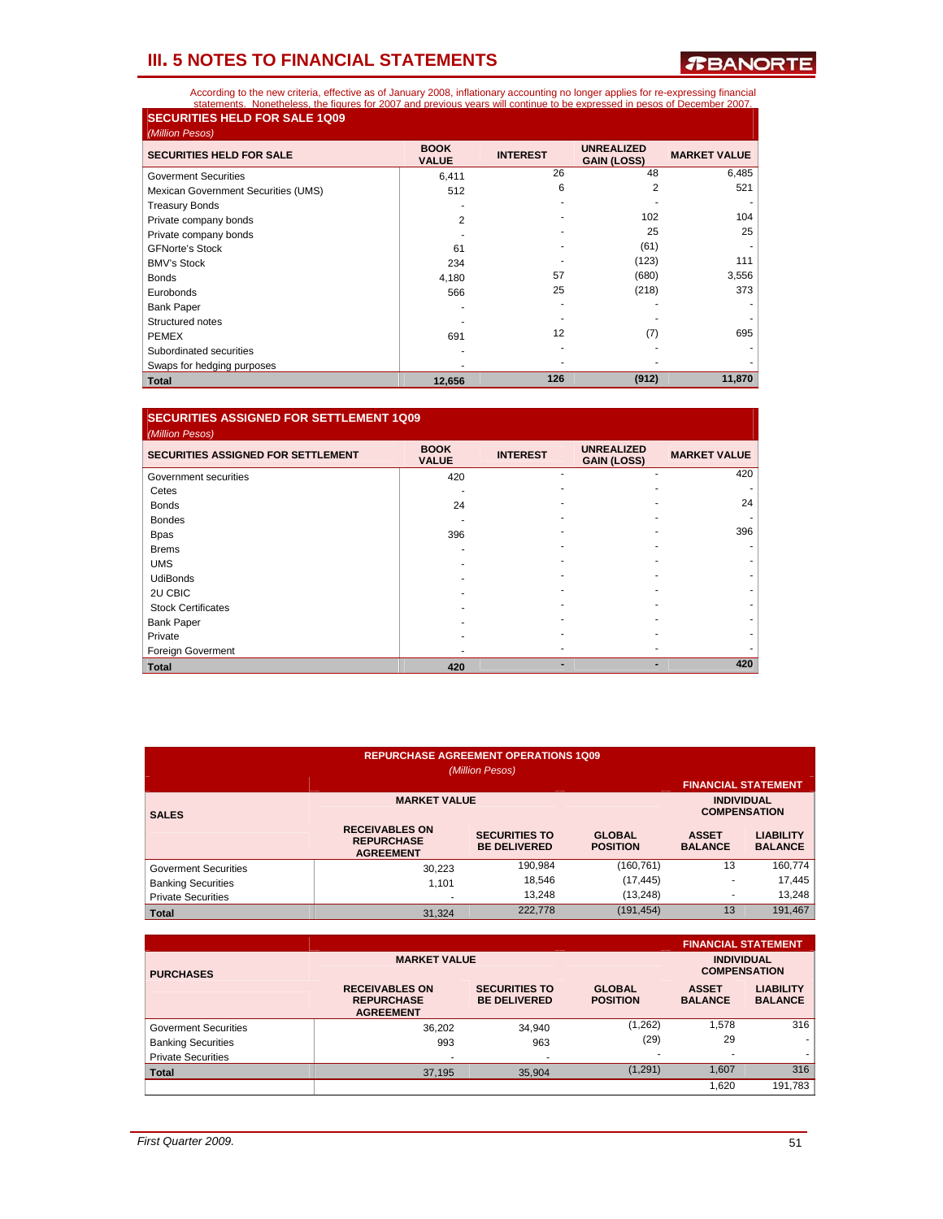## III. 5 NOTES TO FINANCIAL STATEMENTS

According to the new criteria, effective as of January 2008, inflationary accounting no longer applies for re-expressing financial statements. Nonetheless, the figures for 2007 and previous years will continue to be expressed in pesos of December 2007.

### SECURITIES HELD FOR SALE 1Q09

*(Million Pesos)*

| SECURITIES HELD FOR SALE | BOOK VALUE | INTEREST | UNREALIZED GAIN (LOSS) | MARKET VALUE |
|---|---|---|---|---|
| Goverment Securities | 6,411 | 26 | 48 | 6,485 |
| Mexican Government Securities (UMS) | 512 | 6 | 2 | 521 |
| Treasury Bonds | - | - | - | - |
| Private company bonds | 2 | - | 102 | 104 |
| Private company bonds | - | - | 25 | 25 |
| GFNorte's Stock | 61 | - | (61) | - |
| BMV's Stock | 234 | - | (123) | 111 |
| Bonds | 4,180 | 57 | (680) | 3,556 |
| Eurobonds | 566 | 25 | (218) | 373 |
| Bank Paper | - | - | - | - |
| Structured notes | - | - | - | - |
| PEMEX | 691 | 12 | (7) | 695 |
| Subordinated securities | - | - | - | - |
| Swaps for hedging purposes | - | - | - | - |
| **Total** | **12,656** | **126** | **(912)** | **11,870** |

### SECURITIES ASSIGNED FOR SETTLEMENT 1Q09

*(Million Pesos)*

| SECURITIES ASSIGNED FOR SETTLEMENT | BOOK VALUE | INTEREST | UNREALIZED GAIN (LOSS) | MARKET VALUE |
|---|---|---|---|---|
| Government securities | 420 | - | - | 420 |
| Cetes | - | - | - | - |
| Bonds | 24 | - | - | 24 |
| Bondes | - | - | - | - |
| Bpas | 396 | - | - | 396 |
| Brems | - | - | - | - |
| UMS | - | - | - | - |
| UdiBonds | - | - | - | - |
| 2U CBIC | - | - | - | - |
| Stock Certificates | - | - | - | - |
| Bank Paper | - | - | - | - |
| Private | - | - | - | - |
| Foreign Goverment | - | - | - | - |
| **Total** | **420** | **-** | **-** | **420** |

### REPURCHASE AGREEMENT OPERATIONS 1Q09

*(Million Pesos)*

| SALES | MARKET VALUE | | | FINANCIAL STATEMENT INDIVIDUAL COMPENSATION | |
|---|---|---|---|---|---|
| | RECEIVABLES ON REPURCHASE AGREEMENT | SECURITIES TO BE DELIVERED | GLOBAL POSITION | ASSET BALANCE | LIABILITY BALANCE |
| Goverment Securities | 30,223 | 190,984 | (160,761) | 13 | 160,774 |
| Banking Securities | 1,101 | 18,546 | (17,445) | - | 17,445 |
| Private Securities | - | 13,248 | (13,248) | - | 13,248 |
| **Total** | 31,324 | 222,778 | (191,454) | 13 | 191,467 |

| PURCHASES | MARKET VALUE | | | FINANCIAL STATEMENT INDIVIDUAL COMPENSATION | |
|---|---|---|---|---|---|
| | RECEIVABLES ON REPURCHASE AGREEMENT | SECURITIES TO BE DELIVERED | GLOBAL POSITION | ASSET BALANCE | LIABILITY BALANCE |
| Goverment Securities | 36,202 | 34,940 | (1,262) | 1,578 | 316 |
| Banking Securities | 993 | 963 | (29) | 29 | - |
| Private Securities | - | - | - | - | - |
| **Total** | 37,195 | 35,904 | (1,291) | 1,607 | 316 |
| | | | | 1,620 | 191,783 |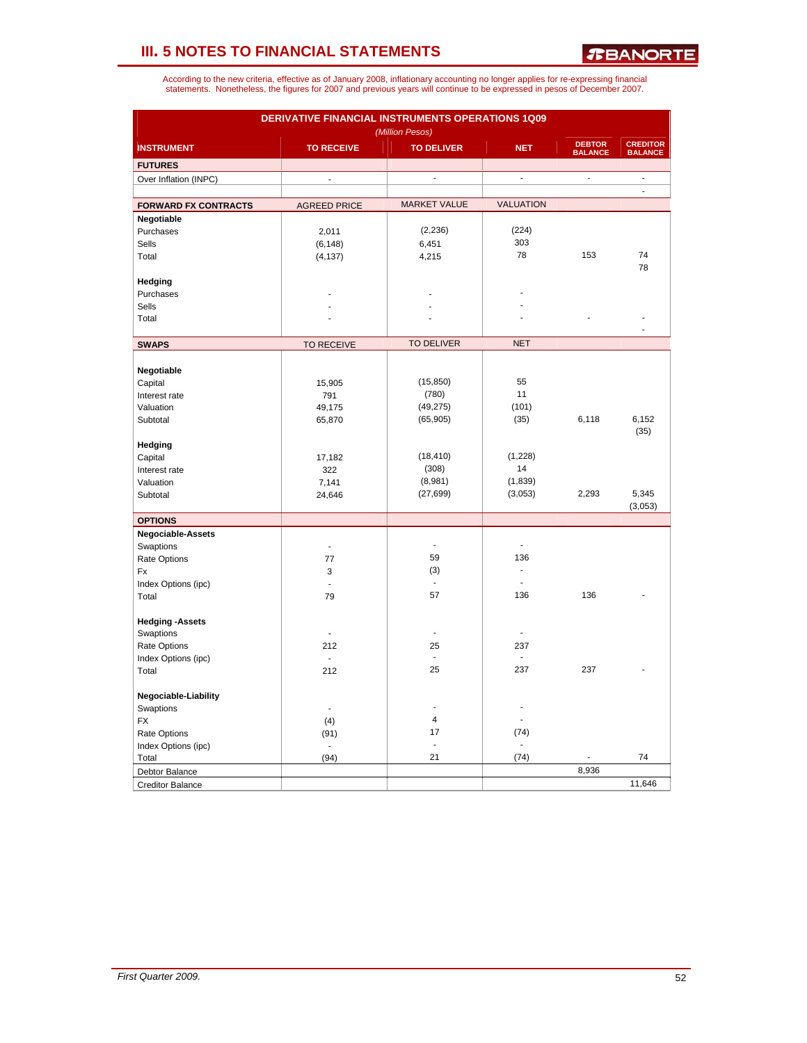# III. 5 NOTES TO FINANCIAL STATEMENTS

According to the new criteria, effective as of January 2008, inflationary accounting no longer applies for re-expressing financial statements. Nonetheless, the figures for 2007 and previous years will continue to be expressed in pesos of December 2007.

**DERIVATIVE FINANCIAL INSTRUMENTS OPERATIONS 1Q09**

*(Million Pesos)*

| INSTRUMENT | TO RECEIVE | TO DELIVER | NET | DEBTOR BALANCE | CREDITOR BALANCE |
|---|---|---|---|---|---|
| **FUTURES** | | | | | |
| Over Inflation (INPC) | - | - | - | - | - |
| | | | | | - |
| **FORWARD FX CONTRACTS** | AGREED PRICE | MARKET VALUE | VALUATION | | |
| **Negotiable** | | | | | |
| Purchases | 2,011 | (2,236) | (224) | | |
| Sells | (6,148) | 6,451 | 303 | | |
| Total | (4,137) | 4,215 | 78 | 153 | 74 |
| | | | | | 78 |
| **Hedging** | | | | | |
| Purchases | - | - | - | | |
| Sells | - | - | - | | |
| Total | - | - | - | - | - |
| | | | | | - |
| **SWAPS** | TO RECEIVE | TO DELIVER | NET | | |
| **Negotiable** | | | | | |
| Capital | 15,905 | (15,850) | 55 | | |
| Interest rate | 791 | (780) | 11 | | |
| Valuation | 49,175 | (49,275) | (101) | | |
| Subtotal | 65,870 | (65,905) | (35) | 6,118 | 6,152 |
| | | | | | (35) |
| **Hedging** | | | | | |
| Capital | 17,182 | (18,410) | (1,228) | | |
| Interest rate | 322 | (308) | 14 | | |
| Valuation | 7,141 | (8,981) | (1,839) | | |
| Subtotal | 24,646 | (27,699) | (3,053) | 2,293 | 5,345 |
| | | | | | (3,053) |
| **OPTIONS** | | | | | |
| **Negociable-Assets** | | | | | |
| Swaptions | - | - | - | | |
| Rate Options | 77 | 59 | 136 | | |
| Fx | 3 | (3) | - | | |
| Index Options (ipc) | - | - | - | | |
| Total | 79 | 57 | 136 | 136 | - |
| **Hedging -Assets** | | | | | |
| Swaptions | - | - | - | | |
| Rate Options | 212 | 25 | 237 | | |
| Index Options (ipc) | - | - | - | | |
| Total | 212 | 25 | 237 | 237 | - |
| **Negociable-Liability** | | | | | |
| Swaptions | - | - | - | | |
| FX | (4) | 4 | - | | |
| Rate Options | (91) | 17 | (74) | | |
| Index Options (ipc) | - | - | - | | |
| Total | (94) | 21 | (74) | - | 74 |
| Debtor Balance | | | | 8,936 | |
| Creditor Balance | | | | | 11,646 |

*First Quarter 2009.*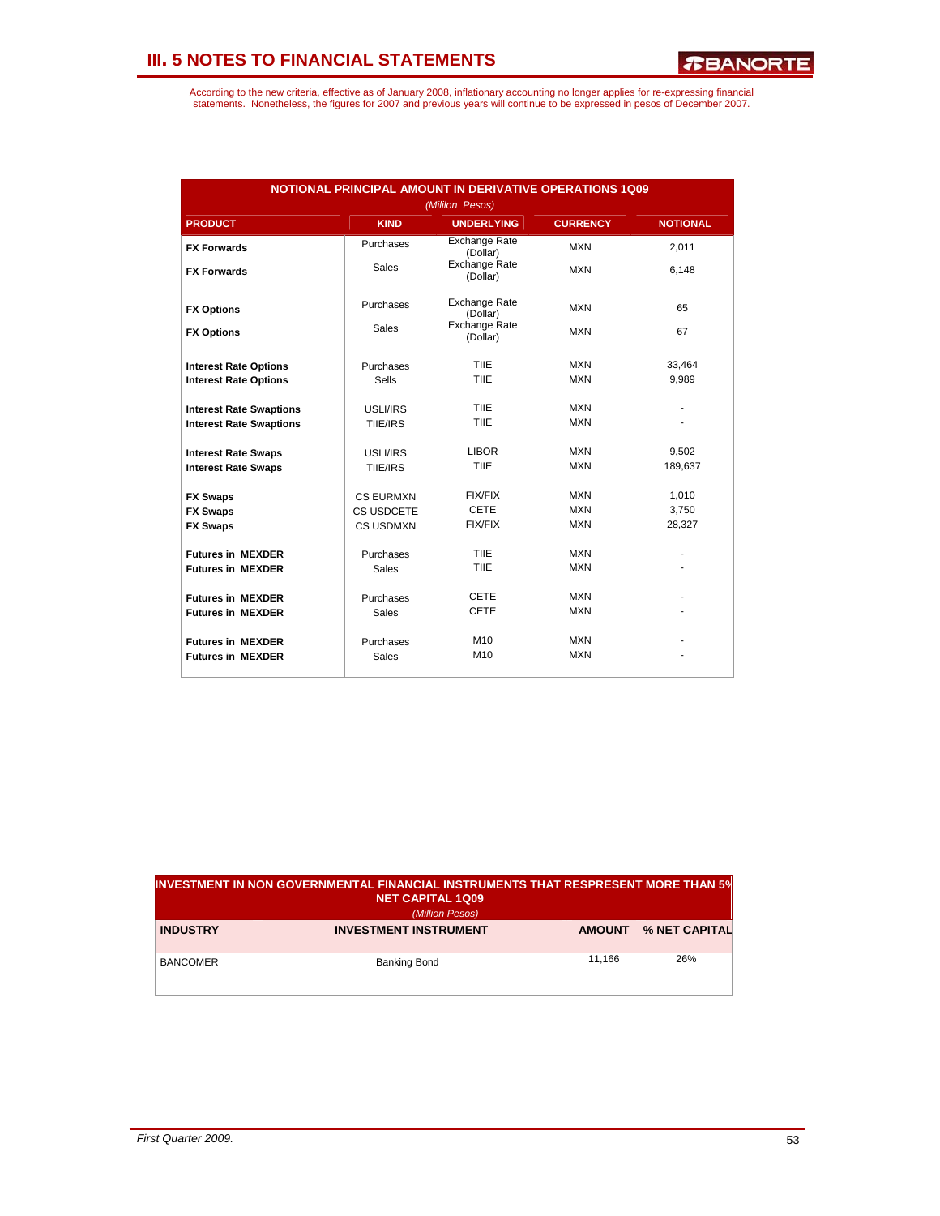## III. 5 NOTES TO FINANCIAL STATEMENTS

According to the new criteria, effective as of January 2008, inflationary accounting no longer applies for re-expressing financial statements. Nonetheless, the figures for 2007 and previous years will continue to be expressed in pesos of December 2007.

**NOTIONAL PRINCIPAL AMOUNT IN DERIVATIVE OPERATIONS 1Q09**
*(Mililon Pesos)*

| PRODUCT | KIND | UNDERLYING | CURRENCY | NOTIONAL |
|---|---|---|---|---|
| **FX Forwards** | Purchases | Exchange Rate (Dollar) | MXN | 2,011 |
| **FX Forwards** | Sales | Exchange Rate (Dollar) | MXN | 6,148 |
| **FX Options** | Purchases | Exchange Rate (Dollar) | MXN | 65 |
| **FX Options** | Sales | Exchange Rate (Dollar) | MXN | 67 |
| **Interest Rate Options** | Purchases | TIIE | MXN | 33,464 |
| **Interest Rate Options** | Sells | TIIE | MXN | 9,989 |
| **Interest Rate Swaptions** | USLI/IRS | TIIE | MXN | - |
| **Interest Rate Swaptions** | TIIE/IRS | TIIE | MXN | - |
| **Interest Rate Swaps** | USLI/IRS | LIBOR | MXN | 9,502 |
| **Interest Rate Swaps** | TIIE/IRS | TIIE | MXN | 189,637 |
| **FX Swaps** | CS EURMXN | FIX/FIX | MXN | 1,010 |
| **FX Swaps** | CS USDCETE | CETE | MXN | 3,750 |
| **FX Swaps** | CS USDMXN | FIX/FIX | MXN | 28,327 |
| **Futures in MEXDER** | Purchases | TIIE | MXN | - |
| **Futures in MEXDER** | Sales | TIIE | MXN | - |
| **Futures in MEXDER** | Purchases | CETE | MXN | - |
| **Futures in MEXDER** | Sales | CETE | MXN | - |
| **Futures in MEXDER** | Purchases | M10 | MXN | - |
| **Futures in MEXDER** | Sales | M10 | MXN | - |

**INVESTMENT IN NON GOVERNMENTAL FINANCIAL INSTRUMENTS THAT RESPRESENT MORE THAN 5% NET CAPITAL 1Q09**
*(Million Pesos)*

| INDUSTRY | INVESTMENT INSTRUMENT | AMOUNT | % NET CAPITAL |
|---|---|---|---|
| BANCOMER | Banking Bond | 11,166 | 26% |
| | | | |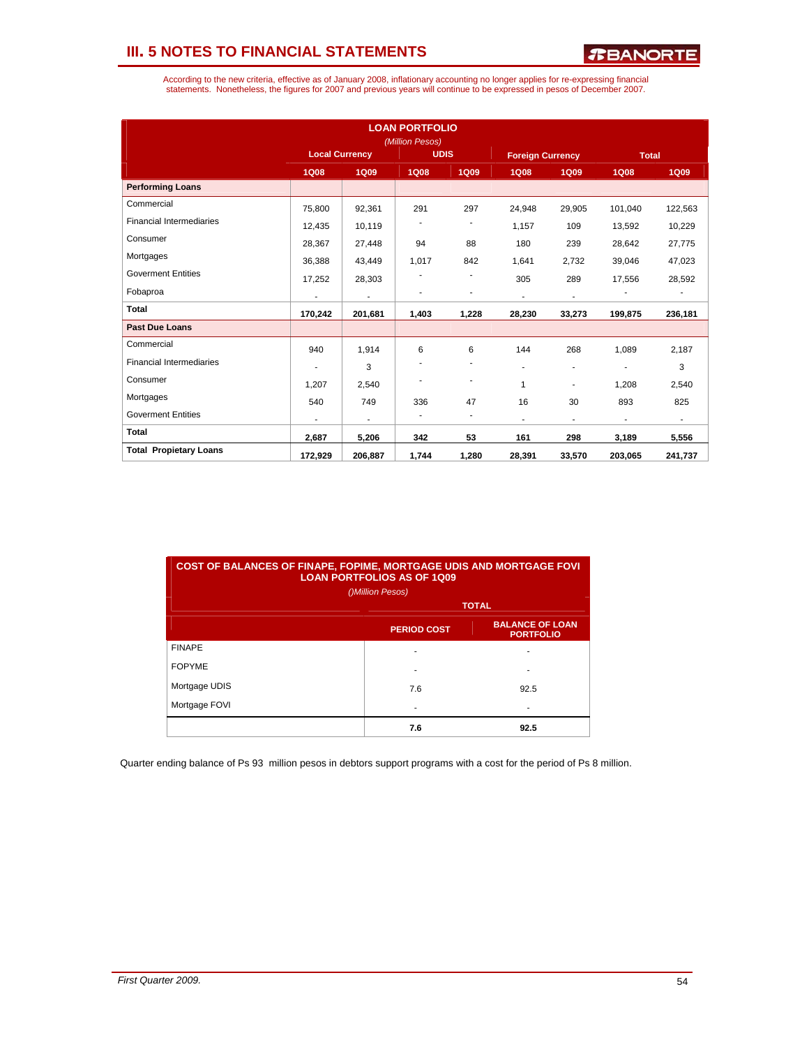# III. 5 NOTES TO FINANCIAL STATEMENTS

According to the new criteria, effective as of January 2008, inflationary accounting no longer applies for re-expressing financial statements. Nonetheless, the figures for 2007 and previous years will continue to be expressed in pesos of December 2007.

**LOAN PORTFOLIO**
*(Million Pesos)*

| | Local Currency | | UDIS | | Foreign Currency | | Total | |
|---|---|---|---|---|---|---|---|---|
| | **1Q08** | **1Q09** | **1Q08** | **1Q09** | **1Q08** | **1Q09** | **1Q08** | **1Q09** |
| **Performing Loans** | | | | | | | | |
| Commercial | 75,800 | 92,361 | 291 | 297 | 24,948 | 29,905 | 101,040 | 122,563 |
| Financial Intermediaries | 12,435 | 10,119 | - | - | 1,157 | 109 | 13,592 | 10,229 |
| Consumer | 28,367 | 27,448 | 94 | 88 | 180 | 239 | 28,642 | 27,775 |
| Mortgages | 36,388 | 43,449 | 1,017 | 842 | 1,641 | 2,732 | 39,046 | 47,023 |
| Goverment Entities | 17,252 | 28,303 | - | - | 305 | 289 | 17,556 | 28,592 |
| Fobaproa | - | - | - | - | - | - | - | - |
| **Total** | **170,242** | **201,681** | **1,403** | **1,228** | **28,230** | **33,273** | **199,875** | **236,181** |
| **Past Due Loans** | | | | | | | | |
| Commercial | 940 | 1,914 | 6 | 6 | 144 | 268 | 1,089 | 2,187 |
| Financial Intermediaries | - | 3 | - | - | - | - | - | 3 |
| Consumer | 1,207 | 2,540 | - | - | 1 | - | 1,208 | 2,540 |
| Mortgages | 540 | 749 | 336 | 47 | 16 | 30 | 893 | 825 |
| Goverment Entities | - | - | - | - | - | - | - | - |
| **Total** | **2,687** | **5,206** | **342** | **53** | **161** | **298** | **3,189** | **5,556** |
| **Total Propietary Loans** | **172,929** | **206,887** | **1,744** | **1,280** | **28,391** | **33,570** | **203,065** | **241,737** |

**COST OF BALANCES OF FINAPE, FOPIME, MORTGAGE UDIS AND MORTGAGE FOVI LOAN PORTFOLIOS AS OF 1Q09**
*()Million Pesos)*

| | TOTAL | |
|---|---|---|
| | **PERIOD COST** | **BALANCE OF LOAN PORTFOLIO** |
| FINAPE | - | - |
| FOPYME | - | - |
| Mortgage UDIS | 7.6 | 92.5 |
| Mortgage FOVI | - | - |
| | **7.6** | **92.5** |

Quarter ending balance of Ps 93 million pesos in debtors support programs with a cost for the period of Ps 8 million.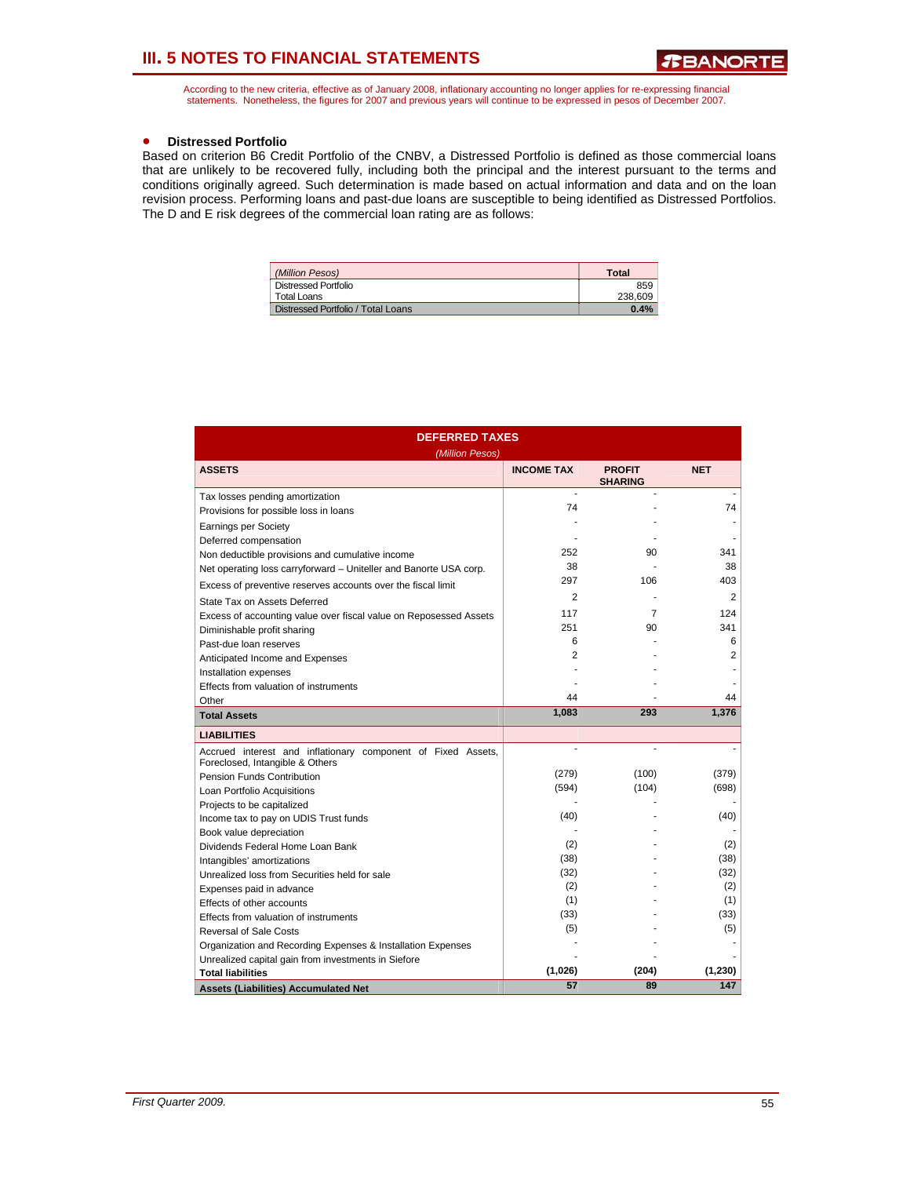# III. 5 NOTES TO FINANCIAL STATEMENTS

According to the new criteria, effective as of January 2008, inflationary accounting no longer applies for re-expressing financial statements. Nonetheless, the figures for 2007 and previous years will continue to be expressed in pesos of December 2007.

- **Distressed Portfolio**

Based on criterion B6 Credit Portfolio of the CNBV, a Distressed Portfolio is defined as those commercial loans that are unlikely to be recovered fully, including both the principal and the interest pursuant to the terms and conditions originally agreed. Such determination is made based on actual information and data and on the loan revision process. Performing loans and past-due loans are susceptible to being identified as Distressed Portfolios. The D and E risk degrees of the commercial loan rating are as follows:

| *(Million Pesos)* | **Total** |
|---|---|
| Distressed Portfolio | 859 |
| Total Loans | 238,609 |
| Distressed Portfolio / Total Loans | **0.4%** |

**DEFERRED TAXES**

*(Million Pesos)*

| **ASSETS** | **INCOME TAX** | **PROFIT SHARING** | **NET** |
|---|---|---|---|
| Tax losses pending amortization | - | - | - |
| Provisions for possible loss in loans | 74 | - | 74 |
| Earnings per Society | - | - | - |
| Deferred compensation | - | - | - |
| Non deductible provisions and cumulative income | 252 | 90 | 341 |
| Net operating loss carryforward – Uniteller and Banorte USA corp. | 38 | - | 38 |
| Excess of preventive reserves accounts over the fiscal limit | 297 | 106 | 403 |
| State Tax on Assets Deferred | 2 | - | 2 |
| Excess of accounting value over fiscal value on Reposessed Assets | 117 | 7 | 124 |
| Diminishable profit sharing | 251 | 90 | 341 |
| Past-due loan reserves | 6 | - | 6 |
| Anticipated Income and Expenses | 2 | - | 2 |
| Installation expenses | - | - | - |
| Effects from valuation of instruments | - | - | - |
| Other | 44 | - | 44 |
| **Total Assets** | **1,083** | **293** | **1,376** |
| **LIABILITIES** | | | |
| Accrued interest and inflationary component of Fixed Assets, Foreclosed, Intangible & Others | - | - | - |
| Pension Funds Contribution | (279) | (100) | (379) |
| Loan Portfolio Acquisitions | (594) | (104) | (698) |
| Projects to be capitalized | - | - | - |
| Income tax to pay on UDIS Trust funds | (40) | - | (40) |
| Book value depreciation | - | - | - |
| Dividends Federal Home Loan Bank | (2) | - | (2) |
| Intangibles' amortizations | (38) | - | (38) |
| Unrealized loss from Securities held for sale | (32) | - | (32) |
| Expenses paid in advance | (2) | - | (2) |
| Effects of other accounts | (1) | - | (1) |
| Effects from valuation of instruments | (33) | - | (33) |
| Reversal of Sale Costs | (5) | - | (5) |
| Organization and Recording Expenses & Installation Expenses | - | - | - |
| Unrealized capital gain from investments in Siefore | - | - | - |
| **Total liabilities** | **(1,026)** | **(204)** | **(1,230)** |
| **Assets (Liabilities) Accumulated Net** | **57** | **89** | **147** |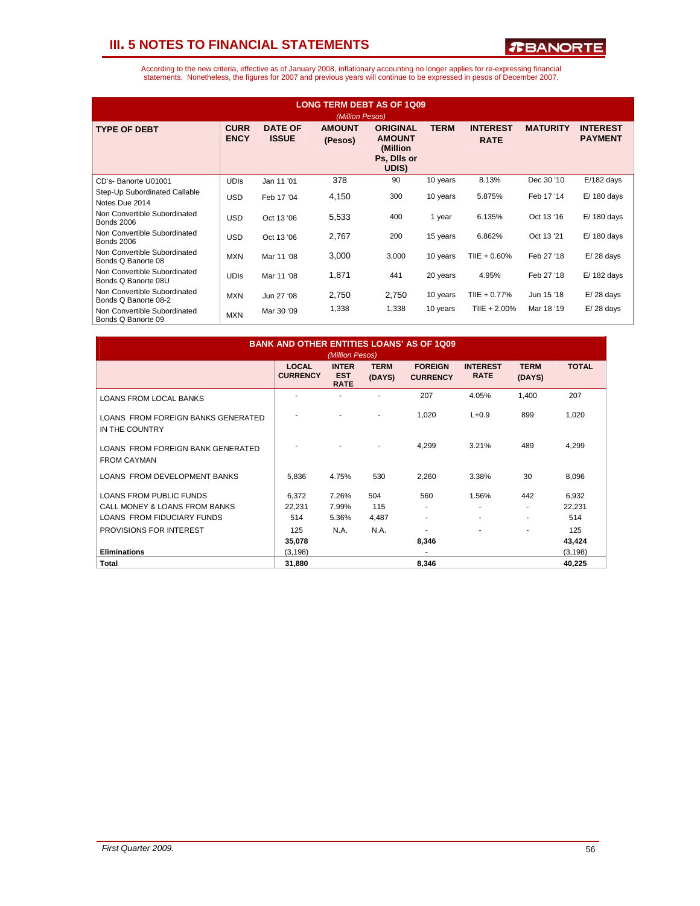## III. 5 NOTES TO FINANCIAL STATEMENTS

According to the new criteria, effective as of January 2008, inflationary accounting no longer applies for re-expressing financial statements. Nonetheless, the figures for 2007 and previous years will continue to be expressed in pesos of December 2007.

**LONG TERM DEBT AS OF 1Q09**
*(Million Pesos)*

| TYPE OF DEBT | CURRENCY | DATE OF ISSUE | AMOUNT (Pesos) | ORIGINAL AMOUNT (Million Ps, Dlls or UDIS) | TERM | INTEREST RATE | MATURITY | INTEREST PAYMENT |
|---|---|---|---|---|---|---|---|---|
| CD's- Banorte U01001 | UDIs | Jan 11 '01 | 378 | 90 | 10 years | 8.13% | Dec 30 '10 | E/182 days |
| Step-Up Subordinated Callable Notes Due 2014 | USD | Feb 17 '04 | 4,150 | 300 | 10 years | 5.875% | Feb 17 '14 | E/ 180 days |
| Non Convertible Subordinated Bonds 2006 | USD | Oct 13 '06 | 5,533 | 400 | 1 year | 6.135% | Oct 13 '16 | E/ 180 days |
| Non Convertible Subordinated Bonds 2006 | USD | Oct 13 '06 | 2,767 | 200 | 15 years | 6.862% | Oct 13 '21 | E/ 180 days |
| Non Convertible Subordinated Bonds Q Banorte 08 | MXN | Mar 11 '08 | 3,000 | 3,000 | 10 years | TIIE + 0.60% | Feb 27 '18 | E/ 28 days |
| Non Convertible Subordinated Bonds Q Banorte 08U | UDIs | Mar 11 '08 | 1,871 | 441 | 20 years | 4.95% | Feb 27 '18 | E/ 182 days |
| Non Convertible Subordinated Bonds Q Banorte 08-2 | MXN | Jun 27 '08 | 2,750 | 2,750 | 10 years | TIIE + 0.77% | Jun 15 '18 | E/ 28 days |
| Non Convertible Subordinated Bonds Q Banorte 09 | MXN | Mar 30 '09 | 1,338 | 1,338 | 10 years | TIIE + 2.00% | Mar 18 '19 | E/ 28 days |

**BANK AND OTHER ENTITIES LOANS' AS OF 1Q09**
*(Million Pesos)*

| | LOCAL CURRENCY | INTEREST RATE | TERM (DAYS) | FOREIGN CURRENCY | INTEREST RATE | TERM (DAYS) | TOTAL |
|---|---|---|---|---|---|---|---|
| LOANS FROM LOCAL BANKS | - | - | - | 207 | 4.05% | 1,400 | 207 |
| LOANS FROM FOREIGN BANKS GENERATED IN THE COUNTRY | - | - | - | 1,020 | L+0.9 | 899 | 1,020 |
| LOANS FROM FOREIGN BANK GENERATED FROM CAYMAN | - | - | - | 4,299 | 3.21% | 489 | 4,299 |
| LOANS FROM DEVELOPMENT BANKS | 5,836 | 4.75% | 530 | 2,260 | 3.38% | 30 | 8,096 |
| LOANS FROM PUBLIC FUNDS | 6,372 | 7.26% | 504 | 560 | 1.56% | 442 | 6,932 |
| CALL MONEY & LOANS FROM BANKS | 22,231 | 7.99% | 115 | - | - | - | 22,231 |
| LOANS FROM FIDUCIARY FUNDS | 514 | 5.36% | 4,487 | - | - | - | 514 |
| PROVISIONS FOR INTEREST | 125 | N.A. | N.A. | - | - | - | 125 |
| | **35,078** | | | **8,346** | | | **43,424** |
| **Eliminations** | (3,198) | | | - | | | (3,198) |
| **Total** | **31,880** | | | **8,346** | | | **40,225** |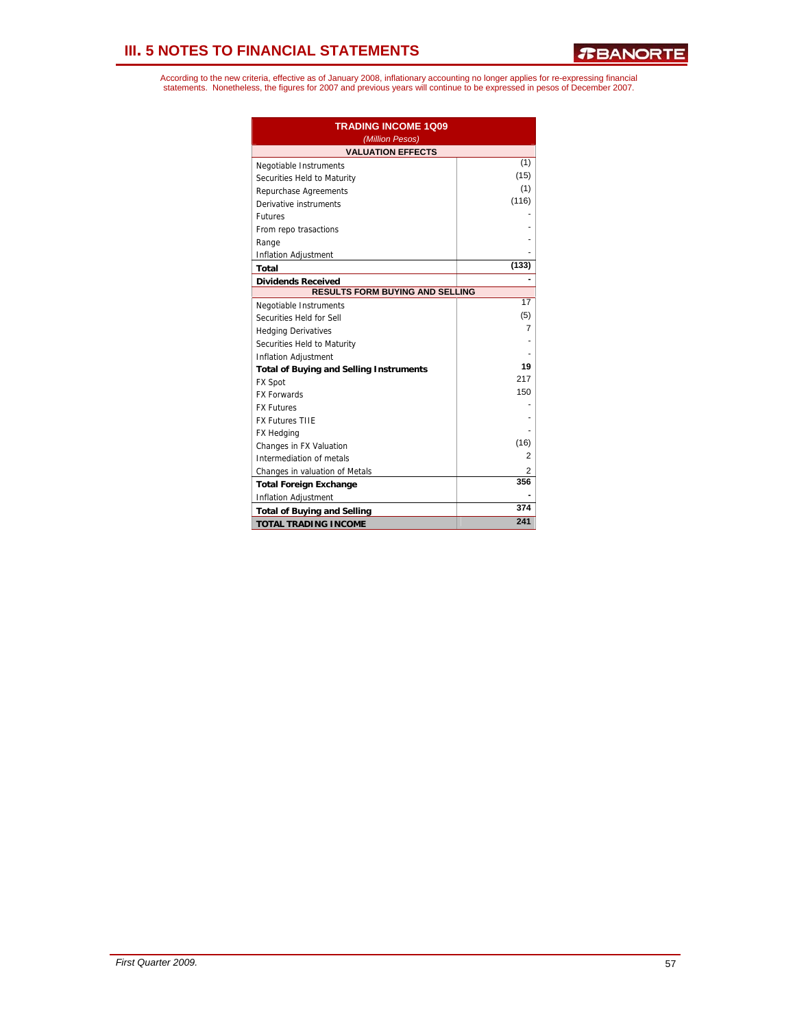# III. 5 NOTES TO FINANCIAL STATEMENTS

According to the new criteria, effective as of January 2008, inflationary accounting no longer applies for re-expressing financial statements. Nonetheless, the figures for 2007 and previous years will continue to be expressed in pesos of December 2007.

| TRADING INCOME 1Q09 *(Million Pesos)* | |
|---|---|
| **VALUATION EFFECTS** | |
| Negotiable Instruments | (1) |
| Securities Held to Maturity | (15) |
| Repurchase Agreements | (1) |
| Derivative instruments | (116) |
| Futures | - |
| From repo trasactions | - |
| Range | - |
| Inflation Adjustment | - |
| **Total** | **(133)** |
| **Dividends Received** | **-** |
| **RESULTS FORM BUYING AND SELLING** | |
| Negotiable Instruments | 17 |
| Securities Held for Sell | (5) |
| Hedging Derivatives | 7 |
| Securities Held to Maturity | - |
| Inflation Adjustment | - |
| **Total of Buying and Selling Instruments** | **19** |
| FX Spot | 217 |
| FX Forwards | 150 |
| FX Futures | - |
| FX Futures TIIE | - |
| FX Hedging | - |
| Changes in FX Valuation | (16) |
| Intermediation of metals | 2 |
| Changes in valuation of Metals | 2 |
| **Total Foreign Exchange** | **356** |
| Inflation Adjustment | **-** |
| **Total of Buying and Selling** | **374** |
| **TOTAL TRADING INCOME** | **241** |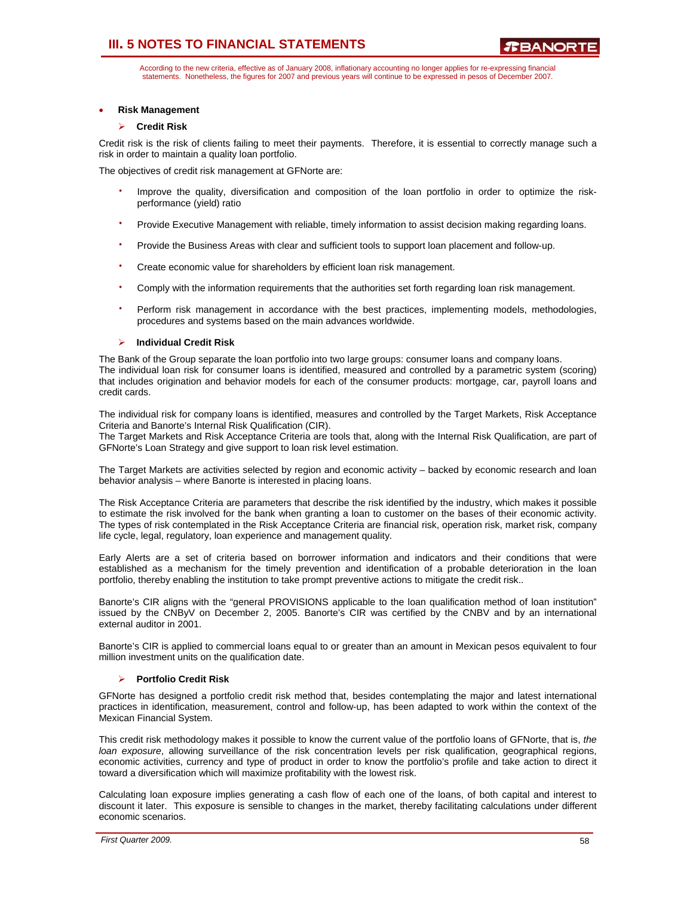According to the new criteria, effective as of January 2008, inflationary accounting no longer applies for re-expressing financial statements. Nonetheless, the figures for 2007 and previous years will continue to be expressed in pesos of December 2007.

- **Risk Management**

### Credit Risk

Credit risk is the risk of clients failing to meet their payments. Therefore, it is essential to correctly manage such a risk in order to maintain a quality loan portfolio.

The objectives of credit risk management at GFNorte are:

- Improve the quality, diversification and composition of the loan portfolio in order to optimize the risk-performance (yield) ratio
- Provide Executive Management with reliable, timely information to assist decision making regarding loans.
- Provide the Business Areas with clear and sufficient tools to support loan placement and follow-up.
- Create economic value for shareholders by efficient loan risk management.
- Comply with the information requirements that the authorities set forth regarding loan risk management.
- Perform risk management in accordance with the best practices, implementing models, methodologies, procedures and systems based on the main advances worldwide.

### Individual Credit Risk

The Bank of the Group separate the loan portfolio into two large groups: consumer loans and company loans. The individual loan risk for consumer loans is identified, measured and controlled by a parametric system (scoring) that includes origination and behavior models for each of the consumer products: mortgage, car, payroll loans and credit cards.

The individual risk for company loans is identified, measures and controlled by the Target Markets, Risk Acceptance Criteria and Banorte's Internal Risk Qualification (CIR).
The Target Markets and Risk Acceptance Criteria are tools that, along with the Internal Risk Qualification, are part of GFNorte's Loan Strategy and give support to loan risk level estimation.

The Target Markets are activities selected by region and economic activity – backed by economic research and loan behavior analysis – where Banorte is interested in placing loans.

The Risk Acceptance Criteria are parameters that describe the risk identified by the industry, which makes it possible to estimate the risk involved for the bank when granting a loan to customer on the bases of their economic activity. The types of risk contemplated in the Risk Acceptance Criteria are financial risk, operation risk, market risk, company life cycle, legal, regulatory, loan experience and management quality.

Early Alerts are a set of criteria based on borrower information and indicators and their conditions that were established as a mechanism for the timely prevention and identification of a probable deterioration in the loan portfolio, thereby enabling the institution to take prompt preventive actions to mitigate the credit risk..

Banorte's CIR aligns with the "general PROVISIONS applicable to the loan qualification method of loan institution" issued by the CNByV on December 2, 2005. Banorte's CIR was certified by the CNBV and by an international external auditor in 2001.

Banorte's CIR is applied to commercial loans equal to or greater than an amount in Mexican pesos equivalent to four million investment units on the qualification date.

### Portfolio Credit Risk

GFNorte has designed a portfolio credit risk method that, besides contemplating the major and latest international practices in identification, measurement, control and follow-up, has been adapted to work within the context of the Mexican Financial System.

This credit risk methodology makes it possible to know the current value of the portfolio loans of GFNorte, that is, *the loan exposure*, allowing surveillance of the risk concentration levels per risk qualification, geographical regions, economic activities, currency and type of product in order to know the portfolio's profile and take action to direct it toward a diversification which will maximize profitability with the lowest risk.

Calculating loan exposure implies generating a cash flow of each one of the loans, of both capital and interest to discount it later. This exposure is sensible to changes in the market, thereby facilitating calculations under different economic scenarios.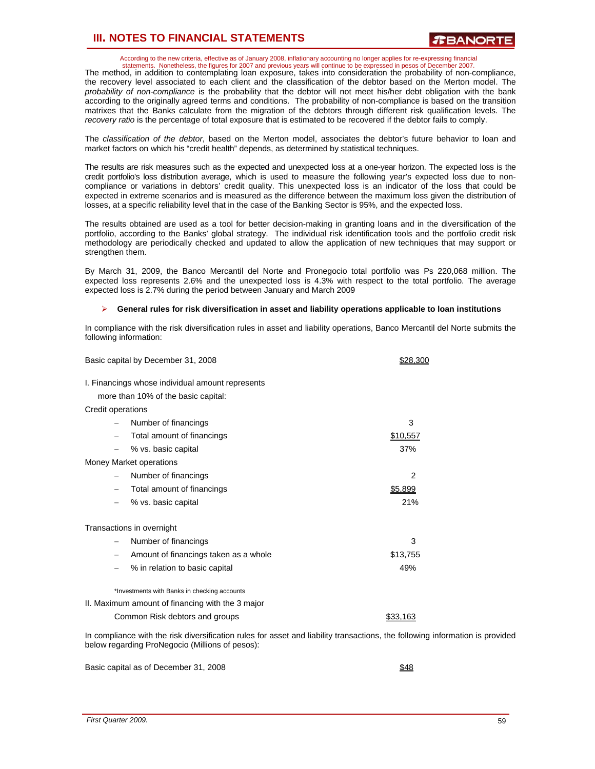According to the new criteria, effective as of January 2008, inflationary accounting no longer applies for re-expressing financial statements. Nonetheless, the figures for 2007 and previous years will continue to be expressed in pesos of December 2007.

The method, in addition to contemplating loan exposure, takes into consideration the probability of non-compliance, the recovery level associated to each client and the classification of the debtor based on the Merton model. The *probability of non-compliance* is the probability that the debtor will not meet his/her debt obligation with the bank according to the originally agreed terms and conditions. The probability of non-compliance is based on the transition matrixes that the Banks calculate from the migration of the debtors through different risk qualification levels. The *recovery ratio* is the percentage of total exposure that is estimated to be recovered if the debtor fails to comply.

The *classification of the debtor*, based on the Merton model, associates the debtor's future behavior to loan and market factors on which his "credit health" depends, as determined by statistical techniques.

The results are risk measures such as the expected and unexpected loss at a one-year horizon. The expected loss is the credit portfolio's loss distribution average, which is used to measure the following year's expected loss due to non-compliance or variations in debtors' credit quality. This unexpected loss is an indicator of the loss that could be expected in extreme scenarios and is measured as the difference between the maximum loss given the distribution of losses, at a specific reliability level that in the case of the Banking Sector is 95%, and the expected loss.

The results obtained are used as a tool for better decision-making in granting loans and in the diversification of the portfolio, according to the Banks' global strategy. The individual risk identification tools and the portfolio credit risk methodology are periodically checked and updated to allow the application of new techniques that may support or strengthen them.

By March 31, 2009, the Banco Mercantil del Norte and Pronegocio total portfolio was Ps 220,068 million. The expected loss represents 2.6% and the unexpected loss is 4.3% with respect to the total portfolio. The average expected loss is 2.7% during the period between January and March 2009

- **General rules for risk diversification in asset and liability operations applicable to loan institutions**

In compliance with the risk diversification rules in asset and liability operations, Banco Mercantil del Norte submits the following information:

| | |
|---|---|
| Basic capital by December 31, 2008 | $28,300 |
| I. Financings whose individual amount represents more than 10% of the basic capital: | |
| Credit operations | |
| – Number of financings | 3 |
| – Total amount of financings | $10,557 |
| – % vs. basic capital | 37% |
| Money Market operations | |
| – Number of financings | 2 |
| – Total amount of financings | $5,899 |
| – % vs. basic capital | 21% |
| Transactions in overnight | |
| – Number of financings | 3 |
| – Amount of financings taken as a whole | $13,755 |
| – % in relation to basic capital | 49% |
| *Investments with Banks in checking accounts | |
| II. Maximum amount of financing with the 3 major Common Risk debtors and groups | $33,163 |

In compliance with the risk diversification rules for asset and liability transactions, the following information is provided below regarding ProNegocio (Millions of pesos):

| | |
|---|---|
| Basic capital as of December 31, 2008 | $48 |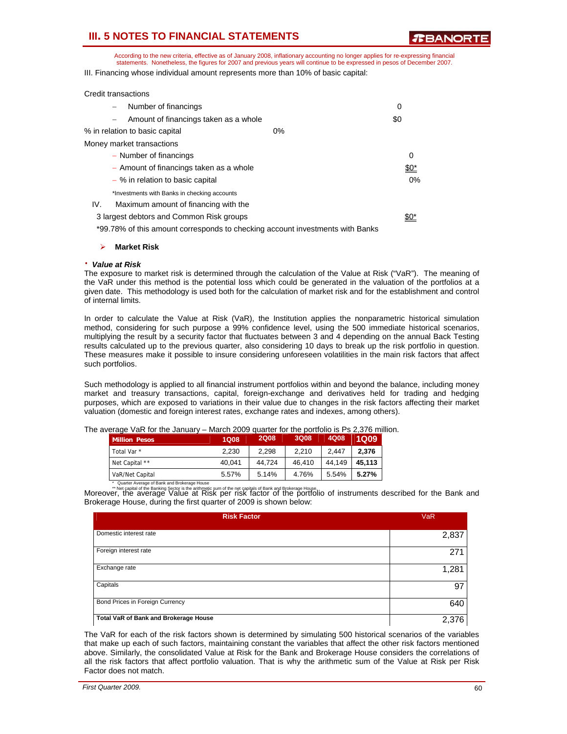According to the new criteria, effective as of January 2008, inflationary accounting no longer applies for re-expressing financial statements. Nonetheless, the figures for 2007 and previous years will continue to be expressed in pesos of December 2007.

III. Financing whose individual amount represents more than 10% of basic capital:

Credit transactions

- Number of financings 0
- Amount of financings taken as a whole $0

% in relation to basic capital 0%

Money market transactions

- Number of financings 0
- Amount of financings taken as a whole $0*
- % in relation to basic capital 0%

*Investments with Banks in checking accounts

IV. Maximum amount of financing with the 3 largest debtors and Common Risk groups $0*

*99.78% of this amount corresponds to checking account investments with Banks

- **Market Risk**

- ***Value at Risk***

The exposure to market risk is determined through the calculation of the Value at Risk ("VaR"). The meaning of the VaR under this method is the potential loss which could be generated in the valuation of the portfolios at a given date. This methodology is used both for the calculation of market risk and for the establishment and control of internal limits.

In order to calculate the Value at Risk (VaR), the Institution applies the nonparametric historical simulation method, considering for such purpose a 99% confidence level, using the 500 immediate historical scenarios, multiplying the result by a security factor that fluctuates between 3 and 4 depending on the annual Back Testing results calculated up to the previous quarter, also considering 10 days to break up the risk portfolio in question. These measures make it possible to insure considering unforeseen volatilities in the main risk factors that affect such portfolios.

Such methodology is applied to all financial instrument portfolios within and beyond the balance, including money market and treasury transactions, capital, foreign-exchange and derivatives held for trading and hedging purposes, which are exposed to variations in their value due to changes in the risk factors affecting their market valuation (domestic and foreign interest rates, exchange rates and indexes, among others).

The average VaR for the January – March 2009 quarter for the portfolio is Ps 2,376 million.

| Million Pesos | 1Q08 | 2Q08 | 3Q08 | 4Q08 | 1Q09 |
|---|---|---|---|---|---|
| Total Var * | 2,230 | 2,298 | 2,210 | 2,447 | **2,376** |
| Net Capital ** | 40,041 | 44,724 | 46,410 | 44,149 | **45,113** |
| VaR/Net Capital | 5.57% | 5.14% | 4.76% | 5.54% | **5.27%** |

\* Quarter Average of Bank and Brokerage House

** Net capital of the Banking Sector is the arithmetic sum of the net capitals of Bank and Brokerage House.

Moreover, the average Value at Risk per risk factor of the portfolio of instruments described for the Bank and Brokerage House, during the first quarter of 2009 is shown below:

| Risk Factor | VaR |
|---|---|
| Domestic interest rate | 2,837 |
| Foreign interest rate | 271 |
| Exchange rate | 1,281 |
| Capitals | 97 |
| Bond Prices in Foreign Currency | 640 |
| **Total VaR of Bank and Brokerage House** | 2,376 |

The VaR for each of the risk factors shown is determined by simulating 500 historical scenarios of the variables that make up each of such factors, maintaining constant the variables that affect the other risk factors mentioned above. Similarly, the consolidated Value at Risk for the Bank and Brokerage House considers the correlations of all the risk factors that affect portfolio valuation. That is why the arithmetic sum of the Value at Risk per Risk Factor does not match.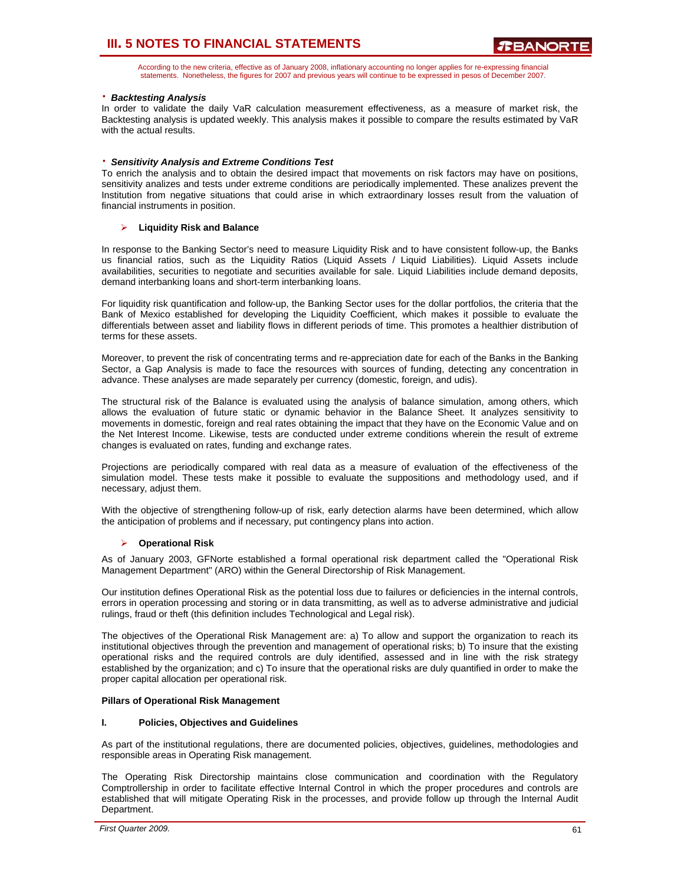According to the new criteria, effective as of January 2008, inflationary accounting no longer applies for re-expressing financial statements. Nonetheless, the figures for 2007 and previous years will continue to be expressed in pesos of December 2007.

- ***Backtesting Analysis***

In order to validate the daily VaR calculation measurement effectiveness, as a measure of market risk, the Backtesting analysis is updated weekly. This analysis makes it possible to compare the results estimated by VaR with the actual results.

- ***Sensitivity Analysis and Extreme Conditions Test***

To enrich the analysis and to obtain the desired impact that movements on risk factors may have on positions, sensitivity analizes and tests under extreme conditions are periodically implemented. These analizes prevent the Institution from negative situations that could arise in which extraordinary losses result from the valuation of financial instruments in position.

- **Liquidity Risk and Balance**

In response to the Banking Sector's need to measure Liquidity Risk and to have consistent follow-up, the Banks us financial ratios, such as the Liquidity Ratios (Liquid Assets / Liquid Liabilities). Liquid Assets include availabilities, securities to negotiate and securities available for sale. Liquid Liabilities include demand deposits, demand interbanking loans and short-term interbanking loans.

For liquidity risk quantification and follow-up, the Banking Sector uses for the dollar portfolios, the criteria that the Bank of Mexico established for developing the Liquidity Coefficient, which makes it possible to evaluate the differentials between asset and liability flows in different periods of time. This promotes a healthier distribution of terms for these assets.

Moreover, to prevent the risk of concentrating terms and re-appreciation date for each of the Banks in the Banking Sector, a Gap Analysis is made to face the resources with sources of funding, detecting any concentration in advance. These analyses are made separately per currency (domestic, foreign, and udis).

The structural risk of the Balance is evaluated using the analysis of balance simulation, among others, which allows the evaluation of future static or dynamic behavior in the Balance Sheet. It analyzes sensitivity to movements in domestic, foreign and real rates obtaining the impact that they have on the Economic Value and on the Net Interest Income. Likewise, tests are conducted under extreme conditions wherein the result of extreme changes is evaluated on rates, funding and exchange rates.

Projections are periodically compared with real data as a measure of evaluation of the effectiveness of the simulation model. These tests make it possible to evaluate the suppositions and methodology used, and if necessary, adjust them.

With the objective of strengthening follow-up of risk, early detection alarms have been determined, which allow the anticipation of problems and if necessary, put contingency plans into action.

- **Operational Risk**

As of January 2003, GFNorte established a formal operational risk department called the "Operational Risk Management Department" (ARO) within the General Directorship of Risk Management.

Our institution defines Operational Risk as the potential loss due to failures or deficiencies in the internal controls, errors in operation processing and storing or in data transmitting, as well as to adverse administrative and judicial rulings, fraud or theft (this definition includes Technological and Legal risk).

The objectives of the Operational Risk Management are: a) To allow and support the organization to reach its institutional objectives through the prevention and management of operational risks; b) To insure that the existing operational risks and the required controls are duly identified, assessed and in line with the risk strategy established by the organization; and c) To insure that the operational risks are duly quantified in order to make the proper capital allocation per operational risk.

**Pillars of Operational Risk Management**

**I. Policies, Objectives and Guidelines**

As part of the institutional regulations, there are documented policies, objectives, guidelines, methodologies and responsible areas in Operating Risk management.

The Operating Risk Directorship maintains close communication and coordination with the Regulatory Comptrollership in order to facilitate effective Internal Control in which the proper procedures and controls are established that will mitigate Operating Risk in the processes, and provide follow up through the Internal Audit Department.

*First Quarter 2009.*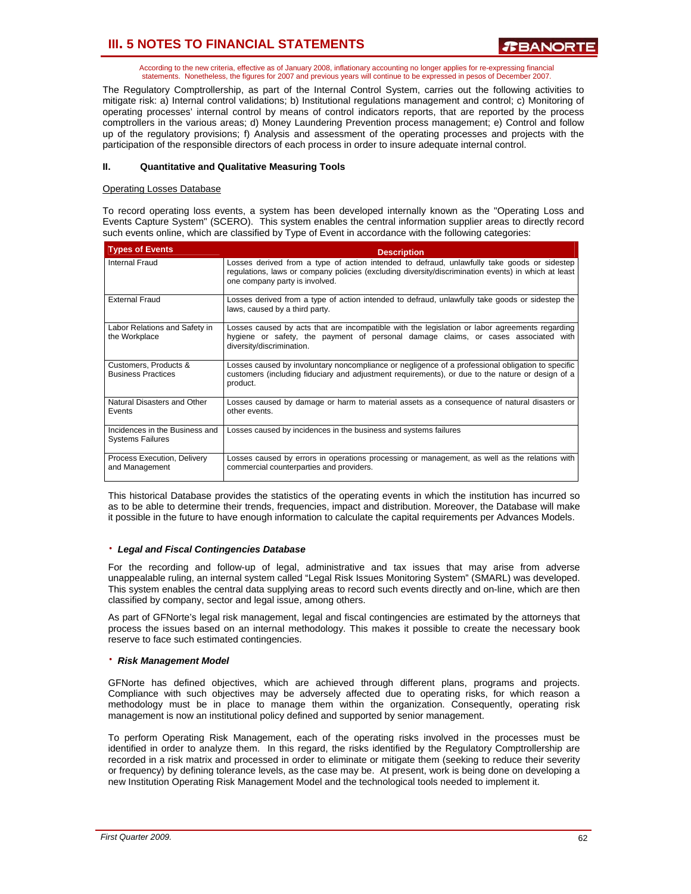According to the new criteria, effective as of January 2008, inflationary accounting no longer applies for re-expressing financial statements. Nonetheless, the figures for 2007 and previous years will continue to be expressed in pesos of December 2007.

The Regulatory Comptrollership, as part of the Internal Control System, carries out the following activities to mitigate risk: a) Internal control validations; b) Institutional regulations management and control; c) Monitoring of operating processes' internal control by means of control indicators reports, that are reported by the process comptrollers in the various areas; d) Money Laundering Prevention process management; e) Control and follow up of the regulatory provisions; f) Analysis and assessment of the operating processes and projects with the participation of the responsible directors of each process in order to insure adequate internal control.

## II. Quantitative and Qualitative Measuring Tools

Operating Losses Database

To record operating loss events, a system has been developed internally known as the "Operating Loss and Events Capture System" (SCERO). This system enables the central information supplier areas to directly record such events online, which are classified by Type of Event in accordance with the following categories:

| Types of Events | Description |
|---|---|
| Internal Fraud | Losses derived from a type of action intended to defraud, unlawfully take goods or sidestep regulations, laws or company policies (excluding diversity/discrimination events) in which at least one company party is involved. |
| External Fraud | Losses derived from a type of action intended to defraud, unlawfully take goods or sidestep the laws, caused by a third party. |
| Labor Relations and Safety in the Workplace | Losses caused by acts that are incompatible with the legislation or labor agreements regarding hygiene or safety, the payment of personal damage claims, or cases associated with diversity/discrimination. |
| Customers, Products & Business Practices | Losses caused by involuntary noncompliance or negligence of a professional obligation to specific customers (including fiduciary and adjustment requirements), or due to the nature or design of a product. |
| Natural Disasters and Other Events | Losses caused by damage or harm to material assets as a consequence of natural disasters or other events. |
| Incidences in the Business and Systems Failures | Losses caused by incidences in the business and systems failures |
| Process Execution, Delivery and Management | Losses caused by errors in operations processing or management, as well as the relations with commercial counterparties and providers. |

This historical Database provides the statistics of the operating events in which the institution has incurred so as to be able to determine their trends, frequencies, impact and distribution. Moreover, the Database will make it possible in the future to have enough information to calculate the capital requirements per Advances Models.

- ***Legal and Fiscal Contingencies Database***

For the recording and follow-up of legal, administrative and tax issues that may arise from adverse unappealable ruling, an internal system called "Legal Risk Issues Monitoring System" (SMARL) was developed. This system enables the central data supplying areas to record such events directly and on-line, which are then classified by company, sector and legal issue, among others.

As part of GFNorte's legal risk management, legal and fiscal contingencies are estimated by the attorneys that process the issues based on an internal methodology. This makes it possible to create the necessary book reserve to face such estimated contingencies.

- ***Risk Management Model***

GFNorte has defined objectives, which are achieved through different plans, programs and projects. Compliance with such objectives may be adversely affected due to operating risks, for which reason a methodology must be in place to manage them within the organization. Consequently, operating risk management is now an institutional policy defined and supported by senior management.

To perform Operating Risk Management, each of the operating risks involved in the processes must be identified in order to analyze them. In this regard, the risks identified by the Regulatory Comptrollership are recorded in a risk matrix and processed in order to eliminate or mitigate them (seeking to reduce their severity or frequency) by defining tolerance levels, as the case may be. At present, work is being done on developing a new Institution Operating Risk Management Model and the technological tools needed to implement it.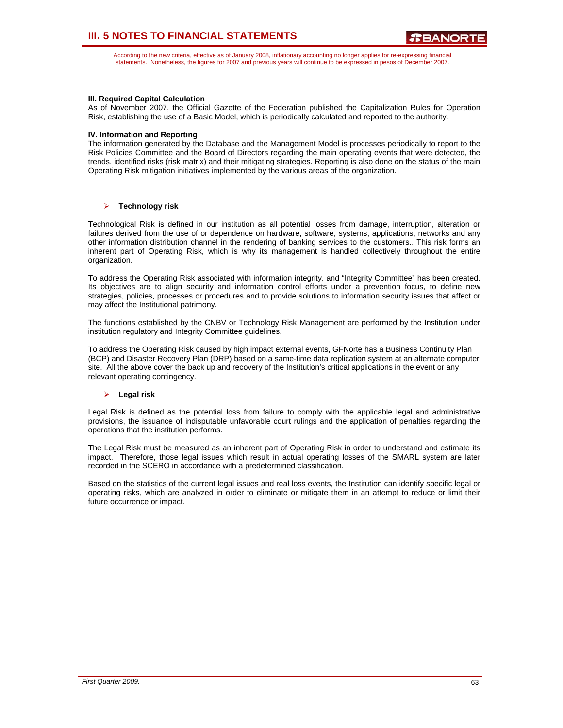**III. Required Capital Calculation**
As of November 2007, the Official Gazette of the Federation published the Capitalization Rules for Operation Risk, establishing the use of a Basic Model, which is periodically calculated and reported to the authority.

**IV. Information and Reporting**
The information generated by the Database and the Management Model is processes periodically to report to the Risk Policies Committee and the Board of Directors regarding the main operating events that were detected, the trends, identified risks (risk matrix) and their mitigating strategies. Reporting is also done on the status of the main Operating Risk mitigation initiatives implemented by the various areas of the organization.

- **Technology risk**

Technological Risk is defined in our institution as all potential losses from damage, interruption, alteration or failures derived from the use of or dependence on hardware, software, systems, applications, networks and any other information distribution channel in the rendering of banking services to the customers.. This risk forms an inherent part of Operating Risk, which is why its management is handled collectively throughout the entire organization.

To address the Operating Risk associated with information integrity, and "Integrity Committee" has been created. Its objectives are to align security and information control efforts under a prevention focus, to define new strategies, policies, processes or procedures and to provide solutions to information security issues that affect or may affect the Institutional patrimony.

The functions established by the CNBV or Technology Risk Management are performed by the Institution under institution regulatory and Integrity Committee guidelines.

To address the Operating Risk caused by high impact external events, GFNorte has a Business Continuity Plan (BCP) and Disaster Recovery Plan (DRP) based on a same-time data replication system at an alternate computer site. All the above cover the back up and recovery of the Institution's critical applications in the event or any relevant operating contingency.

- **Legal risk**

Legal Risk is defined as the potential loss from failure to comply with the applicable legal and administrative provisions, the issuance of indisputable unfavorable court rulings and the application of penalties regarding the operations that the institution performs.

The Legal Risk must be measured as an inherent part of Operating Risk in order to understand and estimate its impact. Therefore, those legal issues which result in actual operating losses of the SMARL system are later recorded in the SCERO in accordance with a predetermined classification.

Based on the statistics of the current legal issues and real loss events, the Institution can identify specific legal or operating risks, which are analyzed in order to eliminate or mitigate them in an attempt to reduce or limit their future occurrence or impact.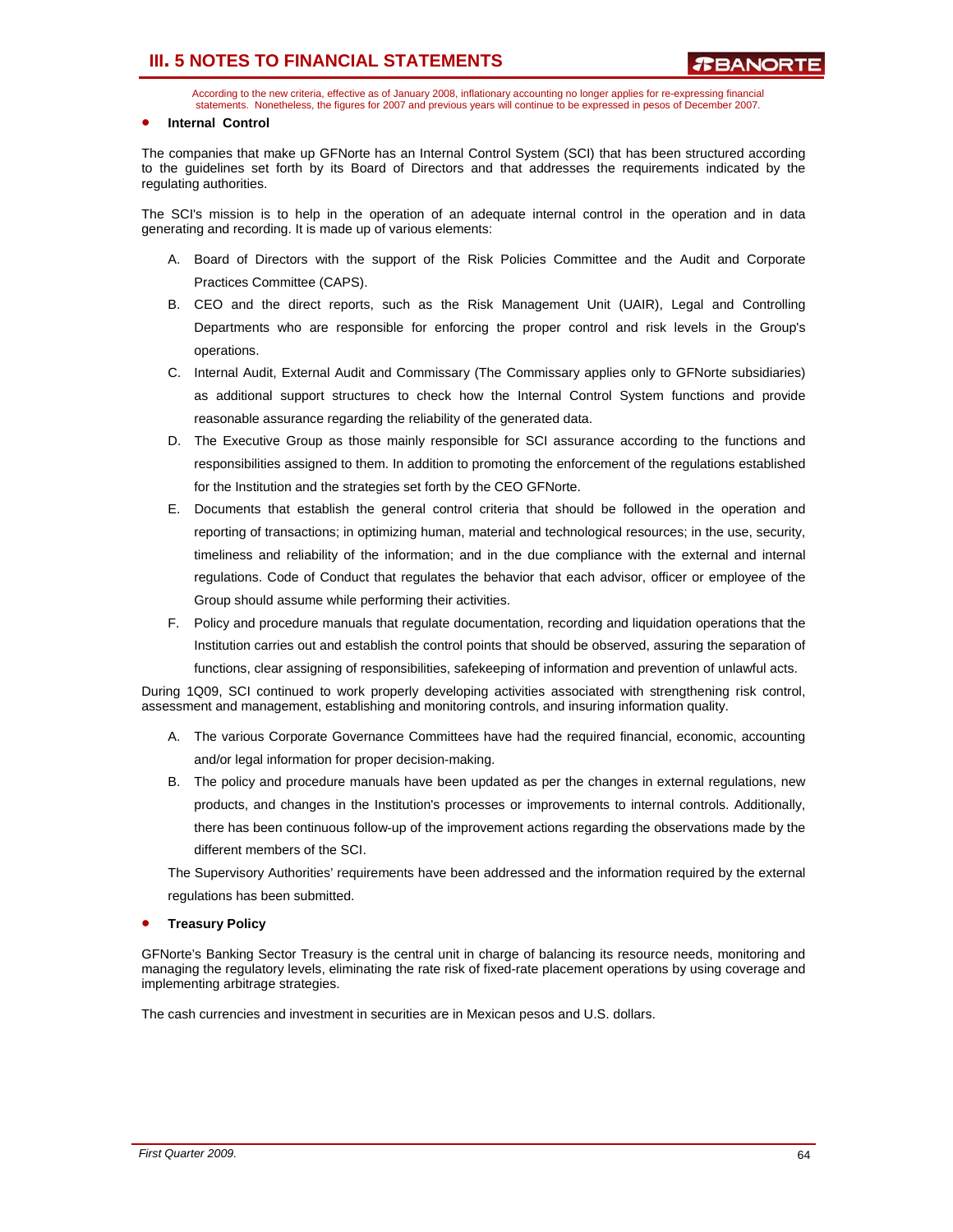According to the new criteria, effective as of January 2008, inflationary accounting no longer applies for re-expressing financial statements. Nonetheless, the figures for 2007 and previous years will continue to be expressed in pesos of December 2007.

- **Internal Control**

The companies that make up GFNorte has an Internal Control System (SCI) that has been structured according to the guidelines set forth by its Board of Directors and that addresses the requirements indicated by the regulating authorities.

The SCI's mission is to help in the operation of an adequate internal control in the operation and in data generating and recording. It is made up of various elements:

A. Board of Directors with the support of the Risk Policies Committee and the Audit and Corporate Practices Committee (CAPS).

B. CEO and the direct reports, such as the Risk Management Unit (UAIR), Legal and Controlling Departments who are responsible for enforcing the proper control and risk levels in the Group's operations.

C. Internal Audit, External Audit and Commissary (The Commissary applies only to GFNorte subsidiaries) as additional support structures to check how the Internal Control System functions and provide reasonable assurance regarding the reliability of the generated data.

D. The Executive Group as those mainly responsible for SCI assurance according to the functions and responsibilities assigned to them. In addition to promoting the enforcement of the regulations established for the Institution and the strategies set forth by the CEO GFNorte.

E. Documents that establish the general control criteria that should be followed in the operation and reporting of transactions; in optimizing human, material and technological resources; in the use, security, timeliness and reliability of the information; and in the due compliance with the external and internal regulations. Code of Conduct that regulates the behavior that each advisor, officer or employee of the Group should assume while performing their activities.

F. Policy and procedure manuals that regulate documentation, recording and liquidation operations that the Institution carries out and establish the control points that should be observed, assuring the separation of functions, clear assigning of responsibilities, safekeeping of information and prevention of unlawful acts.

During 1Q09, SCI continued to work properly developing activities associated with strengthening risk control, assessment and management, establishing and monitoring controls, and insuring information quality.

A. The various Corporate Governance Committees have had the required financial, economic, accounting and/or legal information for proper decision-making.

B. The policy and procedure manuals have been updated as per the changes in external regulations, new products, and changes in the Institution's processes or improvements to internal controls. Additionally, there has been continuous follow-up of the improvement actions regarding the observations made by the different members of the SCI.

The Supervisory Authorities' requirements have been addressed and the information required by the external regulations has been submitted.

- **Treasury Policy**

GFNorte's Banking Sector Treasury is the central unit in charge of balancing its resource needs, monitoring and managing the regulatory levels, eliminating the rate risk of fixed-rate placement operations by using coverage and implementing arbitrage strategies.

The cash currencies and investment in securities are in Mexican pesos and U.S. dollars.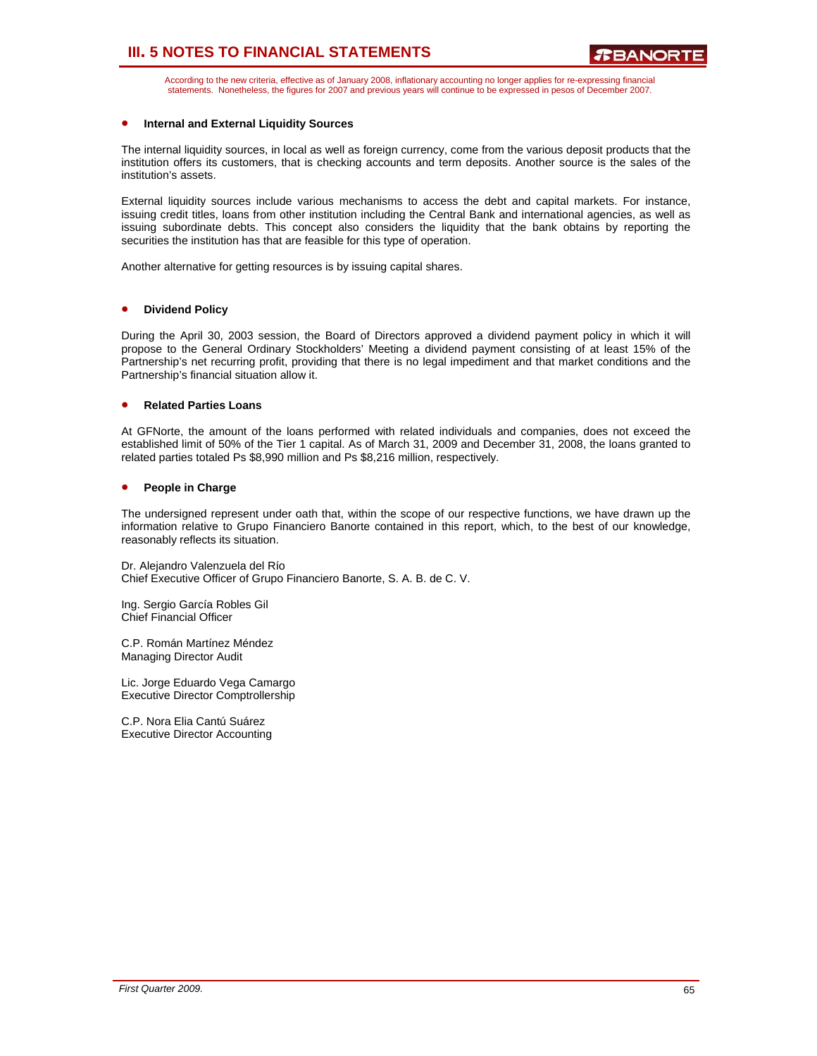According to the new criteria, effective as of January 2008, inflationary accounting no longer applies for re-expressing financial statements. Nonetheless, the figures for 2007 and previous years will continue to be expressed in pesos of December 2007.

- **Internal and External Liquidity Sources**

The internal liquidity sources, in local as well as foreign currency, come from the various deposit products that the institution offers its customers, that is checking accounts and term deposits. Another source is the sales of the institution's assets.

External liquidity sources include various mechanisms to access the debt and capital markets. For instance, issuing credit titles, loans from other institution including the Central Bank and international agencies, as well as issuing subordinate debts. This concept also considers the liquidity that the bank obtains by reporting the securities the institution has that are feasible for this type of operation.

Another alternative for getting resources is by issuing capital shares.

- **Dividend Policy**

During the April 30, 2003 session, the Board of Directors approved a dividend payment policy in which it will propose to the General Ordinary Stockholders' Meeting a dividend payment consisting of at least 15% of the Partnership's net recurring profit, providing that there is no legal impediment and that market conditions and the Partnership's financial situation allow it.

- **Related Parties Loans**

At GFNorte, the amount of the loans performed with related individuals and companies, does not exceed the established limit of 50% of the Tier 1 capital. As of March 31, 2009 and December 31, 2008, the loans granted to related parties totaled Ps $8,990 million and Ps $8,216 million, respectively.

- **People in Charge**

The undersigned represent under oath that, within the scope of our respective functions, we have drawn up the information relative to Grupo Financiero Banorte contained in this report, which, to the best of our knowledge, reasonably reflects its situation.

Dr. Alejandro Valenzuela del Río
Chief Executive Officer of Grupo Financiero Banorte, S. A. B. de C. V.

Ing. Sergio García Robles Gil
Chief Financial Officer

C.P. Román Martínez Méndez
Managing Director Audit

Lic. Jorge Eduardo Vega Camargo
Executive Director Comptrollership

C.P. Nora Elia Cantú Suárez
Executive Director Accounting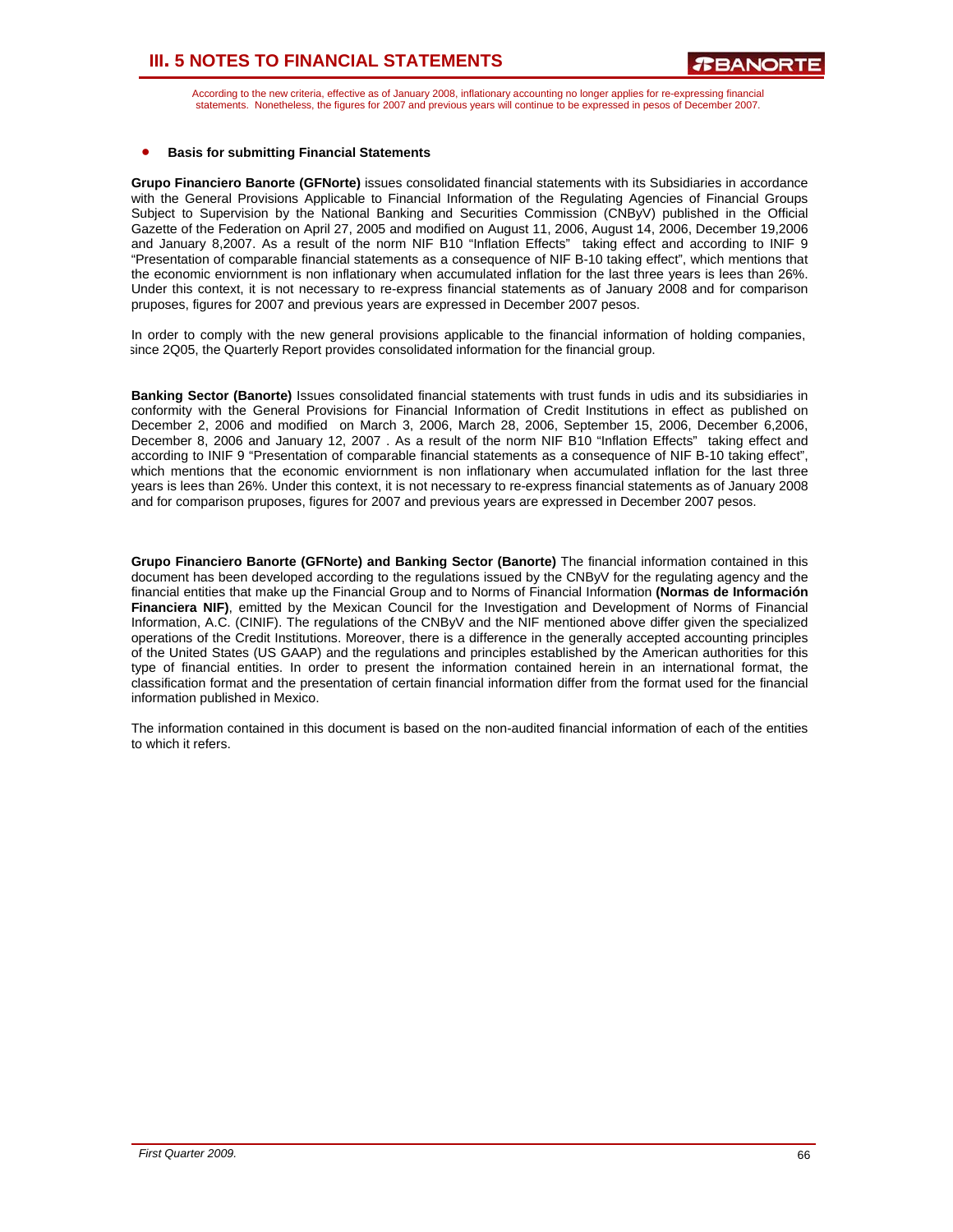According to the new criteria, effective as of January 2008, inflationary accounting no longer applies for re-expressing financial statements. Nonetheless, the figures for 2007 and previous years will continue to be expressed in pesos of December 2007.

- **Basis for submitting Financial Statements**

**Grupo Financiero Banorte (GFNorte)** issues consolidated financial statements with its Subsidiaries in accordance with the General Provisions Applicable to Financial Information of the Regulating Agencies of Financial Groups Subject to Supervision by the National Banking and Securities Commission (CNByV) published in the Official Gazette of the Federation on April 27, 2005 and modified on August 11, 2006, August 14, 2006, December 19,2006 and January 8,2007. As a result of the norm NIF B10 "Inflation Effects" taking effect and according to INIF 9 "Presentation of comparable financial statements as a consequence of NIF B-10 taking effect", which mentions that the economic enviornment is non inflationary when accumulated inflation for the last three years is lees than 26%. Under this context, it is not necessary to re-express financial statements as of January 2008 and for comparison pruposes, figures for 2007 and previous years are expressed in December 2007 pesos.

In order to comply with the new general provisions applicable to the financial information of holding companies, since 2Q05, the Quarterly Report provides consolidated information for the financial group.

**Banking Sector (Banorte)** Issues consolidated financial statements with trust funds in udis and its subsidiaries in conformity with the General Provisions for Financial Information of Credit Institutions in effect as published on December 2, 2006 and modified on March 3, 2006, March 28, 2006, September 15, 2006, December 6,2006, December 8, 2006 and January 12, 2007 . As a result of the norm NIF B10 "Inflation Effects" taking effect and according to INIF 9 "Presentation of comparable financial statements as a consequence of NIF B-10 taking effect", which mentions that the economic enviornment is non inflationary when accumulated inflation for the last three years is lees than 26%. Under this context, it is not necessary to re-express financial statements as of January 2008 and for comparison pruposes, figures for 2007 and previous years are expressed in December 2007 pesos.

**Grupo Financiero Banorte (GFNorte) and Banking Sector (Banorte)** The financial information contained in this document has been developed according to the regulations issued by the CNByV for the regulating agency and the financial entities that make up the Financial Group and to Norms of Financial Information **(Normas de Información Financiera NIF)**, emitted by the Mexican Council for the Investigation and Development of Norms of Financial Information, A.C. (CINIF). The regulations of the CNByV and the NIF mentioned above differ given the specialized operations of the Credit Institutions. Moreover, there is a difference in the generally accepted accounting principles of the United States (US GAAP) and the regulations and principles established by the American authorities for this type of financial entities. In order to present the information contained herein in an international format, the classification format and the presentation of certain financial information differ from the format used for the financial information published in Mexico.

The information contained in this document is based on the non-audited financial information of each of the entities to which it refers.